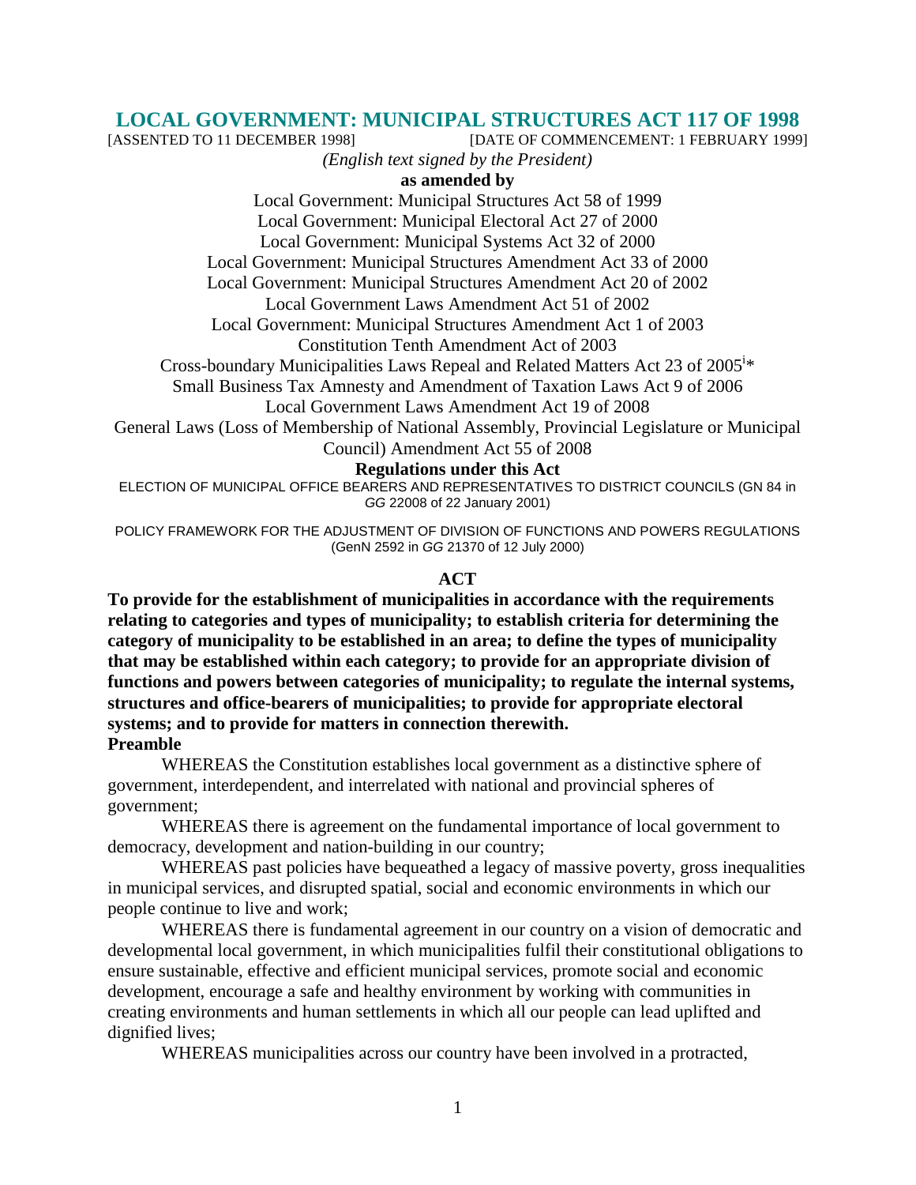# LOCAL GOVERNMENT: MUNICIPAL STRUCTURES ACT 117 OF 1998

[ASSENTED TO 11 DECEMBER 1998] [DATE OF COMMENCEMENT: 1 FEBRUARY 1999]

*(English text signed by the President)*

**as amended by**

Local Government: Municipal Structures Act 58 of 1999

Local Government: Municipal Electoral Act 27 of 2000

Local Government: Municipal Systems Act 32 of 2000

Local Government: Municipal Structures Amendment Act 33 of 2000

Local Government: Municipal Structures Amendment Act 20 of 2002

Local Government Laws Amendment Act 51 of 2002

Local Government: Municipal Structures Amendment Act 1 of 2003

Constitution Tenth Amendment Act of 2003

Cross-boundary Municipalities Laws Repeal and Related Matters Act 23 of 2005[i]*

Small Business Tax Amnesty and Amendment of Taxation Laws Act 9 of 2006

Local Government Laws Amendment Act 19 of 2008

General Laws (Loss of Membership of National Assembly, Provincial Legislature or Municipal Council) Amendment Act 55 of 2008

**Regulations under this Act**

ELECTION OF MUNICIPAL OFFICE BEARERS AND REPRESENTATIVES TO DISTRICT COUNCILS (GN 84 in *GG* 22008 of 22 January 2001)

POLICY FRAMEWORK FOR THE ADJUSTMENT OF DIVISION OF FUNCTIONS AND POWERS REGULATIONS (GenN 2592 in *GG* 21370 of 12 July 2000)

## ACT

**To provide for the establishment of municipalities in accordance with the requirements relating to categories and types of municipality; to establish criteria for determining the category of municipality to be established in an area; to define the types of municipality that may be established within each category; to provide for an appropriate division of functions and powers between categories of municipality; to regulate the internal systems, structures and office-bearers of municipalities; to provide for appropriate electoral systems; and to provide for matters in connection therewith.**

**Preamble**

WHEREAS the Constitution establishes local government as a distinctive sphere of government, interdependent, and interrelated with national and provincial spheres of government;

WHEREAS there is agreement on the fundamental importance of local government to democracy, development and nation-building in our country;

WHEREAS past policies have bequeathed a legacy of massive poverty, gross inequalities in municipal services, and disrupted spatial, social and economic environments in which our people continue to live and work;

WHEREAS there is fundamental agreement in our country on a vision of democratic and developmental local government, in which municipalities fulfil their constitutional obligations to ensure sustainable, effective and efficient municipal services, promote social and economic development, encourage a safe and healthy environment by working with communities in creating environments and human settlements in which all our people can lead uplifted and dignified lives;

WHEREAS municipalities across our country have been involved in a protracted,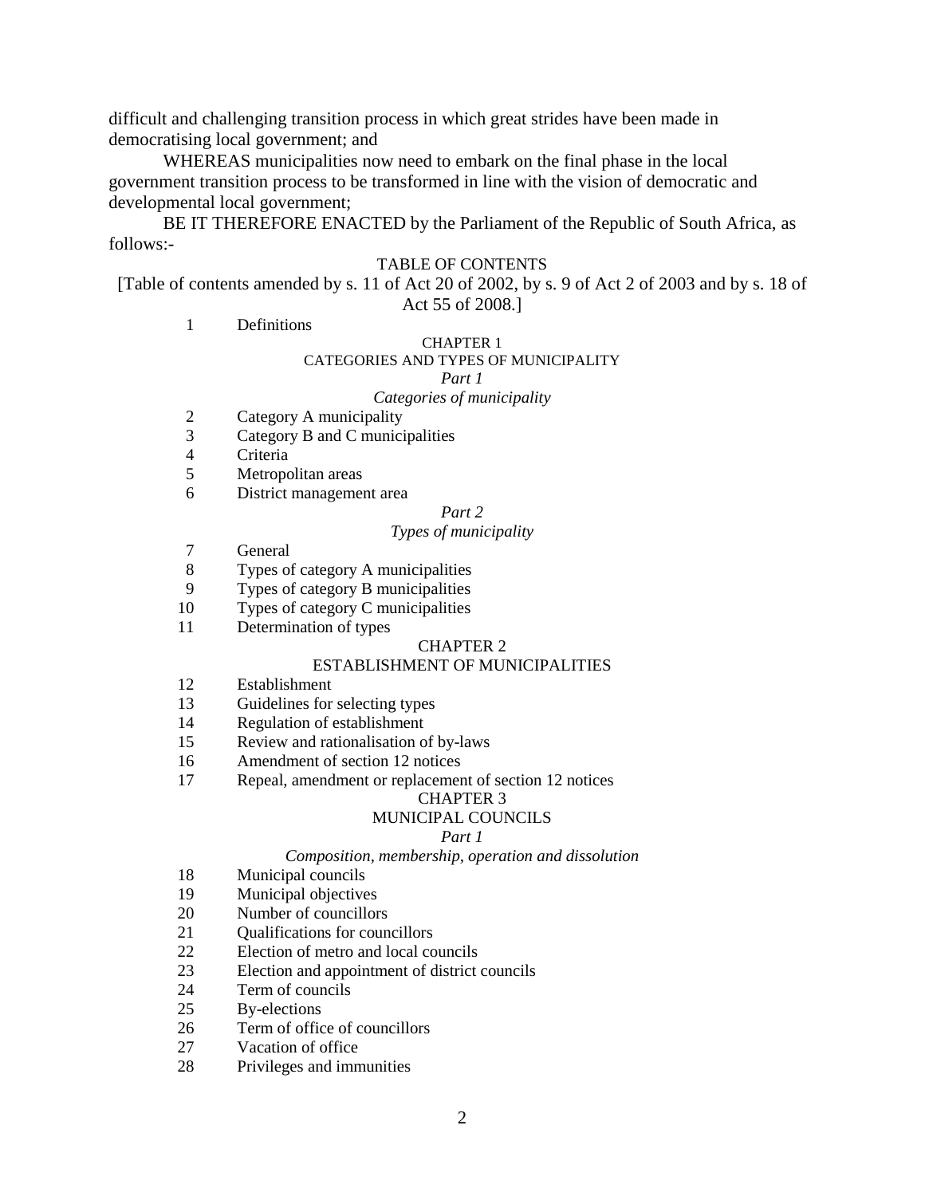difficult and challenging transition process in which great strides have been made in democratising local government; and

WHEREAS municipalities now need to embark on the final phase in the local government transition process to be transformed in line with the vision of democratic and developmental local government;

BE IT THEREFORE ENACTED by the Parliament of the Republic of South Africa, as follows:-

TABLE OF CONTENTS

[Table of contents amended by s. 11 of Act 20 of 2002, by s. 9 of Act 2 of 2003 and by s. 18 of Act 55 of 2008.]

1 Definitions

CHAPTER 1
CATEGORIES AND TYPES OF MUNICIPALITY

*Part 1*
*Categories of municipality*

2 Category A municipality
3 Category B and C municipalities
4 Criteria
5 Metropolitan areas
6 District management area

*Part 2*
*Types of municipality*

7 General
8 Types of category A municipalities
9 Types of category B municipalities
10 Types of category C municipalities
11 Determination of types

CHAPTER 2
ESTABLISHMENT OF MUNICIPALITIES

12 Establishment
13 Guidelines for selecting types
14 Regulation of establishment
15 Review and rationalisation of by-laws
16 Amendment of section 12 notices
17 Repeal, amendment or replacement of section 12 notices

CHAPTER 3
MUNICIPAL COUNCILS

*Part 1*
*Composition, membership, operation and dissolution*

18 Municipal councils
19 Municipal objectives
20 Number of councillors
21 Qualifications for councillors
22 Election of metro and local councils
23 Election and appointment of district councils
24 Term of councils
25 By-elections
26 Term of office of councillors
27 Vacation of office
28 Privileges and immunities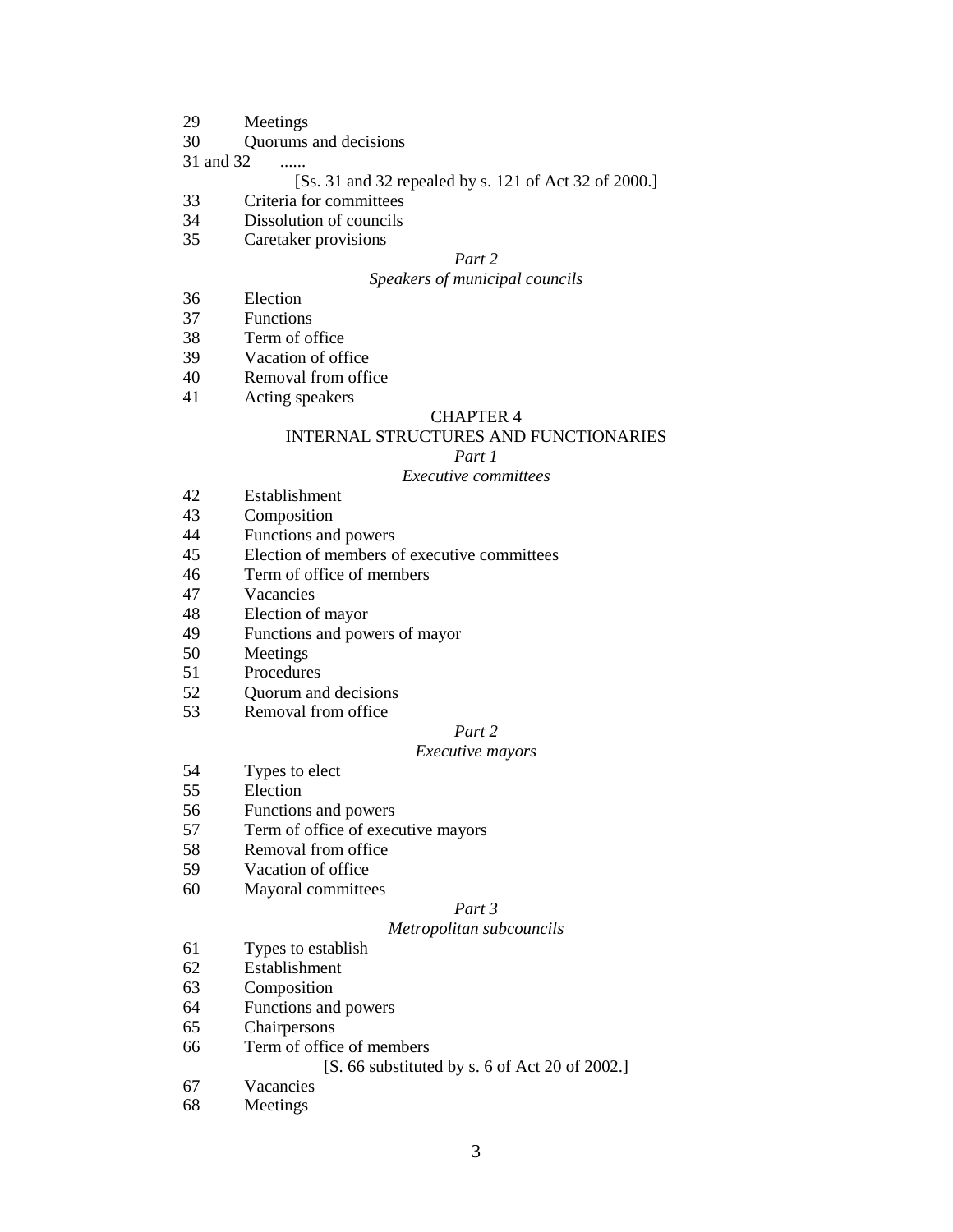29 Meetings
30 Quorums and decisions
31 and 32 ......

[Ss. 31 and 32 repealed by s. 121 of Act 32 of 2000.]

33 Criteria for committees
34 Dissolution of councils
35 Caretaker provisions

*Part 2*

*Speakers of municipal councils*

36 Election
37 Functions
38 Term of office
39 Vacation of office
40 Removal from office
41 Acting speakers

CHAPTER 4

INTERNAL STRUCTURES AND FUNCTIONARIES

*Part 1*

*Executive committees*

42 Establishment
43 Composition
44 Functions and powers
45 Election of members of executive committees
46 Term of office of members
47 Vacancies
48 Election of mayor
49 Functions and powers of mayor
50 Meetings
51 Procedures
52 Quorum and decisions
53 Removal from office

*Part 2*

*Executive mayors*

54 Types to elect
55 Election
56 Functions and powers
57 Term of office of executive mayors
58 Removal from office
59 Vacation of office
60 Mayoral committees

*Part 3*

*Metropolitan subcouncils*

61 Types to establish
62 Establishment
63 Composition
64 Functions and powers
65 Chairpersons
66 Term of office of members

[S. 66 substituted by s. 6 of Act 20 of 2002.]

67 Vacancies
68 Meetings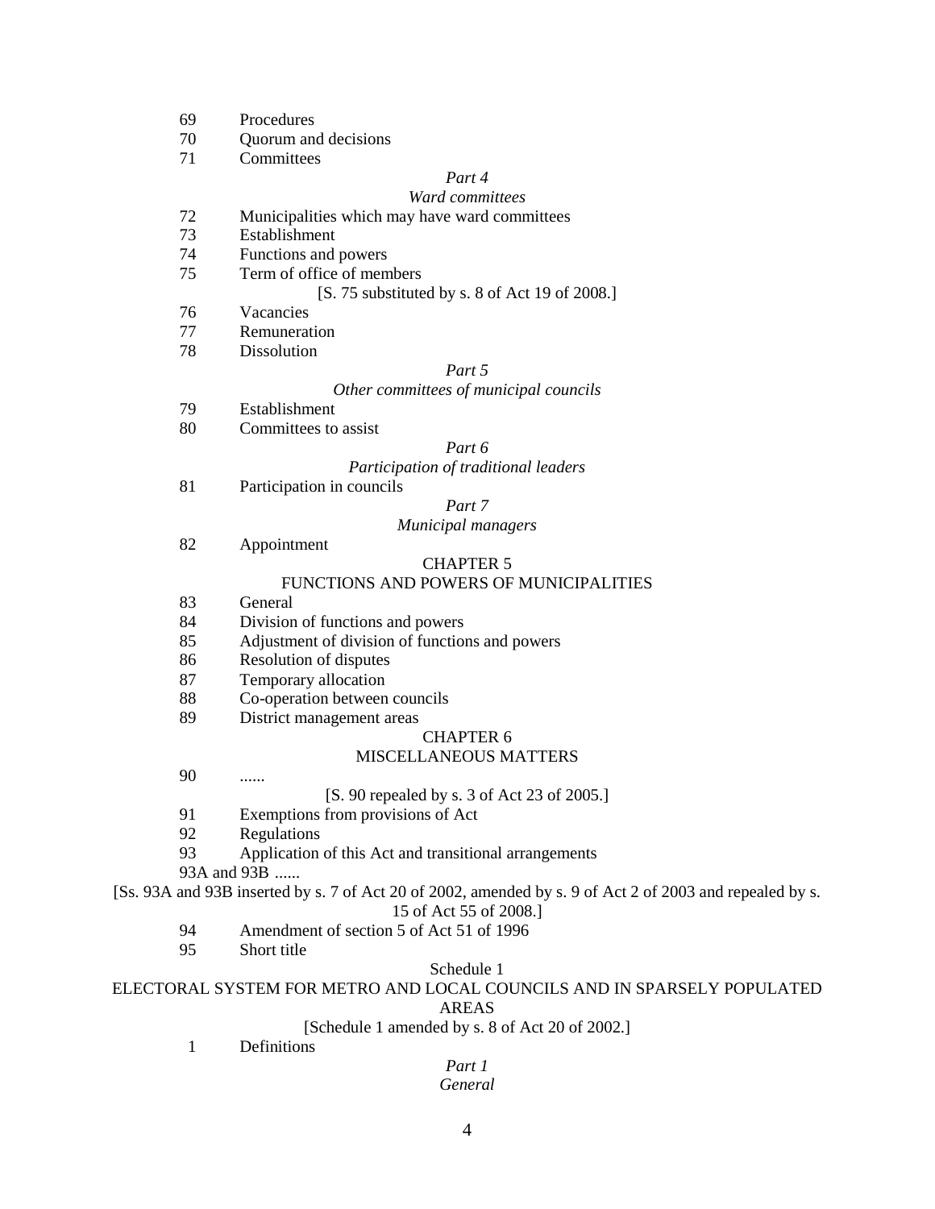69 Procedures
70 Quorum and decisions
71 Committees

*Part 4*
*Ward committees*

72 Municipalities which may have ward committees
73 Establishment
74 Functions and powers
75 Term of office of members

[S. 75 substituted by s. 8 of Act 19 of 2008.]

76 Vacancies
77 Remuneration
78 Dissolution

*Part 5*
*Other committees of municipal councils*

79 Establishment
80 Committees to assist

*Part 6*
*Participation of traditional leaders*

81 Participation in councils

*Part 7*
*Municipal managers*

82 Appointment

CHAPTER 5
FUNCTIONS AND POWERS OF MUNICIPALITIES

83 General
84 Division of functions and powers
85 Adjustment of division of functions and powers
86 Resolution of disputes
87 Temporary allocation
88 Co-operation between councils
89 District management areas

CHAPTER 6
MISCELLANEOUS MATTERS

90 ......

[S. 90 repealed by s. 3 of Act 23 of 2005.]

91 Exemptions from provisions of Act
92 Regulations
93 Application of this Act and transitional arrangements
93A and 93B ......

[Ss. 93A and 93B inserted by s. 7 of Act 20 of 2002, amended by s. 9 of Act 2 of 2003 and repealed by s. 15 of Act 55 of 2008.]

94 Amendment of section 5 of Act 51 of 1996
95 Short title

Schedule 1
ELECTORAL SYSTEM FOR METRO AND LOCAL COUNCILS AND IN SPARSELY POPULATED AREAS

[Schedule 1 amended by s. 8 of Act 20 of 2002.]

1 Definitions

*Part 1*
*General*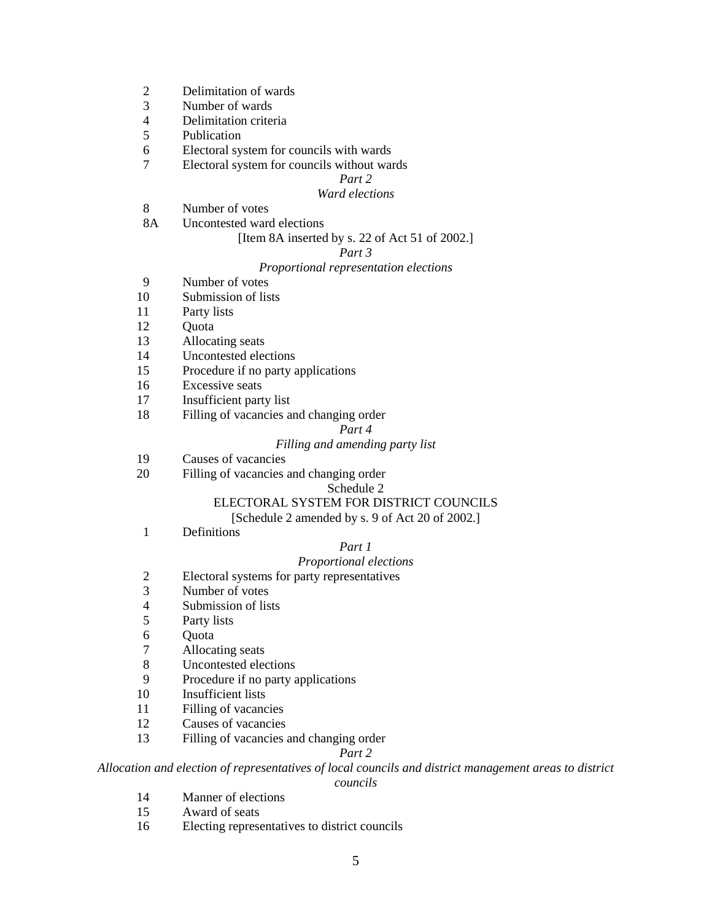2 Delimitation of wards
3 Number of wards
4 Delimitation criteria
5 Publication
6 Electoral system for councils with wards
7 Electoral system for councils without wards

*Part 2*

*Ward elections*

8 Number of votes
8A Uncontested ward elections

[Item 8A inserted by s. 22 of Act 51 of 2002.]

*Part 3*

*Proportional representation elections*

9 Number of votes
10 Submission of lists
11 Party lists
12 Quota
13 Allocating seats
14 Uncontested elections
15 Procedure if no party applications
16 Excessive seats
17 Insufficient party list
18 Filling of vacancies and changing order

*Part 4*

*Filling and amending party list*

19 Causes of vacancies
20 Filling of vacancies and changing order

Schedule 2

ELECTORAL SYSTEM FOR DISTRICT COUNCILS

[Schedule 2 amended by s. 9 of Act 20 of 2002.]

1 Definitions

*Part 1*

*Proportional elections*

2 Electoral systems for party representatives
3 Number of votes
4 Submission of lists
5 Party lists
6 Quota
7 Allocating seats
8 Uncontested elections
9 Procedure if no party applications
10 Insufficient lists
11 Filling of vacancies
12 Causes of vacancies
13 Filling of vacancies and changing order

*Part 2*

*Allocation and election of representatives of local councils and district management areas to district councils*

14 Manner of elections
15 Award of seats
16 Electing representatives to district councils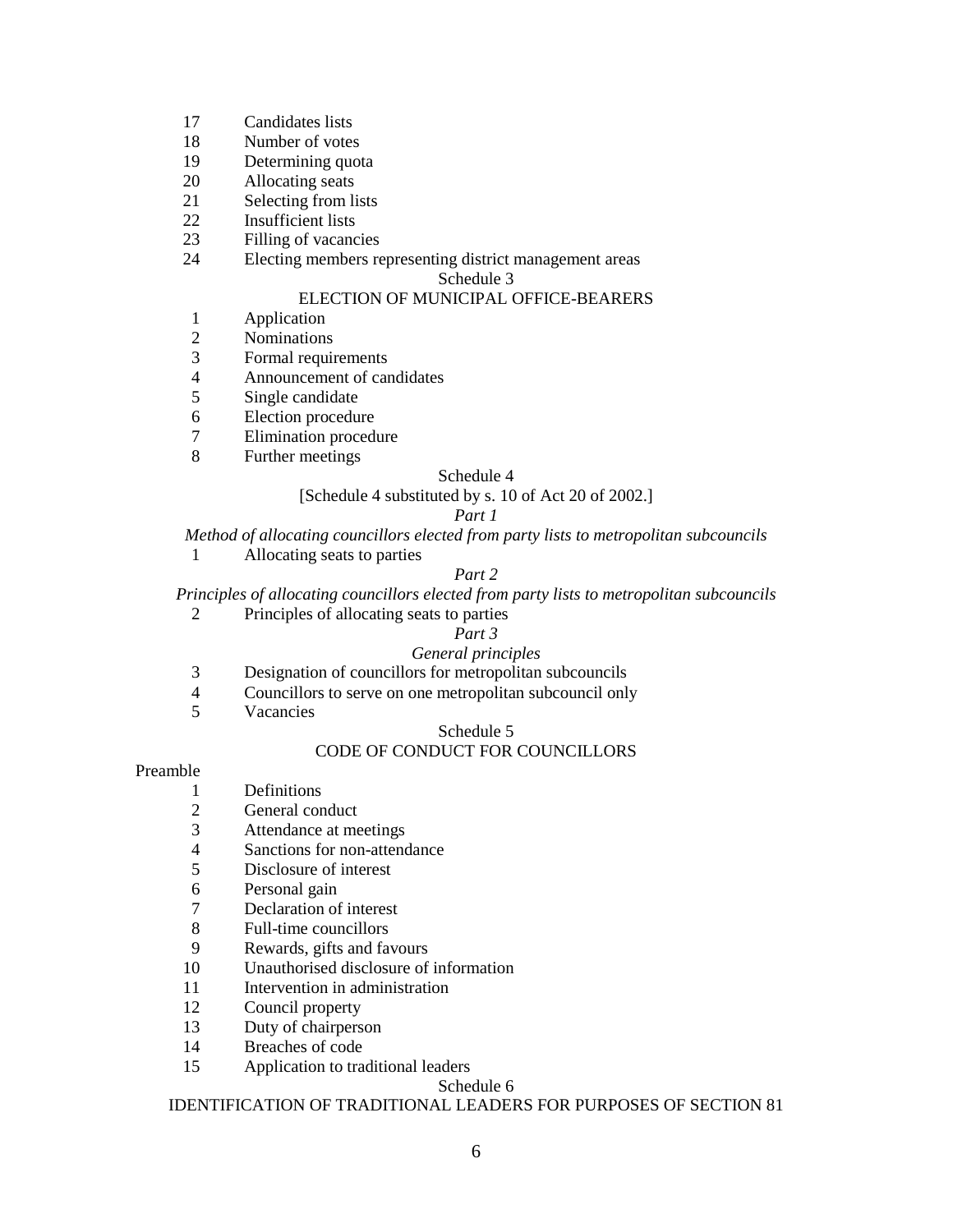17 Candidates lists
18 Number of votes
19 Determining quota
20 Allocating seats
21 Selecting from lists
22 Insufficient lists
23 Filling of vacancies
24 Electing members representing district management areas

Schedule 3

ELECTION OF MUNICIPAL OFFICE-BEARERS

1 Application
2 Nominations
3 Formal requirements
4 Announcement of candidates
5 Single candidate
6 Election procedure
7 Elimination procedure
8 Further meetings

Schedule 4

[Schedule 4 substituted by s. 10 of Act 20 of 2002.]

*Part 1*

*Method of allocating councillors elected from party lists to metropolitan subcouncils*

1 Allocating seats to parties

*Part 2*

*Principles of allocating councillors elected from party lists to metropolitan subcouncils*

2 Principles of allocating seats to parties

*Part 3*

*General principles*

3 Designation of councillors for metropolitan subcouncils
4 Councillors to serve on one metropolitan subcouncil only
5 Vacancies

Schedule 5

CODE OF CONDUCT FOR COUNCILLORS

Preamble

1 Definitions
2 General conduct
3 Attendance at meetings
4 Sanctions for non-attendance
5 Disclosure of interest
6 Personal gain
7 Declaration of interest
8 Full-time councillors
9 Rewards, gifts and favours
10 Unauthorised disclosure of information
11 Intervention in administration
12 Council property
13 Duty of chairperson
14 Breaches of code
15 Application to traditional leaders

Schedule 6

IDENTIFICATION OF TRADITIONAL LEADERS FOR PURPOSES OF SECTION 81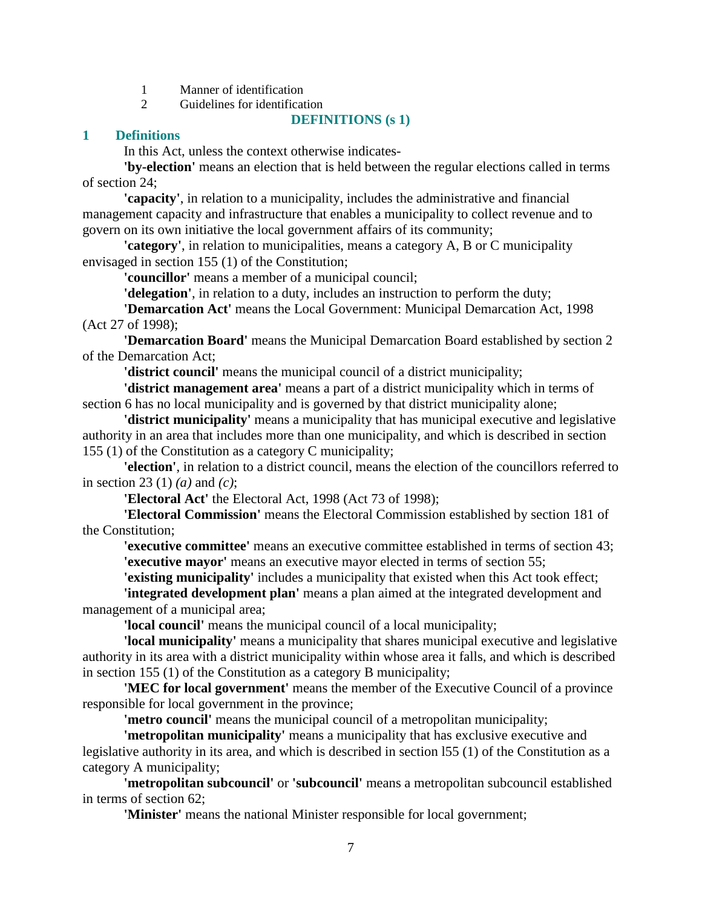1 Manner of identification

2 Guidelines for identification

## DEFINITIONS (s 1)

### 1 Definitions

In this Act, unless the context otherwise indicates-

**'by-election'** means an election that is held between the regular elections called in terms of section 24;

**'capacity'**, in relation to a municipality, includes the administrative and financial management capacity and infrastructure that enables a municipality to collect revenue and to govern on its own initiative the local government affairs of its community;

**'category'**, in relation to municipalities, means a category A, B or C municipality envisaged in section 155 (1) of the Constitution;

**'councillor'** means a member of a municipal council;

**'delegation'**, in relation to a duty, includes an instruction to perform the duty;

**'Demarcation Act'** means the Local Government: Municipal Demarcation Act, 1998 (Act 27 of 1998);

**'Demarcation Board'** means the Municipal Demarcation Board established by section 2 of the Demarcation Act;

**'district council'** means the municipal council of a district municipality;

**'district management area'** means a part of a district municipality which in terms of section 6 has no local municipality and is governed by that district municipality alone;

**'district municipality'** means a municipality that has municipal executive and legislative authority in an area that includes more than one municipality, and which is described in section 155 (1) of the Constitution as a category C municipality;

**'election'**, in relation to a district council, means the election of the councillors referred to in section 23 (1) *(a)* and *(c)*;

**'Electoral Act'** the Electoral Act, 1998 (Act 73 of 1998);

**'Electoral Commission'** means the Electoral Commission established by section 181 of the Constitution;

**'executive committee'** means an executive committee established in terms of section 43;

**'executive mayor'** means an executive mayor elected in terms of section 55;

**'existing municipality'** includes a municipality that existed when this Act took effect;

**'integrated development plan'** means a plan aimed at the integrated development and management of a municipal area;

**'local council'** means the municipal council of a local municipality;

**'local municipality'** means a municipality that shares municipal executive and legislative authority in its area with a district municipality within whose area it falls, and which is described in section 155 (1) of the Constitution as a category B municipality;

**'MEC for local government'** means the member of the Executive Council of a province responsible for local government in the province;

**'metro council'** means the municipal council of a metropolitan municipality;

**'metropolitan municipality'** means a municipality that has exclusive executive and legislative authority in its area, and which is described in section l55 (1) of the Constitution as a category A municipality;

**'metropolitan subcouncil'** or **'subcouncil'** means a metropolitan subcouncil established in terms of section 62;

**'Minister'** means the national Minister responsible for local government;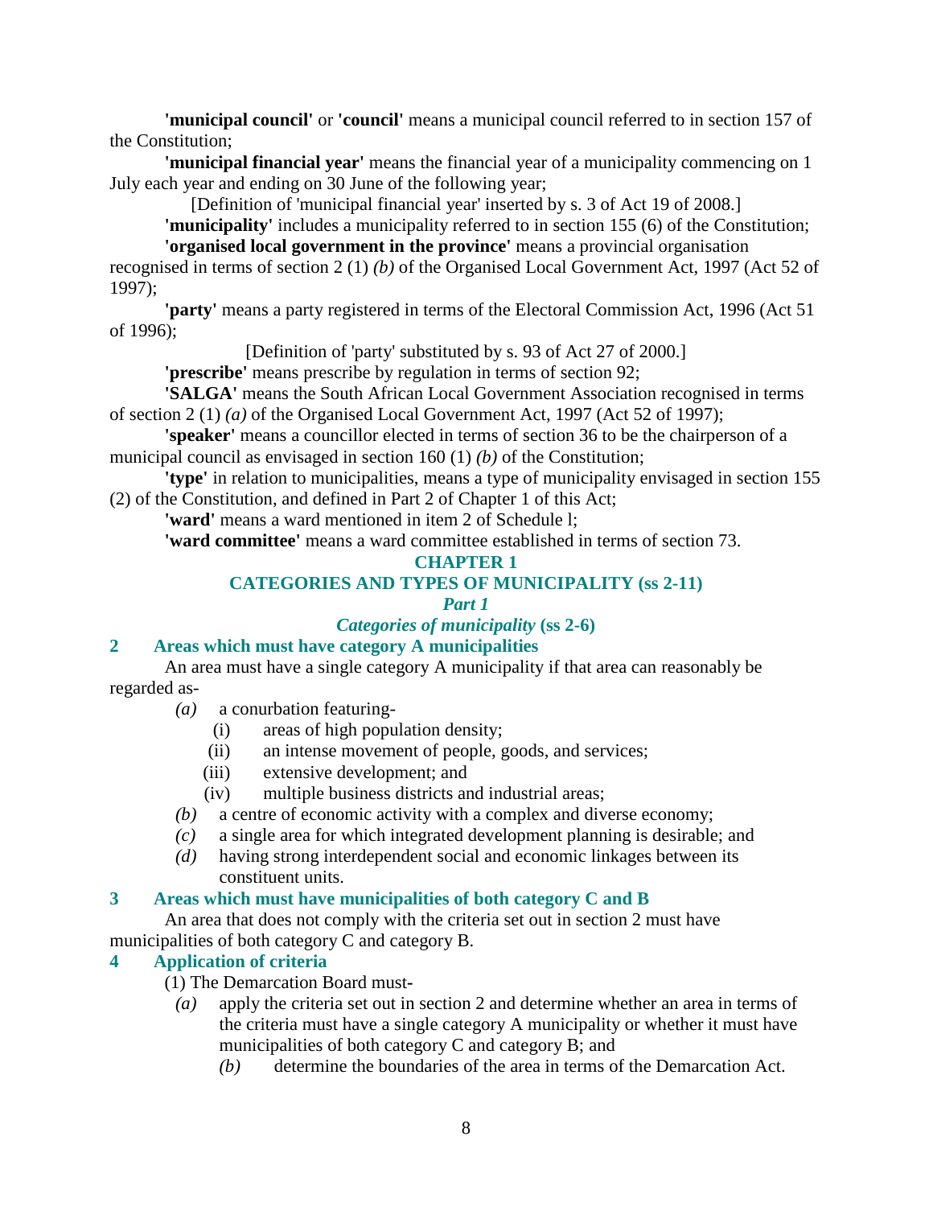**'municipal council'** or **'council'** means a municipal council referred to in section 157 of the Constitution;

**'municipal financial year'** means the financial year of a municipality commencing on 1 July each year and ending on 30 June of the following year;

[Definition of 'municipal financial year' inserted by s. 3 of Act 19 of 2008.]

**'municipality'** includes a municipality referred to in section 155 (6) of the Constitution;

**'organised local government in the province'** means a provincial organisation recognised in terms of section 2 (1) *(b)* of the Organised Local Government Act, 1997 (Act 52 of 1997);

**'party'** means a party registered in terms of the Electoral Commission Act, 1996 (Act 51 of 1996);

[Definition of 'party' substituted by s. 93 of Act 27 of 2000.]

**'prescribe'** means prescribe by regulation in terms of section 92;

**'SALGA'** means the South African Local Government Association recognised in terms of section 2 (1) *(a)* of the Organised Local Government Act, 1997 (Act 52 of 1997);

**'speaker'** means a councillor elected in terms of section 36 to be the chairperson of a municipal council as envisaged in section 160 (1) *(b)* of the Constitution;

**'type'** in relation to municipalities, means a type of municipality envisaged in section 155 (2) of the Constitution, and defined in Part 2 of Chapter 1 of this Act;

**'ward'** means a ward mentioned in item 2 of Schedule l;

**'ward committee'** means a ward committee established in terms of section 73.

## CHAPTER 1
## CATEGORIES AND TYPES OF MUNICIPALITY (ss 2-11)

### *Part 1*
### *Categories of municipality* (ss 2-6)

### 2 Areas which must have category A municipalities

An area must have a single category A municipality if that area can reasonably be regarded as-

*(a)* a conurbation featuring-

(i) areas of high population density;

(ii) an intense movement of people, goods, and services;

(iii) extensive development; and

(iv) multiple business districts and industrial areas;

*(b)* a centre of economic activity with a complex and diverse economy;

*(c)* a single area for which integrated development planning is desirable; and

*(d)* having strong interdependent social and economic linkages between its constituent units.

### 3 Areas which must have municipalities of both category C and B

An area that does not comply with the criteria set out in section 2 must have municipalities of both category C and category B.

### 4 Application of criteria

(1) The Demarcation Board must-

*(a)* apply the criteria set out in section 2 and determine whether an area in terms of the criteria must have a single category A municipality or whether it must have municipalities of both category C and category B; and

*(b)* determine the boundaries of the area in terms of the Demarcation Act.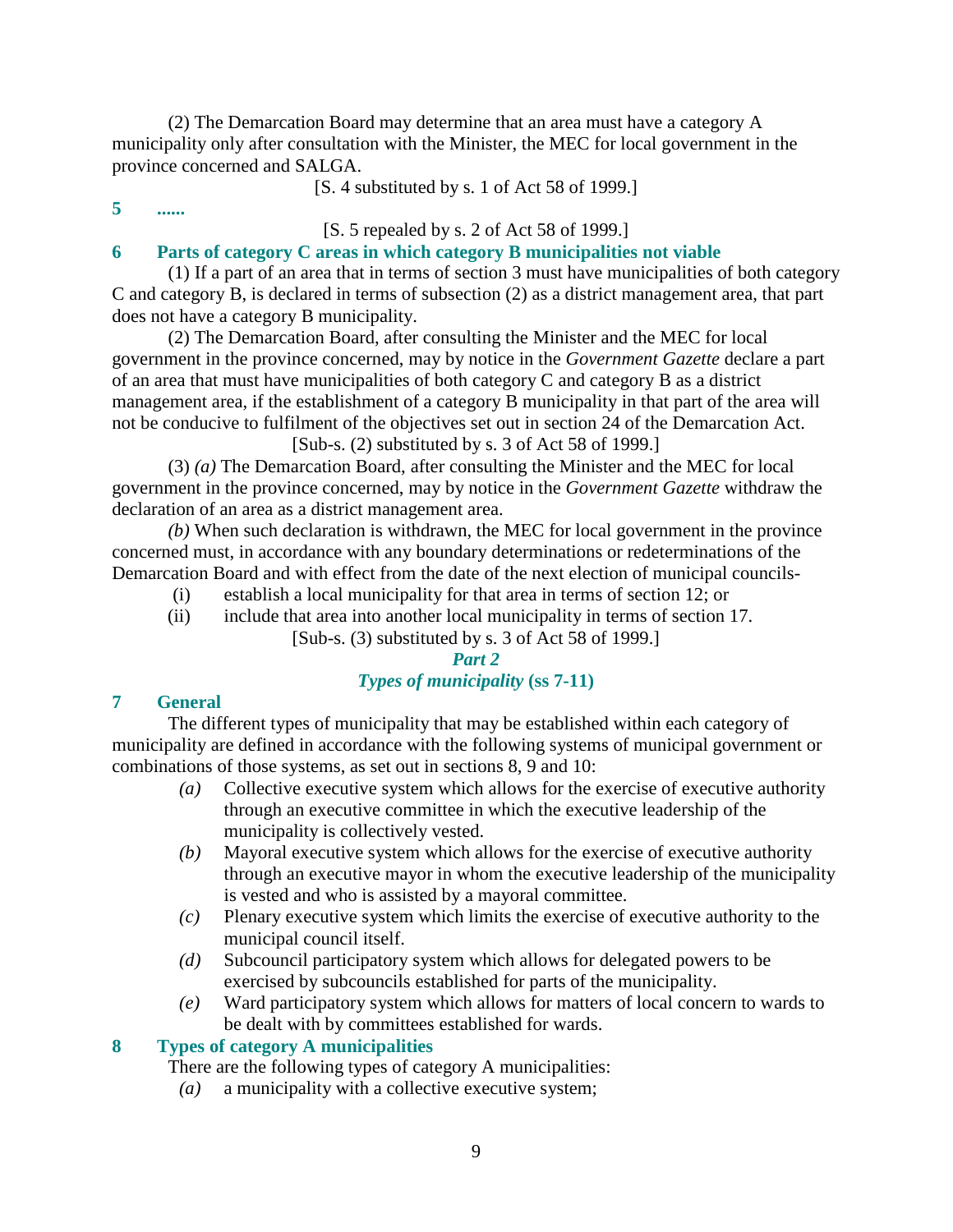(2) The Demarcation Board may determine that an area must have a category A municipality only after consultation with the Minister, the MEC for local government in the province concerned and SALGA.

[S. 4 substituted by s. 1 of Act 58 of 1999.]

**5 ......**

[S. 5 repealed by s. 2 of Act 58 of 1999.]

**6 Parts of category C areas in which category B municipalities not viable**

(1) If a part of an area that in terms of section 3 must have municipalities of both category C and category B, is declared in terms of subsection (2) as a district management area, that part does not have a category B municipality.

(2) The Demarcation Board, after consulting the Minister and the MEC for local government in the province concerned, may by notice in the *Government Gazette* declare a part of an area that must have municipalities of both category C and category B as a district management area, if the establishment of a category B municipality in that part of the area will not be conducive to fulfilment of the objectives set out in section 24 of the Demarcation Act.

[Sub-s. (2) substituted by s. 3 of Act 58 of 1999.]

(3) *(a)* The Demarcation Board, after consulting the Minister and the MEC for local government in the province concerned, may by notice in the *Government Gazette* withdraw the declaration of an area as a district management area.

*(b)* When such declaration is withdrawn, the MEC for local government in the province concerned must, in accordance with any boundary determinations or redeterminations of the Demarcation Board and with effect from the date of the next election of municipal councils-

(i) establish a local municipality for that area in terms of section 12; or

(ii) include that area into another local municipality in terms of section 17.

[Sub-s. (3) substituted by s. 3 of Act 58 of 1999.]

## *Part 2*

## *Types of municipality* (ss 7-11)

**7 General**

The different types of municipality that may be established within each category of municipality are defined in accordance with the following systems of municipal government or combinations of those systems, as set out in sections 8, 9 and 10:

*(a)* Collective executive system which allows for the exercise of executive authority through an executive committee in which the executive leadership of the municipality is collectively vested.

*(b)* Mayoral executive system which allows for the exercise of executive authority through an executive mayor in whom the executive leadership of the municipality is vested and who is assisted by a mayoral committee.

*(c)* Plenary executive system which limits the exercise of executive authority to the municipal council itself.

*(d)* Subcouncil participatory system which allows for delegated powers to be exercised by subcouncils established for parts of the municipality.

*(e)* Ward participatory system which allows for matters of local concern to wards to be dealt with by committees established for wards.

**8 Types of category A municipalities**

There are the following types of category A municipalities:

*(a)* a municipality with a collective executive system;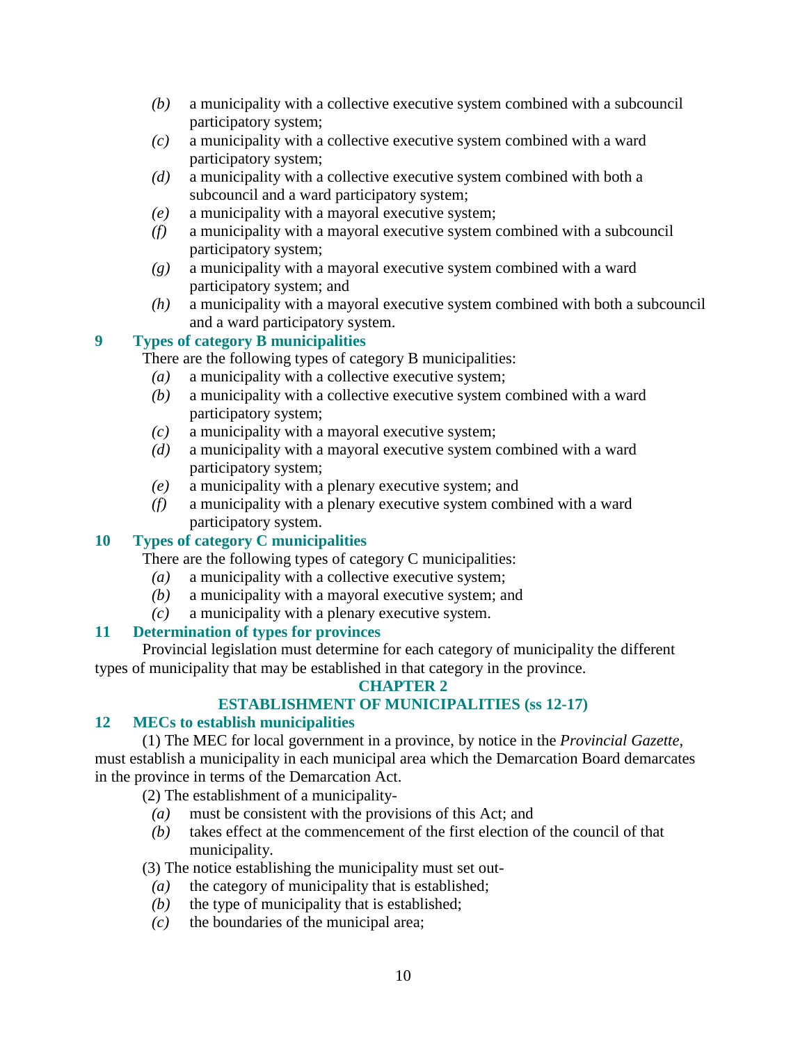- *(b)* a municipality with a collective executive system combined with a subcouncil participatory system;
- *(c)* a municipality with a collective executive system combined with a ward participatory system;
- *(d)* a municipality with a collective executive system combined with both a subcouncil and a ward participatory system;
- *(e)* a municipality with a mayoral executive system;
- *(f)* a municipality with a mayoral executive system combined with a subcouncil participatory system;
- *(g)* a municipality with a mayoral executive system combined with a ward participatory system; and
- *(h)* a municipality with a mayoral executive system combined with both a subcouncil and a ward participatory system.

### 9 Types of category B municipalities

There are the following types of category B municipalities:

- *(a)* a municipality with a collective executive system;
- *(b)* a municipality with a collective executive system combined with a ward participatory system;
- *(c)* a municipality with a mayoral executive system;
- *(d)* a municipality with a mayoral executive system combined with a ward participatory system;
- *(e)* a municipality with a plenary executive system; and
- *(f)* a municipality with a plenary executive system combined with a ward participatory system.

### 10 Types of category C municipalities

There are the following types of category C municipalities:

- *(a)* a municipality with a collective executive system;
- *(b)* a municipality with a mayoral executive system; and
- *(c)* a municipality with a plenary executive system.

### 11 Determination of types for provinces

Provincial legislation must determine for each category of municipality the different types of municipality that may be established in that category in the province.

## CHAPTER 2
## ESTABLISHMENT OF MUNICIPALITIES (ss 12-17)

### 12 MECs to establish municipalities

(1) The MEC for local government in a province, by notice in the *Provincial Gazette*, must establish a municipality in each municipal area which the Demarcation Board demarcates in the province in terms of the Demarcation Act.

(2) The establishment of a municipality-

- *(a)* must be consistent with the provisions of this Act; and
- *(b)* takes effect at the commencement of the first election of the council of that municipality.

(3) The notice establishing the municipality must set out-

- *(a)* the category of municipality that is established;
- *(b)* the type of municipality that is established;
- *(c)* the boundaries of the municipal area;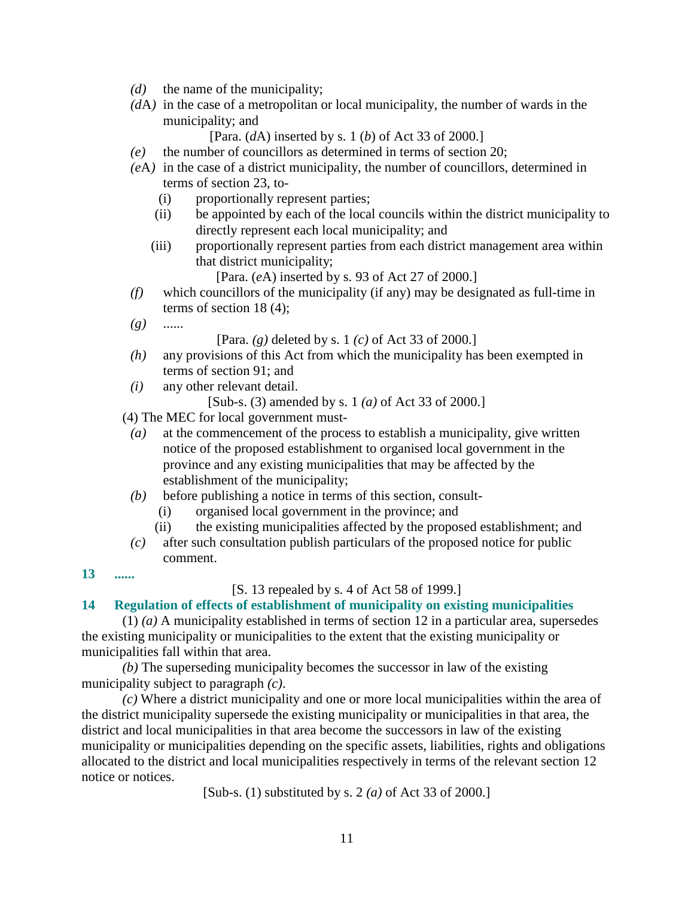*(d)* the name of the municipality;

*(d*A*)* in the case of a metropolitan or local municipality, the number of wards in the municipality; and

[Para. (*d*A) inserted by s. 1 (*b*) of Act 33 of 2000.]

*(e)* the number of councillors as determined in terms of section 20;

*(e*A*)* in the case of a district municipality, the number of councillors, determined in terms of section 23, to-

(i) proportionally represent parties;

(ii) be appointed by each of the local councils within the district municipality to directly represent each local municipality; and

(iii) proportionally represent parties from each district management area within that district municipality;

[Para. (*e*A) inserted by s. 93 of Act 27 of 2000.]

*(f)* which councillors of the municipality (if any) may be designated as full-time in terms of section 18 (4);

*(g)* ......

[Para. *(g)* deleted by s. 1 *(c)* of Act 33 of 2000.]

*(h)* any provisions of this Act from which the municipality has been exempted in terms of section 91; and

*(i)* any other relevant detail.

[Sub-s. (3) amended by s. 1 *(a)* of Act 33 of 2000.]

(4) The MEC for local government must-

*(a)* at the commencement of the process to establish a municipality, give written notice of the proposed establishment to organised local government in the province and any existing municipalities that may be affected by the establishment of the municipality;

*(b)* before publishing a notice in terms of this section, consult-

(i) organised local government in the province; and

(ii) the existing municipalities affected by the proposed establishment; and

*(c)* after such consultation publish particulars of the proposed notice for public comment.

**13 ......**

[S. 13 repealed by s. 4 of Act 58 of 1999.]

**14 Regulation of effects of establishment of municipality on existing municipalities**

(1) *(a)* A municipality established in terms of section 12 in a particular area, supersedes the existing municipality or municipalities to the extent that the existing municipality or municipalities fall within that area.

*(b)* The superseding municipality becomes the successor in law of the existing municipality subject to paragraph *(c)*.

*(c)* Where a district municipality and one or more local municipalities within the area of the district municipality supersede the existing municipality or municipalities in that area, the district and local municipalities in that area become the successors in law of the existing municipality or municipalities depending on the specific assets, liabilities, rights and obligations allocated to the district and local municipalities respectively in terms of the relevant section 12 notice or notices.

[Sub-s. (1) substituted by s. 2 *(a)* of Act 33 of 2000.]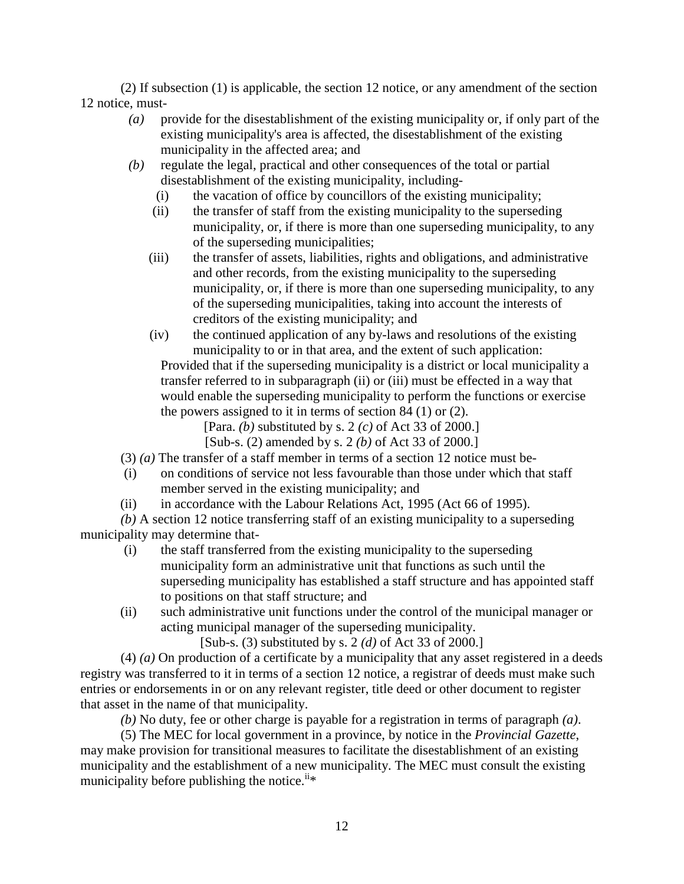(2) If subsection (1) is applicable, the section 12 notice, or any amendment of the section 12 notice, must-

*(a)* provide for the disestablishment of the existing municipality or, if only part of the existing municipality's area is affected, the disestablishment of the existing municipality in the affected area; and

*(b)* regulate the legal, practical and other consequences of the total or partial disestablishment of the existing municipality, including-

(i) the vacation of office by councillors of the existing municipality;

(ii) the transfer of staff from the existing municipality to the superseding municipality, or, if there is more than one superseding municipality, to any of the superseding municipalities;

(iii) the transfer of assets, liabilities, rights and obligations, and administrative and other records, from the existing municipality to the superseding municipality, or, if there is more than one superseding municipality, to any of the superseding municipalities, taking into account the interests of creditors of the existing municipality; and

(iv) the continued application of any by-laws and resolutions of the existing municipality to or in that area, and the extent of such application:

Provided that if the superseding municipality is a district or local municipality a transfer referred to in subparagraph (ii) or (iii) must be effected in a way that would enable the superseding municipality to perform the functions or exercise the powers assigned to it in terms of section 84 (1) or (2).

[Para. *(b)* substituted by s. 2 *(c)* of Act 33 of 2000.]

[Sub-s. (2) amended by s. 2 *(b)* of Act 33 of 2000.]

(3) *(a)* The transfer of a staff member in terms of a section 12 notice must be-

(i) on conditions of service not less favourable than those under which that staff member served in the existing municipality; and

(ii) in accordance with the Labour Relations Act, 1995 (Act 66 of 1995).

*(b)* A section 12 notice transferring staff of an existing municipality to a superseding municipality may determine that-

(i) the staff transferred from the existing municipality to the superseding municipality form an administrative unit that functions as such until the superseding municipality has established a staff structure and has appointed staff to positions on that staff structure; and

(ii) such administrative unit functions under the control of the municipal manager or acting municipal manager of the superseding municipality.

[Sub-s. (3) substituted by s. 2 *(d)* of Act 33 of 2000.]

(4) *(a)* On production of a certificate by a municipality that any asset registered in a deeds registry was transferred to it in terms of a section 12 notice, a registrar of deeds must make such entries or endorsements in or on any relevant register, title deed or other document to register that asset in the name of that municipality.

*(b)* No duty, fee or other charge is payable for a registration in terms of paragraph *(a)*.

(5) The MEC for local government in a province, by notice in the *Provincial Gazette*, may make provision for transitional measures to facilitate the disestablishment of an existing municipality and the establishment of a new municipality. The MEC must consult the existing municipality before publishing the notice.[ii]*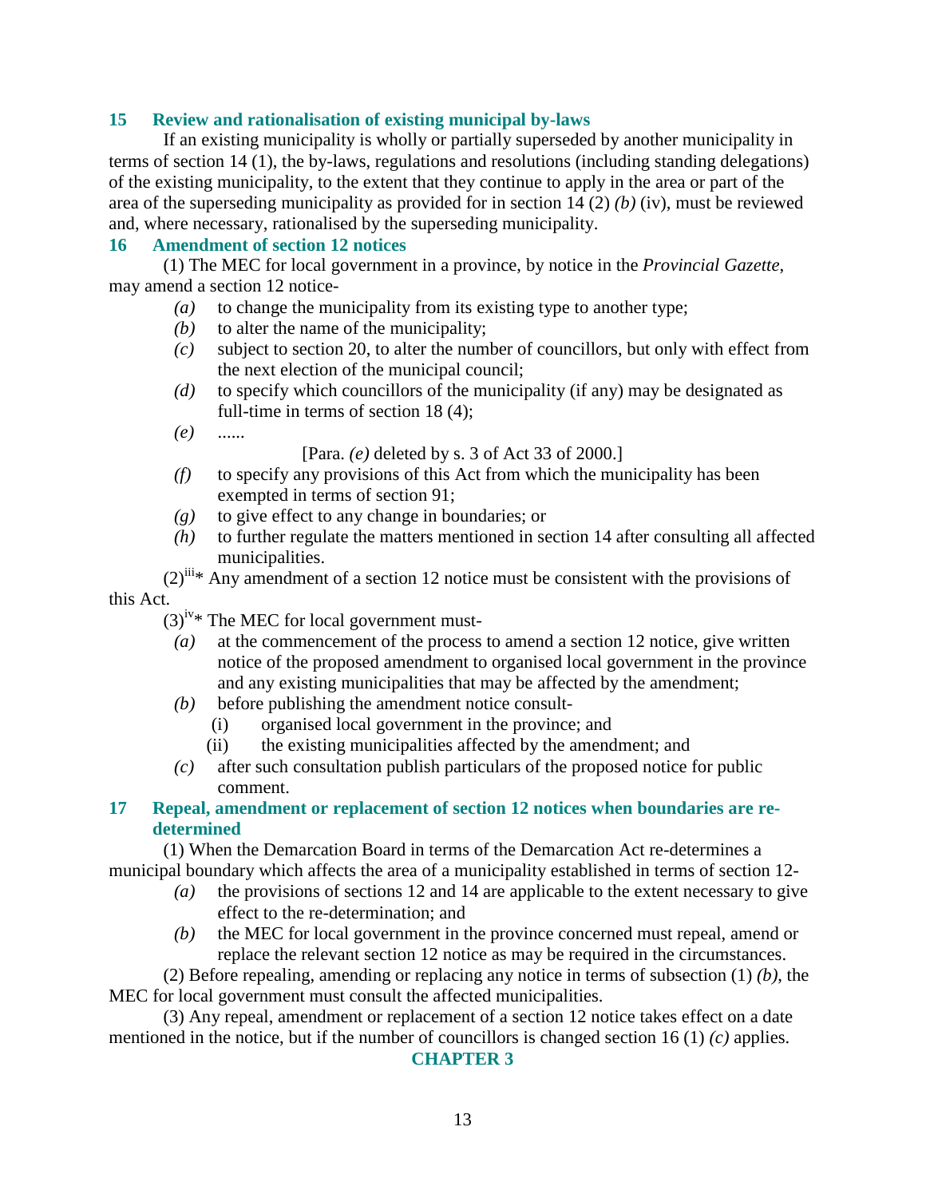### 15 Review and rationalisation of existing municipal by-laws

If an existing municipality is wholly or partially superseded by another municipality in terms of section 14 (1), the by-laws, regulations and resolutions (including standing delegations) of the existing municipality, to the extent that they continue to apply in the area or part of the area of the superseding municipality as provided for in section 14 (2) *(b)* (iv), must be reviewed and, where necessary, rationalised by the superseding municipality.

### 16 Amendment of section 12 notices

(1) The MEC for local government in a province, by notice in the *Provincial Gazette*, may amend a section 12 notice-

- *(a)* to change the municipality from its existing type to another type;
- *(b)* to alter the name of the municipality;
- *(c)* subject to section 20, to alter the number of councillors, but only with effect from the next election of the municipal council;
- *(d)* to specify which councillors of the municipality (if any) may be designated as full-time in terms of section 18 (4);
- *(e)* ......

  [Para. *(e)* deleted by s. 3 of Act 33 of 2000.]
- *(f)* to specify any provisions of this Act from which the municipality has been exempted in terms of section 91;
- *(g)* to give effect to any change in boundaries; or
- *(h)* to further regulate the matters mentioned in section 14 after consulting all affected municipalities.

(2)[iii]* Any amendment of a section 12 notice must be consistent with the provisions of this Act.

(3)[iv]* The MEC for local government must-

- *(a)* at the commencement of the process to amend a section 12 notice, give written notice of the proposed amendment to organised local government in the province and any existing municipalities that may be affected by the amendment;
- *(b)* before publishing the amendment notice consult-
  - (i) organised local government in the province; and
  - (ii) the existing municipalities affected by the amendment; and
- *(c)* after such consultation publish particulars of the proposed notice for public comment.

### 17 Repeal, amendment or replacement of section 12 notices when boundaries are re-determined

(1) When the Demarcation Board in terms of the Demarcation Act re-determines a municipal boundary which affects the area of a municipality established in terms of section 12-

- *(a)* the provisions of sections 12 and 14 are applicable to the extent necessary to give effect to the re-determination; and
- *(b)* the MEC for local government in the province concerned must repeal, amend or replace the relevant section 12 notice as may be required in the circumstances.

(2) Before repealing, amending or replacing any notice in terms of subsection (1) *(b)*, the MEC for local government must consult the affected municipalities.

(3) Any repeal, amendment or replacement of a section 12 notice takes effect on a date mentioned in the notice, but if the number of councillors is changed section 16 (1) *(c)* applies.

## CHAPTER 3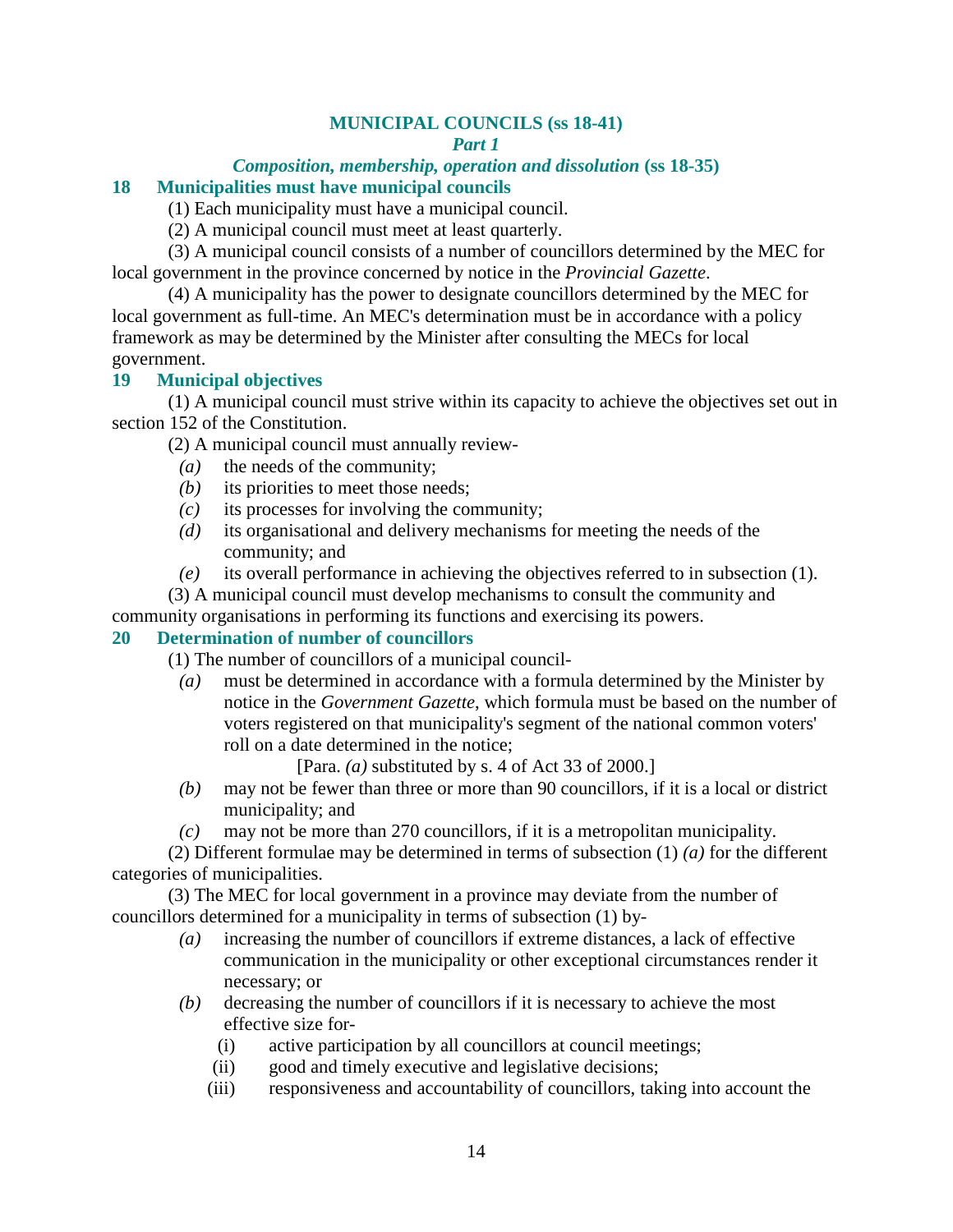## MUNICIPAL COUNCILS (ss 18-41)

### *Part 1*

### *Composition, membership, operation and dissolution* (ss 18-35)

**18 Municipalities must have municipal councils**

(1) Each municipality must have a municipal council.

(2) A municipal council must meet at least quarterly.

(3) A municipal council consists of a number of councillors determined by the MEC for local government in the province concerned by notice in the *Provincial Gazette*.

(4) A municipality has the power to designate councillors determined by the MEC for local government as full-time. An MEC's determination must be in accordance with a policy framework as may be determined by the Minister after consulting the MECs for local government.

**19 Municipal objectives**

(1) A municipal council must strive within its capacity to achieve the objectives set out in section 152 of the Constitution.

(2) A municipal council must annually review-

*(a)* the needs of the community;

*(b)* its priorities to meet those needs;

*(c)* its processes for involving the community;

*(d)* its organisational and delivery mechanisms for meeting the needs of the community; and

*(e)* its overall performance in achieving the objectives referred to in subsection (1).

(3) A municipal council must develop mechanisms to consult the community and community organisations in performing its functions and exercising its powers.

**20 Determination of number of councillors**

(1) The number of councillors of a municipal council-

*(a)* must be determined in accordance with a formula determined by the Minister by notice in the *Government Gazette*, which formula must be based on the number of voters registered on that municipality's segment of the national common voters' roll on a date determined in the notice;

[Para. *(a)* substituted by s. 4 of Act 33 of 2000.]

*(b)* may not be fewer than three or more than 90 councillors, if it is a local or district municipality; and

*(c)* may not be more than 270 councillors, if it is a metropolitan municipality.

(2) Different formulae may be determined in terms of subsection (1) *(a)* for the different categories of municipalities.

(3) The MEC for local government in a province may deviate from the number of councillors determined for a municipality in terms of subsection (1) by-

*(a)* increasing the number of councillors if extreme distances, a lack of effective communication in the municipality or other exceptional circumstances render it necessary; or

*(b)* decreasing the number of councillors if it is necessary to achieve the most effective size for-

(i) active participation by all councillors at council meetings;

(ii) good and timely executive and legislative decisions;

(iii) responsiveness and accountability of councillors, taking into account the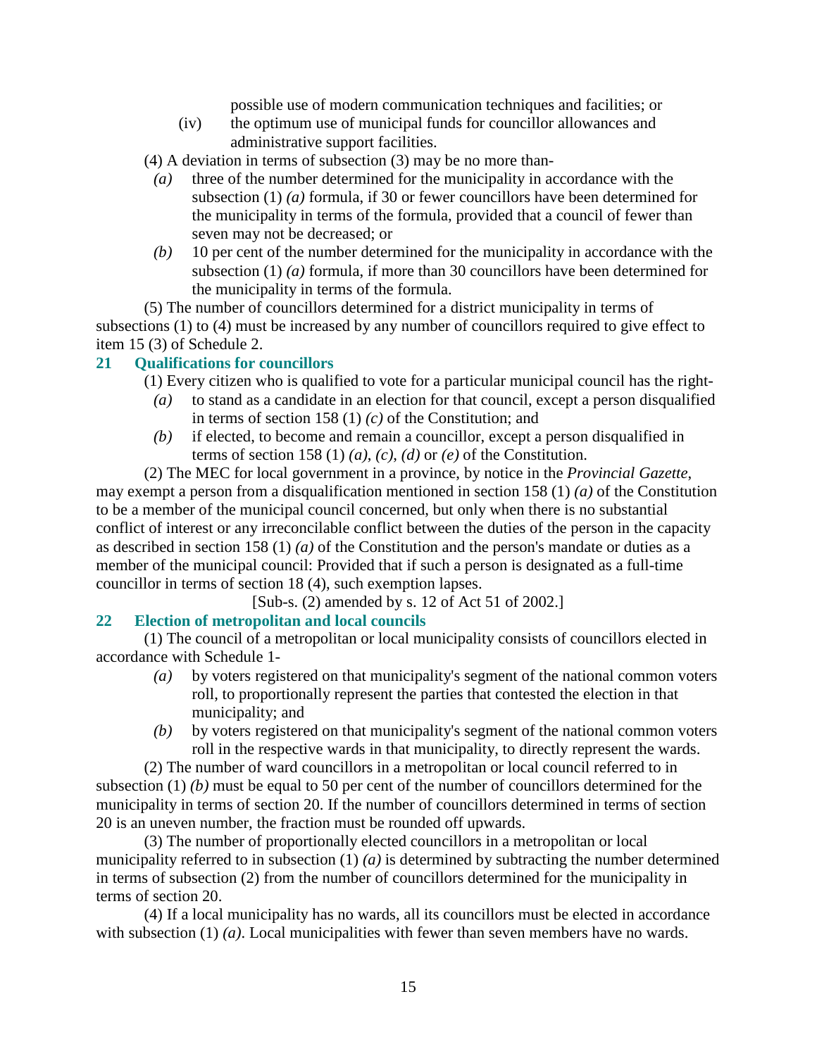possible use of modern communication techniques and facilities; or

(iv) the optimum use of municipal funds for councillor allowances and administrative support facilities.

(4) A deviation in terms of subsection (3) may be no more than-

*(a)* three of the number determined for the municipality in accordance with the subsection (1) *(a)* formula, if 30 or fewer councillors have been determined for the municipality in terms of the formula, provided that a council of fewer than seven may not be decreased; or

*(b)* 10 per cent of the number determined for the municipality in accordance with the subsection (1) *(a)* formula, if more than 30 councillors have been determined for the municipality in terms of the formula.

(5) The number of councillors determined for a district municipality in terms of subsections (1) to (4) must be increased by any number of councillors required to give effect to item 15 (3) of Schedule 2.

## 21 Qualifications for councillors

(1) Every citizen who is qualified to vote for a particular municipal council has the right-

*(a)* to stand as a candidate in an election for that council, except a person disqualified in terms of section 158 (1) *(c)* of the Constitution; and

*(b)* if elected, to become and remain a councillor, except a person disqualified in terms of section 158 (1) *(a)*, *(c)*, *(d)* or *(e)* of the Constitution.

(2) The MEC for local government in a province, by notice in the *Provincial Gazette*, may exempt a person from a disqualification mentioned in section 158 (1) *(a)* of the Constitution to be a member of the municipal council concerned, but only when there is no substantial conflict of interest or any irreconcilable conflict between the duties of the person in the capacity as described in section 158 (1) *(a)* of the Constitution and the person's mandate or duties as a member of the municipal council: Provided that if such a person is designated as a full-time councillor in terms of section 18 (4), such exemption lapses.

[Sub-s. (2) amended by s. 12 of Act 51 of 2002.]

## 22 Election of metropolitan and local councils

(1) The council of a metropolitan or local municipality consists of councillors elected in accordance with Schedule 1-

*(a)* by voters registered on that municipality's segment of the national common voters roll, to proportionally represent the parties that contested the election in that municipality; and

*(b)* by voters registered on that municipality's segment of the national common voters roll in the respective wards in that municipality, to directly represent the wards.

(2) The number of ward councillors in a metropolitan or local council referred to in subsection (1) *(b)* must be equal to 50 per cent of the number of councillors determined for the municipality in terms of section 20. If the number of councillors determined in terms of section 20 is an uneven number, the fraction must be rounded off upwards.

(3) The number of proportionally elected councillors in a metropolitan or local municipality referred to in subsection (1) *(a)* is determined by subtracting the number determined in terms of subsection (2) from the number of councillors determined for the municipality in terms of section 20.

(4) If a local municipality has no wards, all its councillors must be elected in accordance with subsection (1) *(a)*. Local municipalities with fewer than seven members have no wards.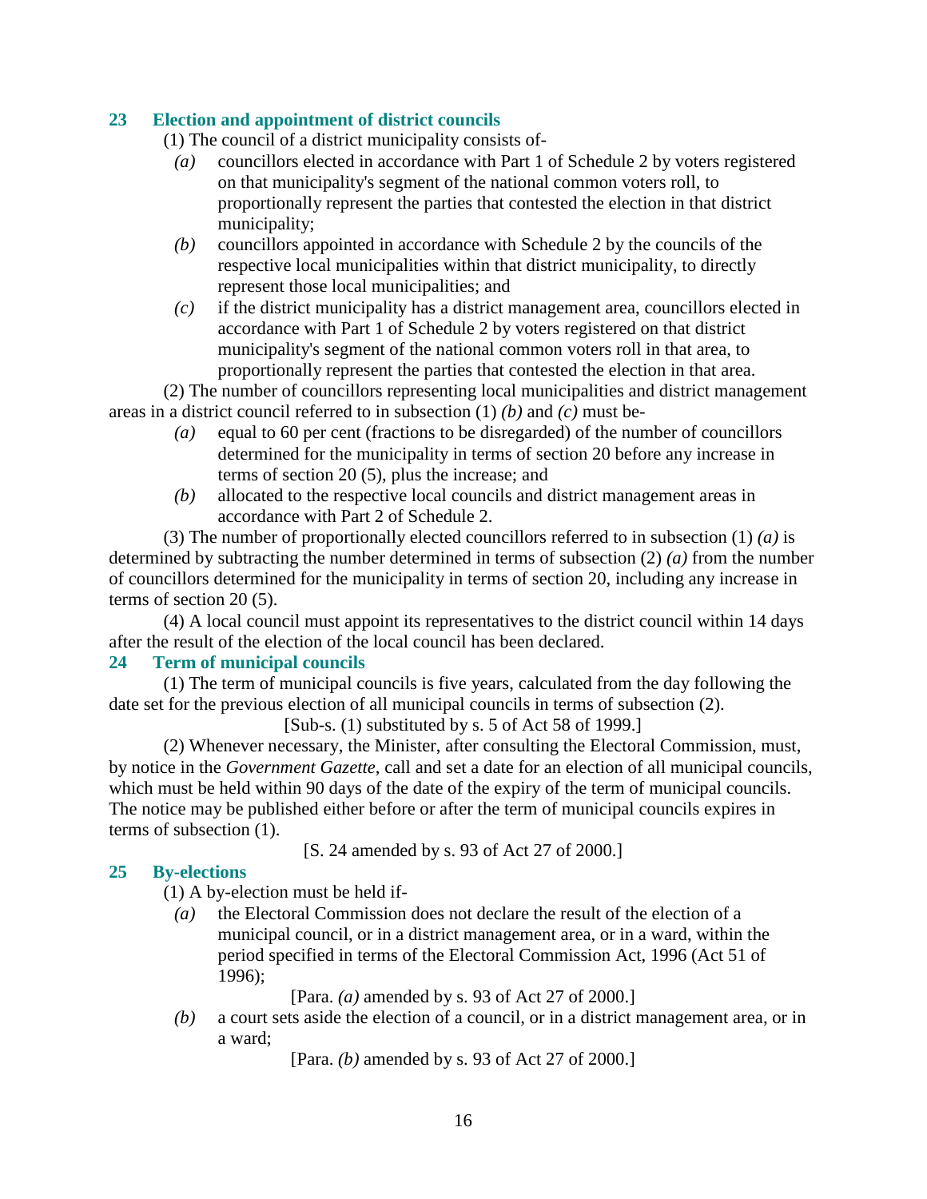## 23 Election and appointment of district councils

(1) The council of a district municipality consists of-

*(a)* councillors elected in accordance with Part 1 of Schedule 2 by voters registered on that municipality's segment of the national common voters roll, to proportionally represent the parties that contested the election in that district municipality;

*(b)* councillors appointed in accordance with Schedule 2 by the councils of the respective local municipalities within that district municipality, to directly represent those local municipalities; and

*(c)* if the district municipality has a district management area, councillors elected in accordance with Part 1 of Schedule 2 by voters registered on that district municipality's segment of the national common voters roll in that area, to proportionally represent the parties that contested the election in that area.

(2) The number of councillors representing local municipalities and district management areas in a district council referred to in subsection (1) *(b)* and *(c)* must be-

*(a)* equal to 60 per cent (fractions to be disregarded) of the number of councillors determined for the municipality in terms of section 20 before any increase in terms of section 20 (5), plus the increase; and

*(b)* allocated to the respective local councils and district management areas in accordance with Part 2 of Schedule 2.

(3) The number of proportionally elected councillors referred to in subsection (1) *(a)* is determined by subtracting the number determined in terms of subsection (2) *(a)* from the number of councillors determined for the municipality in terms of section 20, including any increase in terms of section 20 (5).

(4) A local council must appoint its representatives to the district council within 14 days after the result of the election of the local council has been declared.

## 24 Term of municipal councils

(1) The term of municipal councils is five years, calculated from the day following the date set for the previous election of all municipal councils in terms of subsection (2).

[Sub-s. (1) substituted by s. 5 of Act 58 of 1999.]

(2) Whenever necessary, the Minister, after consulting the Electoral Commission, must, by notice in the *Government Gazette*, call and set a date for an election of all municipal councils, which must be held within 90 days of the date of the expiry of the term of municipal councils. The notice may be published either before or after the term of municipal councils expires in terms of subsection (1).

[S. 24 amended by s. 93 of Act 27 of 2000.]

## 25 By-elections

(1) A by-election must be held if-

*(a)* the Electoral Commission does not declare the result of the election of a municipal council, or in a district management area, or in a ward, within the period specified in terms of the Electoral Commission Act, 1996 (Act 51 of 1996);

[Para. *(a)* amended by s. 93 of Act 27 of 2000.]

*(b)* a court sets aside the election of a council, or in a district management area, or in a ward;

[Para. *(b)* amended by s. 93 of Act 27 of 2000.]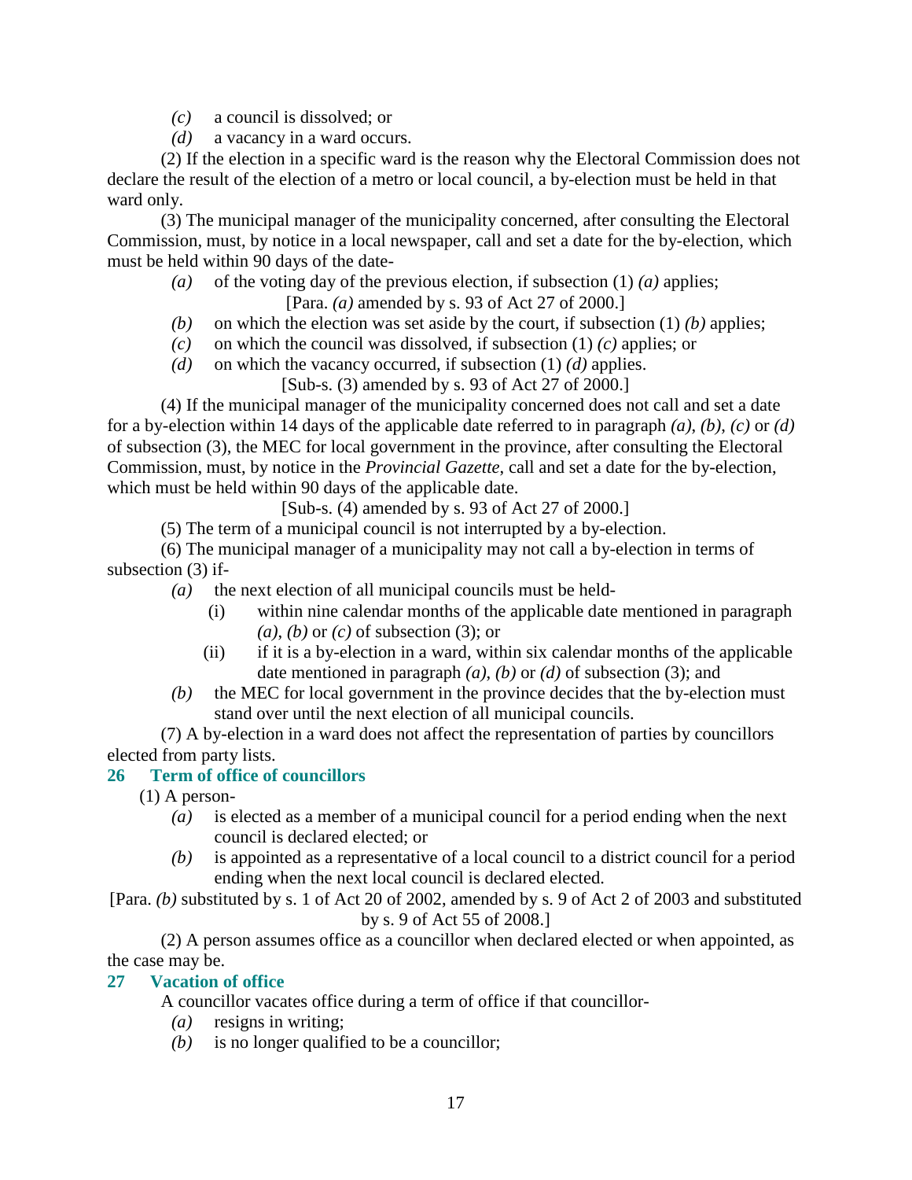*(c)* a council is dissolved; or

*(d)* a vacancy in a ward occurs.

(2) If the election in a specific ward is the reason why the Electoral Commission does not declare the result of the election of a metro or local council, a by-election must be held in that ward only.

(3) The municipal manager of the municipality concerned, after consulting the Electoral Commission, must, by notice in a local newspaper, call and set a date for the by-election, which must be held within 90 days of the date-

*(a)* of the voting day of the previous election, if subsection (1) *(a)* applies;

[Para. *(a)* amended by s. 93 of Act 27 of 2000.]

*(b)* on which the election was set aside by the court, if subsection (1) *(b)* applies;

*(c)* on which the council was dissolved, if subsection (1) *(c)* applies; or

*(d)* on which the vacancy occurred, if subsection (1) *(d)* applies.

[Sub-s. (3) amended by s. 93 of Act 27 of 2000.]

(4) If the municipal manager of the municipality concerned does not call and set a date for a by-election within 14 days of the applicable date referred to in paragraph *(a)*, *(b)*, *(c)* or *(d)* of subsection (3), the MEC for local government in the province, after consulting the Electoral Commission, must, by notice in the *Provincial Gazette*, call and set a date for the by-election, which must be held within 90 days of the applicable date.

[Sub-s. (4) amended by s. 93 of Act 27 of 2000.]

(5) The term of a municipal council is not interrupted by a by-election.

(6) The municipal manager of a municipality may not call a by-election in terms of subsection (3) if-

*(a)* the next election of all municipal councils must be held-

(i) within nine calendar months of the applicable date mentioned in paragraph *(a)*, *(b)* or *(c)* of subsection (3); or

(ii) if it is a by-election in a ward, within six calendar months of the applicable date mentioned in paragraph *(a)*, *(b)* or *(d)* of subsection (3); and

*(b)* the MEC for local government in the province decides that the by-election must stand over until the next election of all municipal councils.

(7) A by-election in a ward does not affect the representation of parties by councillors elected from party lists.

## 26 Term of office of councillors

(1) A person-

*(a)* is elected as a member of a municipal council for a period ending when the next council is declared elected; or

*(b)* is appointed as a representative of a local council to a district council for a period ending when the next local council is declared elected.

[Para. *(b)* substituted by s. 1 of Act 20 of 2002, amended by s. 9 of Act 2 of 2003 and substituted by s. 9 of Act 55 of 2008.]

(2) A person assumes office as a councillor when declared elected or when appointed, as the case may be.

## 27 Vacation of office

A councillor vacates office during a term of office if that councillor-

*(a)* resigns in writing;

*(b)* is no longer qualified to be a councillor;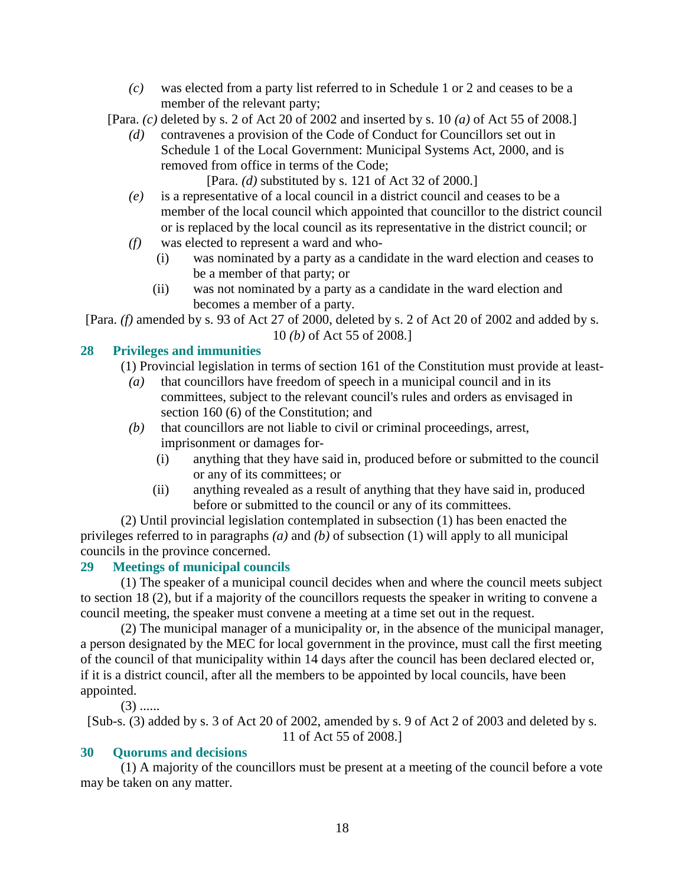*(c)* was elected from a party list referred to in Schedule 1 or 2 and ceases to be a member of the relevant party;

[Para. *(c)* deleted by s. 2 of Act 20 of 2002 and inserted by s. 10 *(a)* of Act 55 of 2008.]

*(d)* contravenes a provision of the Code of Conduct for Councillors set out in Schedule 1 of the Local Government: Municipal Systems Act, 2000, and is removed from office in terms of the Code;

[Para. *(d)* substituted by s. 121 of Act 32 of 2000.]

*(e)* is a representative of a local council in a district council and ceases to be a member of the local council which appointed that councillor to the district council or is replaced by the local council as its representative in the district council; or

*(f)* was elected to represent a ward and who-

(i) was nominated by a party as a candidate in the ward election and ceases to be a member of that party; or

(ii) was not nominated by a party as a candidate in the ward election and becomes a member of a party.

[Para. *(f)* amended by s. 93 of Act 27 of 2000, deleted by s. 2 of Act 20 of 2002 and added by s. 10 *(b)* of Act 55 of 2008.]

### 28 Privileges and immunities

(1) Provincial legislation in terms of section 161 of the Constitution must provide at least-

*(a)* that councillors have freedom of speech in a municipal council and in its committees, subject to the relevant council's rules and orders as envisaged in section 160 (6) of the Constitution; and

*(b)* that councillors are not liable to civil or criminal proceedings, arrest, imprisonment or damages for-

(i) anything that they have said in, produced before or submitted to the council or any of its committees; or

(ii) anything revealed as a result of anything that they have said in, produced before or submitted to the council or any of its committees.

(2) Until provincial legislation contemplated in subsection (1) has been enacted the privileges referred to in paragraphs *(a)* and *(b)* of subsection (1) will apply to all municipal councils in the province concerned.

### 29 Meetings of municipal councils

(1) The speaker of a municipal council decides when and where the council meets subject to section 18 (2), but if a majority of the councillors requests the speaker in writing to convene a council meeting, the speaker must convene a meeting at a time set out in the request.

(2) The municipal manager of a municipality or, in the absence of the municipal manager, a person designated by the MEC for local government in the province, must call the first meeting of the council of that municipality within 14 days after the council has been declared elected or, if it is a district council, after all the members to be appointed by local councils, have been appointed.

(3) ......

[Sub-s. (3) added by s. 3 of Act 20 of 2002, amended by s. 9 of Act 2 of 2003 and deleted by s. 11 of Act 55 of 2008.]

### 30 Quorums and decisions

(1) A majority of the councillors must be present at a meeting of the council before a vote may be taken on any matter.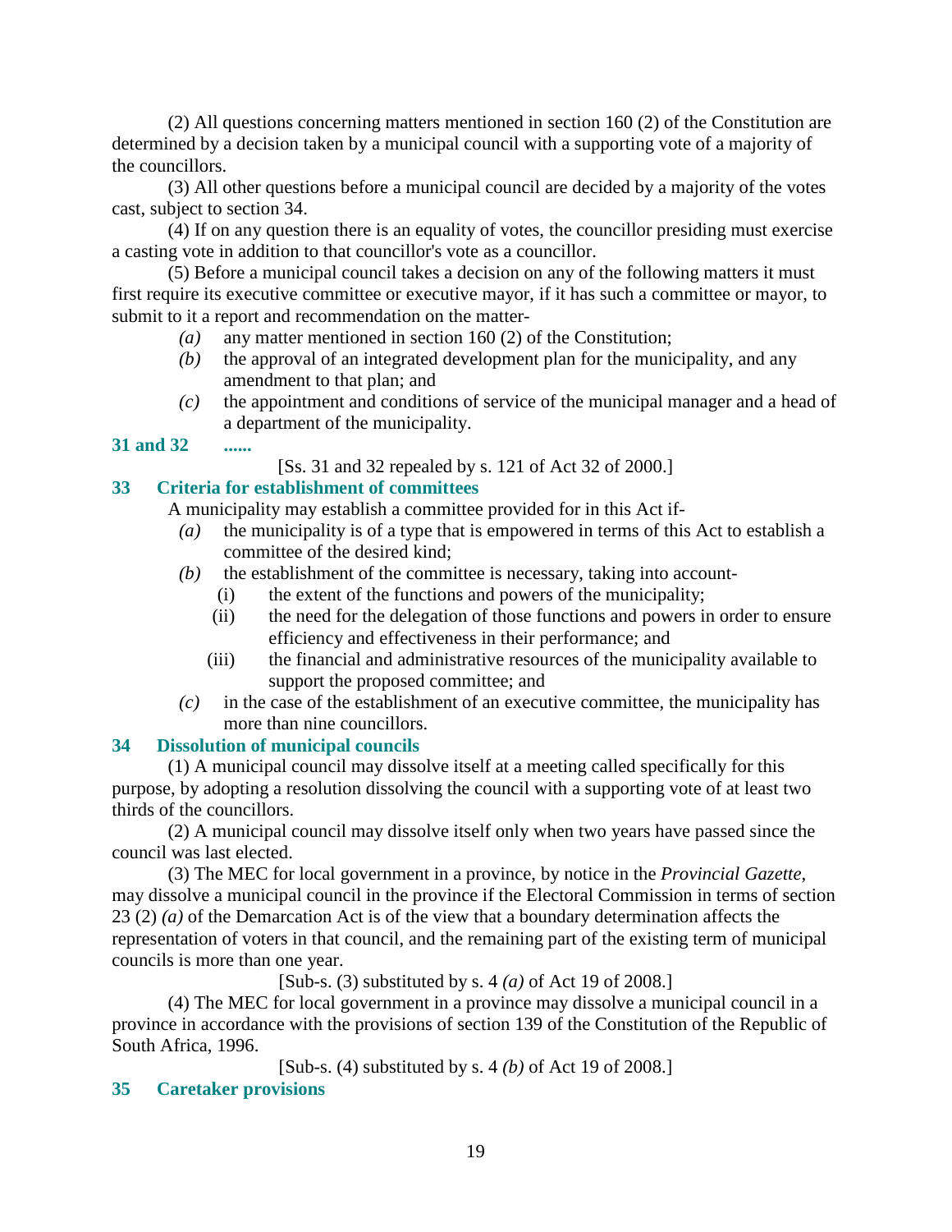(2) All questions concerning matters mentioned in section 160 (2) of the Constitution are determined by a decision taken by a municipal council with a supporting vote of a majority of the councillors.

(3) All other questions before a municipal council are decided by a majority of the votes cast, subject to section 34.

(4) If on any question there is an equality of votes, the councillor presiding must exercise a casting vote in addition to that councillor's vote as a councillor.

(5) Before a municipal council takes a decision on any of the following matters it must first require its executive committee or executive mayor, if it has such a committee or mayor, to submit to it a report and recommendation on the matter-

*(a)* any matter mentioned in section 160 (2) of the Constitution;

*(b)* the approval of an integrated development plan for the municipality, and any amendment to that plan; and

*(c)* the appointment and conditions of service of the municipal manager and a head of a department of the municipality.

### 31 and 32 ......

[Ss. 31 and 32 repealed by s. 121 of Act 32 of 2000.]

### 33 Criteria for establishment of committees

A municipality may establish a committee provided for in this Act if-

*(a)* the municipality is of a type that is empowered in terms of this Act to establish a committee of the desired kind;

*(b)* the establishment of the committee is necessary, taking into account-

(i) the extent of the functions and powers of the municipality;

(ii) the need for the delegation of those functions and powers in order to ensure efficiency and effectiveness in their performance; and

(iii) the financial and administrative resources of the municipality available to support the proposed committee; and

*(c)* in the case of the establishment of an executive committee, the municipality has more than nine councillors.

### 34 Dissolution of municipal councils

(1) A municipal council may dissolve itself at a meeting called specifically for this purpose, by adopting a resolution dissolving the council with a supporting vote of at least two thirds of the councillors.

(2) A municipal council may dissolve itself only when two years have passed since the council was last elected.

(3) The MEC for local government in a province, by notice in the *Provincial Gazette*, may dissolve a municipal council in the province if the Electoral Commission in terms of section 23 (2) *(a)* of the Demarcation Act is of the view that a boundary determination affects the representation of voters in that council, and the remaining part of the existing term of municipal councils is more than one year.

[Sub-s. (3) substituted by s. 4 *(a)* of Act 19 of 2008.]

(4) The MEC for local government in a province may dissolve a municipal council in a province in accordance with the provisions of section 139 of the Constitution of the Republic of South Africa, 1996.

[Sub-s. (4) substituted by s. 4 *(b)* of Act 19 of 2008.]

### 35 Caretaker provisions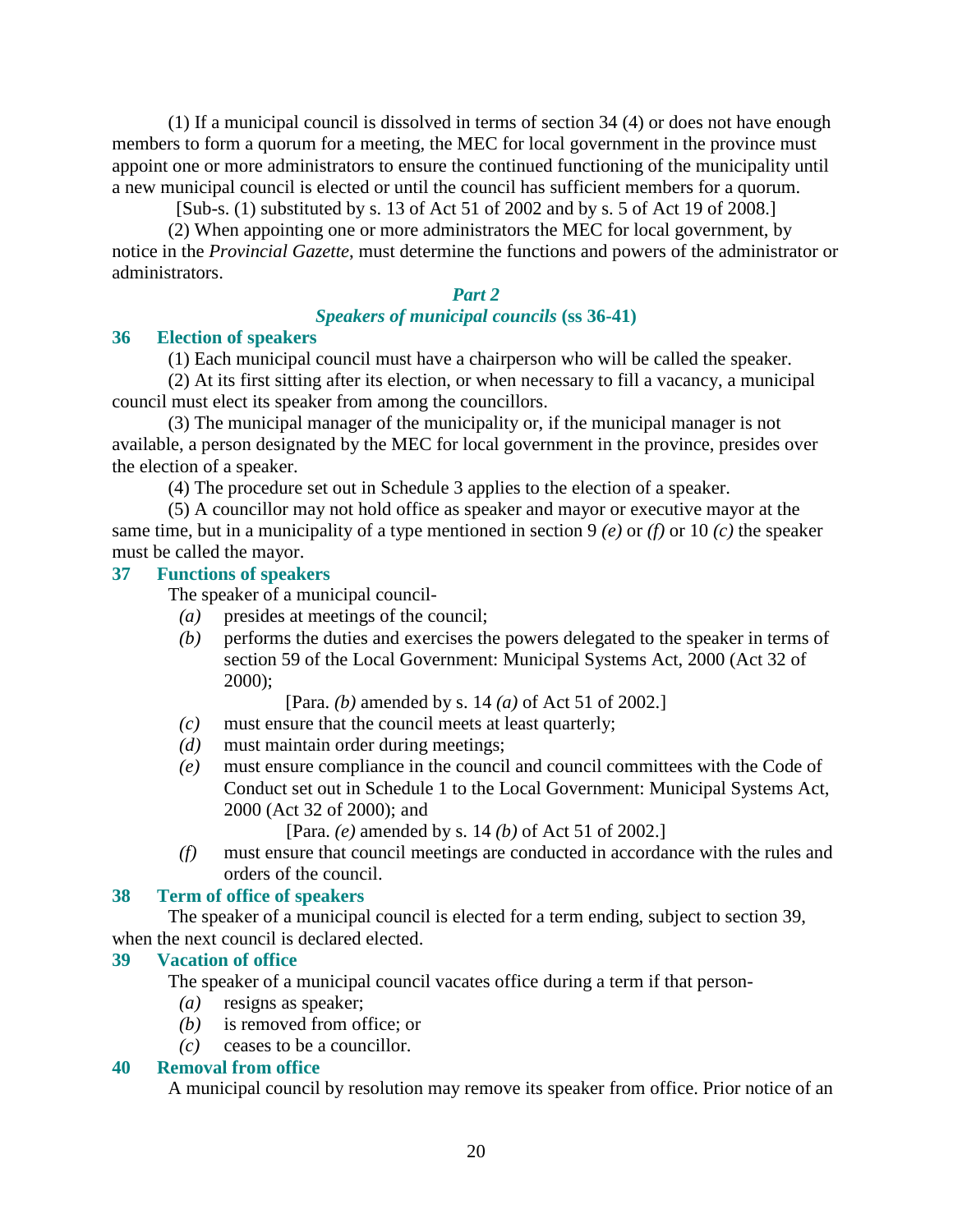(1) If a municipal council is dissolved in terms of section 34 (4) or does not have enough members to form a quorum for a meeting, the MEC for local government in the province must appoint one or more administrators to ensure the continued functioning of the municipality until a new municipal council is elected or until the council has sufficient members for a quorum.

[Sub-s. (1) substituted by s. 13 of Act 51 of 2002 and by s. 5 of Act 19 of 2008.]

(2) When appointing one or more administrators the MEC for local government, by notice in the *Provincial Gazette*, must determine the functions and powers of the administrator or administrators.

### *Part 2*
### *Speakers of municipal councils* (ss 36-41)

### 36 Election of speakers

(1) Each municipal council must have a chairperson who will be called the speaker.

(2) At its first sitting after its election, or when necessary to fill a vacancy, a municipal council must elect its speaker from among the councillors.

(3) The municipal manager of the municipality or, if the municipal manager is not available, a person designated by the MEC for local government in the province, presides over the election of a speaker.

(4) The procedure set out in Schedule 3 applies to the election of a speaker.

(5) A councillor may not hold office as speaker and mayor or executive mayor at the same time, but in a municipality of a type mentioned in section 9 *(e)* or *(f)* or 10 *(c)* the speaker must be called the mayor.

### 37 Functions of speakers

The speaker of a municipal council-

*(a)* presides at meetings of the council;

*(b)* performs the duties and exercises the powers delegated to the speaker in terms of section 59 of the Local Government: Municipal Systems Act, 2000 (Act 32 of 2000);

[Para. *(b)* amended by s. 14 *(a)* of Act 51 of 2002.]

*(c)* must ensure that the council meets at least quarterly;

*(d)* must maintain order during meetings;

*(e)* must ensure compliance in the council and council committees with the Code of Conduct set out in Schedule 1 to the Local Government: Municipal Systems Act, 2000 (Act 32 of 2000); and

[Para. *(e)* amended by s. 14 *(b)* of Act 51 of 2002.]

*(f)* must ensure that council meetings are conducted in accordance with the rules and orders of the council.

### 38 Term of office of speakers

The speaker of a municipal council is elected for a term ending, subject to section 39, when the next council is declared elected.

### 39 Vacation of office

The speaker of a municipal council vacates office during a term if that person-

*(a)* resigns as speaker;

*(b)* is removed from office; or

*(c)* ceases to be a councillor.

### 40 Removal from office

A municipal council by resolution may remove its speaker from office. Prior notice of an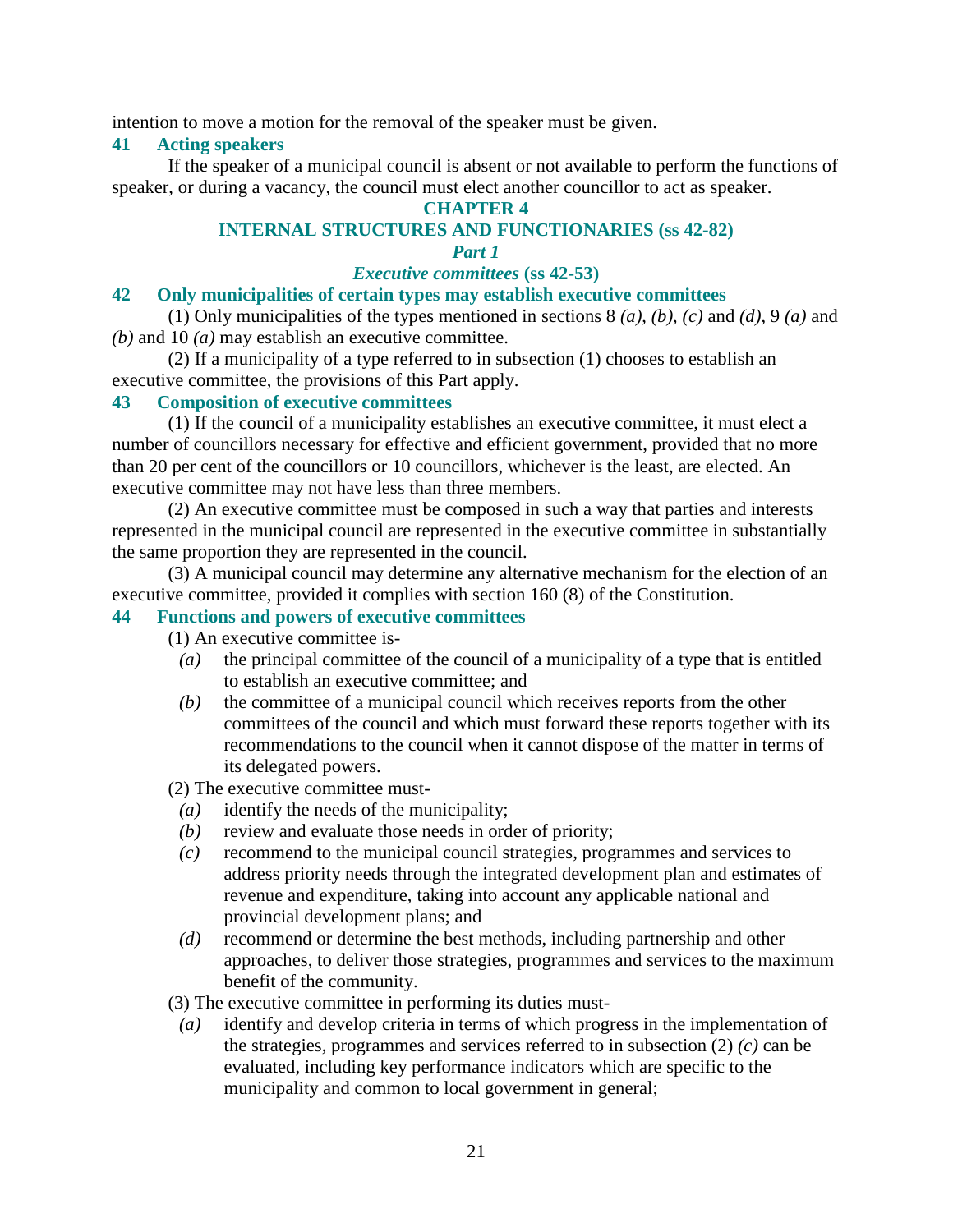intention to move a motion for the removal of the speaker must be given.

### 41 Acting speakers

If the speaker of a municipal council is absent or not available to perform the functions of speaker, or during a vacancy, the council must elect another councillor to act as speaker.

## CHAPTER 4

## INTERNAL STRUCTURES AND FUNCTIONARIES (ss 42-82)

### *Part 1*

### *Executive committees* (ss 42-53)

### 42 Only municipalities of certain types may establish executive committees

(1) Only municipalities of the types mentioned in sections 8 *(a)*, *(b)*, *(c)* and *(d)*, 9 *(a)* and *(b)* and 10 *(a)* may establish an executive committee.

(2) If a municipality of a type referred to in subsection (1) chooses to establish an executive committee, the provisions of this Part apply.

### 43 Composition of executive committees

(1) If the council of a municipality establishes an executive committee, it must elect a number of councillors necessary for effective and efficient government, provided that no more than 20 per cent of the councillors or 10 councillors, whichever is the least, are elected. An executive committee may not have less than three members.

(2) An executive committee must be composed in such a way that parties and interests represented in the municipal council are represented in the executive committee in substantially the same proportion they are represented in the council.

(3) A municipal council may determine any alternative mechanism for the election of an executive committee, provided it complies with section 160 (8) of the Constitution.

### 44 Functions and powers of executive committees

(1) An executive committee is-

*(a)* the principal committee of the council of a municipality of a type that is entitled to establish an executive committee; and

*(b)* the committee of a municipal council which receives reports from the other committees of the council and which must forward these reports together with its recommendations to the council when it cannot dispose of the matter in terms of its delegated powers.

(2) The executive committee must-

*(a)* identify the needs of the municipality;

*(b)* review and evaluate those needs in order of priority;

*(c)* recommend to the municipal council strategies, programmes and services to address priority needs through the integrated development plan and estimates of revenue and expenditure, taking into account any applicable national and provincial development plans; and

*(d)* recommend or determine the best methods, including partnership and other approaches, to deliver those strategies, programmes and services to the maximum benefit of the community.

(3) The executive committee in performing its duties must-

*(a)* identify and develop criteria in terms of which progress in the implementation of the strategies, programmes and services referred to in subsection (2) *(c)* can be evaluated, including key performance indicators which are specific to the municipality and common to local government in general;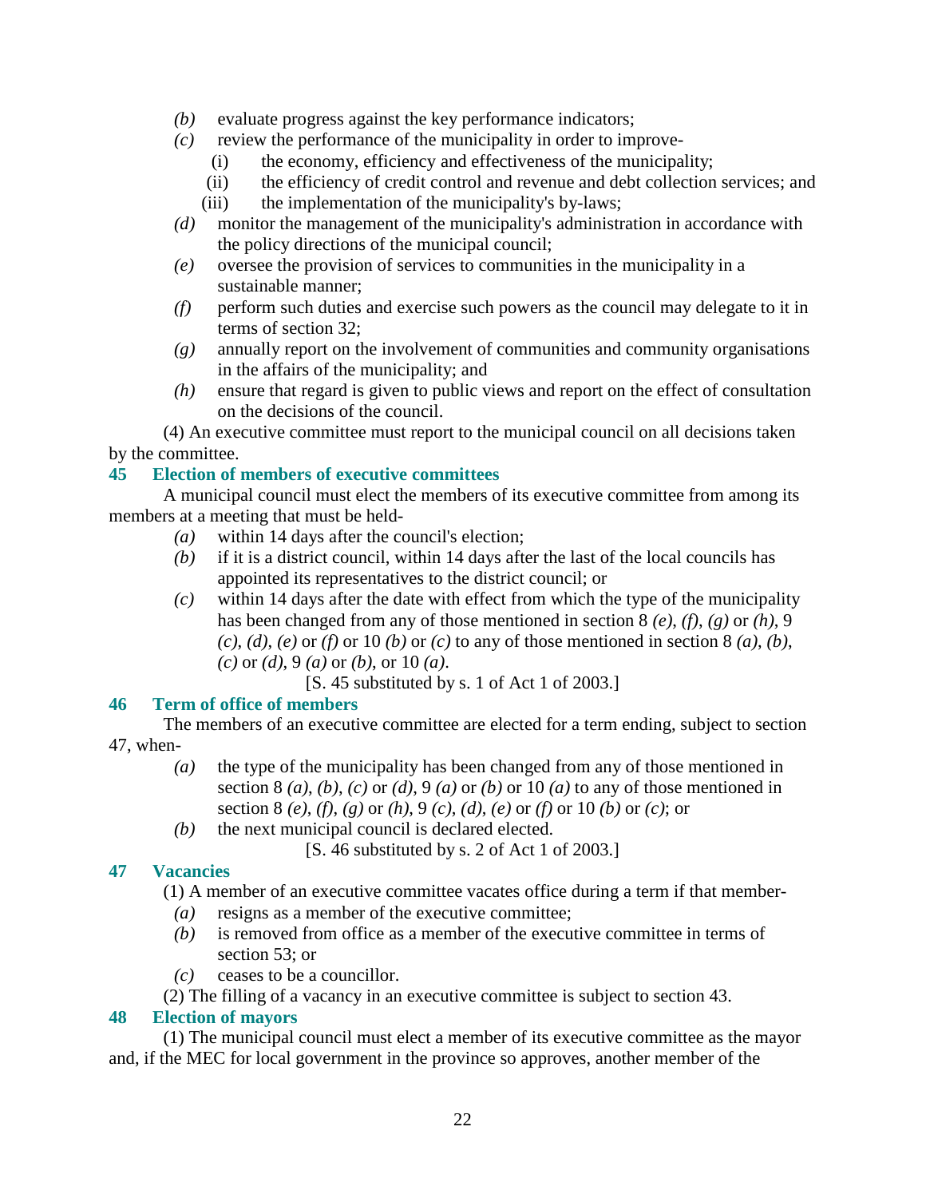*(b)* evaluate progress against the key performance indicators;

*(c)* review the performance of the municipality in order to improve-

(i) the economy, efficiency and effectiveness of the municipality;

(ii) the efficiency of credit control and revenue and debt collection services; and

(iii) the implementation of the municipality's by-laws;

*(d)* monitor the management of the municipality's administration in accordance with the policy directions of the municipal council;

*(e)* oversee the provision of services to communities in the municipality in a sustainable manner;

*(f)* perform such duties and exercise such powers as the council may delegate to it in terms of section 32;

*(g)* annually report on the involvement of communities and community organisations in the affairs of the municipality; and

*(h)* ensure that regard is given to public views and report on the effect of consultation on the decisions of the council.

(4) An executive committee must report to the municipal council on all decisions taken by the committee.

### 45 Election of members of executive committees

A municipal council must elect the members of its executive committee from among its members at a meeting that must be held-

*(a)* within 14 days after the council's election;

*(b)* if it is a district council, within 14 days after the last of the local councils has appointed its representatives to the district council; or

*(c)* within 14 days after the date with effect from which the type of the municipality has been changed from any of those mentioned in section 8 *(e)*, *(f)*, *(g)* or *(h)*, 9 *(c)*, *(d)*, *(e)* or *(f)* or 10 *(b)* or *(c)* to any of those mentioned in section 8 *(a)*, *(b)*, *(c)* or *(d)*, 9 *(a)* or *(b)*, or 10 *(a)*.

[S. 45 substituted by s. 1 of Act 1 of 2003.]

### 46 Term of office of members

The members of an executive committee are elected for a term ending, subject to section 47, when-

*(a)* the type of the municipality has been changed from any of those mentioned in section 8 *(a)*, *(b)*, *(c)* or *(d)*, 9 *(a)* or *(b)* or 10 *(a)* to any of those mentioned in section 8 *(e)*, *(f)*, *(g)* or *(h)*, 9 *(c)*, *(d)*, *(e)* or *(f)* or 10 *(b)* or *(c)*; or

*(b)* the next municipal council is declared elected.

[S. 46 substituted by s. 2 of Act 1 of 2003.]

### 47 Vacancies

(1) A member of an executive committee vacates office during a term if that member-

*(a)* resigns as a member of the executive committee;

*(b)* is removed from office as a member of the executive committee in terms of section 53; or

*(c)* ceases to be a councillor.

(2) The filling of a vacancy in an executive committee is subject to section 43.

### 48 Election of mayors

(1) The municipal council must elect a member of its executive committee as the mayor and, if the MEC for local government in the province so approves, another member of the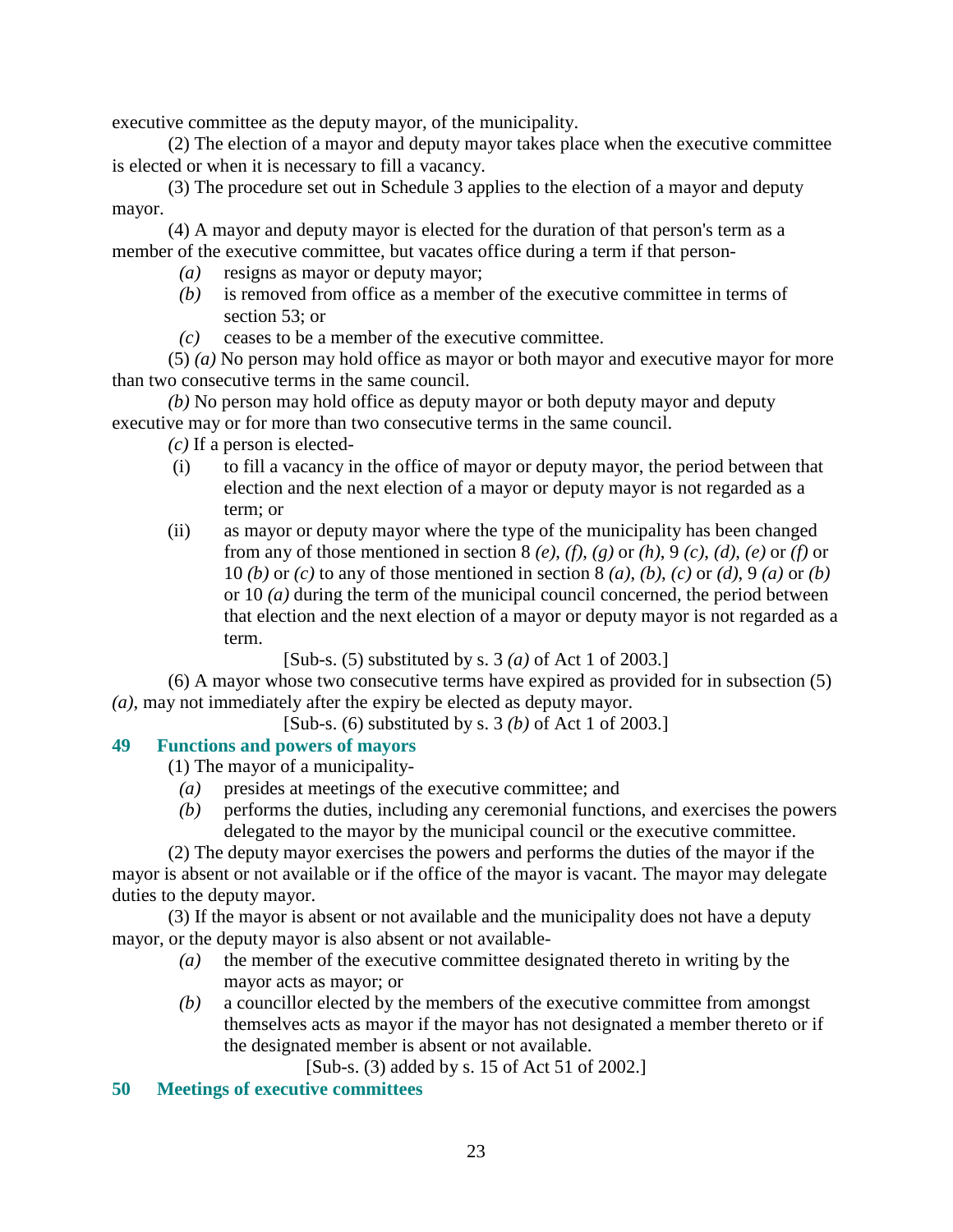executive committee as the deputy mayor, of the municipality.

(2) The election of a mayor and deputy mayor takes place when the executive committee is elected or when it is necessary to fill a vacancy.

(3) The procedure set out in Schedule 3 applies to the election of a mayor and deputy mayor.

(4) A mayor and deputy mayor is elected for the duration of that person's term as a member of the executive committee, but vacates office during a term if that person-

*(a)* resigns as mayor or deputy mayor;

*(b)* is removed from office as a member of the executive committee in terms of section 53; or

*(c)* ceases to be a member of the executive committee.

(5) *(a)* No person may hold office as mayor or both mayor and executive mayor for more than two consecutive terms in the same council.

*(b)* No person may hold office as deputy mayor or both deputy mayor and deputy executive may or for more than two consecutive terms in the same council.

*(c)* If a person is elected-

(i) to fill a vacancy in the office of mayor or deputy mayor, the period between that election and the next election of a mayor or deputy mayor is not regarded as a term; or

(ii) as mayor or deputy mayor where the type of the municipality has been changed from any of those mentioned in section 8 *(e)*, *(f)*, *(g)* or *(h)*, 9 *(c)*, *(d)*, *(e)* or *(f)* or 10 *(b)* or *(c)* to any of those mentioned in section 8 *(a)*, *(b)*, *(c)* or *(d)*, 9 *(a)* or *(b)* or 10 *(a)* during the term of the municipal council concerned, the period between that election and the next election of a mayor or deputy mayor is not regarded as a term.

[Sub-s. (5) substituted by s. 3 *(a)* of Act 1 of 2003.]

(6) A mayor whose two consecutive terms have expired as provided for in subsection (5) *(a)*, may not immediately after the expiry be elected as deputy mayor.

[Sub-s. (6) substituted by s. 3 *(b)* of Act 1 of 2003.]

### 49 Functions and powers of mayors

(1) The mayor of a municipality-

*(a)* presides at meetings of the executive committee; and

*(b)* performs the duties, including any ceremonial functions, and exercises the powers delegated to the mayor by the municipal council or the executive committee.

(2) The deputy mayor exercises the powers and performs the duties of the mayor if the mayor is absent or not available or if the office of the mayor is vacant. The mayor may delegate duties to the deputy mayor.

(3) If the mayor is absent or not available and the municipality does not have a deputy mayor, or the deputy mayor is also absent or not available-

*(a)* the member of the executive committee designated thereto in writing by the mayor acts as mayor; or

*(b)* a councillor elected by the members of the executive committee from amongst themselves acts as mayor if the mayor has not designated a member thereto or if the designated member is absent or not available.

[Sub-s. (3) added by s. 15 of Act 51 of 2002.]

### 50 Meetings of executive committees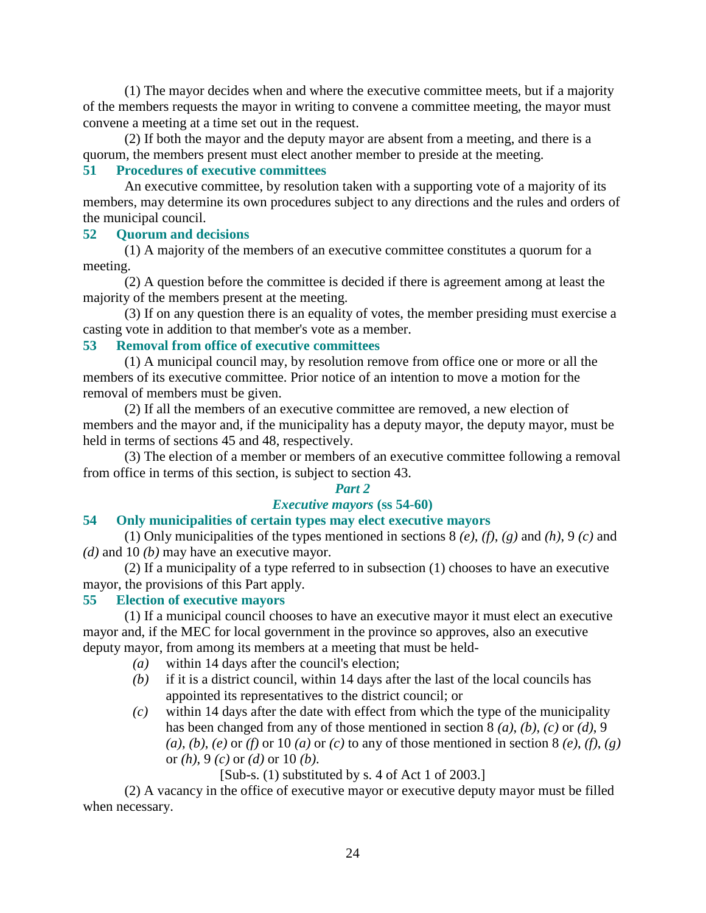(1) The mayor decides when and where the executive committee meets, but if a majority of the members requests the mayor in writing to convene a committee meeting, the mayor must convene a meeting at a time set out in the request.

(2) If both the mayor and the deputy mayor are absent from a meeting, and there is a quorum, the members present must elect another member to preside at the meeting.

### 51 Procedures of executive committees

An executive committee, by resolution taken with a supporting vote of a majority of its members, may determine its own procedures subject to any directions and the rules and orders of the municipal council.

### 52 Quorum and decisions

(1) A majority of the members of an executive committee constitutes a quorum for a meeting.

(2) A question before the committee is decided if there is agreement among at least the majority of the members present at the meeting.

(3) If on any question there is an equality of votes, the member presiding must exercise a casting vote in addition to that member's vote as a member.

### 53 Removal from office of executive committees

(1) A municipal council may, by resolution remove from office one or more or all the members of its executive committee. Prior notice of an intention to move a motion for the removal of members must be given.

(2) If all the members of an executive committee are removed, a new election of members and the mayor and, if the municipality has a deputy mayor, the deputy mayor, must be held in terms of sections 45 and 48, respectively.

(3) The election of a member or members of an executive committee following a removal from office in terms of this section, is subject to section 43.

## *Part 2*

## *Executive mayors* (ss 54-60)

### 54 Only municipalities of certain types may elect executive mayors

(1) Only municipalities of the types mentioned in sections 8 *(e)*, *(f)*, *(g)* and *(h)*, 9 *(c)* and *(d)* and 10 *(b)* may have an executive mayor.

(2) If a municipality of a type referred to in subsection (1) chooses to have an executive mayor, the provisions of this Part apply.

### 55 Election of executive mayors

(1) If a municipal council chooses to have an executive mayor it must elect an executive mayor and, if the MEC for local government in the province so approves, also an executive deputy mayor, from among its members at a meeting that must be held-

- *(a)* within 14 days after the council's election;
- *(b)* if it is a district council, within 14 days after the last of the local councils has appointed its representatives to the district council; or
- *(c)* within 14 days after the date with effect from which the type of the municipality has been changed from any of those mentioned in section 8 *(a)*, *(b)*, *(c)* or *(d)*, 9 *(a)*, *(b)*, *(e)* or *(f)* or 10 *(a)* or *(c)* to any of those mentioned in section 8 *(e)*, *(f)*, *(g)* or *(h)*, 9 *(c)* or *(d)* or 10 *(b)*.

[Sub-s. (1) substituted by s. 4 of Act 1 of 2003.]

(2) A vacancy in the office of executive mayor or executive deputy mayor must be filled when necessary.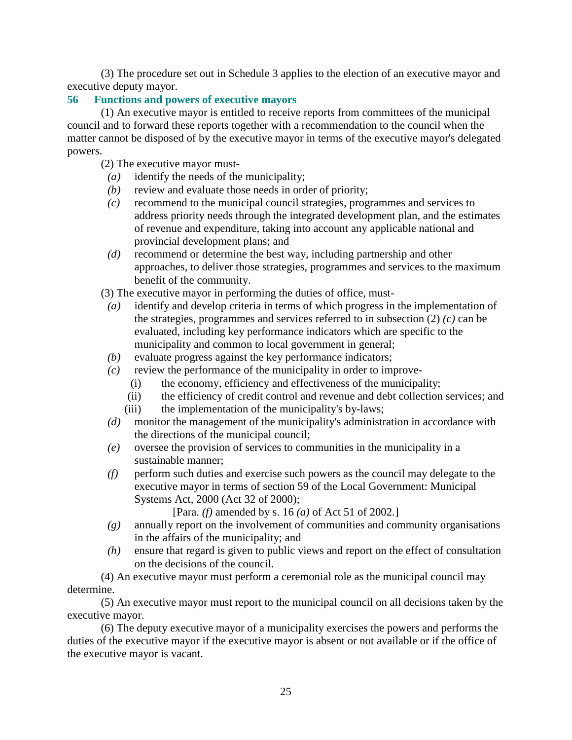(3) The procedure set out in Schedule 3 applies to the election of an executive mayor and executive deputy mayor.

### 56 Functions and powers of executive mayors

(1) An executive mayor is entitled to receive reports from committees of the municipal council and to forward these reports together with a recommendation to the council when the matter cannot be disposed of by the executive mayor in terms of the executive mayor's delegated powers.

(2) The executive mayor must-

*(a)* identify the needs of the municipality;

*(b)* review and evaluate those needs in order of priority;

*(c)* recommend to the municipal council strategies, programmes and services to address priority needs through the integrated development plan, and the estimates of revenue and expenditure, taking into account any applicable national and provincial development plans; and

*(d)* recommend or determine the best way, including partnership and other approaches, to deliver those strategies, programmes and services to the maximum benefit of the community.

(3) The executive mayor in performing the duties of office, must-

*(a)* identify and develop criteria in terms of which progress in the implementation of the strategies, programmes and services referred to in subsection (2) *(c)* can be evaluated, including key performance indicators which are specific to the municipality and common to local government in general;

*(b)* evaluate progress against the key performance indicators;

*(c)* review the performance of the municipality in order to improve-

(i) the economy, efficiency and effectiveness of the municipality;

(ii) the efficiency of credit control and revenue and debt collection services; and

(iii) the implementation of the municipality's by-laws;

*(d)* monitor the management of the municipality's administration in accordance with the directions of the municipal council;

*(e)* oversee the provision of services to communities in the municipality in a sustainable manner;

*(f)* perform such duties and exercise such powers as the council may delegate to the executive mayor in terms of section 59 of the Local Government: Municipal Systems Act, 2000 (Act 32 of 2000);

[Para. *(f)* amended by s. 16 *(a)* of Act 51 of 2002.]

*(g)* annually report on the involvement of communities and community organisations in the affairs of the municipality; and

*(h)* ensure that regard is given to public views and report on the effect of consultation on the decisions of the council.

(4) An executive mayor must perform a ceremonial role as the municipal council may determine.

(5) An executive mayor must report to the municipal council on all decisions taken by the executive mayor.

(6) The deputy executive mayor of a municipality exercises the powers and performs the duties of the executive mayor if the executive mayor is absent or not available or if the office of the executive mayor is vacant.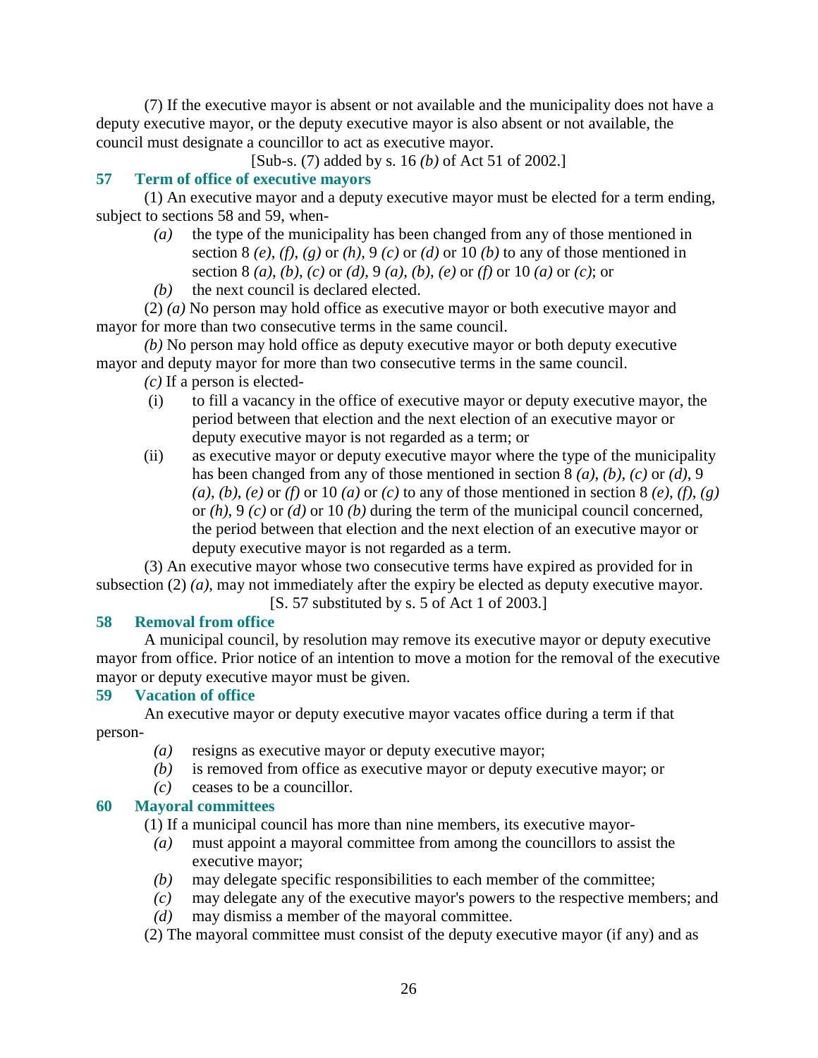(7) If the executive mayor is absent or not available and the municipality does not have a deputy executive mayor, or the deputy executive mayor is also absent or not available, the council must designate a councillor to act as executive mayor.

[Sub-s. (7) added by s. 16 *(b)* of Act 51 of 2002.]

### 57 Term of office of executive mayors

(1) An executive mayor and a deputy executive mayor must be elected for a term ending, subject to sections 58 and 59, when-

*(a)* the type of the municipality has been changed from any of those mentioned in section 8 *(e)*, *(f)*, *(g)* or *(h)*, 9 *(c)* or *(d)* or 10 *(b)* to any of those mentioned in section 8 *(a)*, *(b)*, *(c)* or *(d)*, 9 *(a)*, *(b)*, *(e)* or *(f)* or 10 *(a)* or *(c)*; or

*(b)* the next council is declared elected.

(2) *(a)* No person may hold office as executive mayor or both executive mayor and mayor for more than two consecutive terms in the same council.

*(b)* No person may hold office as deputy executive mayor or both deputy executive mayor and deputy mayor for more than two consecutive terms in the same council.

*(c)* If a person is elected-

(i) to fill a vacancy in the office of executive mayor or deputy executive mayor, the period between that election and the next election of an executive mayor or deputy executive mayor is not regarded as a term; or

(ii) as executive mayor or deputy executive mayor where the type of the municipality has been changed from any of those mentioned in section 8 *(a)*, *(b)*, *(c)* or *(d)*, 9 *(a)*, *(b)*, *(e)* or *(f)* or 10 *(a)* or *(c)* to any of those mentioned in section 8 *(e)*, *(f)*, *(g)* or *(h)*, 9 *(c)* or *(d)* or 10 *(b)* during the term of the municipal council concerned, the period between that election and the next election of an executive mayor or deputy executive mayor is not regarded as a term.

(3) An executive mayor whose two consecutive terms have expired as provided for in subsection (2) *(a)*, may not immediately after the expiry be elected as deputy executive mayor.

[S. 57 substituted by s. 5 of Act 1 of 2003.]

### 58 Removal from office

A municipal council, by resolution may remove its executive mayor or deputy executive mayor from office. Prior notice of an intention to move a motion for the removal of the executive mayor or deputy executive mayor must be given.

### 59 Vacation of office

An executive mayor or deputy executive mayor vacates office during a term if that person-

*(a)* resigns as executive mayor or deputy executive mayor;

*(b)* is removed from office as executive mayor or deputy executive mayor; or

*(c)* ceases to be a councillor.

### 60 Mayoral committees

(1) If a municipal council has more than nine members, its executive mayor-

*(a)* must appoint a mayoral committee from among the councillors to assist the executive mayor;

*(b)* may delegate specific responsibilities to each member of the committee;

*(c)* may delegate any of the executive mayor's powers to the respective members; and

*(d)* may dismiss a member of the mayoral committee.

(2) The mayoral committee must consist of the deputy executive mayor (if any) and as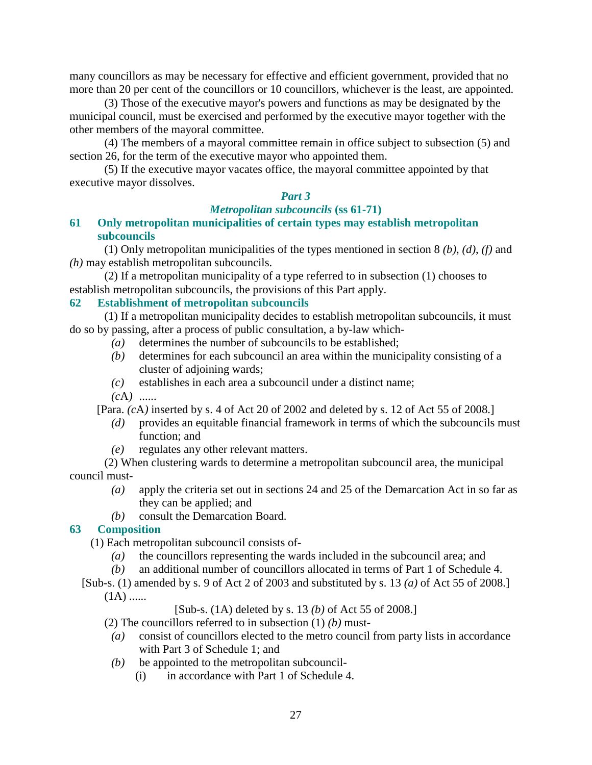many councillors as may be necessary for effective and efficient government, provided that no more than 20 per cent of the councillors or 10 councillors, whichever is the least, are appointed.

(3) Those of the executive mayor's powers and functions as may be designated by the municipal council, must be exercised and performed by the executive mayor together with the other members of the mayoral committee.

(4) The members of a mayoral committee remain in office subject to subsection (5) and section 26, for the term of the executive mayor who appointed them.

(5) If the executive mayor vacates office, the mayoral committee appointed by that executive mayor dissolves.

## *Part 3*

## *Metropolitan subcouncils* (ss 61-71)

### 61 Only metropolitan municipalities of certain types may establish metropolitan subcouncils

(1) Only metropolitan municipalities of the types mentioned in section 8 *(b)*, *(d)*, *(f)* and *(h)* may establish metropolitan subcouncils.

(2) If a metropolitan municipality of a type referred to in subsection (1) chooses to establish metropolitan subcouncils, the provisions of this Part apply.

### 62 Establishment of metropolitan subcouncils

(1) If a metropolitan municipality decides to establish metropolitan subcouncils, it must do so by passing, after a process of public consultation, a by-law which-

*(a)* determines the number of subcouncils to be established;

*(b)* determines for each subcouncil an area within the municipality consisting of a cluster of adjoining wards;

*(c)* establishes in each area a subcouncil under a distinct name;

*(c*A*)* ......

[Para. *(c*A*)* inserted by s. 4 of Act 20 of 2002 and deleted by s. 12 of Act 55 of 2008.]

*(d)* provides an equitable financial framework in terms of which the subcouncils must function; and

*(e)* regulates any other relevant matters.

(2) When clustering wards to determine a metropolitan subcouncil area, the municipal council must-

*(a)* apply the criteria set out in sections 24 and 25 of the Demarcation Act in so far as they can be applied; and

*(b)* consult the Demarcation Board.

### 63 Composition

(1) Each metropolitan subcouncil consists of-

*(a)* the councillors representing the wards included in the subcouncil area; and

*(b)* an additional number of councillors allocated in terms of Part 1 of Schedule 4.

[Sub-s. (1) amended by s. 9 of Act 2 of 2003 and substituted by s. 13 *(a)* of Act 55 of 2008.]

(1A) ......

[Sub-s. (1A) deleted by s. 13 *(b)* of Act 55 of 2008.]

(2) The councillors referred to in subsection (1) *(b)* must-

*(a)* consist of councillors elected to the metro council from party lists in accordance with Part 3 of Schedule 1; and

*(b)* be appointed to the metropolitan subcouncil-

(i) in accordance with Part 1 of Schedule 4.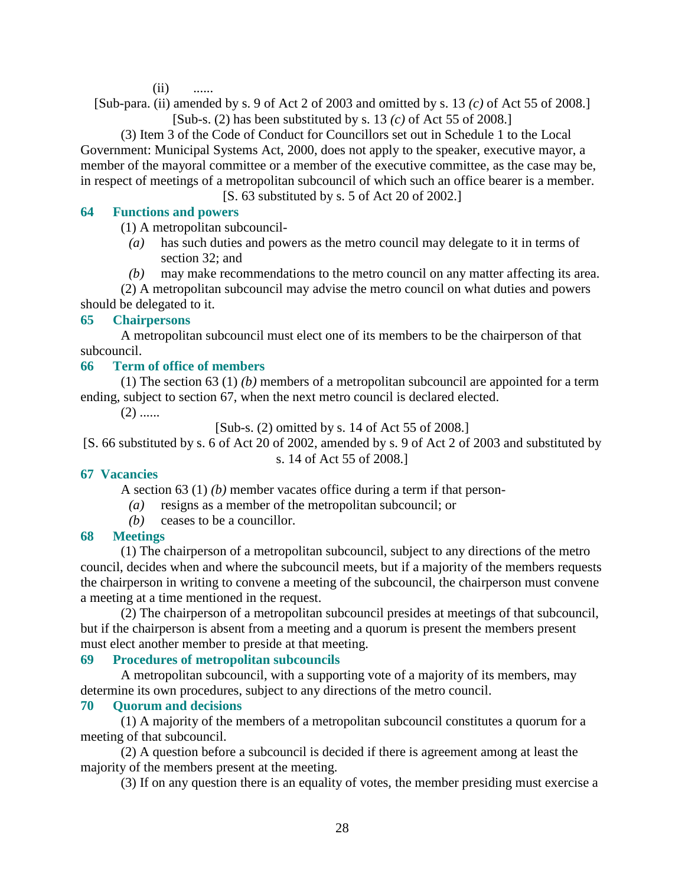(ii) ......

[Sub-para. (ii) amended by s. 9 of Act 2 of 2003 and omitted by s. 13 *(c)* of Act 55 of 2008.]

[Sub-s. (2) has been substituted by s. 13 *(c)* of Act 55 of 2008.]

(3) Item 3 of the Code of Conduct for Councillors set out in Schedule 1 to the Local Government: Municipal Systems Act, 2000, does not apply to the speaker, executive mayor, a member of the mayoral committee or a member of the executive committee, as the case may be, in respect of meetings of a metropolitan subcouncil of which such an office bearer is a member.

[S. 63 substituted by s. 5 of Act 20 of 2002.]

### 64 Functions and powers

(1) A metropolitan subcouncil-

*(a)* has such duties and powers as the metro council may delegate to it in terms of section 32; and

*(b)* may make recommendations to the metro council on any matter affecting its area.

(2) A metropolitan subcouncil may advise the metro council on what duties and powers should be delegated to it.

### 65 Chairpersons

A metropolitan subcouncil must elect one of its members to be the chairperson of that subcouncil.

### 66 Term of office of members

(1) The section 63 (1) *(b)* members of a metropolitan subcouncil are appointed for a term ending, subject to section 67, when the next metro council is declared elected.

(2) ......

[Sub-s. (2) omitted by s. 14 of Act 55 of 2008.]

[S. 66 substituted by s. 6 of Act 20 of 2002, amended by s. 9 of Act 2 of 2003 and substituted by s. 14 of Act 55 of 2008.]

### 67 Vacancies

A section 63 (1) *(b)* member vacates office during a term if that person-

*(a)* resigns as a member of the metropolitan subcouncil; or

*(b)* ceases to be a councillor.

### 68 Meetings

(1) The chairperson of a metropolitan subcouncil, subject to any directions of the metro council, decides when and where the subcouncil meets, but if a majority of the members requests the chairperson in writing to convene a meeting of the subcouncil, the chairperson must convene a meeting at a time mentioned in the request.

(2) The chairperson of a metropolitan subcouncil presides at meetings of that subcouncil, but if the chairperson is absent from a meeting and a quorum is present the members present must elect another member to preside at that meeting.

### 69 Procedures of metropolitan subcouncils

A metropolitan subcouncil, with a supporting vote of a majority of its members, may determine its own procedures, subject to any directions of the metro council.

### 70 Quorum and decisions

(1) A majority of the members of a metropolitan subcouncil constitutes a quorum for a meeting of that subcouncil.

(2) A question before a subcouncil is decided if there is agreement among at least the majority of the members present at the meeting.

(3) If on any question there is an equality of votes, the member presiding must exercise a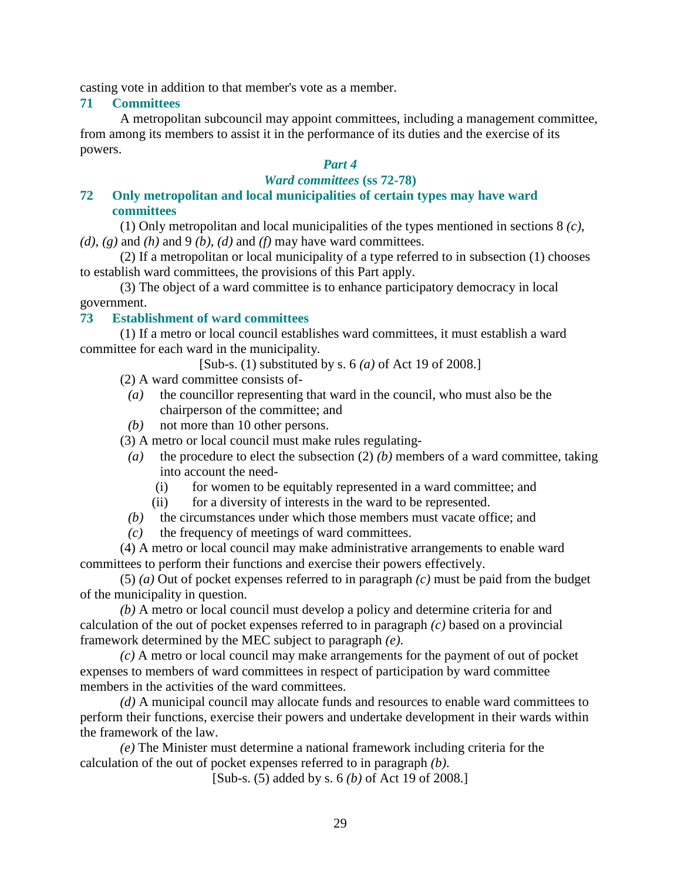casting vote in addition to that member's vote as a member.

### 71 Committees

A metropolitan subcouncil may appoint committees, including a management committee, from among its members to assist it in the performance of its duties and the exercise of its powers.

## *Part 4*

## *Ward committees* (ss 72-78)

### 72 Only metropolitan and local municipalities of certain types may have ward committees

(1) Only metropolitan and local municipalities of the types mentioned in sections 8 *(c)*, *(d)*, *(g)* and *(h)* and 9 *(b)*, *(d)* and *(f)* may have ward committees.

(2) If a metropolitan or local municipality of a type referred to in subsection (1) chooses to establish ward committees, the provisions of this Part apply.

(3) The object of a ward committee is to enhance participatory democracy in local government.

### 73 Establishment of ward committees

(1) If a metro or local council establishes ward committees, it must establish a ward committee for each ward in the municipality.

[Sub-s. (1) substituted by s. 6 *(a)* of Act 19 of 2008.]

(2) A ward committee consists of-

- *(a)* the councillor representing that ward in the council, who must also be the chairperson of the committee; and
- *(b)* not more than 10 other persons.

(3) A metro or local council must make rules regulating-

- *(a)* the procedure to elect the subsection (2) *(b)* members of a ward committee, taking into account the need-
  - (i) for women to be equitably represented in a ward committee; and
  - (ii) for a diversity of interests in the ward to be represented.
- *(b)* the circumstances under which those members must vacate office; and
- *(c)* the frequency of meetings of ward committees.

(4) A metro or local council may make administrative arrangements to enable ward committees to perform their functions and exercise their powers effectively.

(5) *(a)* Out of pocket expenses referred to in paragraph *(c)* must be paid from the budget of the municipality in question.

*(b)* A metro or local council must develop a policy and determine criteria for and calculation of the out of pocket expenses referred to in paragraph *(c)* based on a provincial framework determined by the MEC subject to paragraph *(e)*.

*(c)* A metro or local council may make arrangements for the payment of out of pocket expenses to members of ward committees in respect of participation by ward committee members in the activities of the ward committees.

*(d)* A municipal council may allocate funds and resources to enable ward committees to perform their functions, exercise their powers and undertake development in their wards within the framework of the law.

*(e)* The Minister must determine a national framework including criteria for the calculation of the out of pocket expenses referred to in paragraph *(b)*.

[Sub-s. (5) added by s. 6 *(b)* of Act 19 of 2008.]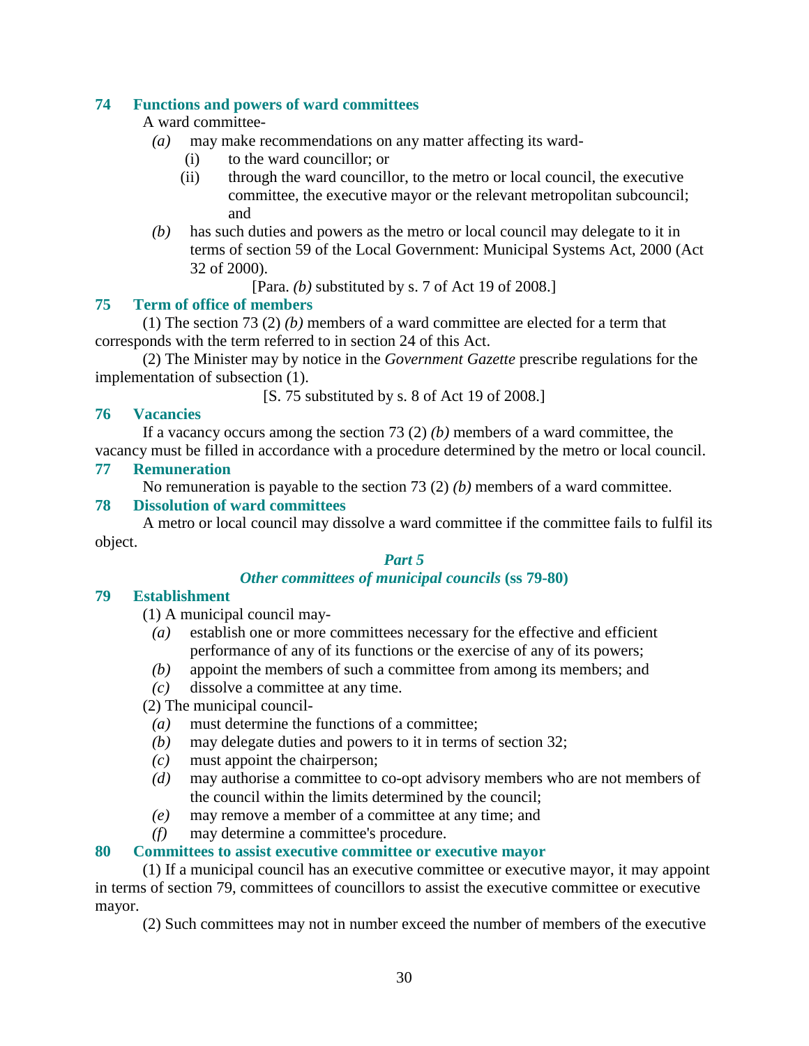**74 Functions and powers of ward committees**

A ward committee-

*(a)* may make recommendations on any matter affecting its ward-

(i) to the ward councillor; or

(ii) through the ward councillor, to the metro or local council, the executive committee, the executive mayor or the relevant metropolitan subcouncil; and

*(b)* has such duties and powers as the metro or local council may delegate to it in terms of section 59 of the Local Government: Municipal Systems Act, 2000 (Act 32 of 2000).

[Para. *(b)* substituted by s. 7 of Act 19 of 2008.]

**75 Term of office of members**

(1) The section 73 (2) *(b)* members of a ward committee are elected for a term that corresponds with the term referred to in section 24 of this Act.

(2) The Minister may by notice in the *Government Gazette* prescribe regulations for the implementation of subsection (1).

[S. 75 substituted by s. 8 of Act 19 of 2008.]

**76 Vacancies**

If a vacancy occurs among the section 73 (2) *(b)* members of a ward committee, the vacancy must be filled in accordance with a procedure determined by the metro or local council.

**77 Remuneration**

No remuneration is payable to the section 73 (2) *(b)* members of a ward committee.

**78 Dissolution of ward committees**

A metro or local council may dissolve a ward committee if the committee fails to fulfil its object.

## *Part 5*

## *Other committees of municipal councils* (ss 79-80)

**79 Establishment**

(1) A municipal council may-

*(a)* establish one or more committees necessary for the effective and efficient performance of any of its functions or the exercise of any of its powers;

*(b)* appoint the members of such a committee from among its members; and

*(c)* dissolve a committee at any time.

(2) The municipal council-

*(a)* must determine the functions of a committee;

*(b)* may delegate duties and powers to it in terms of section 32;

*(c)* must appoint the chairperson;

*(d)* may authorise a committee to co-opt advisory members who are not members of the council within the limits determined by the council;

*(e)* may remove a member of a committee at any time; and

*(f)* may determine a committee's procedure.

**80 Committees to assist executive committee or executive mayor**

(1) If a municipal council has an executive committee or executive mayor, it may appoint in terms of section 79, committees of councillors to assist the executive committee or executive mayor.

(2) Such committees may not in number exceed the number of members of the executive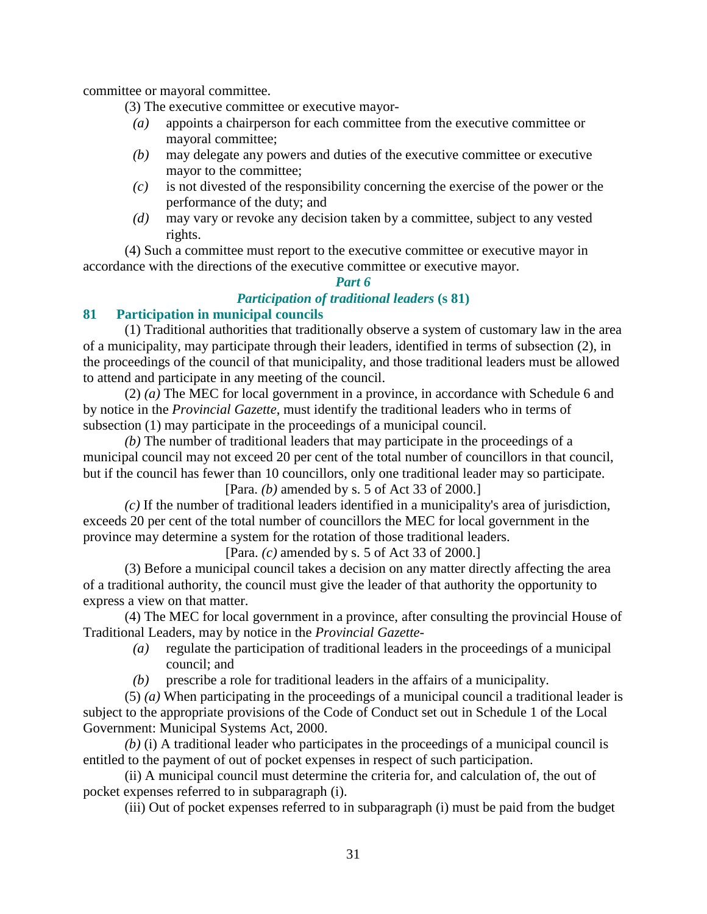committee or mayoral committee.

(3) The executive committee or executive mayor-

*(a)* appoints a chairperson for each committee from the executive committee or mayoral committee;

*(b)* may delegate any powers and duties of the executive committee or executive mayor to the committee;

*(c)* is not divested of the responsibility concerning the exercise of the power or the performance of the duty; and

*(d)* may vary or revoke any decision taken by a committee, subject to any vested rights.

(4) Such a committee must report to the executive committee or executive mayor in accordance with the directions of the executive committee or executive mayor.

## *Part 6*

## *Participation of traditional leaders* (s 81)

### 81 Participation in municipal councils

(1) Traditional authorities that traditionally observe a system of customary law in the area of a municipality, may participate through their leaders, identified in terms of subsection (2), in the proceedings of the council of that municipality, and those traditional leaders must be allowed to attend and participate in any meeting of the council.

(2) *(a)* The MEC for local government in a province, in accordance with Schedule 6 and by notice in the *Provincial Gazette*, must identify the traditional leaders who in terms of subsection (1) may participate in the proceedings of a municipal council.

*(b)* The number of traditional leaders that may participate in the proceedings of a municipal council may not exceed 20 per cent of the total number of councillors in that council, but if the council has fewer than 10 councillors, only one traditional leader may so participate.

[Para. *(b)* amended by s. 5 of Act 33 of 2000.]

*(c)* If the number of traditional leaders identified in a municipality's area of jurisdiction, exceeds 20 per cent of the total number of councillors the MEC for local government in the province may determine a system for the rotation of those traditional leaders.

[Para. *(c)* amended by s. 5 of Act 33 of 2000.]

(3) Before a municipal council takes a decision on any matter directly affecting the area of a traditional authority, the council must give the leader of that authority the opportunity to express a view on that matter.

(4) The MEC for local government in a province, after consulting the provincial House of Traditional Leaders, may by notice in the *Provincial Gazette*-

*(a)* regulate the participation of traditional leaders in the proceedings of a municipal council; and

*(b)* prescribe a role for traditional leaders in the affairs of a municipality.

(5) *(a)* When participating in the proceedings of a municipal council a traditional leader is subject to the appropriate provisions of the Code of Conduct set out in Schedule 1 of the Local Government: Municipal Systems Act, 2000.

*(b)* (i) A traditional leader who participates in the proceedings of a municipal council is entitled to the payment of out of pocket expenses in respect of such participation.

(ii) A municipal council must determine the criteria for, and calculation of, the out of pocket expenses referred to in subparagraph (i).

(iii) Out of pocket expenses referred to in subparagraph (i) must be paid from the budget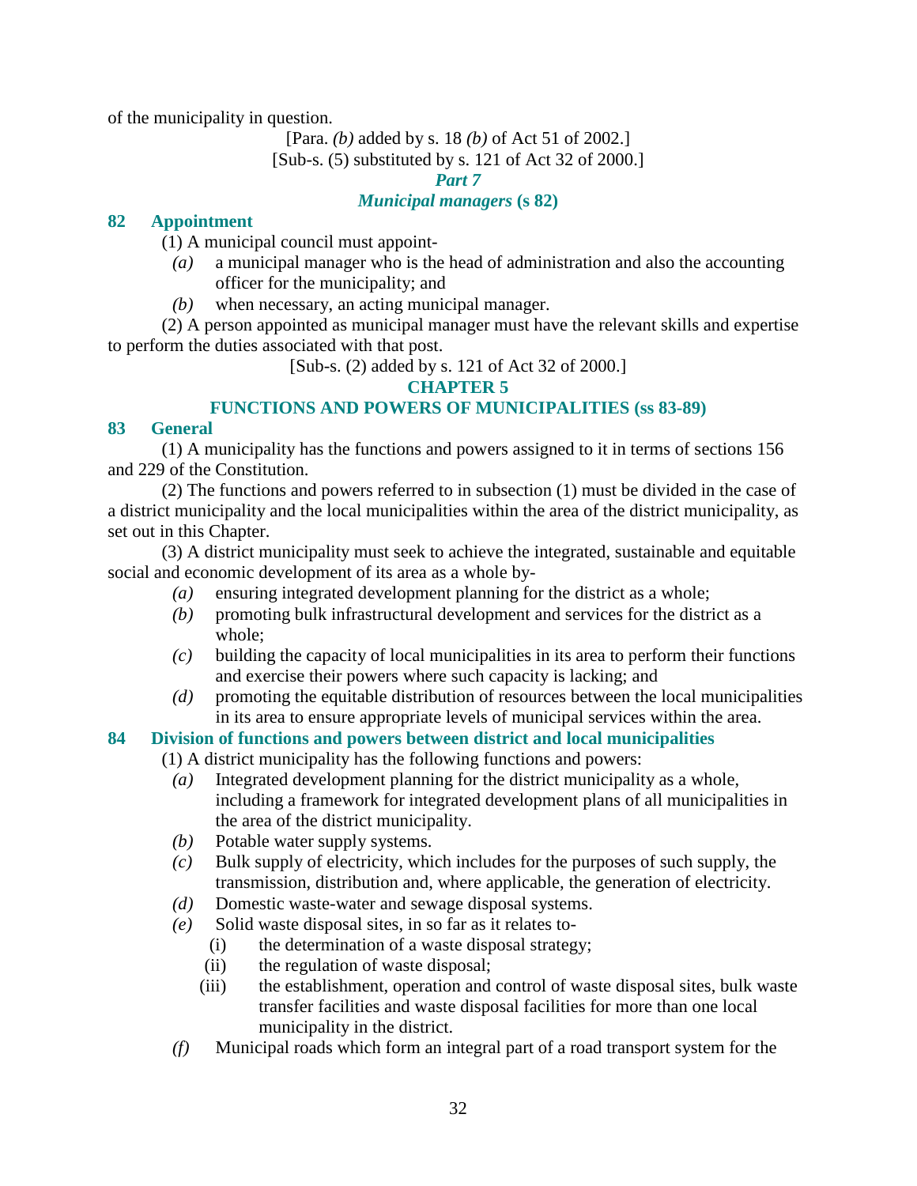of the municipality in question.

[Para. *(b)* added by s. 18 *(b)* of Act 51 of 2002.]

[Sub-s. (5) substituted by s. 121 of Act 32 of 2000.]

### *Part 7*

### *Municipal managers* (s 82)

**82 Appointment**

(1) A municipal council must appoint-

*(a)* a municipal manager who is the head of administration and also the accounting officer for the municipality; and

*(b)* when necessary, an acting municipal manager.

(2) A person appointed as municipal manager must have the relevant skills and expertise to perform the duties associated with that post.

[Sub-s. (2) added by s. 121 of Act 32 of 2000.]

## CHAPTER 5

## FUNCTIONS AND POWERS OF MUNICIPALITIES (ss 83-89)

**83 General**

(1) A municipality has the functions and powers assigned to it in terms of sections 156 and 229 of the Constitution.

(2) The functions and powers referred to in subsection (1) must be divided in the case of a district municipality and the local municipalities within the area of the district municipality, as set out in this Chapter.

(3) A district municipality must seek to achieve the integrated, sustainable and equitable social and economic development of its area as a whole by-

*(a)* ensuring integrated development planning for the district as a whole;

*(b)* promoting bulk infrastructural development and services for the district as a whole;

*(c)* building the capacity of local municipalities in its area to perform their functions and exercise their powers where such capacity is lacking; and

*(d)* promoting the equitable distribution of resources between the local municipalities in its area to ensure appropriate levels of municipal services within the area.

**84 Division of functions and powers between district and local municipalities**

(1) A district municipality has the following functions and powers:

*(a)* Integrated development planning for the district municipality as a whole, including a framework for integrated development plans of all municipalities in the area of the district municipality.

*(b)* Potable water supply systems.

*(c)* Bulk supply of electricity, which includes for the purposes of such supply, the transmission, distribution and, where applicable, the generation of electricity.

*(d)* Domestic waste-water and sewage disposal systems.

*(e)* Solid waste disposal sites, in so far as it relates to-

(i) the determination of a waste disposal strategy;

(ii) the regulation of waste disposal;

(iii) the establishment, operation and control of waste disposal sites, bulk waste transfer facilities and waste disposal facilities for more than one local municipality in the district.

*(f)* Municipal roads which form an integral part of a road transport system for the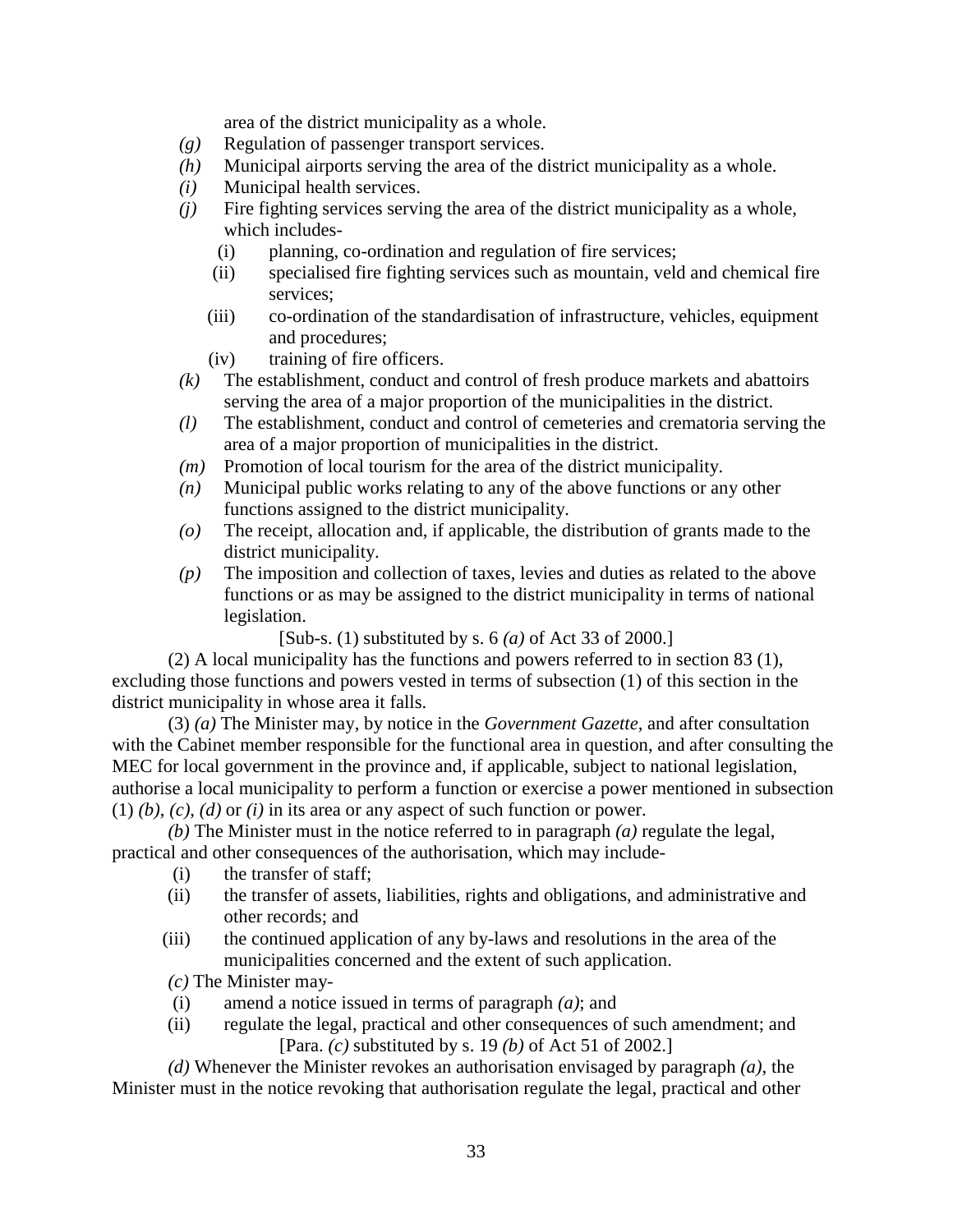area of the district municipality as a whole.

*(g)* Regulation of passenger transport services.

*(h)* Municipal airports serving the area of the district municipality as a whole.

*(i)* Municipal health services.

*(j)* Fire fighting services serving the area of the district municipality as a whole, which includes-

(i) planning, co-ordination and regulation of fire services;

(ii) specialised fire fighting services such as mountain, veld and chemical fire services;

(iii) co-ordination of the standardisation of infrastructure, vehicles, equipment and procedures;

(iv) training of fire officers.

*(k)* The establishment, conduct and control of fresh produce markets and abattoirs serving the area of a major proportion of the municipalities in the district.

*(l)* The establishment, conduct and control of cemeteries and crematoria serving the area of a major proportion of municipalities in the district.

*(m)* Promotion of local tourism for the area of the district municipality.

*(n)* Municipal public works relating to any of the above functions or any other functions assigned to the district municipality.

*(o)* The receipt, allocation and, if applicable, the distribution of grants made to the district municipality.

*(p)* The imposition and collection of taxes, levies and duties as related to the above functions or as may be assigned to the district municipality in terms of national legislation.

[Sub-s. (1) substituted by s. 6 *(a)* of Act 33 of 2000.]

(2) A local municipality has the functions and powers referred to in section 83 (1), excluding those functions and powers vested in terms of subsection (1) of this section in the district municipality in whose area it falls.

(3) *(a)* The Minister may, by notice in the *Government Gazette*, and after consultation with the Cabinet member responsible for the functional area in question, and after consulting the MEC for local government in the province and, if applicable, subject to national legislation, authorise a local municipality to perform a function or exercise a power mentioned in subsection (1) *(b)*, *(c)*, *(d)* or *(i)* in its area or any aspect of such function or power.

*(b)* The Minister must in the notice referred to in paragraph *(a)* regulate the legal, practical and other consequences of the authorisation, which may include-

(i) the transfer of staff;

(ii) the transfer of assets, liabilities, rights and obligations, and administrative and other records; and

(iii) the continued application of any by-laws and resolutions in the area of the municipalities concerned and the extent of such application.

*(c)* The Minister may-

(i) amend a notice issued in terms of paragraph *(a)*; and

(ii) regulate the legal, practical and other consequences of such amendment; and

[Para. *(c)* substituted by s. 19 *(b)* of Act 51 of 2002.]

*(d)* Whenever the Minister revokes an authorisation envisaged by paragraph *(a)*, the Minister must in the notice revoking that authorisation regulate the legal, practical and other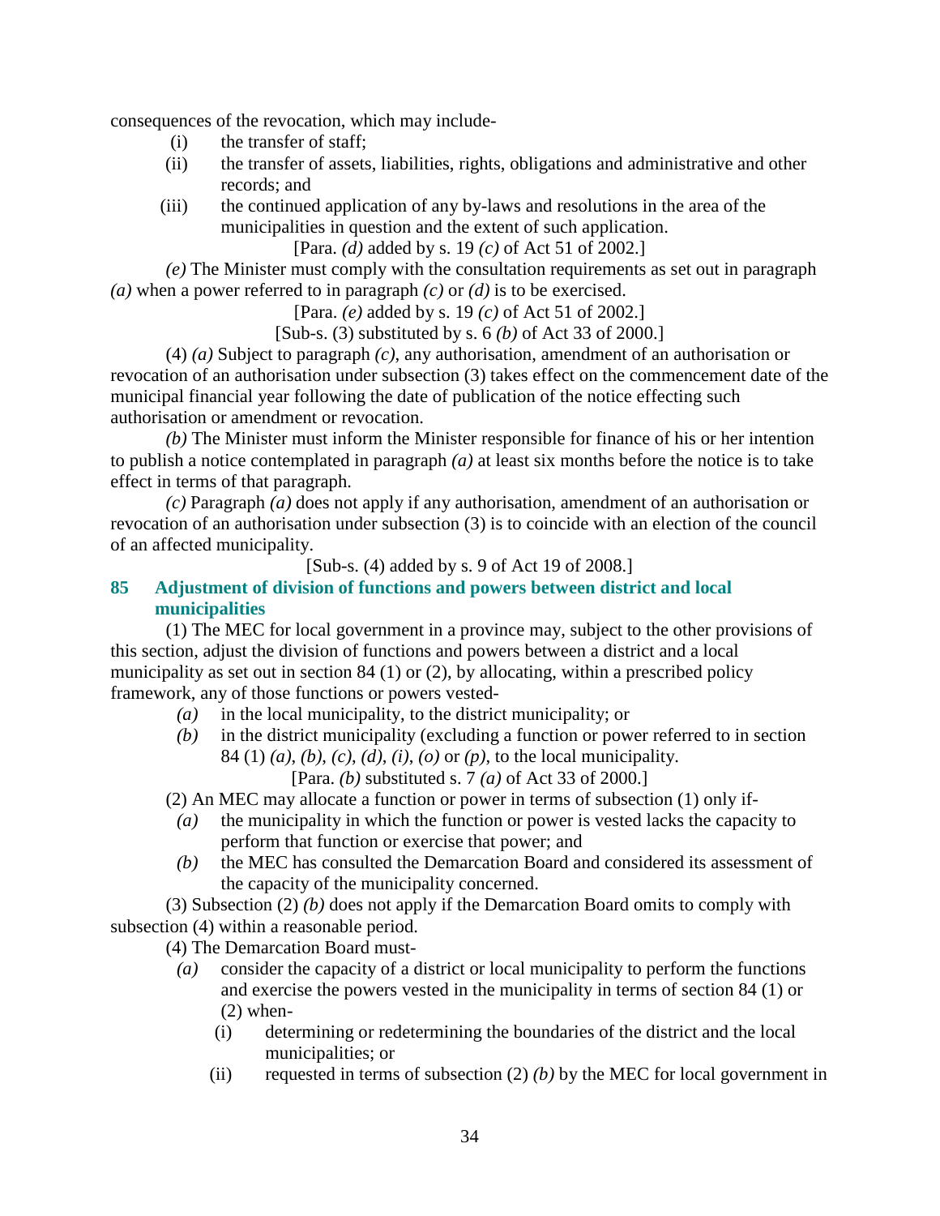consequences of the revocation, which may include-

(i) the transfer of staff;

(ii) the transfer of assets, liabilities, rights, obligations and administrative and other records; and

(iii) the continued application of any by-laws and resolutions in the area of the municipalities in question and the extent of such application.

[Para. *(d)* added by s. 19 *(c)* of Act 51 of 2002.]

*(e)* The Minister must comply with the consultation requirements as set out in paragraph *(a)* when a power referred to in paragraph *(c)* or *(d)* is to be exercised.

[Para. *(e)* added by s. 19 *(c)* of Act 51 of 2002.]

[Sub-s. (3) substituted by s. 6 *(b)* of Act 33 of 2000.]

(4) *(a)* Subject to paragraph *(c)*, any authorisation, amendment of an authorisation or revocation of an authorisation under subsection (3) takes effect on the commencement date of the municipal financial year following the date of publication of the notice effecting such authorisation or amendment or revocation.

*(b)* The Minister must inform the Minister responsible for finance of his or her intention to publish a notice contemplated in paragraph *(a)* at least six months before the notice is to take effect in terms of that paragraph.

*(c)* Paragraph *(a)* does not apply if any authorisation, amendment of an authorisation or revocation of an authorisation under subsection (3) is to coincide with an election of the council of an affected municipality.

[Sub-s. (4) added by s. 9 of Act 19 of 2008.]

**85 Adjustment of division of functions and powers between district and local municipalities**

(1) The MEC for local government in a province may, subject to the other provisions of this section, adjust the division of functions and powers between a district and a local municipality as set out in section 84 (1) or (2), by allocating, within a prescribed policy framework, any of those functions or powers vested-

*(a)* in the local municipality, to the district municipality; or

*(b)* in the district municipality (excluding a function or power referred to in section 84 (1) *(a)*, *(b)*, *(c)*, *(d)*, *(i)*, *(o)* or *(p)*, to the local municipality.

[Para. *(b)* substituted s. 7 *(a)* of Act 33 of 2000.]

(2) An MEC may allocate a function or power in terms of subsection (1) only if-

*(a)* the municipality in which the function or power is vested lacks the capacity to perform that function or exercise that power; and

*(b)* the MEC has consulted the Demarcation Board and considered its assessment of the capacity of the municipality concerned.

(3) Subsection (2) *(b)* does not apply if the Demarcation Board omits to comply with subsection (4) within a reasonable period.

(4) The Demarcation Board must-

*(a)* consider the capacity of a district or local municipality to perform the functions and exercise the powers vested in the municipality in terms of section 84 (1) or (2) when-

(i) determining or redetermining the boundaries of the district and the local municipalities; or

(ii) requested in terms of subsection (2) *(b)* by the MEC for local government in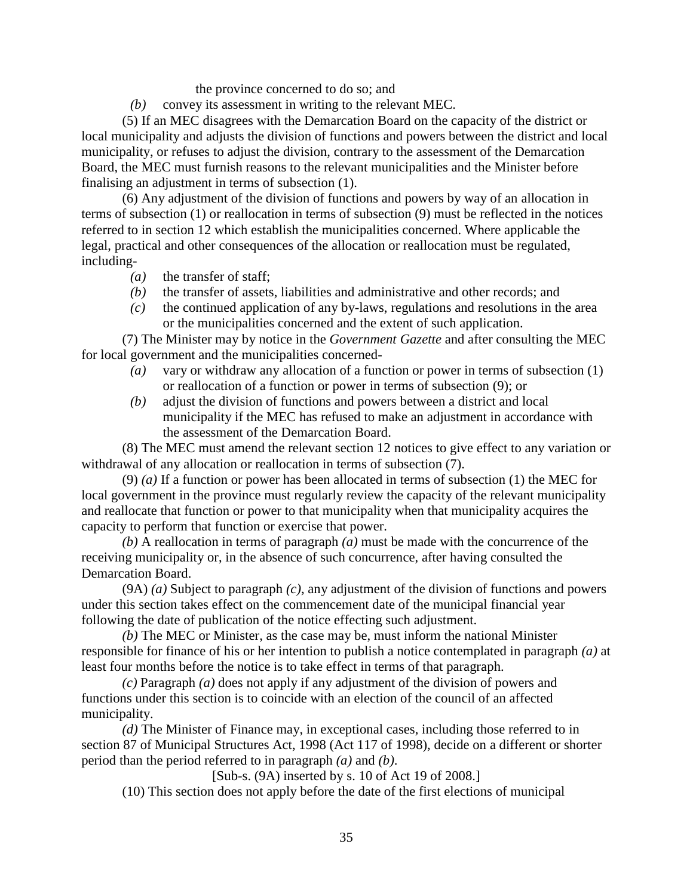the province concerned to do so; and

*(b)* convey its assessment in writing to the relevant MEC.

(5) If an MEC disagrees with the Demarcation Board on the capacity of the district or local municipality and adjusts the division of functions and powers between the district and local municipality, or refuses to adjust the division, contrary to the assessment of the Demarcation Board, the MEC must furnish reasons to the relevant municipalities and the Minister before finalising an adjustment in terms of subsection (1).

(6) Any adjustment of the division of functions and powers by way of an allocation in terms of subsection (1) or reallocation in terms of subsection (9) must be reflected in the notices referred to in section 12 which establish the municipalities concerned. Where applicable the legal, practical and other consequences of the allocation or reallocation must be regulated, including-

*(a)* the transfer of staff;

*(b)* the transfer of assets, liabilities and administrative and other records; and

*(c)* the continued application of any by-laws, regulations and resolutions in the area or the municipalities concerned and the extent of such application.

(7) The Minister may by notice in the *Government Gazette* and after consulting the MEC for local government and the municipalities concerned-

*(a)* vary or withdraw any allocation of a function or power in terms of subsection (1) or reallocation of a function or power in terms of subsection (9); or

*(b)* adjust the division of functions and powers between a district and local municipality if the MEC has refused to make an adjustment in accordance with the assessment of the Demarcation Board.

(8) The MEC must amend the relevant section 12 notices to give effect to any variation or withdrawal of any allocation or reallocation in terms of subsection (7).

(9) *(a)* If a function or power has been allocated in terms of subsection (1) the MEC for local government in the province must regularly review the capacity of the relevant municipality and reallocate that function or power to that municipality when that municipality acquires the capacity to perform that function or exercise that power.

*(b)* A reallocation in terms of paragraph *(a)* must be made with the concurrence of the receiving municipality or, in the absence of such concurrence, after having consulted the Demarcation Board.

(9A) *(a)* Subject to paragraph *(c)*, any adjustment of the division of functions and powers under this section takes effect on the commencement date of the municipal financial year following the date of publication of the notice effecting such adjustment.

*(b)* The MEC or Minister, as the case may be, must inform the national Minister responsible for finance of his or her intention to publish a notice contemplated in paragraph *(a)* at least four months before the notice is to take effect in terms of that paragraph.

*(c)* Paragraph *(a)* does not apply if any adjustment of the division of powers and functions under this section is to coincide with an election of the council of an affected municipality.

*(d)* The Minister of Finance may, in exceptional cases, including those referred to in section 87 of Municipal Structures Act, 1998 (Act 117 of 1998), decide on a different or shorter period than the period referred to in paragraph *(a)* and *(b)*.

[Sub-s. (9A) inserted by s. 10 of Act 19 of 2008.]

(10) This section does not apply before the date of the first elections of municipal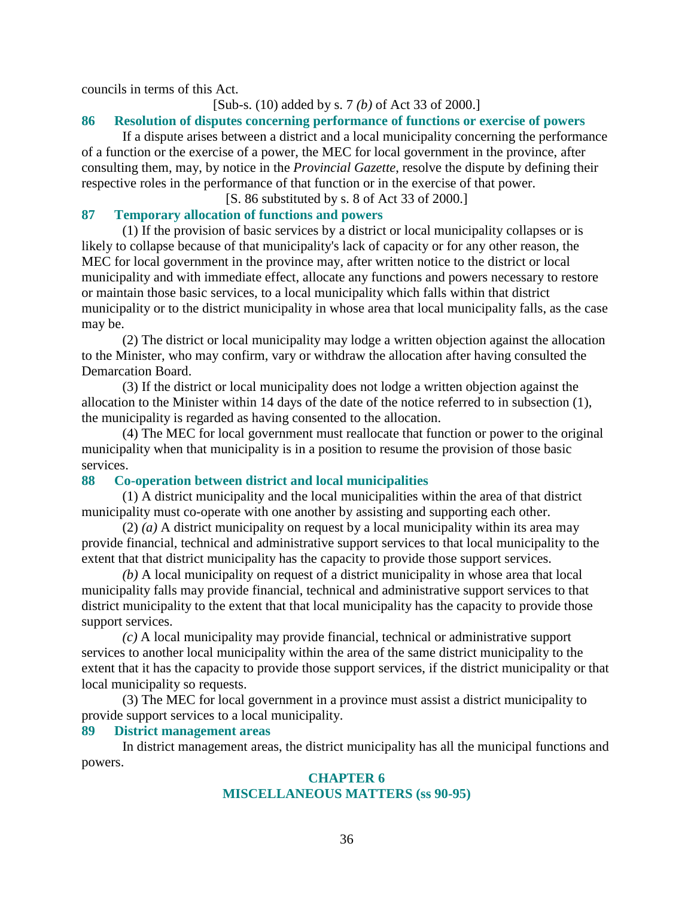councils in terms of this Act.

[Sub-s. (10) added by s. 7 *(b)* of Act 33 of 2000.]

### 86 Resolution of disputes concerning performance of functions or exercise of powers

If a dispute arises between a district and a local municipality concerning the performance of a function or the exercise of a power, the MEC for local government in the province, after consulting them, may, by notice in the *Provincial Gazette*, resolve the dispute by defining their respective roles in the performance of that function or in the exercise of that power.

[S. 86 substituted by s. 8 of Act 33 of 2000.]

### 87 Temporary allocation of functions and powers

(1) If the provision of basic services by a district or local municipality collapses or is likely to collapse because of that municipality's lack of capacity or for any other reason, the MEC for local government in the province may, after written notice to the district or local municipality and with immediate effect, allocate any functions and powers necessary to restore or maintain those basic services, to a local municipality which falls within that district municipality or to the district municipality in whose area that local municipality falls, as the case may be.

(2) The district or local municipality may lodge a written objection against the allocation to the Minister, who may confirm, vary or withdraw the allocation after having consulted the Demarcation Board.

(3) If the district or local municipality does not lodge a written objection against the allocation to the Minister within 14 days of the date of the notice referred to in subsection (1), the municipality is regarded as having consented to the allocation.

(4) The MEC for local government must reallocate that function or power to the original municipality when that municipality is in a position to resume the provision of those basic services.

### 88 Co-operation between district and local municipalities

(1) A district municipality and the local municipalities within the area of that district municipality must co-operate with one another by assisting and supporting each other.

(2) *(a)* A district municipality on request by a local municipality within its area may provide financial, technical and administrative support services to that local municipality to the extent that that district municipality has the capacity to provide those support services.

*(b)* A local municipality on request of a district municipality in whose area that local municipality falls may provide financial, technical and administrative support services to that district municipality to the extent that that local municipality has the capacity to provide those support services.

*(c)* A local municipality may provide financial, technical or administrative support services to another local municipality within the area of the same district municipality to the extent that it has the capacity to provide those support services, if the district municipality or that local municipality so requests.

(3) The MEC for local government in a province must assist a district municipality to provide support services to a local municipality.

### 89 District management areas

In district management areas, the district municipality has all the municipal functions and powers.

## CHAPTER 6
## MISCELLANEOUS MATTERS (ss 90-95)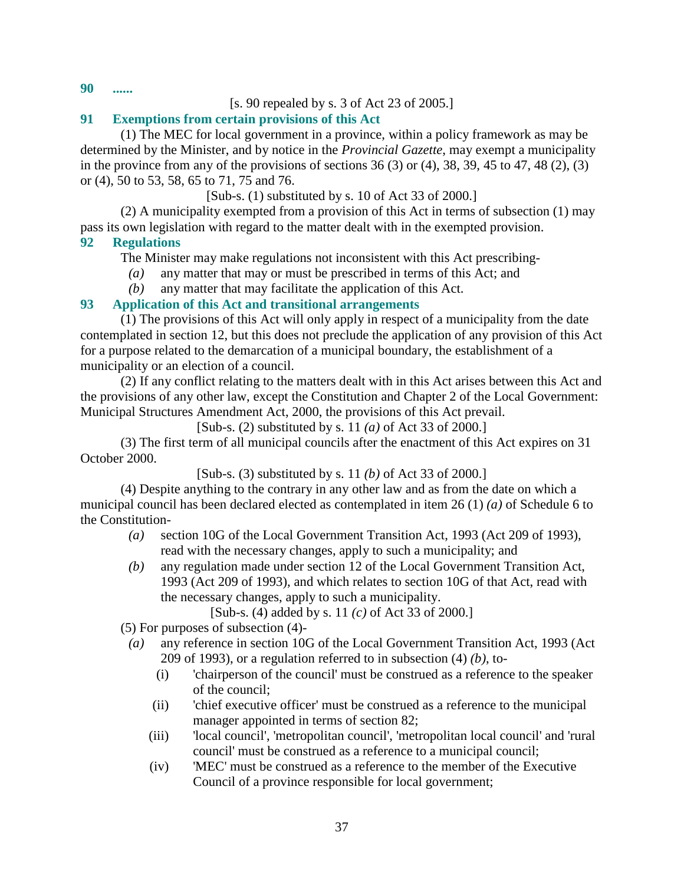**90 ......**

[s. 90 repealed by s. 3 of Act 23 of 2005.]

**91 Exemptions from certain provisions of this Act**

(1) The MEC for local government in a province, within a policy framework as may be determined by the Minister, and by notice in the *Provincial Gazette*, may exempt a municipality in the province from any of the provisions of sections 36 (3) or (4), 38, 39, 45 to 47, 48 (2), (3) or (4), 50 to 53, 58, 65 to 71, 75 and 76.

[Sub-s. (1) substituted by s. 10 of Act 33 of 2000.]

(2) A municipality exempted from a provision of this Act in terms of subsection (1) may pass its own legislation with regard to the matter dealt with in the exempted provision.

**92 Regulations**

The Minister may make regulations not inconsistent with this Act prescribing-

*(a)* any matter that may or must be prescribed in terms of this Act; and

*(b)* any matter that may facilitate the application of this Act.

**93 Application of this Act and transitional arrangements**

(1) The provisions of this Act will only apply in respect of a municipality from the date contemplated in section 12, but this does not preclude the application of any provision of this Act for a purpose related to the demarcation of a municipal boundary, the establishment of a municipality or an election of a council.

(2) If any conflict relating to the matters dealt with in this Act arises between this Act and the provisions of any other law, except the Constitution and Chapter 2 of the Local Government: Municipal Structures Amendment Act, 2000, the provisions of this Act prevail.

[Sub-s. (2) substituted by s. 11 *(a)* of Act 33 of 2000.]

(3) The first term of all municipal councils after the enactment of this Act expires on 31 October 2000.

[Sub-s. (3) substituted by s. 11 *(b)* of Act 33 of 2000.]

(4) Despite anything to the contrary in any other law and as from the date on which a municipal council has been declared elected as contemplated in item 26 (1) *(a)* of Schedule 6 to the Constitution-

*(a)* section 10G of the Local Government Transition Act, 1993 (Act 209 of 1993), read with the necessary changes, apply to such a municipality; and

*(b)* any regulation made under section 12 of the Local Government Transition Act, 1993 (Act 209 of 1993), and which relates to section 10G of that Act, read with the necessary changes, apply to such a municipality.

[Sub-s. (4) added by s. 11 *(c)* of Act 33 of 2000.]

(5) For purposes of subsection (4)-

*(a)* any reference in section 10G of the Local Government Transition Act, 1993 (Act 209 of 1993), or a regulation referred to in subsection (4) *(b)*, to-

(i) 'chairperson of the council' must be construed as a reference to the speaker of the council;

(ii) 'chief executive officer' must be construed as a reference to the municipal manager appointed in terms of section 82;

(iii) 'local council', 'metropolitan council', 'metropolitan local council' and 'rural council' must be construed as a reference to a municipal council;

(iv) 'MEC' must be construed as a reference to the member of the Executive Council of a province responsible for local government;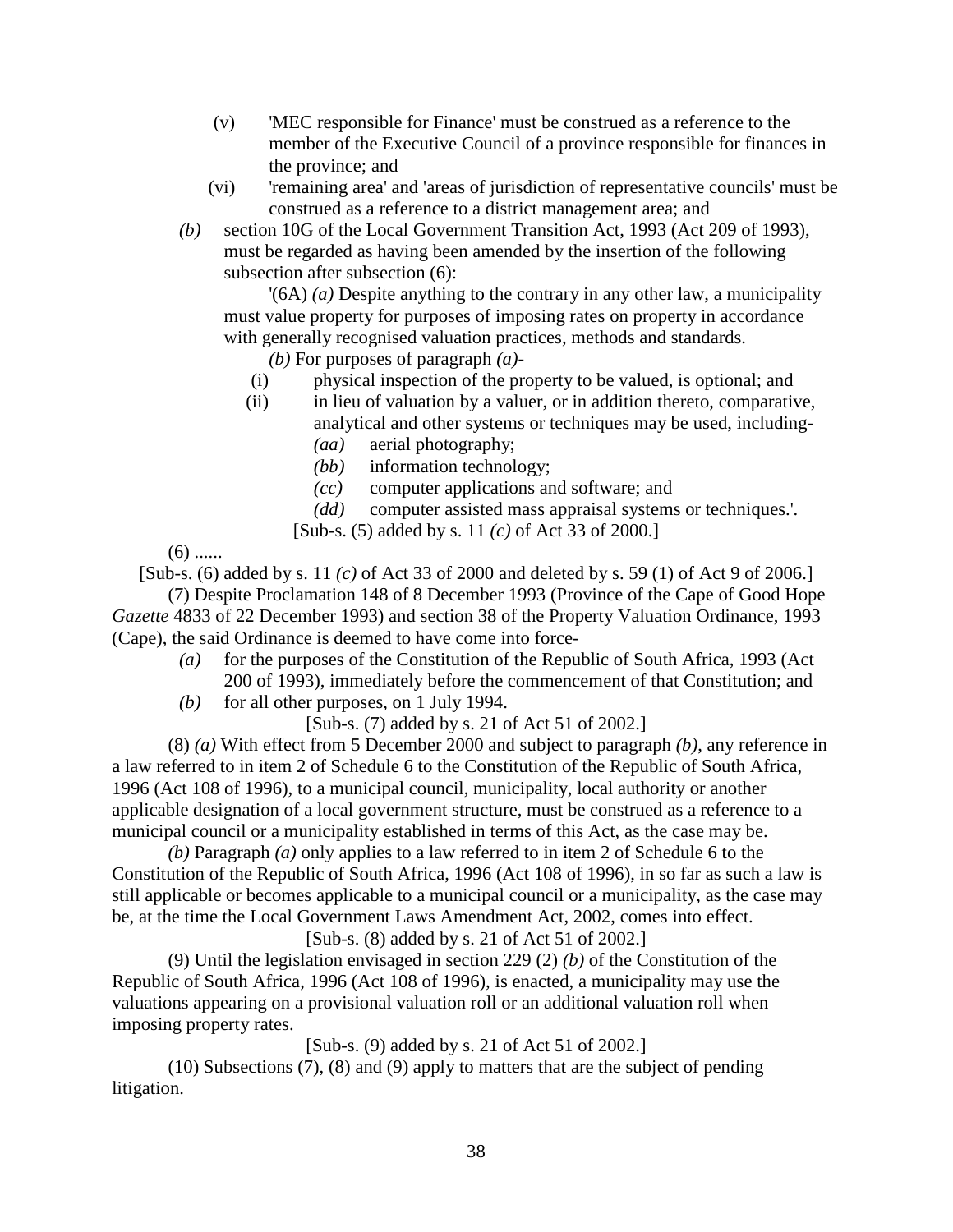(v) 'MEC responsible for Finance' must be construed as a reference to the member of the Executive Council of a province responsible for finances in the province; and

(vi) 'remaining area' and 'areas of jurisdiction of representative councils' must be construed as a reference to a district management area; and

*(b)* section 10G of the Local Government Transition Act, 1993 (Act 209 of 1993), must be regarded as having been amended by the insertion of the following subsection after subsection (6):

'(6A) *(a)* Despite anything to the contrary in any other law, a municipality must value property for purposes of imposing rates on property in accordance with generally recognised valuation practices, methods and standards.

*(b)* For purposes of paragraph *(a)*-

(i) physical inspection of the property to be valued, is optional; and

(ii) in lieu of valuation by a valuer, or in addition thereto, comparative, analytical and other systems or techniques may be used, including-

*(aa)* aerial photography;

*(bb)* information technology;

*(cc)* computer applications and software; and

*(dd)* computer assisted mass appraisal systems or techniques.'.

[Sub-s. (5) added by s. 11 *(c)* of Act 33 of 2000.]

(6) ......

[Sub-s. (6) added by s. 11 *(c)* of Act 33 of 2000 and deleted by s. 59 (1) of Act 9 of 2006.]

(7) Despite Proclamation 148 of 8 December 1993 (Province of the Cape of Good Hope *Gazette* 4833 of 22 December 1993) and section 38 of the Property Valuation Ordinance, 1993 (Cape), the said Ordinance is deemed to have come into force-

*(a)* for the purposes of the Constitution of the Republic of South Africa, 1993 (Act 200 of 1993), immediately before the commencement of that Constitution; and

*(b)* for all other purposes, on 1 July 1994.

[Sub-s. (7) added by s. 21 of Act 51 of 2002.]

(8) *(a)* With effect from 5 December 2000 and subject to paragraph *(b)*, any reference in a law referred to in item 2 of Schedule 6 to the Constitution of the Republic of South Africa, 1996 (Act 108 of 1996), to a municipal council, municipality, local authority or another applicable designation of a local government structure, must be construed as a reference to a municipal council or a municipality established in terms of this Act, as the case may be.

*(b)* Paragraph *(a)* only applies to a law referred to in item 2 of Schedule 6 to the Constitution of the Republic of South Africa, 1996 (Act 108 of 1996), in so far as such a law is still applicable or becomes applicable to a municipal council or a municipality, as the case may be, at the time the Local Government Laws Amendment Act, 2002, comes into effect.

[Sub-s. (8) added by s. 21 of Act 51 of 2002.]

(9) Until the legislation envisaged in section 229 (2) *(b)* of the Constitution of the Republic of South Africa, 1996 (Act 108 of 1996), is enacted, a municipality may use the valuations appearing on a provisional valuation roll or an additional valuation roll when imposing property rates.

[Sub-s. (9) added by s. 21 of Act 51 of 2002.]

(10) Subsections (7), (8) and (9) apply to matters that are the subject of pending litigation.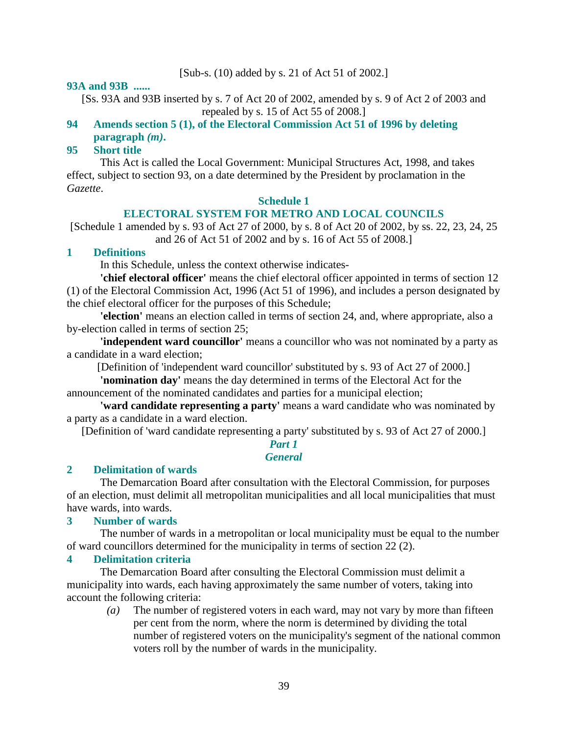[Sub-s. (10) added by s. 21 of Act 51 of 2002.]

**93A and 93B ......**

[Ss. 93A and 93B inserted by s. 7 of Act 20 of 2002, amended by s. 9 of Act 2 of 2003 and repealed by s. 15 of Act 55 of 2008.]

**94 Amends section 5 (1), of the Electoral Commission Act 51 of 1996 by deleting paragraph *(m)*.**

**95 Short title**

This Act is called the Local Government: Municipal Structures Act, 1998, and takes effect, subject to section 93, on a date determined by the President by proclamation in the *Gazette*.

## Schedule 1

## ELECTORAL SYSTEM FOR METRO AND LOCAL COUNCILS

[Schedule 1 amended by s. 93 of Act 27 of 2000, by s. 8 of Act 20 of 2002, by ss. 22, 23, 24, 25 and 26 of Act 51 of 2002 and by s. 16 of Act 55 of 2008.]

**1 Definitions**

In this Schedule, unless the context otherwise indicates-

**'chief electoral officer'** means the chief electoral officer appointed in terms of section 12 (1) of the Electoral Commission Act, 1996 (Act 51 of 1996), and includes a person designated by the chief electoral officer for the purposes of this Schedule;

**'election'** means an election called in terms of section 24, and, where appropriate, also a by-election called in terms of section 25;

**'independent ward councillor'** means a councillor who was not nominated by a party as a candidate in a ward election;

[Definition of 'independent ward councillor' substituted by s. 93 of Act 27 of 2000.]

**'nomination day'** means the day determined in terms of the Electoral Act for the announcement of the nominated candidates and parties for a municipal election;

**'ward candidate representing a party'** means a ward candidate who was nominated by a party as a candidate in a ward election.

[Definition of 'ward candidate representing a party' substituted by s. 93 of Act 27 of 2000.]

### *Part 1*

### *General*

**2 Delimitation of wards**

The Demarcation Board after consultation with the Electoral Commission, for purposes of an election, must delimit all metropolitan municipalities and all local municipalities that must have wards, into wards.

**3 Number of wards**

The number of wards in a metropolitan or local municipality must be equal to the number of ward councillors determined for the municipality in terms of section 22 (2).

**4 Delimitation criteria**

The Demarcation Board after consulting the Electoral Commission must delimit a municipality into wards, each having approximately the same number of voters, taking into account the following criteria:

*(a)* The number of registered voters in each ward, may not vary by more than fifteen per cent from the norm, where the norm is determined by dividing the total number of registered voters on the municipality's segment of the national common voters roll by the number of wards in the municipality.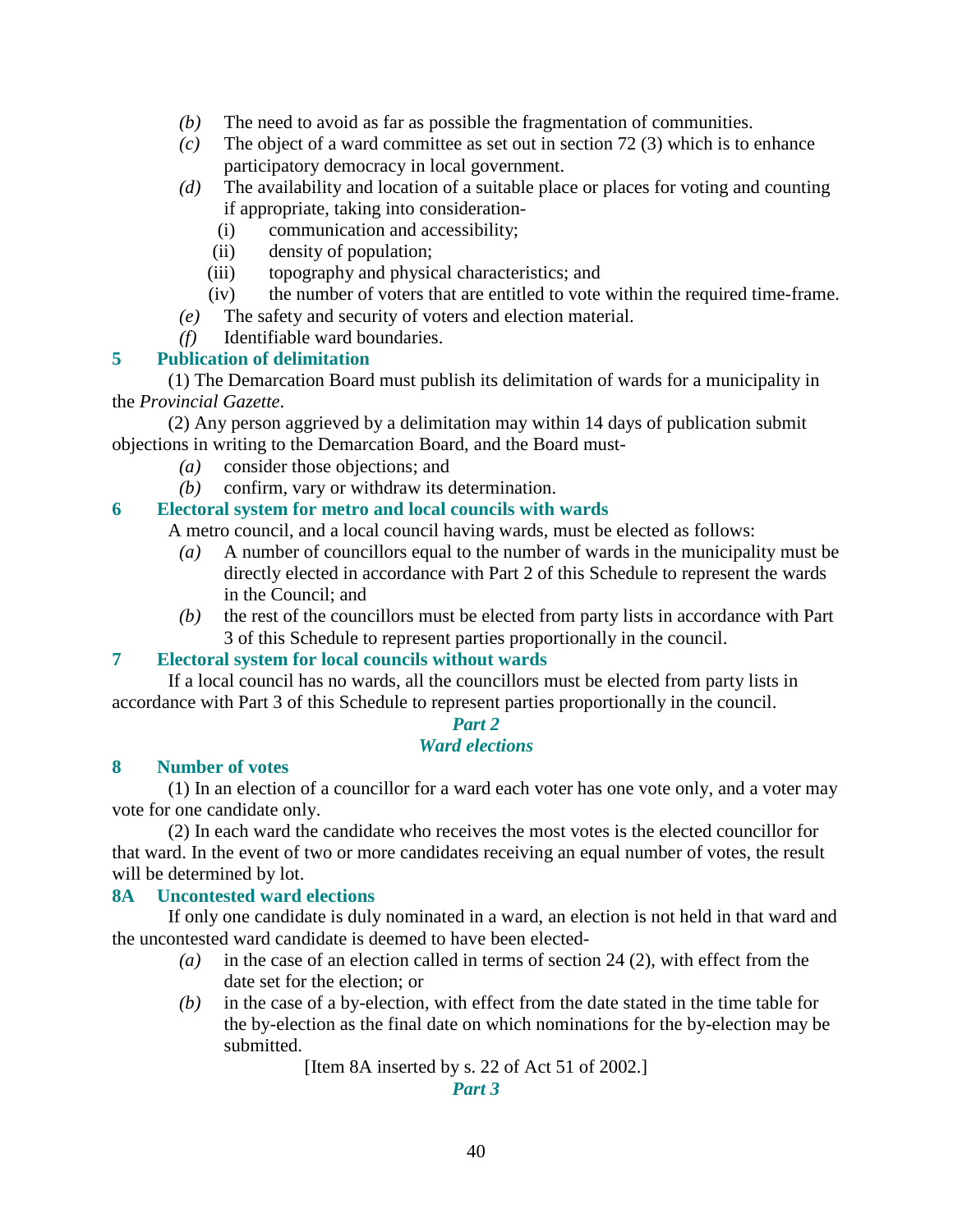*(b)* The need to avoid as far as possible the fragmentation of communities.

*(c)* The object of a ward committee as set out in section 72 (3) which is to enhance participatory democracy in local government.

*(d)* The availability and location of a suitable place or places for voting and counting if appropriate, taking into consideration-

(i) communication and accessibility;

(ii) density of population;

(iii) topography and physical characteristics; and

(iv) the number of voters that are entitled to vote within the required time-frame.

*(e)* The safety and security of voters and election material.

*(f)* Identifiable ward boundaries.

### 5 Publication of delimitation

(1) The Demarcation Board must publish its delimitation of wards for a municipality in the *Provincial Gazette*.

(2) Any person aggrieved by a delimitation may within 14 days of publication submit objections in writing to the Demarcation Board, and the Board must-

*(a)* consider those objections; and

*(b)* confirm, vary or withdraw its determination.

### 6 Electoral system for metro and local councils with wards

A metro council, and a local council having wards, must be elected as follows:

*(a)* A number of councillors equal to the number of wards in the municipality must be directly elected in accordance with Part 2 of this Schedule to represent the wards in the Council; and

*(b)* the rest of the councillors must be elected from party lists in accordance with Part 3 of this Schedule to represent parties proportionally in the council.

### 7 Electoral system for local councils without wards

If a local council has no wards, all the councillors must be elected from party lists in accordance with Part 3 of this Schedule to represent parties proportionally in the council.

## *Part 2*
## *Ward elections*

### 8 Number of votes

(1) In an election of a councillor for a ward each voter has one vote only, and a voter may vote for one candidate only.

(2) In each ward the candidate who receives the most votes is the elected councillor for that ward. In the event of two or more candidates receiving an equal number of votes, the result will be determined by lot.

### 8A Uncontested ward elections

If only one candidate is duly nominated in a ward, an election is not held in that ward and the uncontested ward candidate is deemed to have been elected-

*(a)* in the case of an election called in terms of section 24 (2), with effect from the date set for the election; or

*(b)* in the case of a by-election, with effect from the date stated in the time table for the by-election as the final date on which nominations for the by-election may be submitted.

[Item 8A inserted by s. 22 of Act 51 of 2002.]

## *Part 3*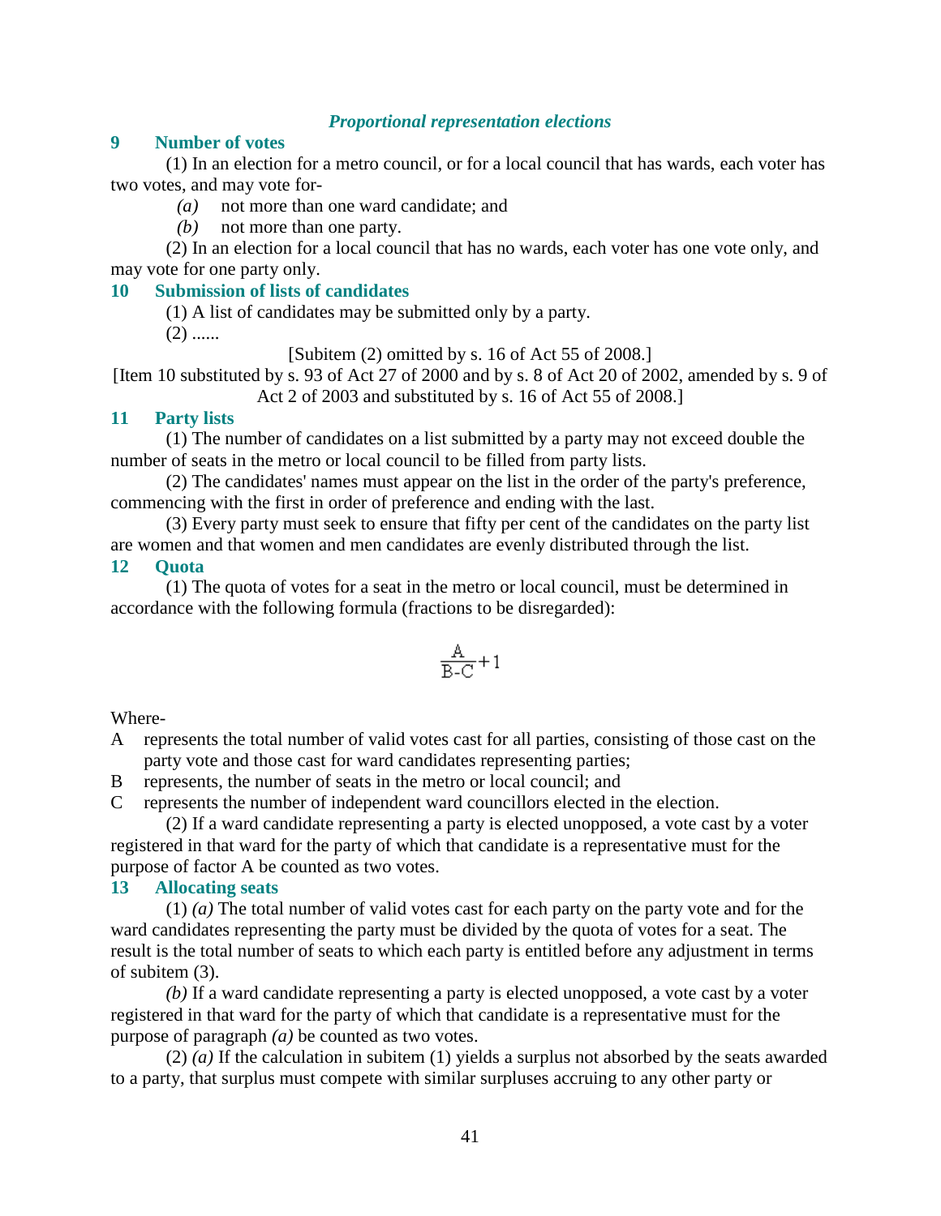## *Proportional representation elections*

### 9 Number of votes

(1) In an election for a metro council, or for a local council that has wards, each voter has two votes, and may vote for-

*(a)* not more than one ward candidate; and

*(b)* not more than one party.

(2) In an election for a local council that has no wards, each voter has one vote only, and may vote for one party only.

### 10 Submission of lists of candidates

(1) A list of candidates may be submitted only by a party.

(2) ......

[Subitem (2) omitted by s. 16 of Act 55 of 2008.]

[Item 10 substituted by s. 93 of Act 27 of 2000 and by s. 8 of Act 20 of 2002, amended by s. 9 of Act 2 of 2003 and substituted by s. 16 of Act 55 of 2008.]

### 11 Party lists

(1) The number of candidates on a list submitted by a party may not exceed double the number of seats in the metro or local council to be filled from party lists.

(2) The candidates' names must appear on the list in the order of the party's preference, commencing with the first in order of preference and ending with the last.

(3) Every party must seek to ensure that fifty per cent of the candidates on the party list are women and that women and men candidates are evenly distributed through the list.

### 12 Quota

(1) The quota of votes for a seat in the metro or local council, must be determined in accordance with the following formula (fractions to be disregarded):

$$\frac{A}{B-C}+1$$

Where-

A represents the total number of valid votes cast for all parties, consisting of those cast on the party vote and those cast for ward candidates representing parties;

B represents, the number of seats in the metro or local council; and

C represents the number of independent ward councillors elected in the election.

(2) If a ward candidate representing a party is elected unopposed, a vote cast by a voter registered in that ward for the party of which that candidate is a representative must for the purpose of factor A be counted as two votes.

### 13 Allocating seats

(1) *(a)* The total number of valid votes cast for each party on the party vote and for the ward candidates representing the party must be divided by the quota of votes for a seat. The result is the total number of seats to which each party is entitled before any adjustment in terms of subitem (3).

*(b)* If a ward candidate representing a party is elected unopposed, a vote cast by a voter registered in that ward for the party of which that candidate is a representative must for the purpose of paragraph *(a)* be counted as two votes.

(2) *(a)* If the calculation in subitem (1) yields a surplus not absorbed by the seats awarded to a party, that surplus must compete with similar surpluses accruing to any other party or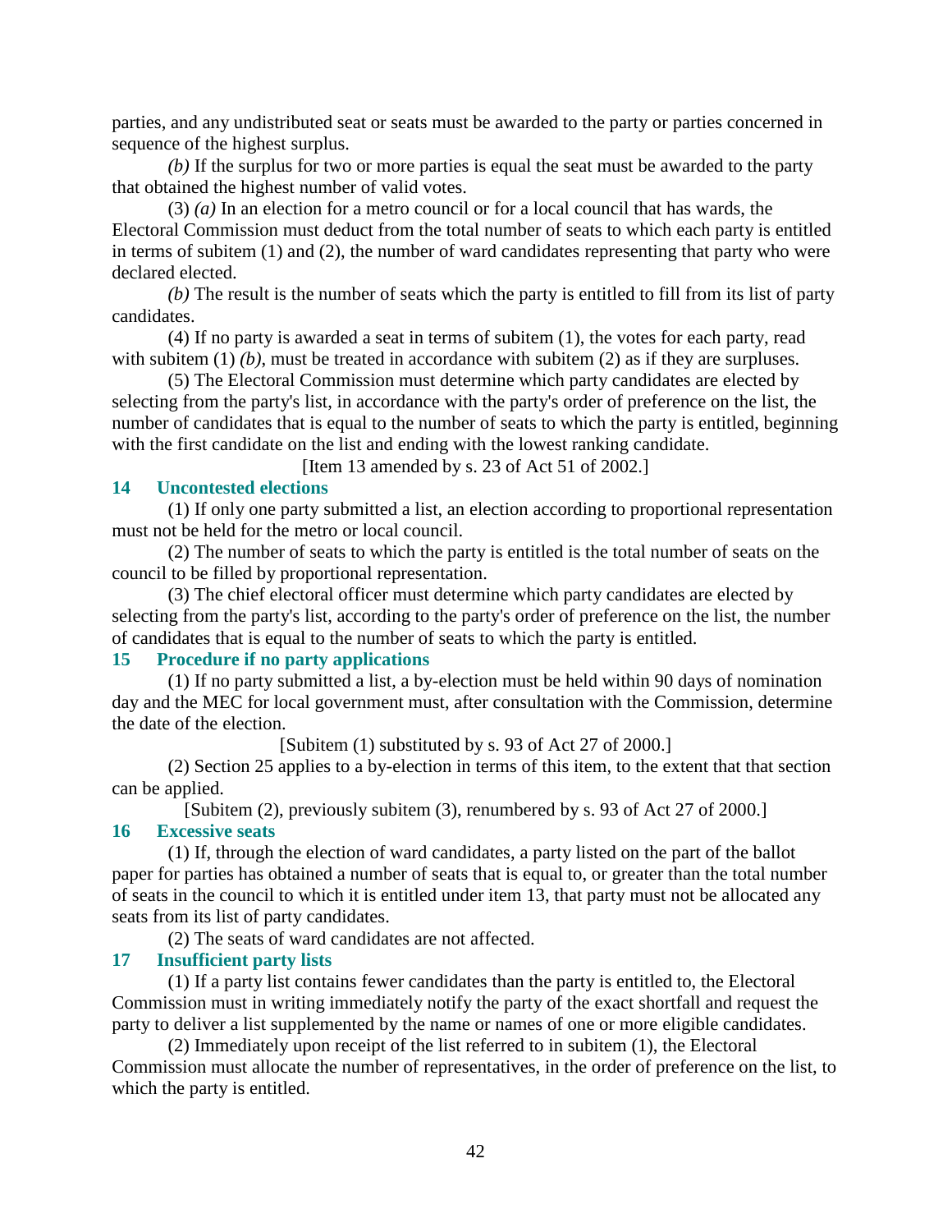parties, and any undistributed seat or seats must be awarded to the party or parties concerned in sequence of the highest surplus.

*(b)* If the surplus for two or more parties is equal the seat must be awarded to the party that obtained the highest number of valid votes.

(3) *(a)* In an election for a metro council or for a local council that has wards, the Electoral Commission must deduct from the total number of seats to which each party is entitled in terms of subitem (1) and (2), the number of ward candidates representing that party who were declared elected.

*(b)* The result is the number of seats which the party is entitled to fill from its list of party candidates.

(4) If no party is awarded a seat in terms of subitem (1), the votes for each party, read with subitem (1) *(b)*, must be treated in accordance with subitem (2) as if they are surpluses.

(5) The Electoral Commission must determine which party candidates are elected by selecting from the party's list, in accordance with the party's order of preference on the list, the number of candidates that is equal to the number of seats to which the party is entitled, beginning with the first candidate on the list and ending with the lowest ranking candidate.

[Item 13 amended by s. 23 of Act 51 of 2002.]

### 14 Uncontested elections

(1) If only one party submitted a list, an election according to proportional representation must not be held for the metro or local council.

(2) The number of seats to which the party is entitled is the total number of seats on the council to be filled by proportional representation.

(3) The chief electoral officer must determine which party candidates are elected by selecting from the party's list, according to the party's order of preference on the list, the number of candidates that is equal to the number of seats to which the party is entitled.

### 15 Procedure if no party applications

(1) If no party submitted a list, a by-election must be held within 90 days of nomination day and the MEC for local government must, after consultation with the Commission, determine the date of the election.

[Subitem (1) substituted by s. 93 of Act 27 of 2000.]

(2) Section 25 applies to a by-election in terms of this item, to the extent that that section can be applied.

[Subitem (2), previously subitem (3), renumbered by s. 93 of Act 27 of 2000.]

### 16 Excessive seats

(1) If, through the election of ward candidates, a party listed on the part of the ballot paper for parties has obtained a number of seats that is equal to, or greater than the total number of seats in the council to which it is entitled under item 13, that party must not be allocated any seats from its list of party candidates.

(2) The seats of ward candidates are not affected.

### 17 Insufficient party lists

(1) If a party list contains fewer candidates than the party is entitled to, the Electoral Commission must in writing immediately notify the party of the exact shortfall and request the party to deliver a list supplemented by the name or names of one or more eligible candidates.

(2) Immediately upon receipt of the list referred to in subitem (1), the Electoral Commission must allocate the number of representatives, in the order of preference on the list, to which the party is entitled.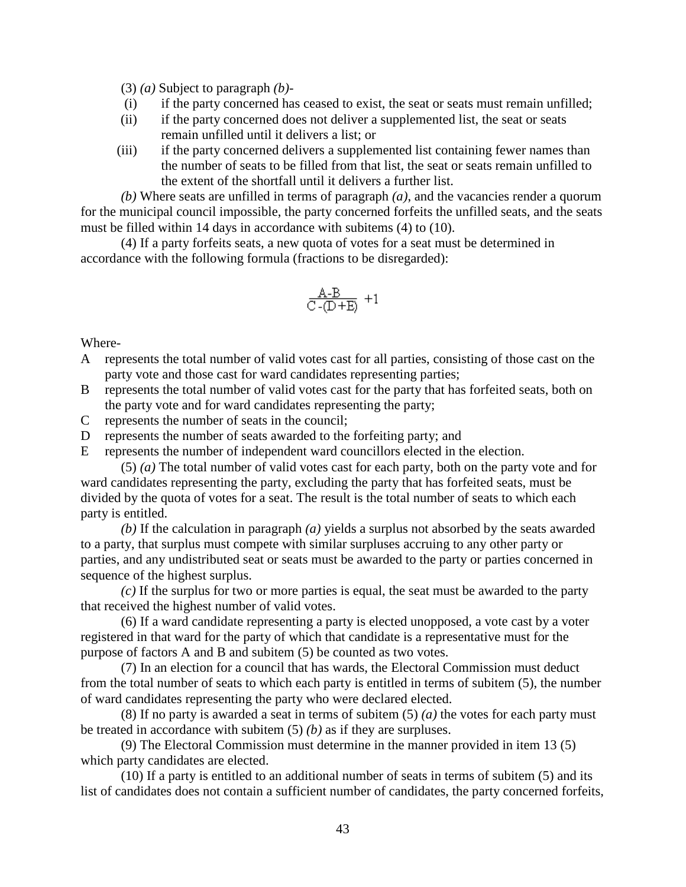(3) *(a)* Subject to paragraph *(b)*-

(i) if the party concerned has ceased to exist, the seat or seats must remain unfilled;

(ii) if the party concerned does not deliver a supplemented list, the seat or seats remain unfilled until it delivers a list; or

(iii) if the party concerned delivers a supplemented list containing fewer names than the number of seats to be filled from that list, the seat or seats remain unfilled to the extent of the shortfall until it delivers a further list.

*(b)* Where seats are unfilled in terms of paragraph *(a)*, and the vacancies render a quorum for the municipal council impossible, the party concerned forfeits the unfilled seats, and the seats must be filled within 14 days in accordance with subitems (4) to (10).

(4) If a party forfeits seats, a new quota of votes for a seat must be determined in accordance with the following formula (fractions to be disregarded):

$$\frac{A-B}{C-(D+E)} + 1$$

Where-

A represents the total number of valid votes cast for all parties, consisting of those cast on the party vote and those cast for ward candidates representing parties;

B represents the total number of valid votes cast for the party that has forfeited seats, both on the party vote and for ward candidates representing the party;

C represents the number of seats in the council;

D represents the number of seats awarded to the forfeiting party; and

E represents the number of independent ward councillors elected in the election.

(5) *(a)* The total number of valid votes cast for each party, both on the party vote and for ward candidates representing the party, excluding the party that has forfeited seats, must be divided by the quota of votes for a seat. The result is the total number of seats to which each party is entitled.

*(b)* If the calculation in paragraph *(a)* yields a surplus not absorbed by the seats awarded to a party, that surplus must compete with similar surpluses accruing to any other party or parties, and any undistributed seat or seats must be awarded to the party or parties concerned in sequence of the highest surplus.

*(c)* If the surplus for two or more parties is equal, the seat must be awarded to the party that received the highest number of valid votes.

(6) If a ward candidate representing a party is elected unopposed, a vote cast by a voter registered in that ward for the party of which that candidate is a representative must for the purpose of factors A and B and subitem (5) be counted as two votes.

(7) In an election for a council that has wards, the Electoral Commission must deduct from the total number of seats to which each party is entitled in terms of subitem (5), the number of ward candidates representing the party who were declared elected.

(8) If no party is awarded a seat in terms of subitem (5) *(a)* the votes for each party must be treated in accordance with subitem (5) *(b)* as if they are surpluses.

(9) The Electoral Commission must determine in the manner provided in item 13 (5) which party candidates are elected.

(10) If a party is entitled to an additional number of seats in terms of subitem (5) and its list of candidates does not contain a sufficient number of candidates, the party concerned forfeits,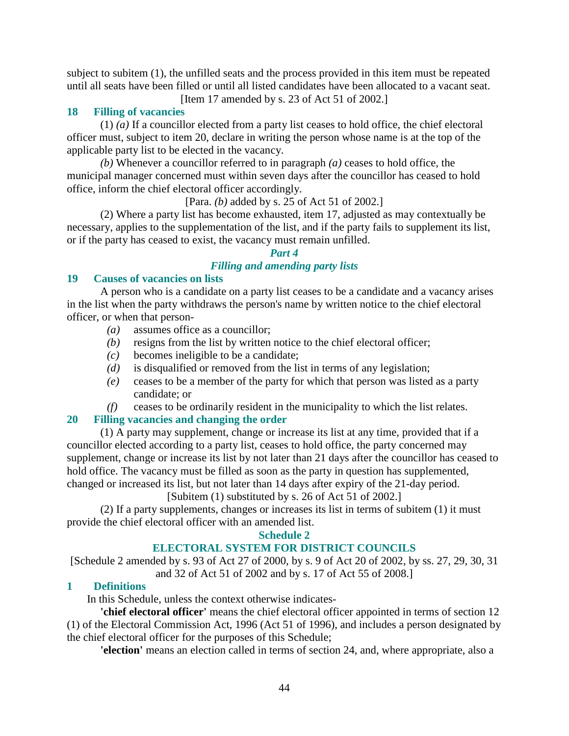subject to subitem (1), the unfilled seats and the process provided in this item must be repeated until all seats have been filled or until all listed candidates have been allocated to a vacant seat.

[Item 17 amended by s. 23 of Act 51 of 2002.]

### 18 Filling of vacancies

(1) *(a)* If a councillor elected from a party list ceases to hold office, the chief electoral officer must, subject to item 20, declare in writing the person whose name is at the top of the applicable party list to be elected in the vacancy.

*(b)* Whenever a councillor referred to in paragraph *(a)* ceases to hold office, the municipal manager concerned must within seven days after the councillor has ceased to hold office, inform the chief electoral officer accordingly.

[Para. *(b)* added by s. 25 of Act 51 of 2002.]

(2) Where a party list has become exhausted, item 17, adjusted as may contextually be necessary, applies to the supplementation of the list, and if the party fails to supplement its list, or if the party has ceased to exist, the vacancy must remain unfilled.

## *Part 4*

## *Filling and amending party lists*

### 19 Causes of vacancies on lists

A person who is a candidate on a party list ceases to be a candidate and a vacancy arises in the list when the party withdraws the person's name by written notice to the chief electoral officer, or when that person-

*(a)* assumes office as a councillor;

*(b)* resigns from the list by written notice to the chief electoral officer;

*(c)* becomes ineligible to be a candidate;

*(d)* is disqualified or removed from the list in terms of any legislation;

*(e)* ceases to be a member of the party for which that person was listed as a party candidate; or

*(f)* ceases to be ordinarily resident in the municipality to which the list relates.

### 20 Filling vacancies and changing the order

(1) A party may supplement, change or increase its list at any time, provided that if a councillor elected according to a party list, ceases to hold office, the party concerned may supplement, change or increase its list by not later than 21 days after the councillor has ceased to hold office. The vacancy must be filled as soon as the party in question has supplemented, changed or increased its list, but not later than 14 days after expiry of the 21-day period.

[Subitem (1) substituted by s. 26 of Act 51 of 2002.]

(2) If a party supplements, changes or increases its list in terms of subitem (1) it must provide the chief electoral officer with an amended list.

## Schedule 2

## ELECTORAL SYSTEM FOR DISTRICT COUNCILS

[Schedule 2 amended by s. 93 of Act 27 of 2000, by s. 9 of Act 20 of 2002, by ss. 27, 29, 30, 31 and 32 of Act 51 of 2002 and by s. 17 of Act 55 of 2008.]

### 1 Definitions

In this Schedule, unless the context otherwise indicates-

**'chief electoral officer'** means the chief electoral officer appointed in terms of section 12 (1) of the Electoral Commission Act, 1996 (Act 51 of 1996), and includes a person designated by the chief electoral officer for the purposes of this Schedule;

**'election'** means an election called in terms of section 24, and, where appropriate, also a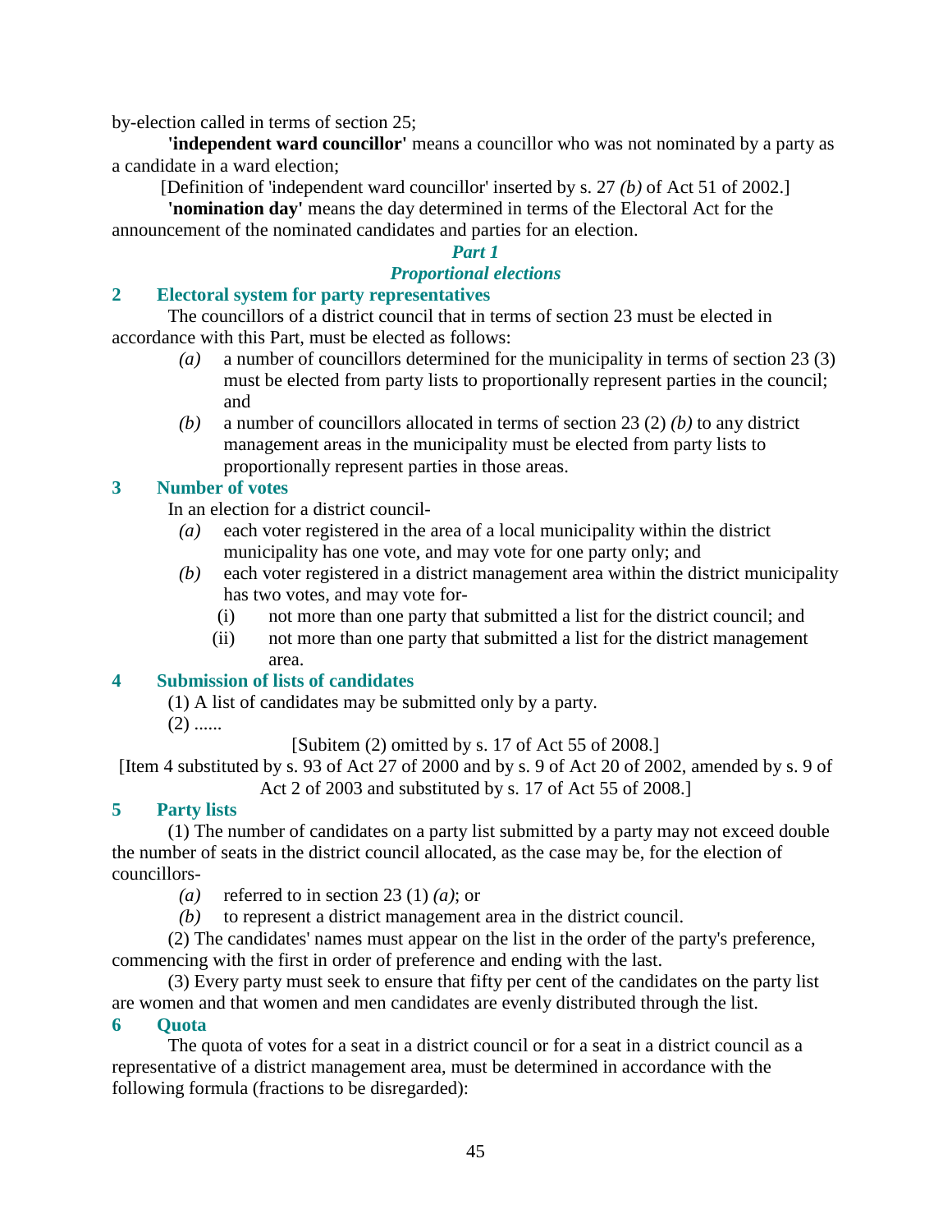by-election called in terms of section 25;

**'independent ward councillor'** means a councillor who was not nominated by a party as a candidate in a ward election;

[Definition of 'independent ward councillor' inserted by s. 27 *(b)* of Act 51 of 2002.]

**'nomination day'** means the day determined in terms of the Electoral Act for the announcement of the nominated candidates and parties for an election.

### *Part 1*

### *Proportional elections*

**2 Electoral system for party representatives**

The councillors of a district council that in terms of section 23 must be elected in accordance with this Part, must be elected as follows:

*(a)* a number of councillors determined for the municipality in terms of section 23 (3) must be elected from party lists to proportionally represent parties in the council; and

*(b)* a number of councillors allocated in terms of section 23 (2) *(b)* to any district management areas in the municipality must be elected from party lists to proportionally represent parties in those areas.

**3 Number of votes**

In an election for a district council-

*(a)* each voter registered in the area of a local municipality within the district municipality has one vote, and may vote for one party only; and

*(b)* each voter registered in a district management area within the district municipality has two votes, and may vote for-

(i) not more than one party that submitted a list for the district council; and

(ii) not more than one party that submitted a list for the district management area.

**4 Submission of lists of candidates**

(1) A list of candidates may be submitted only by a party.

(2) ......

[Subitem (2) omitted by s. 17 of Act 55 of 2008.]

[Item 4 substituted by s. 93 of Act 27 of 2000 and by s. 9 of Act 20 of 2002, amended by s. 9 of Act 2 of 2003 and substituted by s. 17 of Act 55 of 2008.]

**5 Party lists**

(1) The number of candidates on a party list submitted by a party may not exceed double the number of seats in the district council allocated, as the case may be, for the election of councillors-

*(a)* referred to in section 23 (1) *(a)*; or

*(b)* to represent a district management area in the district council.

(2) The candidates' names must appear on the list in the order of the party's preference, commencing with the first in order of preference and ending with the last.

(3) Every party must seek to ensure that fifty per cent of the candidates on the party list are women and that women and men candidates are evenly distributed through the list.

**6 Quota**

The quota of votes for a seat in a district council or for a seat in a district council as a representative of a district management area, must be determined in accordance with the following formula (fractions to be disregarded):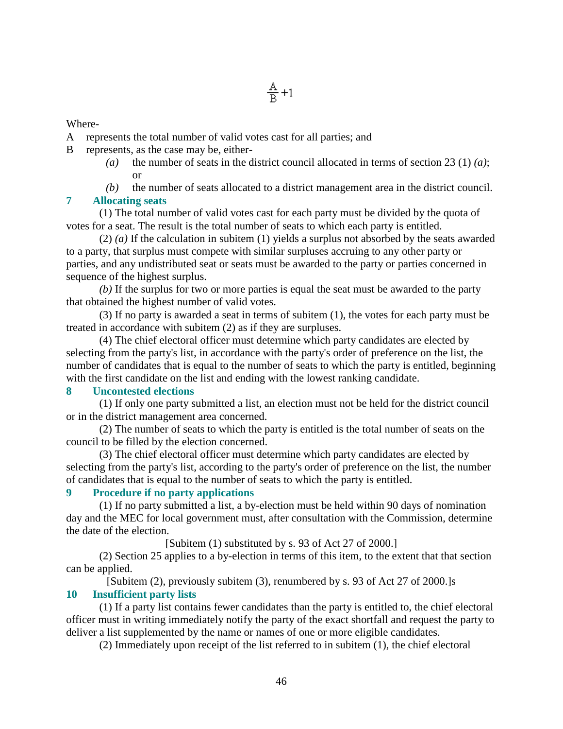$$\frac{A}{B}+1$$

Where-

A represents the total number of valid votes cast for all parties; and

B represents, as the case may be, either-

*(a)* the number of seats in the district council allocated in terms of section 23 (1) *(a)*; or

*(b)* the number of seats allocated to a district management area in the district council.

**7 Allocating seats**

(1) The total number of valid votes cast for each party must be divided by the quota of votes for a seat. The result is the total number of seats to which each party is entitled.

(2) *(a)* If the calculation in subitem (1) yields a surplus not absorbed by the seats awarded to a party, that surplus must compete with similar surpluses accruing to any other party or parties, and any undistributed seat or seats must be awarded to the party or parties concerned in sequence of the highest surplus.

*(b)* If the surplus for two or more parties is equal the seat must be awarded to the party that obtained the highest number of valid votes.

(3) If no party is awarded a seat in terms of subitem (1), the votes for each party must be treated in accordance with subitem (2) as if they are surpluses.

(4) The chief electoral officer must determine which party candidates are elected by selecting from the party's list, in accordance with the party's order of preference on the list, the number of candidates that is equal to the number of seats to which the party is entitled, beginning with the first candidate on the list and ending with the lowest ranking candidate.

**8 Uncontested elections**

(1) If only one party submitted a list, an election must not be held for the district council or in the district management area concerned.

(2) The number of seats to which the party is entitled is the total number of seats on the council to be filled by the election concerned.

(3) The chief electoral officer must determine which party candidates are elected by selecting from the party's list, according to the party's order of preference on the list, the number of candidates that is equal to the number of seats to which the party is entitled.

**9 Procedure if no party applications**

(1) If no party submitted a list, a by-election must be held within 90 days of nomination day and the MEC for local government must, after consultation with the Commission, determine the date of the election.

[Subitem (1) substituted by s. 93 of Act 27 of 2000.]

(2) Section 25 applies to a by-election in terms of this item, to the extent that that section can be applied.

[Subitem (2), previously subitem (3), renumbered by s. 93 of Act 27 of 2000.]s

**10 Insufficient party lists**

(1) If a party list contains fewer candidates than the party is entitled to, the chief electoral officer must in writing immediately notify the party of the exact shortfall and request the party to deliver a list supplemented by the name or names of one or more eligible candidates.

(2) Immediately upon receipt of the list referred to in subitem (1), the chief electoral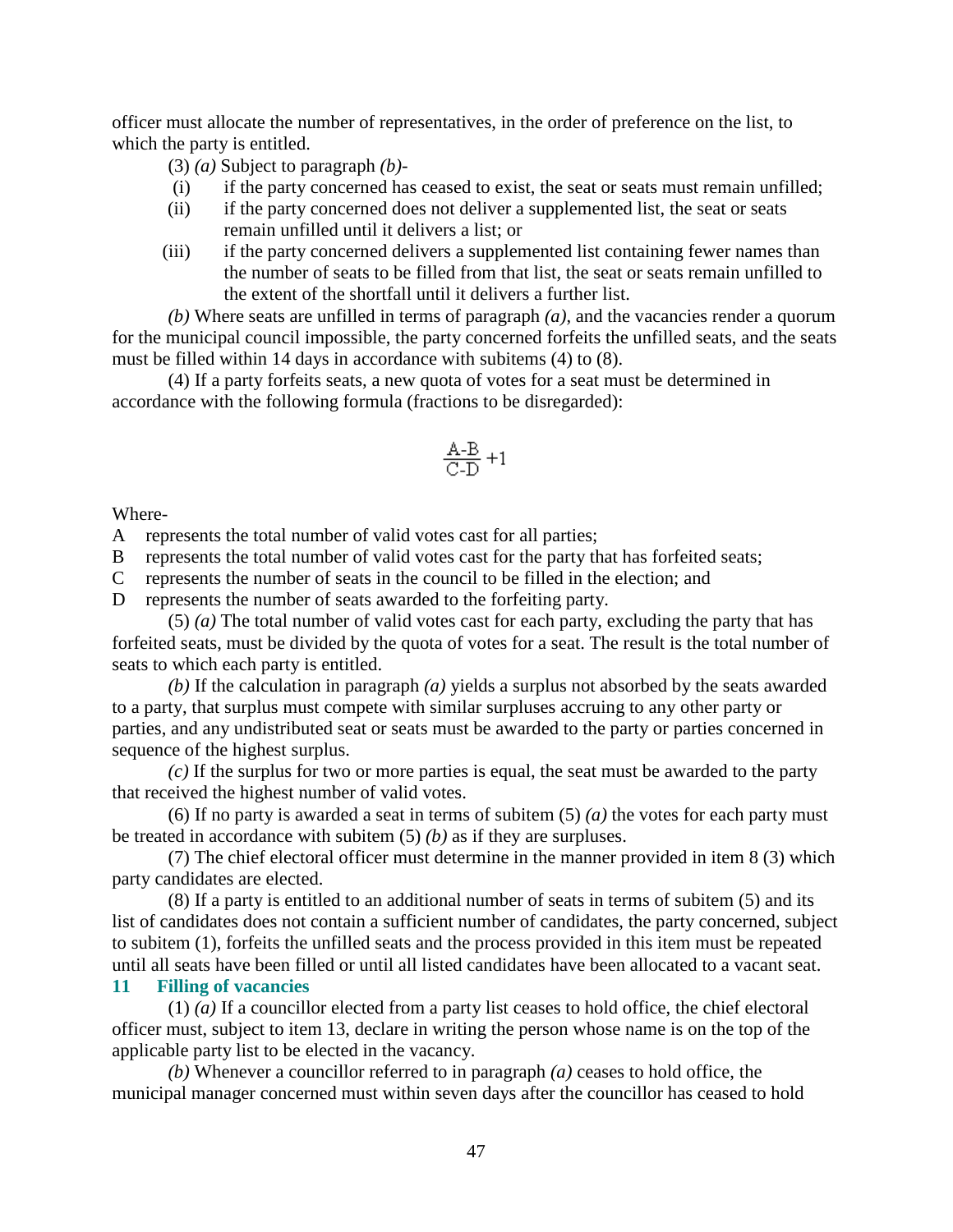officer must allocate the number of representatives, in the order of preference on the list, to which the party is entitled.

(3) *(a)* Subject to paragraph *(b)*-

(i) if the party concerned has ceased to exist, the seat or seats must remain unfilled;

(ii) if the party concerned does not deliver a supplemented list, the seat or seats remain unfilled until it delivers a list; or

(iii) if the party concerned delivers a supplemented list containing fewer names than the number of seats to be filled from that list, the seat or seats remain unfilled to the extent of the shortfall until it delivers a further list.

*(b)* Where seats are unfilled in terms of paragraph *(a)*, and the vacancies render a quorum for the municipal council impossible, the party concerned forfeits the unfilled seats, and the seats must be filled within 14 days in accordance with subitems (4) to (8).

(4) If a party forfeits seats, a new quota of votes for a seat must be determined in accordance with the following formula (fractions to be disregarded):

$$\frac{A-B}{C-D}+1$$

Where-

A represents the total number of valid votes cast for all parties;
B represents the total number of valid votes cast for the party that has forfeited seats;
C represents the number of seats in the council to be filled in the election; and
D represents the number of seats awarded to the forfeiting party.

(5) *(a)* The total number of valid votes cast for each party, excluding the party that has forfeited seats, must be divided by the quota of votes for a seat. The result is the total number of seats to which each party is entitled.

*(b)* If the calculation in paragraph *(a)* yields a surplus not absorbed by the seats awarded to a party, that surplus must compete with similar surpluses accruing to any other party or parties, and any undistributed seat or seats must be awarded to the party or parties concerned in sequence of the highest surplus.

*(c)* If the surplus for two or more parties is equal, the seat must be awarded to the party that received the highest number of valid votes.

(6) If no party is awarded a seat in terms of subitem (5) *(a)* the votes for each party must be treated in accordance with subitem (5) *(b)* as if they are surpluses.

(7) The chief electoral officer must determine in the manner provided in item 8 (3) which party candidates are elected.

(8) If a party is entitled to an additional number of seats in terms of subitem (5) and its list of candidates does not contain a sufficient number of candidates, the party concerned, subject to subitem (1), forfeits the unfilled seats and the process provided in this item must be repeated until all seats have been filled or until all listed candidates have been allocated to a vacant seat.

### 11 Filling of vacancies

(1) *(a)* If a councillor elected from a party list ceases to hold office, the chief electoral officer must, subject to item 13, declare in writing the person whose name is on the top of the applicable party list to be elected in the vacancy.

*(b)* Whenever a councillor referred to in paragraph *(a)* ceases to hold office, the municipal manager concerned must within seven days after the councillor has ceased to hold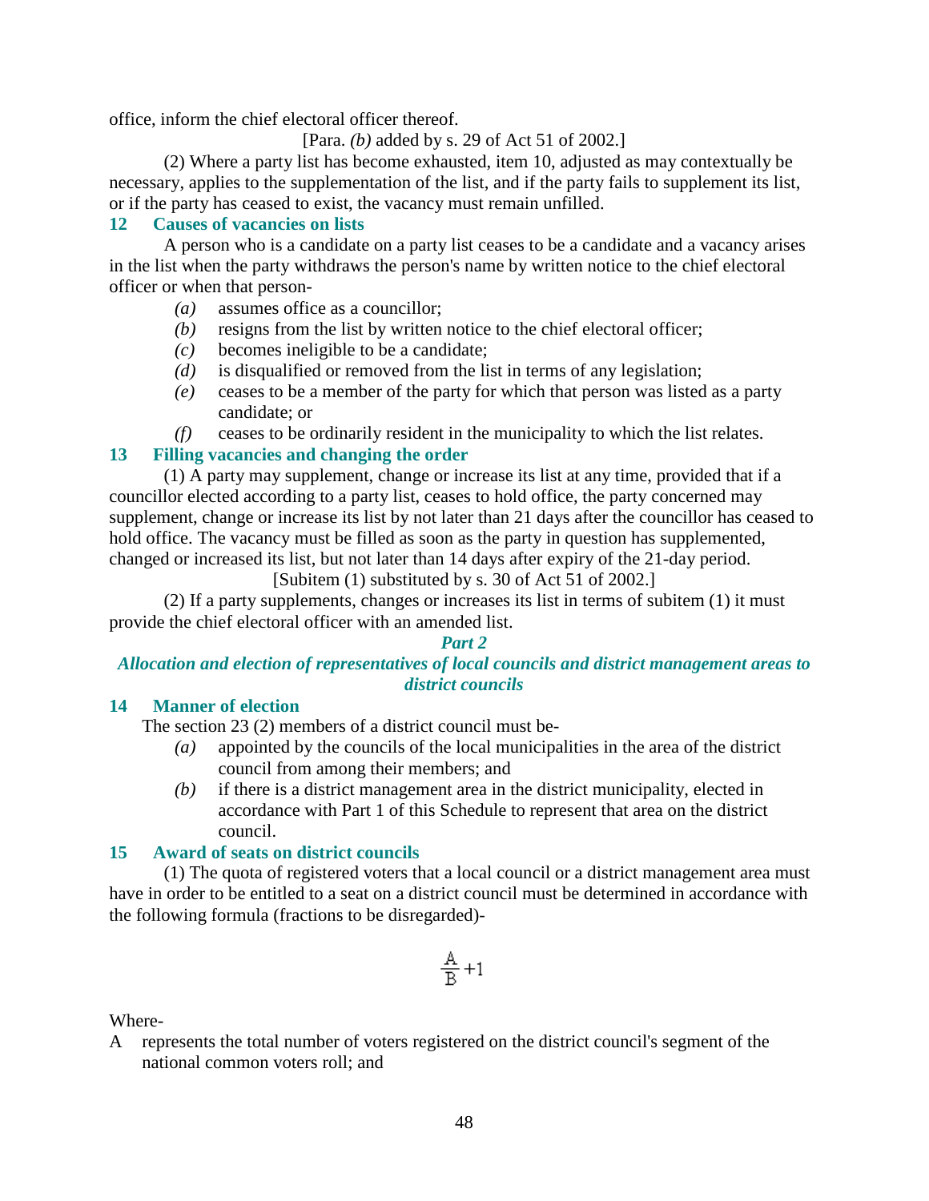office, inform the chief electoral officer thereof.

[Para. *(b)* added by s. 29 of Act 51 of 2002.]

(2) Where a party list has become exhausted, item 10, adjusted as may contextually be necessary, applies to the supplementation of the list, and if the party fails to supplement its list, or if the party has ceased to exist, the vacancy must remain unfilled.

### 12 Causes of vacancies on lists

A person who is a candidate on a party list ceases to be a candidate and a vacancy arises in the list when the party withdraws the person's name by written notice to the chief electoral officer or when that person-

*(a)* assumes office as a councillor;

*(b)* resigns from the list by written notice to the chief electoral officer;

*(c)* becomes ineligible to be a candidate;

*(d)* is disqualified or removed from the list in terms of any legislation;

*(e)* ceases to be a member of the party for which that person was listed as a party candidate; or

*(f)* ceases to be ordinarily resident in the municipality to which the list relates.

### 13 Filling vacancies and changing the order

(1) A party may supplement, change or increase its list at any time, provided that if a councillor elected according to a party list, ceases to hold office, the party concerned may supplement, change or increase its list by not later than 21 days after the councillor has ceased to hold office. The vacancy must be filled as soon as the party in question has supplemented, changed or increased its list, but not later than 14 days after expiry of the 21-day period.

[Subitem (1) substituted by s. 30 of Act 51 of 2002.]

(2) If a party supplements, changes or increases its list in terms of subitem (1) it must provide the chief electoral officer with an amended list.

## *Part 2*

## *Allocation and election of representatives of local councils and district management areas to district councils*

### 14 Manner of election

The section 23 (2) members of a district council must be-

*(a)* appointed by the councils of the local municipalities in the area of the district council from among their members; and

*(b)* if there is a district management area in the district municipality, elected in accordance with Part 1 of this Schedule to represent that area on the district council.

### 15 Award of seats on district councils

(1) The quota of registered voters that a local council or a district management area must have in order to be entitled to a seat on a district council must be determined in accordance with the following formula (fractions to be disregarded)-

$$\frac{A}{B} + 1$$

Where-

A represents the total number of voters registered on the district council's segment of the national common voters roll; and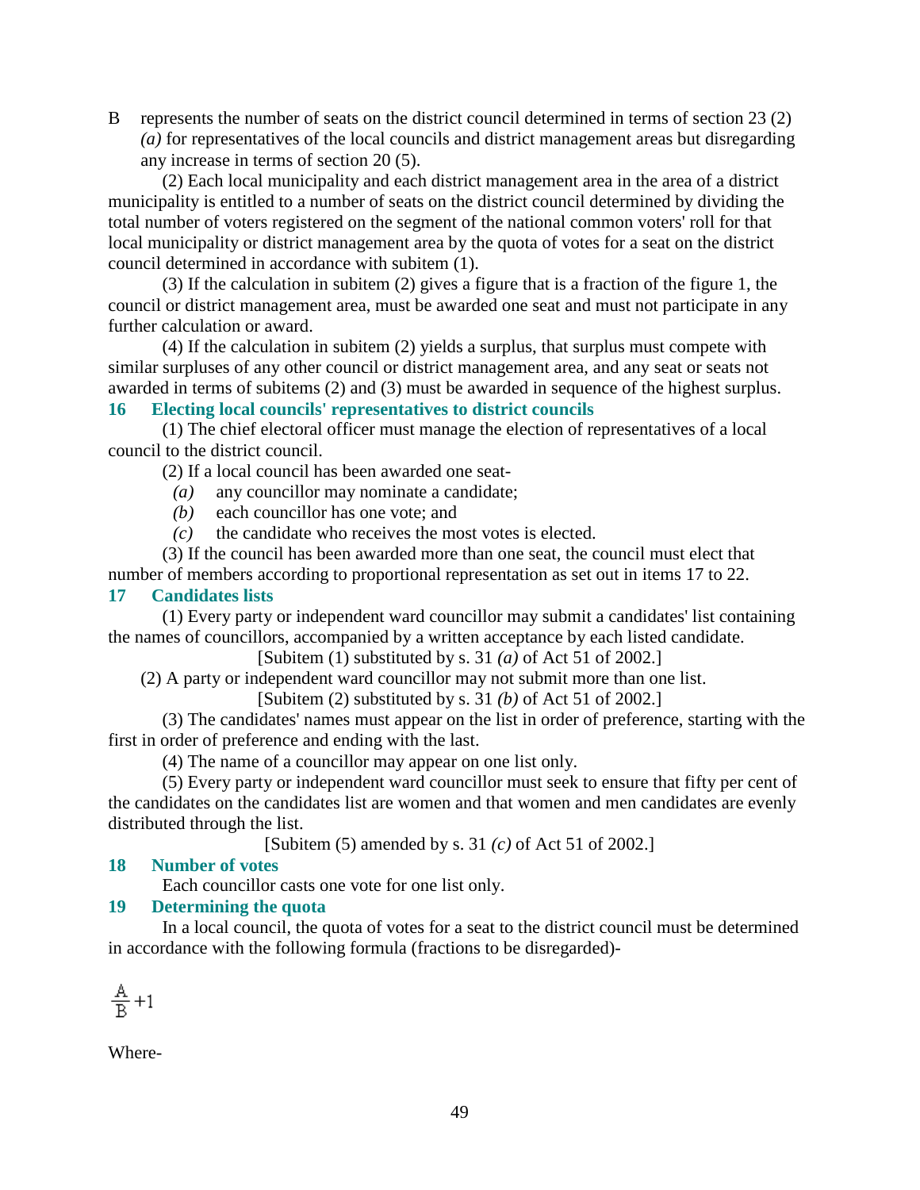B represents the number of seats on the district council determined in terms of section 23 (2) *(a)* for representatives of the local councils and district management areas but disregarding any increase in terms of section 20 (5).

(2) Each local municipality and each district management area in the area of a district municipality is entitled to a number of seats on the district council determined by dividing the total number of voters registered on the segment of the national common voters' roll for that local municipality or district management area by the quota of votes for a seat on the district council determined in accordance with subitem (1).

(3) If the calculation in subitem (2) gives a figure that is a fraction of the figure 1, the council or district management area, must be awarded one seat and must not participate in any further calculation or award.

(4) If the calculation in subitem (2) yields a surplus, that surplus must compete with similar surpluses of any other council or district management area, and any seat or seats not awarded in terms of subitems (2) and (3) must be awarded in sequence of the highest surplus.

### 16 Electing local councils' representatives to district councils

(1) The chief electoral officer must manage the election of representatives of a local council to the district council.

(2) If a local council has been awarded one seat-

*(a)* any councillor may nominate a candidate;

*(b)* each councillor has one vote; and

*(c)* the candidate who receives the most votes is elected.

(3) If the council has been awarded more than one seat, the council must elect that number of members according to proportional representation as set out in items 17 to 22.

### 17 Candidates lists

(1) Every party or independent ward councillor may submit a candidates' list containing the names of councillors, accompanied by a written acceptance by each listed candidate.

[Subitem (1) substituted by s. 31 *(a)* of Act 51 of 2002.]

(2) A party or independent ward councillor may not submit more than one list.

[Subitem (2) substituted by s. 31 *(b)* of Act 51 of 2002.]

(3) The candidates' names must appear on the list in order of preference, starting with the first in order of preference and ending with the last.

(4) The name of a councillor may appear on one list only.

(5) Every party or independent ward councillor must seek to ensure that fifty per cent of the candidates on the candidates list are women and that women and men candidates are evenly distributed through the list.

[Subitem (5) amended by s. 31 *(c)* of Act 51 of 2002.]

### 18 Number of votes

Each councillor casts one vote for one list only.

### 19 Determining the quota

In a local council, the quota of votes for a seat to the district council must be determined in accordance with the following formula (fractions to be disregarded)-

$$\frac{A}{B}+1$$

Where-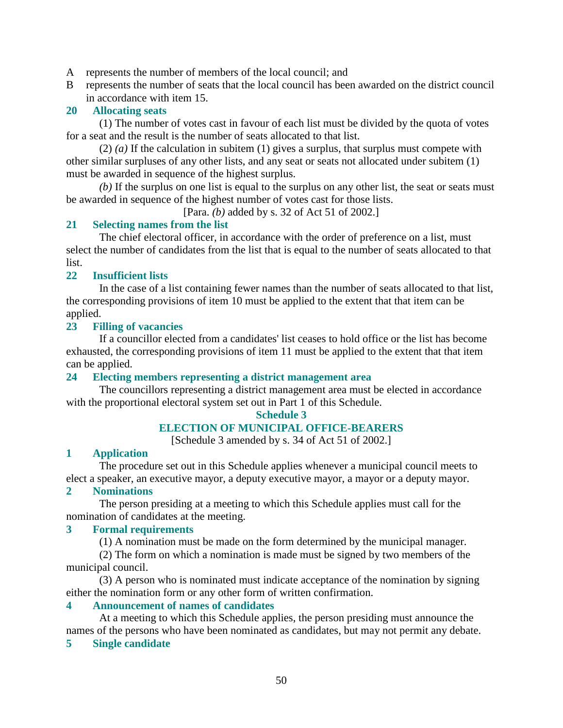A represents the number of members of the local council; and

B represents the number of seats that the local council has been awarded on the district council in accordance with item 15.

**20 Allocating seats**

(1) The number of votes cast in favour of each list must be divided by the quota of votes for a seat and the result is the number of seats allocated to that list.

(2) *(a)* If the calculation in subitem (1) gives a surplus, that surplus must compete with other similar surpluses of any other lists, and any seat or seats not allocated under subitem (1) must be awarded in sequence of the highest surplus.

*(b)* If the surplus on one list is equal to the surplus on any other list, the seat or seats must be awarded in sequence of the highest number of votes cast for those lists.

[Para. *(b)* added by s. 32 of Act 51 of 2002.]

**21 Selecting names from the list**

The chief electoral officer, in accordance with the order of preference on a list, must select the number of candidates from the list that is equal to the number of seats allocated to that list.

**22 Insufficient lists**

In the case of a list containing fewer names than the number of seats allocated to that list, the corresponding provisions of item 10 must be applied to the extent that that item can be applied.

**23 Filling of vacancies**

If a councillor elected from a candidates' list ceases to hold office or the list has become exhausted, the corresponding provisions of item 11 must be applied to the extent that that item can be applied.

**24 Electing members representing a district management area**

The councillors representing a district management area must be elected in accordance with the proportional electoral system set out in Part 1 of this Schedule.

## Schedule 3

## ELECTION OF MUNICIPAL OFFICE-BEARERS

[Schedule 3 amended by s. 34 of Act 51 of 2002.]

**1 Application**

The procedure set out in this Schedule applies whenever a municipal council meets to elect a speaker, an executive mayor, a deputy executive mayor, a mayor or a deputy mayor.

**2 Nominations**

The person presiding at a meeting to which this Schedule applies must call for the nomination of candidates at the meeting.

**3 Formal requirements**

(1) A nomination must be made on the form determined by the municipal manager.

(2) The form on which a nomination is made must be signed by two members of the municipal council.

(3) A person who is nominated must indicate acceptance of the nomination by signing either the nomination form or any other form of written confirmation.

**4 Announcement of names of candidates**

At a meeting to which this Schedule applies, the person presiding must announce the names of the persons who have been nominated as candidates, but may not permit any debate.

**5 Single candidate**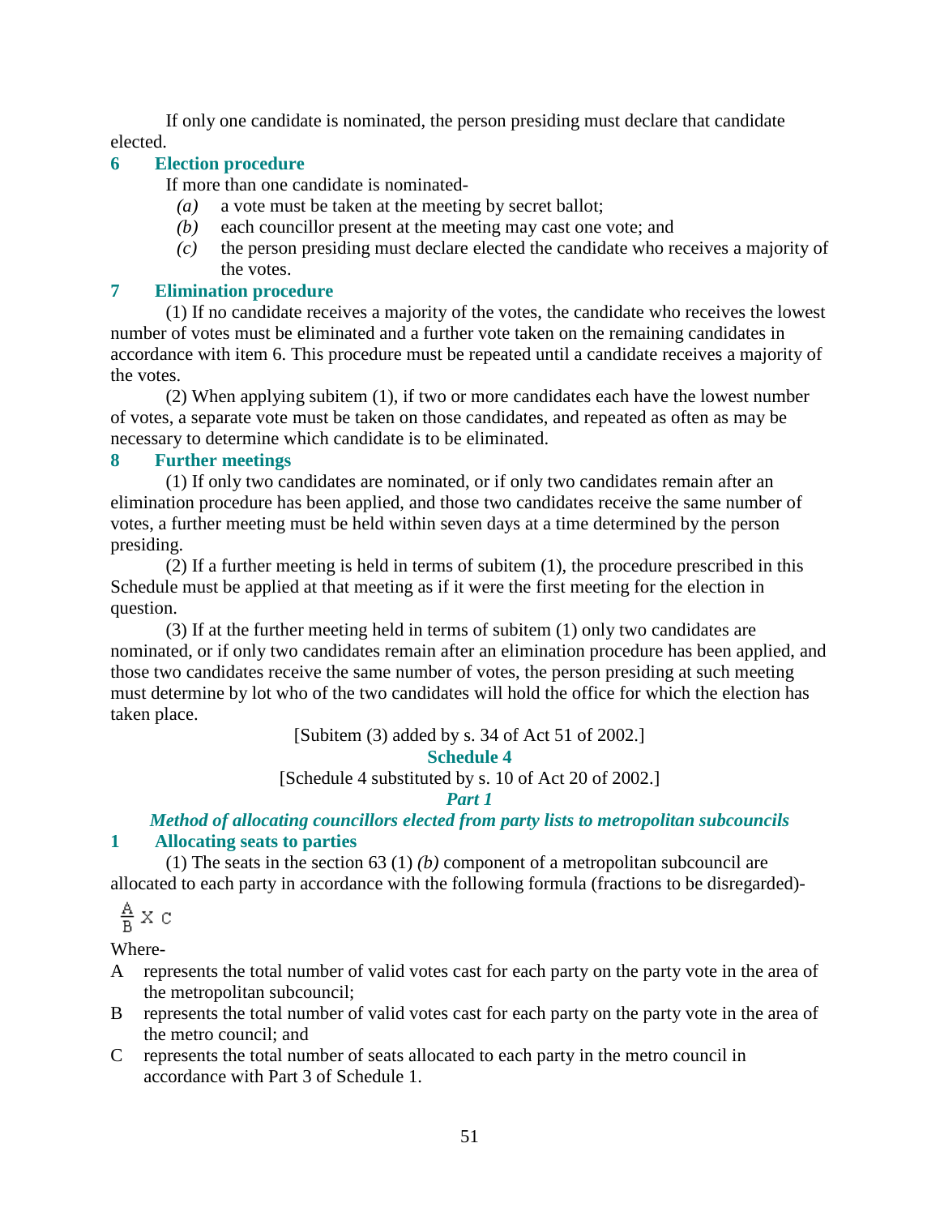If only one candidate is nominated, the person presiding must declare that candidate elected.

### 6 Election procedure

If more than one candidate is nominated-

*(a)* a vote must be taken at the meeting by secret ballot;

*(b)* each councillor present at the meeting may cast one vote; and

*(c)* the person presiding must declare elected the candidate who receives a majority of the votes.

### 7 Elimination procedure

(1) If no candidate receives a majority of the votes, the candidate who receives the lowest number of votes must be eliminated and a further vote taken on the remaining candidates in accordance with item 6. This procedure must be repeated until a candidate receives a majority of the votes.

(2) When applying subitem (1), if two or more candidates each have the lowest number of votes, a separate vote must be taken on those candidates, and repeated as often as may be necessary to determine which candidate is to be eliminated.

### 8 Further meetings

(1) If only two candidates are nominated, or if only two candidates remain after an elimination procedure has been applied, and those two candidates receive the same number of votes, a further meeting must be held within seven days at a time determined by the person presiding.

(2) If a further meeting is held in terms of subitem (1), the procedure prescribed in this Schedule must be applied at that meeting as if it were the first meeting for the election in question.

(3) If at the further meeting held in terms of subitem (1) only two candidates are nominated, or if only two candidates remain after an elimination procedure has been applied, and those two candidates receive the same number of votes, the person presiding at such meeting must determine by lot who of the two candidates will hold the office for which the election has taken place.

[Subitem (3) added by s. 34 of Act 51 of 2002.]

## Schedule 4

[Schedule 4 substituted by s. 10 of Act 20 of 2002.]

## *Part 1*

## *Method of allocating councillors elected from party lists to metropolitan subcouncils*

### 1 Allocating seats to parties

(1) The seats in the section 63 (1) *(b)* component of a metropolitan subcouncil are allocated to each party in accordance with the following formula (fractions to be disregarded)-

$$\frac{A}{B} \times C$$

Where-

A represents the total number of valid votes cast for each party on the party vote in the area of the metropolitan subcouncil;

B represents the total number of valid votes cast for each party on the party vote in the area of the metro council; and

C represents the total number of seats allocated to each party in the metro council in accordance with Part 3 of Schedule 1.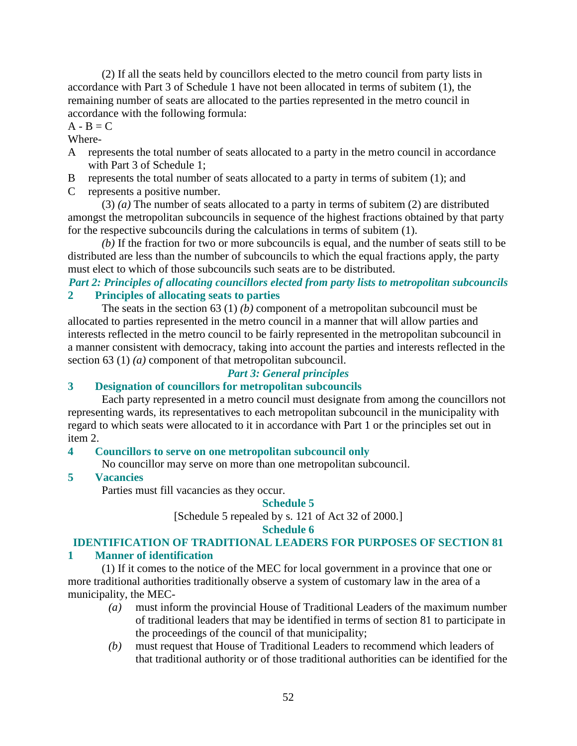(2) If all the seats held by councillors elected to the metro council from party lists in accordance with Part 3 of Schedule 1 have not been allocated in terms of subitem (1), the remaining number of seats are allocated to the parties represented in the metro council in accordance with the following formula:

$A - B = C$

Where-

A represents the total number of seats allocated to a party in the metro council in accordance with Part 3 of Schedule 1;

B represents the total number of seats allocated to a party in terms of subitem (1); and

C represents a positive number.

(3) *(a)* The number of seats allocated to a party in terms of subitem (2) are distributed amongst the metropolitan subcouncils in sequence of the highest fractions obtained by that party for the respective subcouncils during the calculations in terms of subitem (1).

*(b)* If the fraction for two or more subcouncils is equal, and the number of seats still to be distributed are less than the number of subcouncils to which the equal fractions apply, the party must elect to which of those subcouncils such seats are to be distributed.

***Part 2: Principles of allocating councillors elected from party lists to metropolitan subcouncils***

**2 Principles of allocating seats to parties**

The seats in the section 63 (1) *(b)* component of a metropolitan subcouncil must be allocated to parties represented in the metro council in a manner that will allow parties and interests reflected in the metro council to be fairly represented in the metropolitan subcouncil in a manner consistent with democracy, taking into account the parties and interests reflected in the section 63 (1) *(a)* component of that metropolitan subcouncil.

***Part 3: General principles***

**3 Designation of councillors for metropolitan subcouncils**

Each party represented in a metro council must designate from among the councillors not representing wards, its representatives to each metropolitan subcouncil in the municipality with regard to which seats were allocated to it in accordance with Part 1 or the principles set out in item 2.

**4 Councillors to serve on one metropolitan subcouncil only**

No councillor may serve on more than one metropolitan subcouncil.

**5 Vacancies**

Parties must fill vacancies as they occur.

## Schedule 5

[Schedule 5 repealed by s. 121 of Act 32 of 2000.]

## Schedule 6

## IDENTIFICATION OF TRADITIONAL LEADERS FOR PURPOSES OF SECTION 81

**1 Manner of identification**

(1) If it comes to the notice of the MEC for local government in a province that one or more traditional authorities traditionally observe a system of customary law in the area of a municipality, the MEC-

*(a)* must inform the provincial House of Traditional Leaders of the maximum number of traditional leaders that may be identified in terms of section 81 to participate in the proceedings of the council of that municipality;

*(b)* must request that House of Traditional Leaders to recommend which leaders of that traditional authority or of those traditional authorities can be identified for the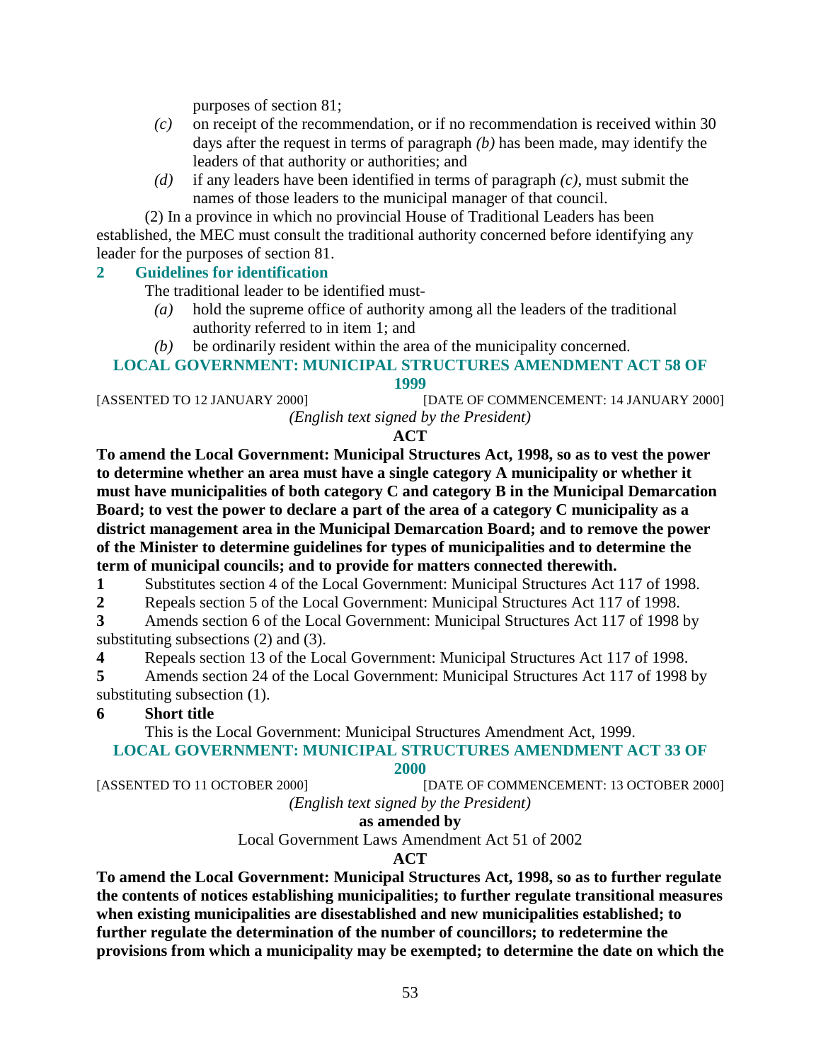purposes of section 81;

*(c)* on receipt of the recommendation, or if no recommendation is received within 30 days after the request in terms of paragraph *(b)* has been made, may identify the leaders of that authority or authorities; and

*(d)* if any leaders have been identified in terms of paragraph *(c)*, must submit the names of those leaders to the municipal manager of that council.

(2) In a province in which no provincial House of Traditional Leaders has been established, the MEC must consult the traditional authority concerned before identifying any leader for the purposes of section 81.

### 2 Guidelines for identification

The traditional leader to be identified must-

*(a)* hold the supreme office of authority among all the leaders of the traditional authority referred to in item 1; and

*(b)* be ordinarily resident within the area of the municipality concerned.

## LOCAL GOVERNMENT: MUNICIPAL STRUCTURES AMENDMENT ACT 58 OF 1999

[ASSENTED TO 12 JANUARY 2000] [DATE OF COMMENCEMENT: 14 JANUARY 2000]

*(English text signed by the President)*

**ACT**

**To amend the Local Government: Municipal Structures Act, 1998, so as to vest the power to determine whether an area must have a single category A municipality or whether it must have municipalities of both category C and category B in the Municipal Demarcation Board; to vest the power to declare a part of the area of a category C municipality as a district management area in the Municipal Demarcation Board; and to remove the power of the Minister to determine guidelines for types of municipalities and to determine the term of municipal councils; and to provide for matters connected therewith.**

**1** Substitutes section 4 of the Local Government: Municipal Structures Act 117 of 1998.

**2** Repeals section 5 of the Local Government: Municipal Structures Act 117 of 1998.

**3** Amends section 6 of the Local Government: Municipal Structures Act 117 of 1998 by substituting subsections (2) and (3).

**4** Repeals section 13 of the Local Government: Municipal Structures Act 117 of 1998.

**5** Amends section 24 of the Local Government: Municipal Structures Act 117 of 1998 by substituting subsection (1).

**6 Short title**

This is the Local Government: Municipal Structures Amendment Act, 1999.

## LOCAL GOVERNMENT: MUNICIPAL STRUCTURES AMENDMENT ACT 33 OF 2000

[ASSENTED TO 11 OCTOBER 2000] [DATE OF COMMENCEMENT: 13 OCTOBER 2000]

*(English text signed by the President)*

**as amended by**

Local Government Laws Amendment Act 51 of 2002

**ACT**

**To amend the Local Government: Municipal Structures Act, 1998, so as to further regulate the contents of notices establishing municipalities; to further regulate transitional measures when existing municipalities are disestablished and new municipalities established; to further regulate the determination of the number of councillors; to redetermine the provisions from which a municipality may be exempted; to determine the date on which the**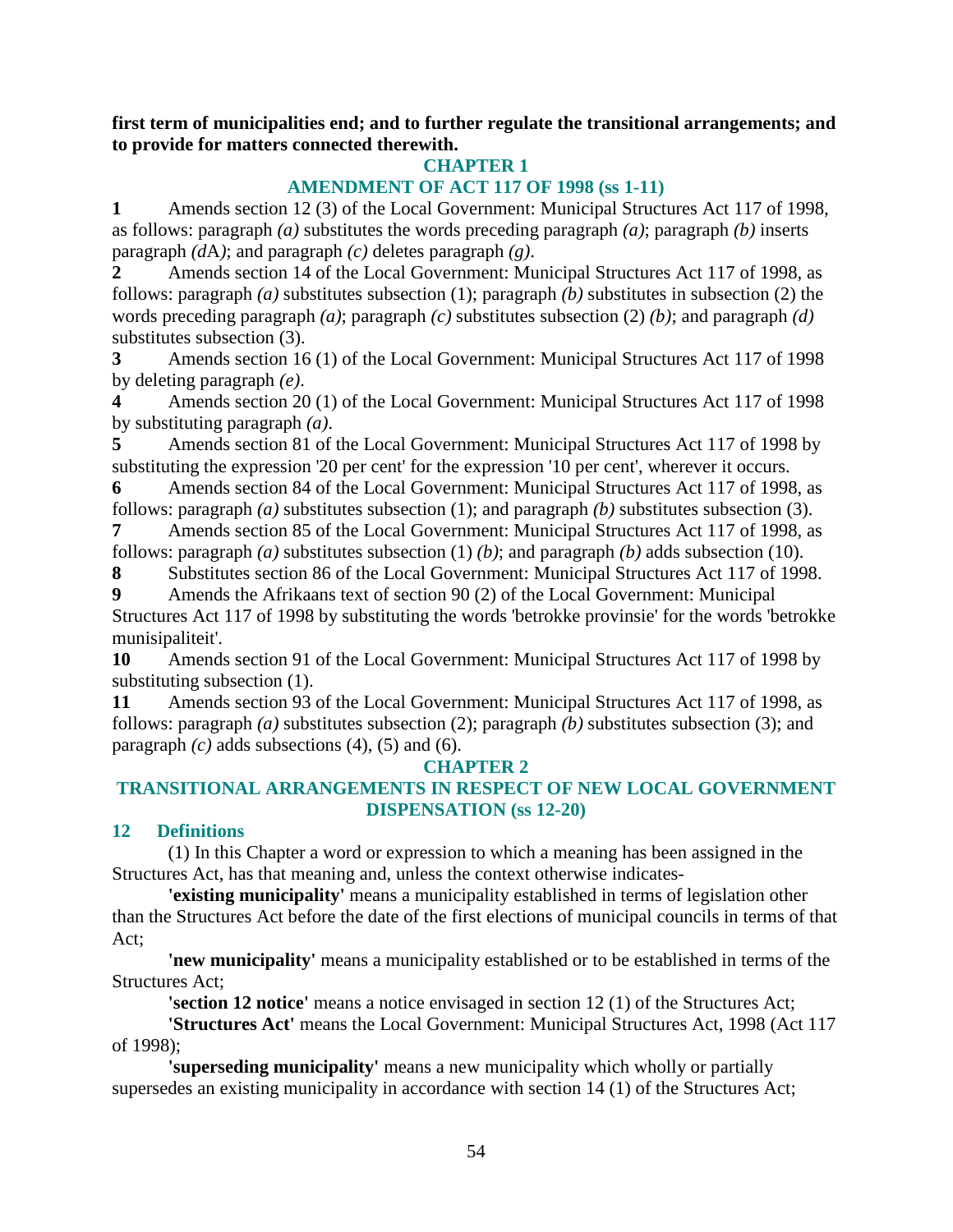**first term of municipalities end; and to further regulate the transitional arrangements; and to provide for matters connected therewith.**

## CHAPTER 1
## AMENDMENT OF ACT 117 OF 1998 (ss 1-11)

**1** Amends section 12 (3) of the Local Government: Municipal Structures Act 117 of 1998, as follows: paragraph *(a)* substitutes the words preceding paragraph *(a)*; paragraph *(b)* inserts paragraph *(d*A*)*; and paragraph *(c)* deletes paragraph *(g)*.

**2** Amends section 14 of the Local Government: Municipal Structures Act 117 of 1998, as follows: paragraph *(a)* substitutes subsection (1); paragraph *(b)* substitutes in subsection (2) the words preceding paragraph *(a)*; paragraph *(c)* substitutes subsection (2) *(b)*; and paragraph *(d)* substitutes subsection (3).

**3** Amends section 16 (1) of the Local Government: Municipal Structures Act 117 of 1998 by deleting paragraph *(e)*.

**4** Amends section 20 (1) of the Local Government: Municipal Structures Act 117 of 1998 by substituting paragraph *(a)*.

**5** Amends section 81 of the Local Government: Municipal Structures Act 117 of 1998 by substituting the expression '20 per cent' for the expression '10 per cent', wherever it occurs.

**6** Amends section 84 of the Local Government: Municipal Structures Act 117 of 1998, as follows: paragraph *(a)* substitutes subsection (1); and paragraph *(b)* substitutes subsection (3).

**7** Amends section 85 of the Local Government: Municipal Structures Act 117 of 1998, as follows: paragraph *(a)* substitutes subsection (1) *(b)*; and paragraph *(b)* adds subsection (10).

**8** Substitutes section 86 of the Local Government: Municipal Structures Act 117 of 1998.

**9** Amends the Afrikaans text of section 90 (2) of the Local Government: Municipal Structures Act 117 of 1998 by substituting the words 'betrokke provinsie' for the words 'betrokke munisipaliteit'.

**10** Amends section 91 of the Local Government: Municipal Structures Act 117 of 1998 by substituting subsection (1).

**11** Amends section 93 of the Local Government: Municipal Structures Act 117 of 1998, as follows: paragraph *(a)* substitutes subsection (2); paragraph *(b)* substitutes subsection (3); and paragraph *(c)* adds subsections (4), (5) and (6).

## CHAPTER 2
## TRANSITIONAL ARRANGEMENTS IN RESPECT OF NEW LOCAL GOVERNMENT DISPENSATION (ss 12-20)

### 12 Definitions

(1) In this Chapter a word or expression to which a meaning has been assigned in the Structures Act, has that meaning and, unless the context otherwise indicates-

**'existing municipality'** means a municipality established in terms of legislation other than the Structures Act before the date of the first elections of municipal councils in terms of that Act;

**'new municipality'** means a municipality established or to be established in terms of the Structures Act;

**'section 12 notice'** means a notice envisaged in section 12 (1) of the Structures Act;

**'Structures Act'** means the Local Government: Municipal Structures Act, 1998 (Act 117 of 1998);

**'superseding municipality'** means a new municipality which wholly or partially supersedes an existing municipality in accordance with section 14 (1) of the Structures Act;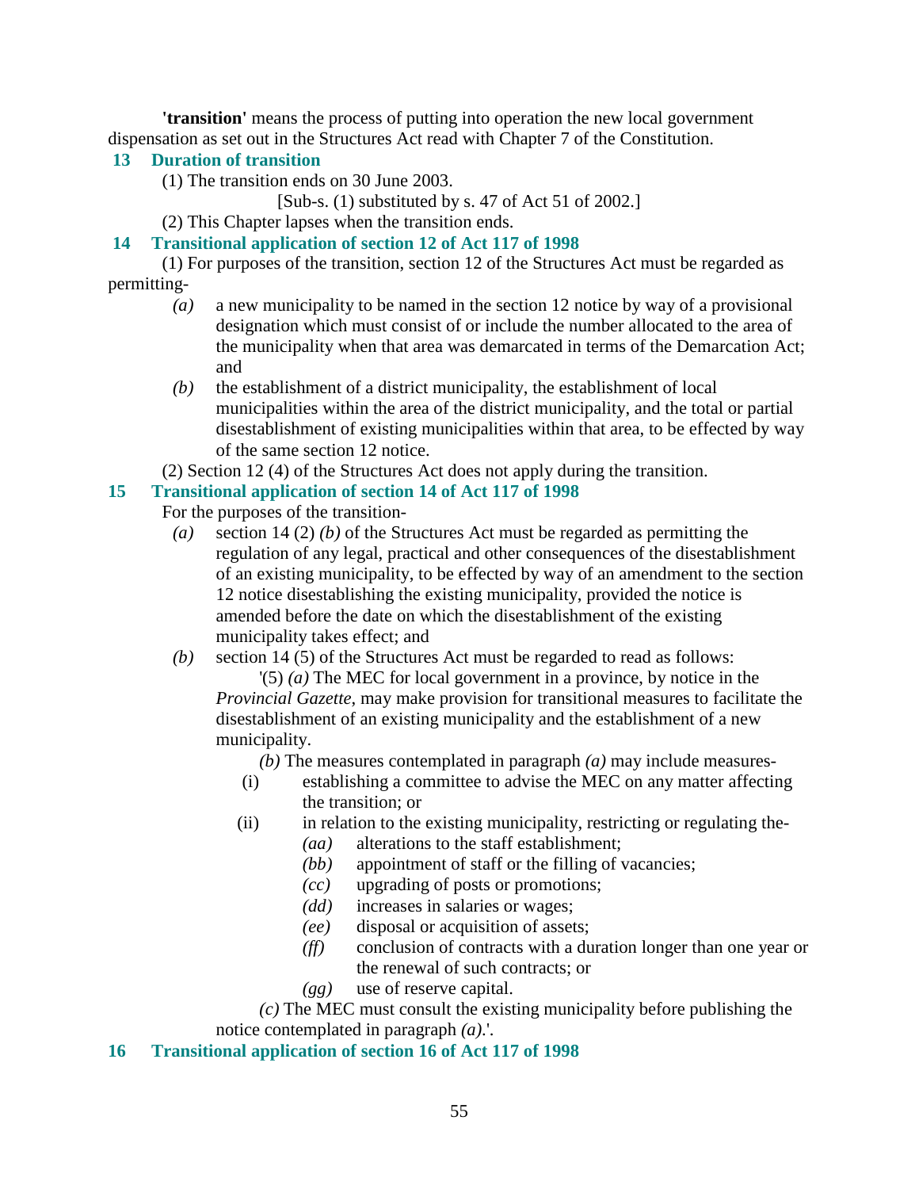**'transition'** means the process of putting into operation the new local government dispensation as set out in the Structures Act read with Chapter 7 of the Constitution.

### 13 Duration of transition

(1) The transition ends on 30 June 2003.

[Sub-s. (1) substituted by s. 47 of Act 51 of 2002.]

(2) This Chapter lapses when the transition ends.

### 14 Transitional application of section 12 of Act 117 of 1998

(1) For purposes of the transition, section 12 of the Structures Act must be regarded as permitting-

*(a)* a new municipality to be named in the section 12 notice by way of a provisional designation which must consist of or include the number allocated to the area of the municipality when that area was demarcated in terms of the Demarcation Act; and

*(b)* the establishment of a district municipality, the establishment of local municipalities within the area of the district municipality, and the total or partial disestablishment of existing municipalities within that area, to be effected by way of the same section 12 notice.

(2) Section 12 (4) of the Structures Act does not apply during the transition.

### 15 Transitional application of section 14 of Act 117 of 1998

For the purposes of the transition-

*(a)* section 14 (2) *(b)* of the Structures Act must be regarded as permitting the regulation of any legal, practical and other consequences of the disestablishment of an existing municipality, to be effected by way of an amendment to the section 12 notice disestablishing the existing municipality, provided the notice is amended before the date on which the disestablishment of the existing municipality takes effect; and

*(b)* section 14 (5) of the Structures Act must be regarded to read as follows:

'(5) *(a)* The MEC for local government in a province, by notice in the *Provincial Gazette*, may make provision for transitional measures to facilitate the disestablishment of an existing municipality and the establishment of a new municipality.

*(b)* The measures contemplated in paragraph *(a)* may include measures-

(i) establishing a committee to advise the MEC on any matter affecting the transition; or

(ii) in relation to the existing municipality, restricting or regulating the-

*(aa)* alterations to the staff establishment;

*(bb)* appointment of staff or the filling of vacancies;

*(cc)* upgrading of posts or promotions;

*(dd)* increases in salaries or wages;

*(ee)* disposal or acquisition of assets;

*(ff)* conclusion of contracts with a duration longer than one year or the renewal of such contracts; or

*(gg)* use of reserve capital.

*(c)* The MEC must consult the existing municipality before publishing the notice contemplated in paragraph *(a)*.'.

### 16 Transitional application of section 16 of Act 117 of 1998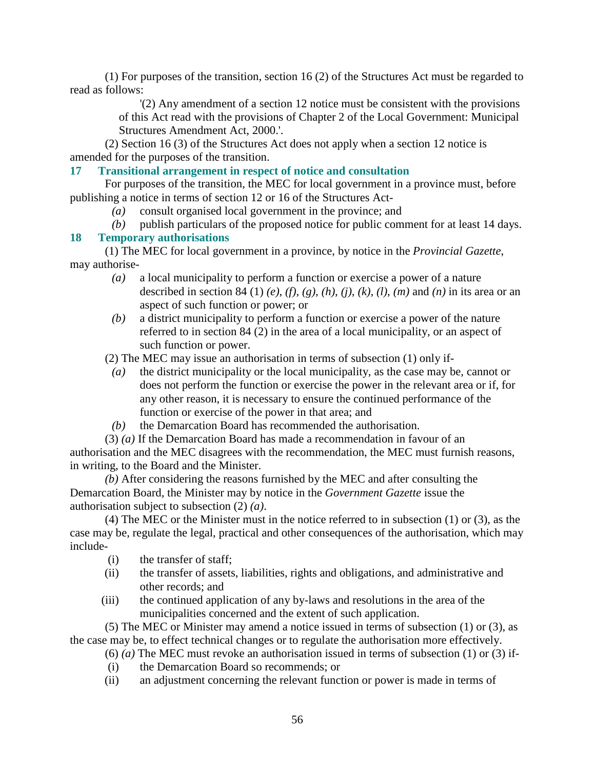(1) For purposes of the transition, section 16 (2) of the Structures Act must be regarded to read as follows:

> '(2) Any amendment of a section 12 notice must be consistent with the provisions of this Act read with the provisions of Chapter 2 of the Local Government: Municipal Structures Amendment Act, 2000.'.

(2) Section 16 (3) of the Structures Act does not apply when a section 12 notice is amended for the purposes of the transition.

### 17 Transitional arrangement in respect of notice and consultation

For purposes of the transition, the MEC for local government in a province must, before publishing a notice in terms of section 12 or 16 of the Structures Act-

*(a)* consult organised local government in the province; and

*(b)* publish particulars of the proposed notice for public comment for at least 14 days.

### 18 Temporary authorisations

(1) The MEC for local government in a province, by notice in the *Provincial Gazette*, may authorise-

*(a)* a local municipality to perform a function or exercise a power of a nature described in section 84 (1) *(e)*, *(f)*, *(g)*, *(h)*, *(j)*, *(k)*, *(l)*, *(m)* and *(n)* in its area or an aspect of such function or power; or

*(b)* a district municipality to perform a function or exercise a power of the nature referred to in section 84 (2) in the area of a local municipality, or an aspect of such function or power.

(2) The MEC may issue an authorisation in terms of subsection (1) only if-

*(a)* the district municipality or the local municipality, as the case may be, cannot or does not perform the function or exercise the power in the relevant area or if, for any other reason, it is necessary to ensure the continued performance of the function or exercise of the power in that area; and

*(b)* the Demarcation Board has recommended the authorisation.

(3) *(a)* If the Demarcation Board has made a recommendation in favour of an authorisation and the MEC disagrees with the recommendation, the MEC must furnish reasons, in writing, to the Board and the Minister.

*(b)* After considering the reasons furnished by the MEC and after consulting the Demarcation Board, the Minister may by notice in the *Government Gazette* issue the authorisation subject to subsection (2) *(a)*.

(4) The MEC or the Minister must in the notice referred to in subsection (1) or (3), as the case may be, regulate the legal, practical and other consequences of the authorisation, which may include-

(i) the transfer of staff;

(ii) the transfer of assets, liabilities, rights and obligations, and administrative and other records; and

(iii) the continued application of any by-laws and resolutions in the area of the municipalities concerned and the extent of such application.

(5) The MEC or Minister may amend a notice issued in terms of subsection (1) or (3), as the case may be, to effect technical changes or to regulate the authorisation more effectively.

(6) *(a)* The MEC must revoke an authorisation issued in terms of subsection (1) or (3) if-

(i) the Demarcation Board so recommends; or

(ii) an adjustment concerning the relevant function or power is made in terms of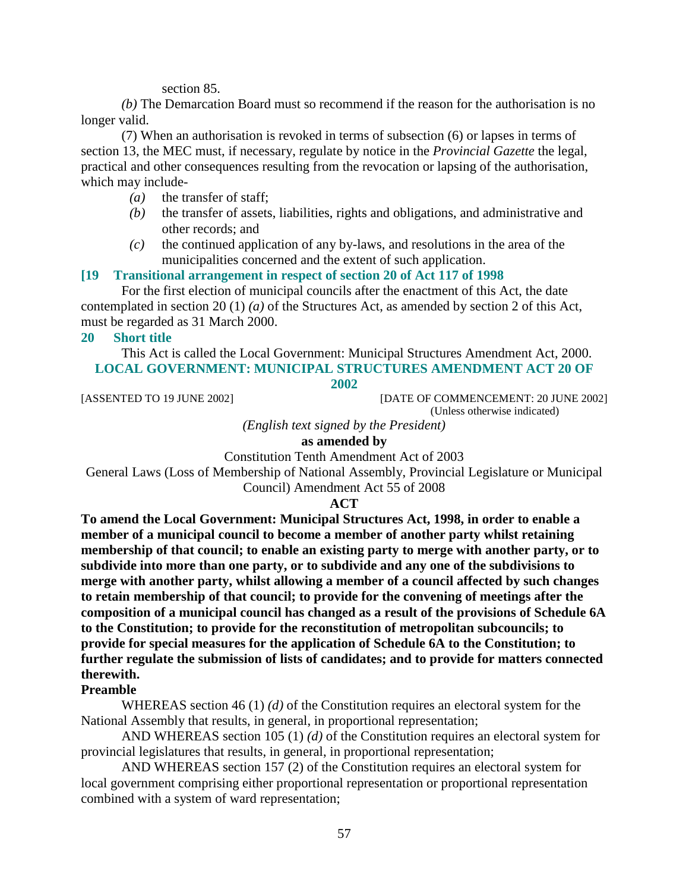section 85.

*(b)* The Demarcation Board must so recommend if the reason for the authorisation is no longer valid.

(7) When an authorisation is revoked in terms of subsection (6) or lapses in terms of section 13, the MEC must, if necessary, regulate by notice in the *Provincial Gazette* the legal, practical and other consequences resulting from the revocation or lapsing of the authorisation, which may include-

*(a)* the transfer of staff;

*(b)* the transfer of assets, liabilities, rights and obligations, and administrative and other records; and

*(c)* the continued application of any by-laws, and resolutions in the area of the municipalities concerned and the extent of such application.

**[19 Transitional arrangement in respect of section 20 of Act 117 of 1998**

For the first election of municipal councils after the enactment of this Act, the date contemplated in section 20 (1) *(a)* of the Structures Act, as amended by section 2 of this Act, must be regarded as 31 March 2000.

**20 Short title**

This Act is called the Local Government: Municipal Structures Amendment Act, 2000.

## LOCAL GOVERNMENT: MUNICIPAL STRUCTURES AMENDMENT ACT 20 OF 2002

[ASSENTED TO 19 JUNE 2002] [DATE OF COMMENCEMENT: 20 JUNE 2002]
(Unless otherwise indicated)

*(English text signed by the President)*

**as amended by**

Constitution Tenth Amendment Act of 2003

General Laws (Loss of Membership of National Assembly, Provincial Legislature or Municipal Council) Amendment Act 55 of 2008

**ACT**

**To amend the Local Government: Municipal Structures Act, 1998, in order to enable a member of a municipal council to become a member of another party whilst retaining membership of that council; to enable an existing party to merge with another party, or to subdivide into more than one party, or to subdivide and any one of the subdivisions to merge with another party, whilst allowing a member of a council affected by such changes to retain membership of that council; to provide for the convening of meetings after the composition of a municipal council has changed as a result of the provisions of Schedule 6A to the Constitution; to provide for the reconstitution of metropolitan subcouncils; to provide for special measures for the application of Schedule 6A to the Constitution; to further regulate the submission of lists of candidates; and to provide for matters connected therewith.**

**Preamble**

WHEREAS section 46 (1) *(d)* of the Constitution requires an electoral system for the National Assembly that results, in general, in proportional representation;

AND WHEREAS section 105 (1) *(d)* of the Constitution requires an electoral system for provincial legislatures that results, in general, in proportional representation;

AND WHEREAS section 157 (2) of the Constitution requires an electoral system for local government comprising either proportional representation or proportional representation combined with a system of ward representation;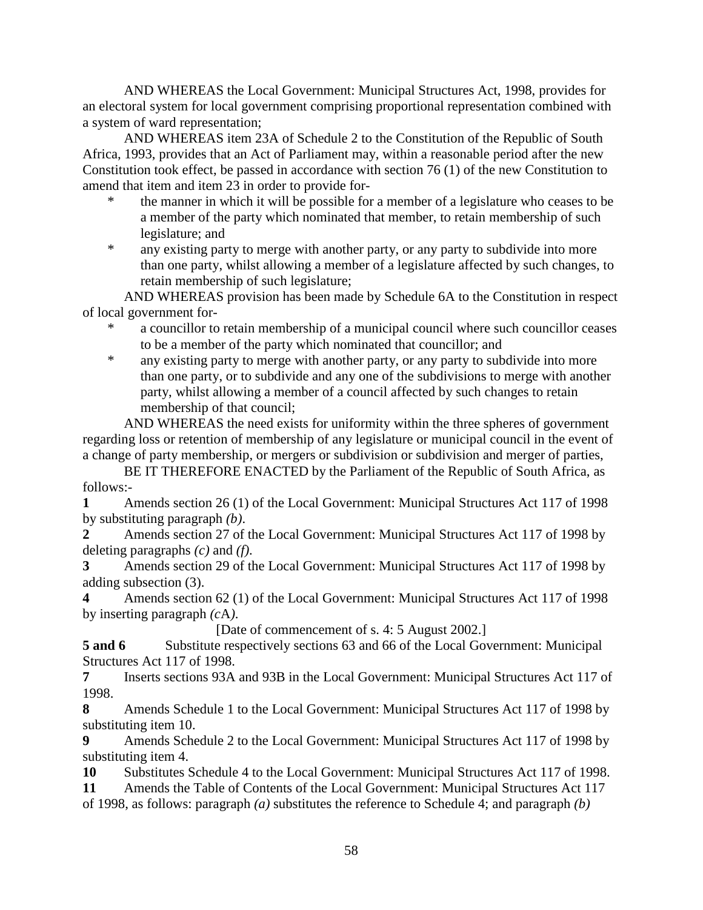AND WHEREAS the Local Government: Municipal Structures Act, 1998, provides for an electoral system for local government comprising proportional representation combined with a system of ward representation;

AND WHEREAS item 23A of Schedule 2 to the Constitution of the Republic of South Africa, 1993, provides that an Act of Parliament may, within a reasonable period after the new Constitution took effect, be passed in accordance with section 76 (1) of the new Constitution to amend that item and item 23 in order to provide for-

* the manner in which it will be possible for a member of a legislature who ceases to be a member of the party which nominated that member, to retain membership of such legislature; and
* any existing party to merge with another party, or any party to subdivide into more than one party, whilst allowing a member of a legislature affected by such changes, to retain membership of such legislature;

AND WHEREAS provision has been made by Schedule 6A to the Constitution in respect of local government for-

* a councillor to retain membership of a municipal council where such councillor ceases to be a member of the party which nominated that councillor; and
* any existing party to merge with another party, or any party to subdivide into more than one party, or to subdivide and any one of the subdivisions to merge with another party, whilst allowing a member of a council affected by such changes to retain membership of that council;

AND WHEREAS the need exists for uniformity within the three spheres of government regarding loss or retention of membership of any legislature or municipal council in the event of a change of party membership, or mergers or subdivision or subdivision and merger of parties,

BE IT THEREFORE ENACTED by the Parliament of the Republic of South Africa, as follows:-

**1** Amends section 26 (1) of the Local Government: Municipal Structures Act 117 of 1998 by substituting paragraph *(b)*.

**2** Amends section 27 of the Local Government: Municipal Structures Act 117 of 1998 by deleting paragraphs *(c)* and *(f)*.

**3** Amends section 29 of the Local Government: Municipal Structures Act 117 of 1998 by adding subsection (3).

**4** Amends section 62 (1) of the Local Government: Municipal Structures Act 117 of 1998 by inserting paragraph *(c*A*)*.

[Date of commencement of s. 4: 5 August 2002.]

**5 and 6** Substitute respectively sections 63 and 66 of the Local Government: Municipal Structures Act 117 of 1998.

**7** Inserts sections 93A and 93B in the Local Government: Municipal Structures Act 117 of 1998.

**8** Amends Schedule 1 to the Local Government: Municipal Structures Act 117 of 1998 by substituting item 10.

**9** Amends Schedule 2 to the Local Government: Municipal Structures Act 117 of 1998 by substituting item 4.

**10** Substitutes Schedule 4 to the Local Government: Municipal Structures Act 117 of 1998.

**11** Amends the Table of Contents of the Local Government: Municipal Structures Act 117 of 1998, as follows: paragraph *(a)* substitutes the reference to Schedule 4; and paragraph *(b)*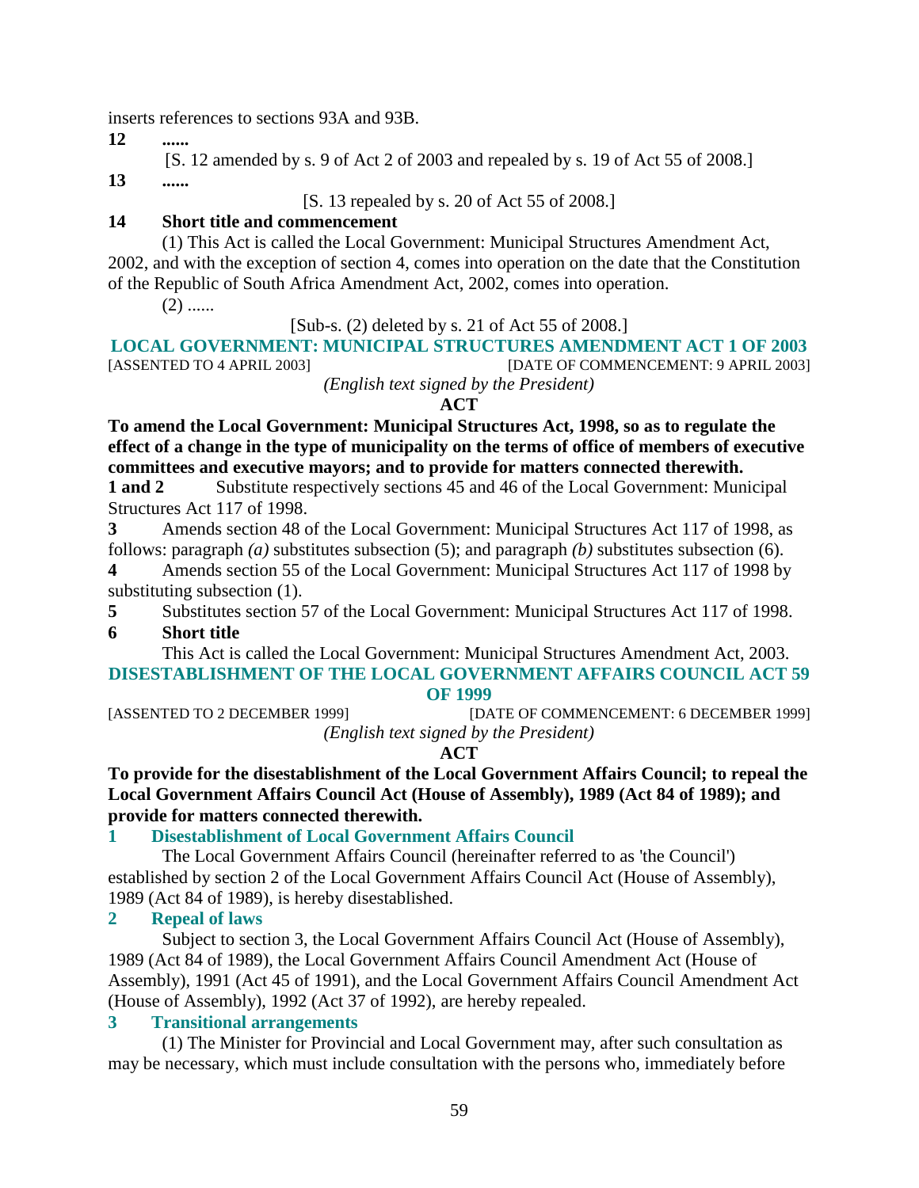inserts references to sections 93A and 93B.

**12** **......**

[S. 12 amended by s. 9 of Act 2 of 2003 and repealed by s. 19 of Act 55 of 2008.]

**13** **......**

[S. 13 repealed by s. 20 of Act 55 of 2008.]

**14 Short title and commencement**

(1) This Act is called the Local Government: Municipal Structures Amendment Act, 2002, and with the exception of section 4, comes into operation on the date that the Constitution of the Republic of South Africa Amendment Act, 2002, comes into operation.

(2) ......

[Sub-s. (2) deleted by s. 21 of Act 55 of 2008.]

## LOCAL GOVERNMENT: MUNICIPAL STRUCTURES AMENDMENT ACT 1 OF 2003

[ASSENTED TO 4 APRIL 2003] [DATE OF COMMENCEMENT: 9 APRIL 2003]

*(English text signed by the President)*

**ACT**

**To amend the Local Government: Municipal Structures Act, 1998, so as to regulate the effect of a change in the type of municipality on the terms of office of members of executive committees and executive mayors; and to provide for matters connected therewith.**

**1 and 2** Substitute respectively sections 45 and 46 of the Local Government: Municipal Structures Act 117 of 1998.

**3** Amends section 48 of the Local Government: Municipal Structures Act 117 of 1998, as follows: paragraph *(a)* substitutes subsection (5); and paragraph *(b)* substitutes subsection (6).

**4** Amends section 55 of the Local Government: Municipal Structures Act 117 of 1998 by substituting subsection (1).

**5** Substitutes section 57 of the Local Government: Municipal Structures Act 117 of 1998.

**6 Short title**

This Act is called the Local Government: Municipal Structures Amendment Act, 2003.

## DISESTABLISHMENT OF THE LOCAL GOVERNMENT AFFAIRS COUNCIL ACT 59 OF 1999

[ASSENTED TO 2 DECEMBER 1999] [DATE OF COMMENCEMENT: 6 DECEMBER 1999]

*(English text signed by the President)*

**ACT**

**To provide for the disestablishment of the Local Government Affairs Council; to repeal the Local Government Affairs Council Act (House of Assembly), 1989 (Act 84 of 1989); and provide for matters connected therewith.**

### 1 Disestablishment of Local Government Affairs Council

The Local Government Affairs Council (hereinafter referred to as 'the Council') established by section 2 of the Local Government Affairs Council Act (House of Assembly), 1989 (Act 84 of 1989), is hereby disestablished.

### 2 Repeal of laws

Subject to section 3, the Local Government Affairs Council Act (House of Assembly), 1989 (Act 84 of 1989), the Local Government Affairs Council Amendment Act (House of Assembly), 1991 (Act 45 of 1991), and the Local Government Affairs Council Amendment Act (House of Assembly), 1992 (Act 37 of 1992), are hereby repealed.

### 3 Transitional arrangements

(1) The Minister for Provincial and Local Government may, after such consultation as may be necessary, which must include consultation with the persons who, immediately before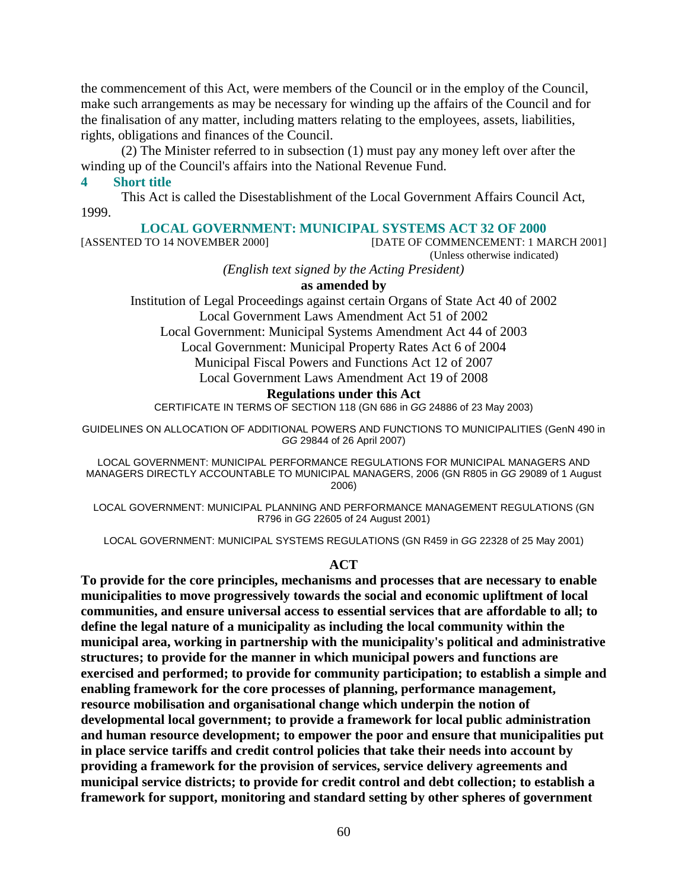the commencement of this Act, were members of the Council or in the employ of the Council, make such arrangements as may be necessary for winding up the affairs of the Council and for the finalisation of any matter, including matters relating to the employees, assets, liabilities, rights, obligations and finances of the Council.

(2) The Minister referred to in subsection (1) must pay any money left over after the winding up of the Council's affairs into the National Revenue Fund.

### 4 Short title

This Act is called the Disestablishment of the Local Government Affairs Council Act, 1999.

## LOCAL GOVERNMENT: MUNICIPAL SYSTEMS ACT 32 OF 2000

[ASSENTED TO 14 NOVEMBER 2000] [DATE OF COMMENCEMENT: 1 MARCH 2001]

(Unless otherwise indicated)

*(English text signed by the Acting President)*

**as amended by**

Institution of Legal Proceedings against certain Organs of State Act 40 of 2002

Local Government Laws Amendment Act 51 of 2002

Local Government: Municipal Systems Amendment Act 44 of 2003

Local Government: Municipal Property Rates Act 6 of 2004

Municipal Fiscal Powers and Functions Act 12 of 2007

Local Government Laws Amendment Act 19 of 2008

**Regulations under this Act**

CERTIFICATE IN TERMS OF SECTION 118 (GN 686 in *GG* 24886 of 23 May 2003)

GUIDELINES ON ALLOCATION OF ADDITIONAL POWERS AND FUNCTIONS TO MUNICIPALITIES (GenN 490 in *GG* 29844 of 26 April 2007)

LOCAL GOVERNMENT: MUNICIPAL PERFORMANCE REGULATIONS FOR MUNICIPAL MANAGERS AND MANAGERS DIRECTLY ACCOUNTABLE TO MUNICIPAL MANAGERS, 2006 (GN R805 in *GG* 29089 of 1 August 2006)

LOCAL GOVERNMENT: MUNICIPAL PLANNING AND PERFORMANCE MANAGEMENT REGULATIONS (GN R796 in *GG* 22605 of 24 August 2001)

LOCAL GOVERNMENT: MUNICIPAL SYSTEMS REGULATIONS (GN R459 in *GG* 22328 of 25 May 2001)

**ACT**

**To provide for the core principles, mechanisms and processes that are necessary to enable municipalities to move progressively towards the social and economic upliftment of local communities, and ensure universal access to essential services that are affordable to all; to define the legal nature of a municipality as including the local community within the municipal area, working in partnership with the municipality's political and administrative structures; to provide for the manner in which municipal powers and functions are exercised and performed; to provide for community participation; to establish a simple and enabling framework for the core processes of planning, performance management, resource mobilisation and organisational change which underpin the notion of developmental local government; to provide a framework for local public administration and human resource development; to empower the poor and ensure that municipalities put in place service tariffs and credit control policies that take their needs into account by providing a framework for the provision of services, service delivery agreements and municipal service districts; to provide for credit control and debt collection; to establish a framework for support, monitoring and standard setting by other spheres of government**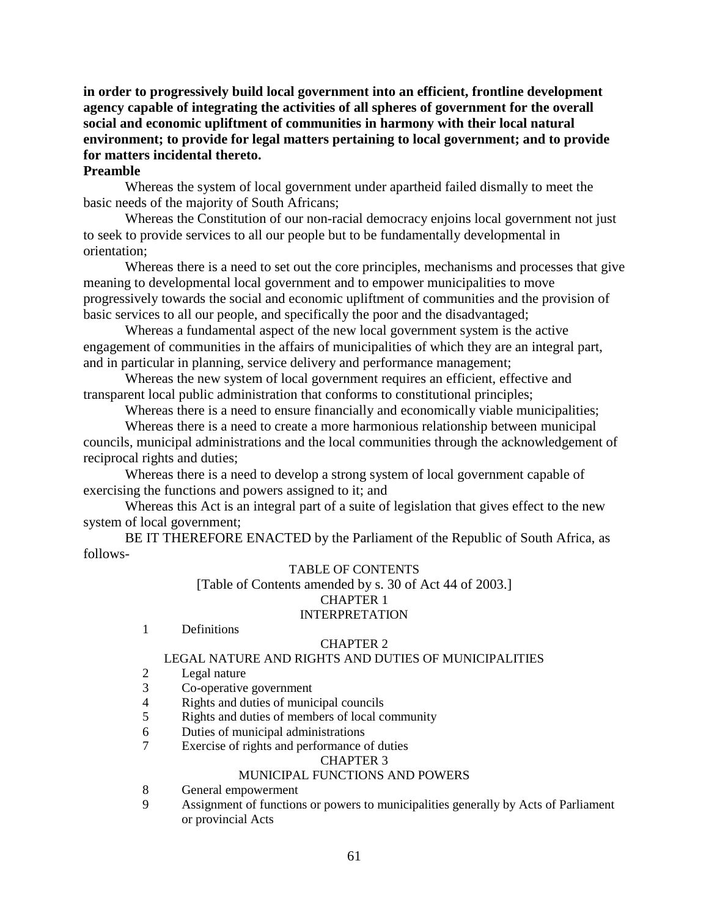**in order to progressively build local government into an efficient, frontline development agency capable of integrating the activities of all spheres of government for the overall social and economic upliftment of communities in harmony with their local natural environment; to provide for legal matters pertaining to local government; and to provide for matters incidental thereto.**

**Preamble**

Whereas the system of local government under apartheid failed dismally to meet the basic needs of the majority of South Africans;

Whereas the Constitution of our non-racial democracy enjoins local government not just to seek to provide services to all our people but to be fundamentally developmental in orientation;

Whereas there is a need to set out the core principles, mechanisms and processes that give meaning to developmental local government and to empower municipalities to move progressively towards the social and economic upliftment of communities and the provision of basic services to all our people, and specifically the poor and the disadvantaged;

Whereas a fundamental aspect of the new local government system is the active engagement of communities in the affairs of municipalities of which they are an integral part, and in particular in planning, service delivery and performance management;

Whereas the new system of local government requires an efficient, effective and transparent local public administration that conforms to constitutional principles;

Whereas there is a need to ensure financially and economically viable municipalities;

Whereas there is a need to create a more harmonious relationship between municipal councils, municipal administrations and the local communities through the acknowledgement of reciprocal rights and duties;

Whereas there is a need to develop a strong system of local government capable of exercising the functions and powers assigned to it; and

Whereas this Act is an integral part of a suite of legislation that gives effect to the new system of local government;

BE IT THEREFORE ENACTED by the Parliament of the Republic of South Africa, as follows-

TABLE OF CONTENTS

[Table of Contents amended by s. 30 of Act 44 of 2003.]

CHAPTER 1

INTERPRETATION

1 Definitions

CHAPTER 2

LEGAL NATURE AND RIGHTS AND DUTIES OF MUNICIPALITIES

2 Legal nature
3 Co-operative government
4 Rights and duties of municipal councils
5 Rights and duties of members of local community
6 Duties of municipal administrations
7 Exercise of rights and performance of duties

CHAPTER 3

MUNICIPAL FUNCTIONS AND POWERS

8 General empowerment
9 Assignment of functions or powers to municipalities generally by Acts of Parliament or provincial Acts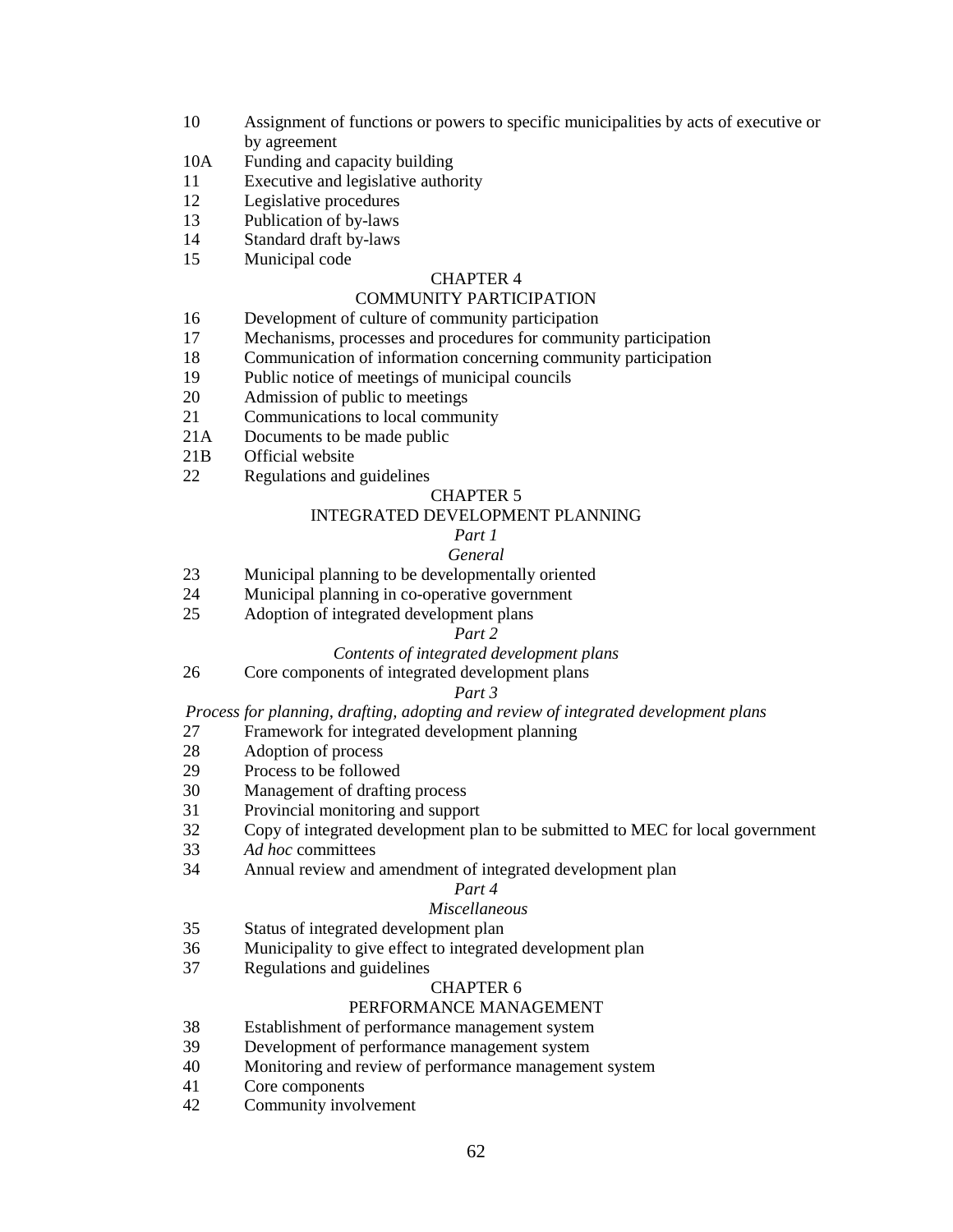10 Assignment of functions or powers to specific municipalities by acts of executive or by agreement
10A Funding and capacity building
11 Executive and legislative authority
12 Legislative procedures
13 Publication of by-laws
14 Standard draft by-laws
15 Municipal code

CHAPTER 4

COMMUNITY PARTICIPATION

16 Development of culture of community participation
17 Mechanisms, processes and procedures for community participation
18 Communication of information concerning community participation
19 Public notice of meetings of municipal councils
20 Admission of public to meetings
21 Communications to local community
21A Documents to be made public
21B Official website
22 Regulations and guidelines

CHAPTER 5

INTEGRATED DEVELOPMENT PLANNING

*Part 1*

*General*

23 Municipal planning to be developmentally oriented
24 Municipal planning in co-operative government
25 Adoption of integrated development plans

*Part 2*

*Contents of integrated development plans*

26 Core components of integrated development plans

*Part 3*

*Process for planning, drafting, adopting and review of integrated development plans*

27 Framework for integrated development planning
28 Adoption of process
29 Process to be followed
30 Management of drafting process
31 Provincial monitoring and support
32 Copy of integrated development plan to be submitted to MEC for local government
33 *Ad hoc* committees
34 Annual review and amendment of integrated development plan

*Part 4*

*Miscellaneous*

35 Status of integrated development plan
36 Municipality to give effect to integrated development plan
37 Regulations and guidelines

CHAPTER 6

PERFORMANCE MANAGEMENT

38 Establishment of performance management system
39 Development of performance management system
40 Monitoring and review of performance management system
41 Core components
42 Community involvement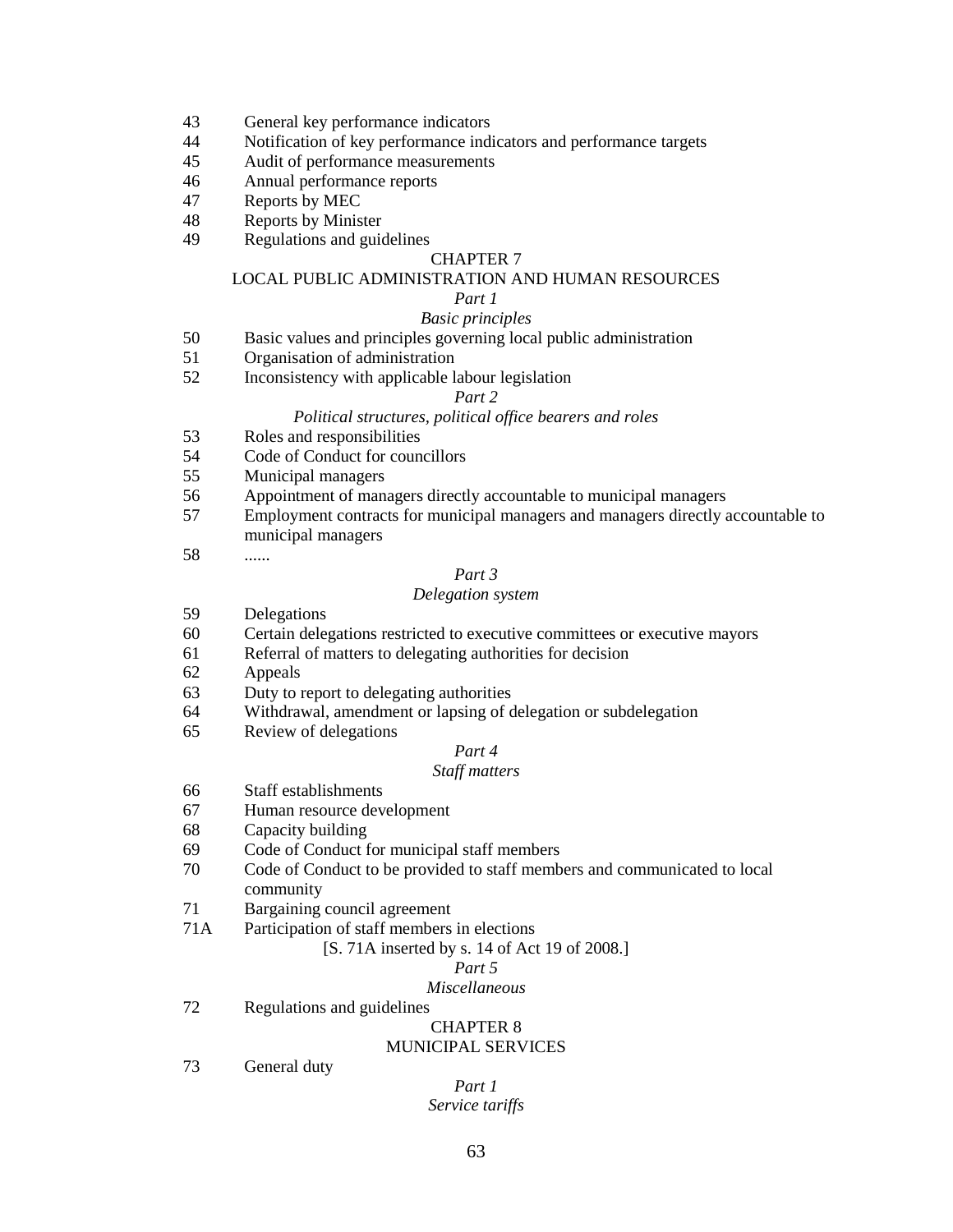43 General key performance indicators

44 Notification of key performance indicators and performance targets

45 Audit of performance measurements

46 Annual performance reports

47 Reports by MEC

48 Reports by Minister

49 Regulations and guidelines

CHAPTER 7

LOCAL PUBLIC ADMINISTRATION AND HUMAN RESOURCES

*Part 1*

*Basic principles*

50 Basic values and principles governing local public administration

51 Organisation of administration

52 Inconsistency with applicable labour legislation

*Part 2*

*Political structures, political office bearers and roles*

53 Roles and responsibilities

54 Code of Conduct for councillors

55 Municipal managers

56 Appointment of managers directly accountable to municipal managers

57 Employment contracts for municipal managers and managers directly accountable to municipal managers

58 ......

*Part 3*

*Delegation system*

59 Delegations

60 Certain delegations restricted to executive committees or executive mayors

61 Referral of matters to delegating authorities for decision

62 Appeals

63 Duty to report to delegating authorities

64 Withdrawal, amendment or lapsing of delegation or subdelegation

65 Review of delegations

*Part 4*

*Staff matters*

66 Staff establishments

67 Human resource development

68 Capacity building

69 Code of Conduct for municipal staff members

70 Code of Conduct to be provided to staff members and communicated to local community

71 Bargaining council agreement

71A Participation of staff members in elections

[S. 71A inserted by s. 14 of Act 19 of 2008.]

*Part 5*

*Miscellaneous*

72 Regulations and guidelines

CHAPTER 8

MUNICIPAL SERVICES

73 General duty

*Part 1*

*Service tariffs*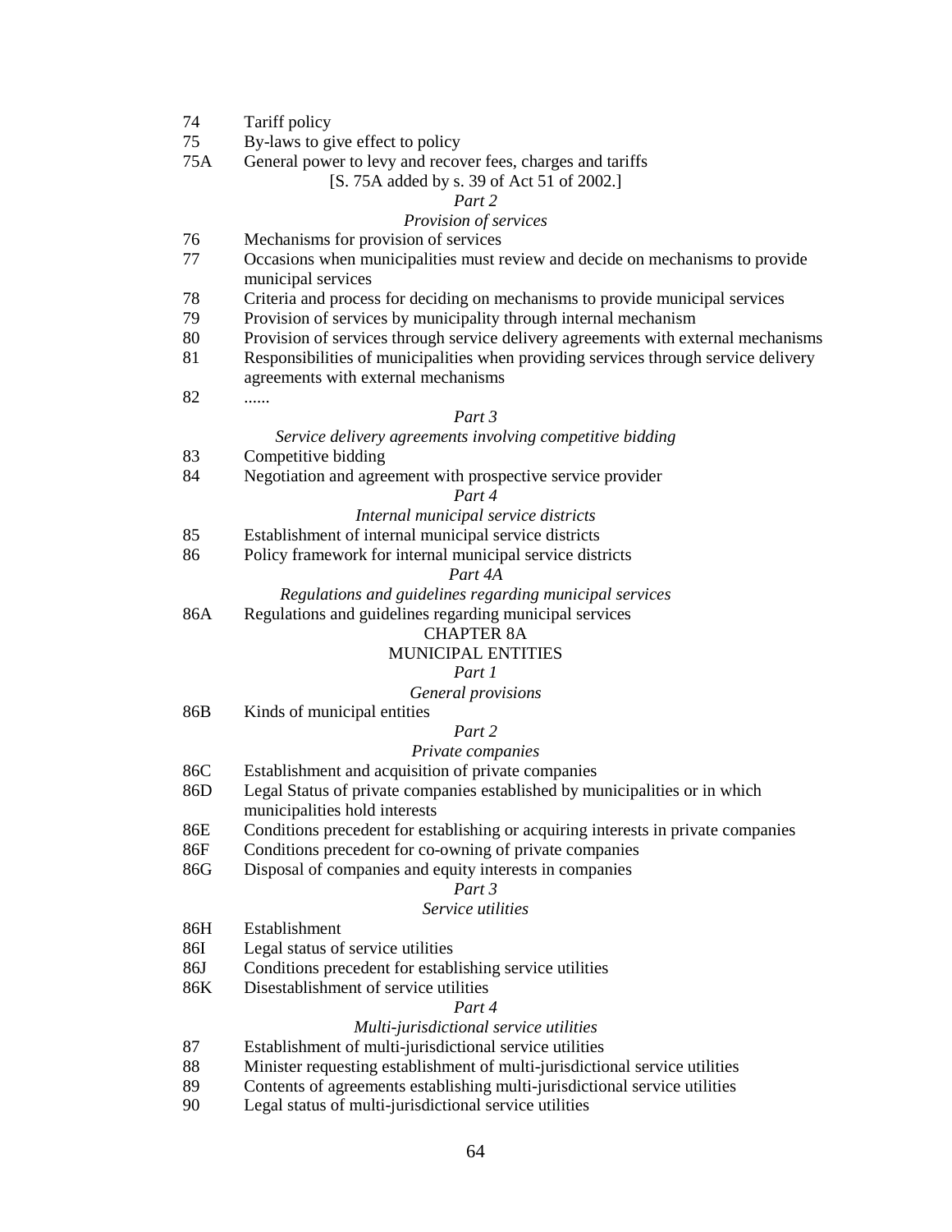74 Tariff policy
75 By-laws to give effect to policy
75A General power to levy and recover fees, charges and tariffs

[S. 75A added by s. 39 of Act 51 of 2002.]

*Part 2*

*Provision of services*

76 Mechanisms for provision of services
77 Occasions when municipalities must review and decide on mechanisms to provide municipal services
78 Criteria and process for deciding on mechanisms to provide municipal services
79 Provision of services by municipality through internal mechanism
80 Provision of services through service delivery agreements with external mechanisms
81 Responsibilities of municipalities when providing services through service delivery agreements with external mechanisms
82 ......

*Part 3*

*Service delivery agreements involving competitive bidding*

83 Competitive bidding
84 Negotiation and agreement with prospective service provider

*Part 4*

*Internal municipal service districts*

85 Establishment of internal municipal service districts
86 Policy framework for internal municipal service districts

*Part 4A*

*Regulations and guidelines regarding municipal services*

86A Regulations and guidelines regarding municipal services

CHAPTER 8A

MUNICIPAL ENTITIES

*Part 1*

*General provisions*

86B Kinds of municipal entities

*Part 2*

*Private companies*

86C Establishment and acquisition of private companies
86D Legal Status of private companies established by municipalities or in which municipalities hold interests
86E Conditions precedent for establishing or acquiring interests in private companies
86F Conditions precedent for co-owning of private companies
86G Disposal of companies and equity interests in companies

*Part 3*

*Service utilities*

86H Establishment
86I Legal status of service utilities
86J Conditions precedent for establishing service utilities
86K Disestablishment of service utilities

*Part 4*

*Multi-jurisdictional service utilities*

87 Establishment of multi-jurisdictional service utilities
88 Minister requesting establishment of multi-jurisdictional service utilities
89 Contents of agreements establishing multi-jurisdictional service utilities
90 Legal status of multi-jurisdictional service utilities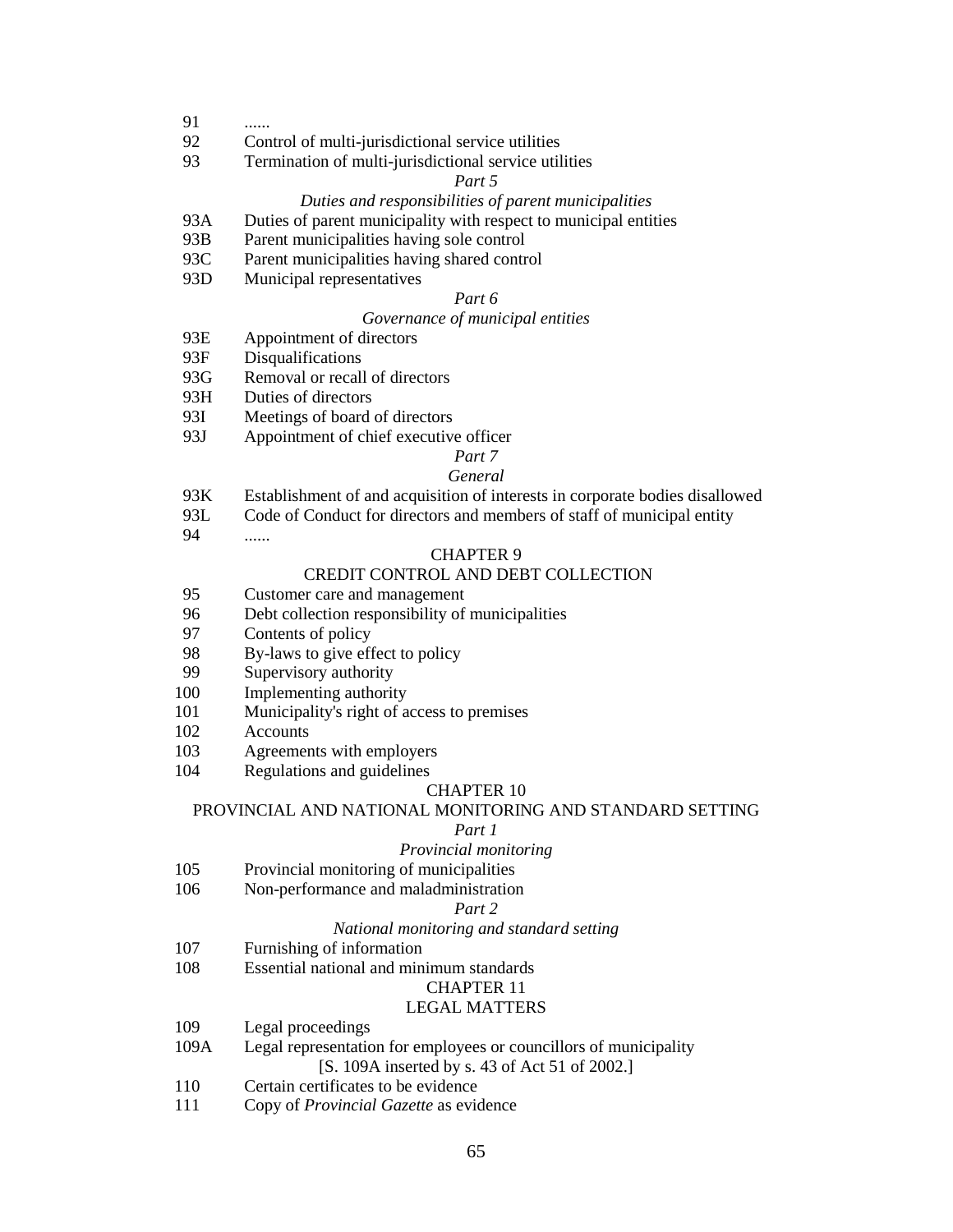91 ......

92 Control of multi-jurisdictional service utilities

93 Termination of multi-jurisdictional service utilities

*Part 5*

*Duties and responsibilities of parent municipalities*

93A Duties of parent municipality with respect to municipal entities

93B Parent municipalities having sole control

93C Parent municipalities having shared control

93D Municipal representatives

*Part 6*

*Governance of municipal entities*

93E Appointment of directors

93F Disqualifications

93G Removal or recall of directors

93H Duties of directors

93I Meetings of board of directors

93J Appointment of chief executive officer

*Part 7*

*General*

93K Establishment of and acquisition of interests in corporate bodies disallowed

93L Code of Conduct for directors and members of staff of municipal entity

94 ......

CHAPTER 9

CREDIT CONTROL AND DEBT COLLECTION

95 Customer care and management

96 Debt collection responsibility of municipalities

97 Contents of policy

98 By-laws to give effect to policy

99 Supervisory authority

100 Implementing authority

101 Municipality's right of access to premises

102 Accounts

103 Agreements with employers

104 Regulations and guidelines

CHAPTER 10

PROVINCIAL AND NATIONAL MONITORING AND STANDARD SETTING

*Part 1*

*Provincial monitoring*

105 Provincial monitoring of municipalities

106 Non-performance and maladministration

*Part 2*

*National monitoring and standard setting*

107 Furnishing of information

108 Essential national and minimum standards

CHAPTER 11

LEGAL MATTERS

109 Legal proceedings

109A Legal representation for employees or councillors of municipality

[S. 109A inserted by s. 43 of Act 51 of 2002.]

110 Certain certificates to be evidence

111 Copy of *Provincial Gazette* as evidence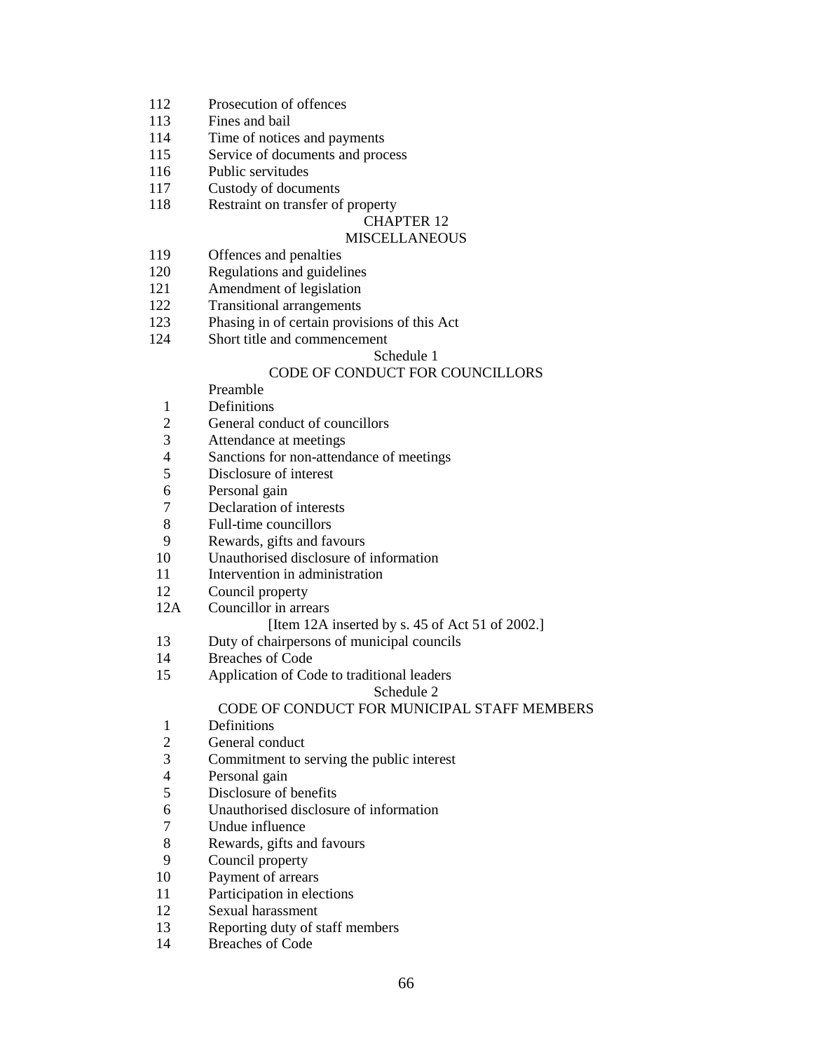112 Prosecution of offences
113 Fines and bail
114 Time of notices and payments
115 Service of documents and process
116 Public servitudes
117 Custody of documents
118 Restraint on transfer of property

CHAPTER 12
MISCELLANEOUS

119 Offences and penalties
120 Regulations and guidelines
121 Amendment of legislation
122 Transitional arrangements
123 Phasing in of certain provisions of this Act
124 Short title and commencement

Schedule 1
CODE OF CONDUCT FOR COUNCILLORS

Preamble
1 Definitions
2 General conduct of councillors
3 Attendance at meetings
4 Sanctions for non-attendance of meetings
5 Disclosure of interest
6 Personal gain
7 Declaration of interests
8 Full-time councillors
9 Rewards, gifts and favours
10 Unauthorised disclosure of information
11 Intervention in administration
12 Council property
12A Councillor in arrears
[Item 12A inserted by s. 45 of Act 51 of 2002.]
13 Duty of chairpersons of municipal councils
14 Breaches of Code
15 Application of Code to traditional leaders

Schedule 2
CODE OF CONDUCT FOR MUNICIPAL STAFF MEMBERS

1 Definitions
2 General conduct
3 Commitment to serving the public interest
4 Personal gain
5 Disclosure of benefits
6 Unauthorised disclosure of information
7 Undue influence
8 Rewards, gifts and favours
9 Council property
10 Payment of arrears
11 Participation in elections
12 Sexual harassment
13 Reporting duty of staff members
14 Breaches of Code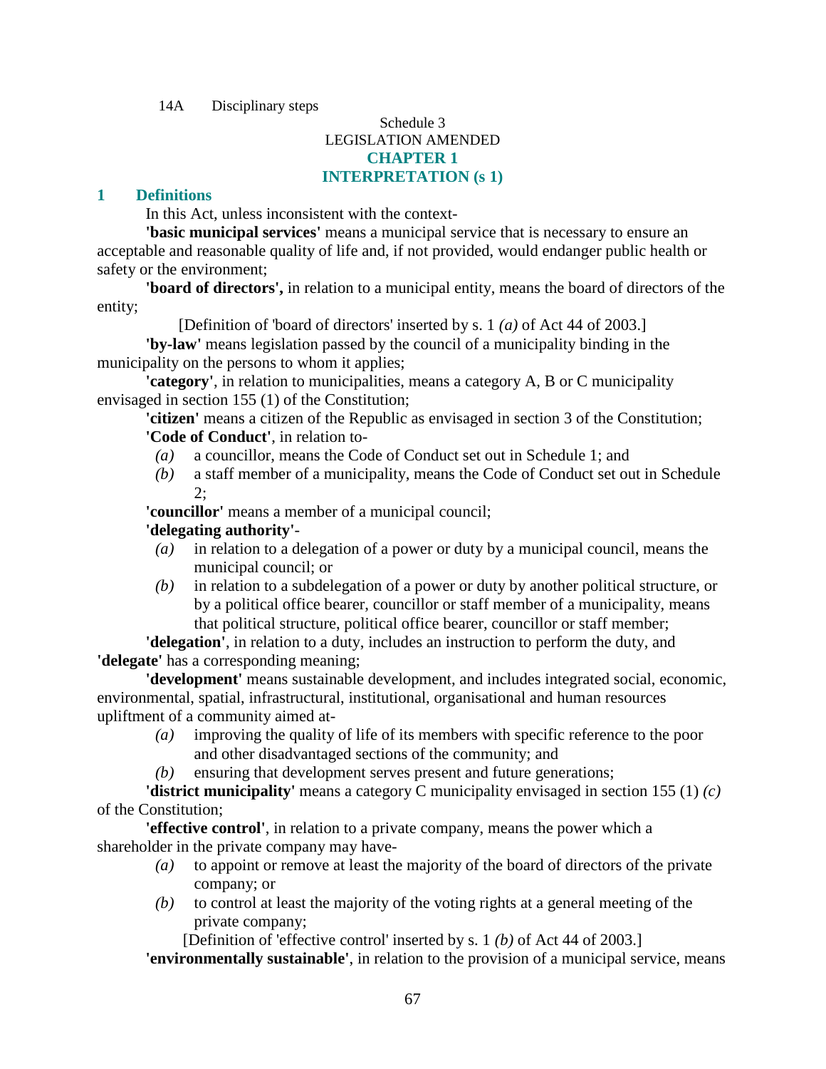14A Disciplinary steps

Schedule 3
LEGISLATION AMENDED

## CHAPTER 1
## INTERPRETATION (s 1)

### 1 Definitions

In this Act, unless inconsistent with the context-

**'basic municipal services'** means a municipal service that is necessary to ensure an acceptable and reasonable quality of life and, if not provided, would endanger public health or safety or the environment;

**'board of directors',** in relation to a municipal entity, means the board of directors of the entity;

[Definition of 'board of directors' inserted by s. 1 *(a)* of Act 44 of 2003.]

**'by-law'** means legislation passed by the council of a municipality binding in the municipality on the persons to whom it applies;

**'category'**, in relation to municipalities, means a category A, B or C municipality envisaged in section 155 (1) of the Constitution;

**'citizen'** means a citizen of the Republic as envisaged in section 3 of the Constitution;

**'Code of Conduct'**, in relation to-

*(a)* a councillor, means the Code of Conduct set out in Schedule 1; and

*(b)* a staff member of a municipality, means the Code of Conduct set out in Schedule 2;

**'councillor'** means a member of a municipal council;

**'delegating authority'**-

*(a)* in relation to a delegation of a power or duty by a municipal council, means the municipal council; or

*(b)* in relation to a subdelegation of a power or duty by another political structure, or by a political office bearer, councillor or staff member of a municipality, means that political structure, political office bearer, councillor or staff member;

**'delegation'**, in relation to a duty, includes an instruction to perform the duty, and **'delegate'** has a corresponding meaning;

**'development'** means sustainable development, and includes integrated social, economic, environmental, spatial, infrastructural, institutional, organisational and human resources upliftment of a community aimed at-

*(a)* improving the quality of life of its members with specific reference to the poor and other disadvantaged sections of the community; and

*(b)* ensuring that development serves present and future generations;

**'district municipality'** means a category C municipality envisaged in section 155 (1) *(c)* of the Constitution;

**'effective control'**, in relation to a private company, means the power which a shareholder in the private company may have-

*(a)* to appoint or remove at least the majority of the board of directors of the private company; or

*(b)* to control at least the majority of the voting rights at a general meeting of the private company;

[Definition of 'effective control' inserted by s. 1 *(b)* of Act 44 of 2003.]

**'environmentally sustainable'**, in relation to the provision of a municipal service, means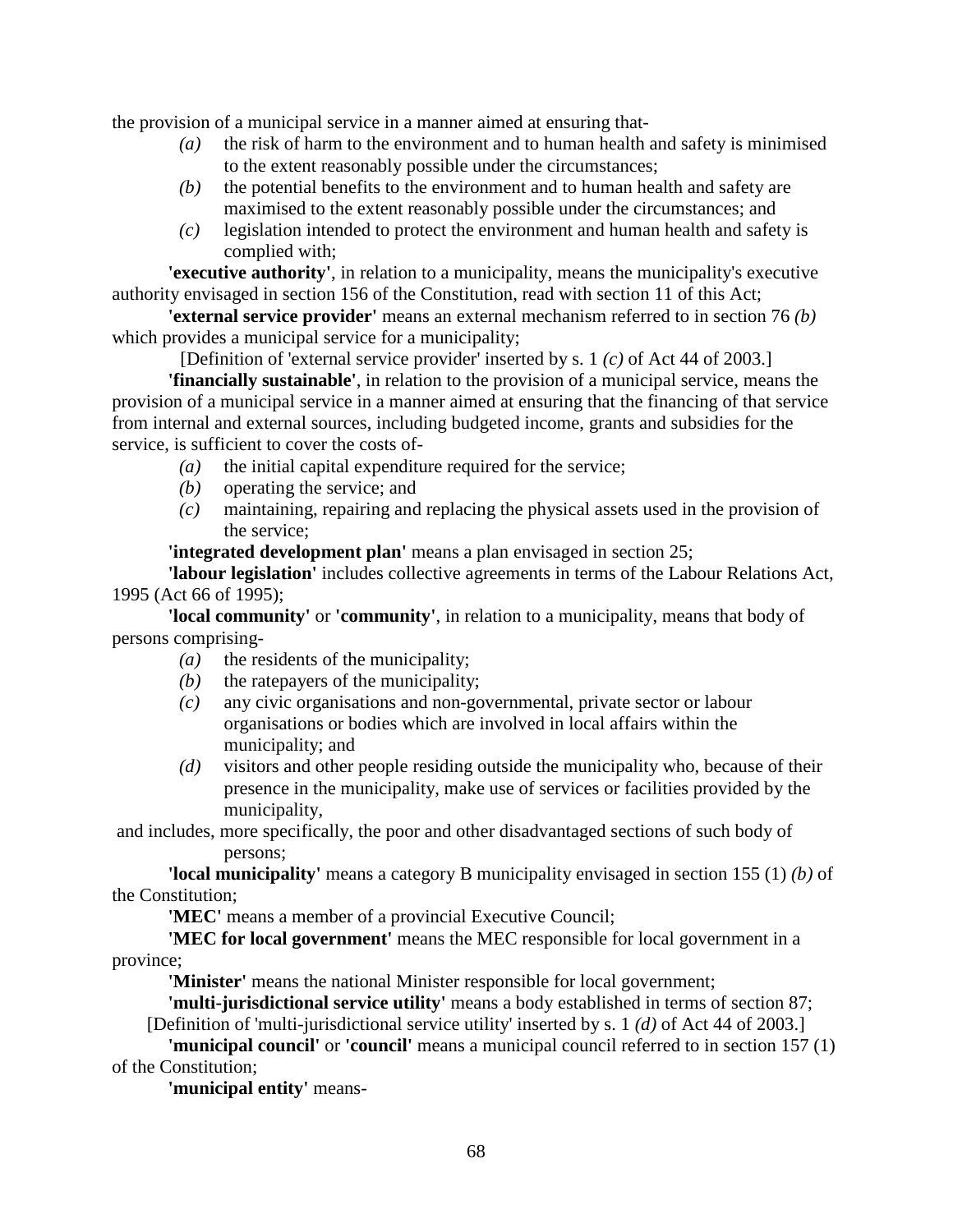the provision of a municipal service in a manner aimed at ensuring that-

*(a)* the risk of harm to the environment and to human health and safety is minimised to the extent reasonably possible under the circumstances;

*(b)* the potential benefits to the environment and to human health and safety are maximised to the extent reasonably possible under the circumstances; and

*(c)* legislation intended to protect the environment and human health and safety is complied with;

**'executive authority'**, in relation to a municipality, means the municipality's executive authority envisaged in section 156 of the Constitution, read with section 11 of this Act;

**'external service provider'** means an external mechanism referred to in section 76 *(b)* which provides a municipal service for a municipality;

[Definition of 'external service provider' inserted by s. 1 *(c)* of Act 44 of 2003.]

**'financially sustainable'**, in relation to the provision of a municipal service, means the provision of a municipal service in a manner aimed at ensuring that the financing of that service from internal and external sources, including budgeted income, grants and subsidies for the service, is sufficient to cover the costs of-

*(a)* the initial capital expenditure required for the service;

*(b)* operating the service; and

*(c)* maintaining, repairing and replacing the physical assets used in the provision of the service;

**'integrated development plan'** means a plan envisaged in section 25;

**'labour legislation'** includes collective agreements in terms of the Labour Relations Act, 1995 (Act 66 of 1995);

**'local community'** or **'community'**, in relation to a municipality, means that body of persons comprising-

*(a)* the residents of the municipality;

*(b)* the ratepayers of the municipality;

*(c)* any civic organisations and non-governmental, private sector or labour organisations or bodies which are involved in local affairs within the municipality; and

*(d)* visitors and other people residing outside the municipality who, because of their presence in the municipality, make use of services or facilities provided by the municipality,

and includes, more specifically, the poor and other disadvantaged sections of such body of persons;

**'local municipality'** means a category B municipality envisaged in section 155 (1) *(b)* of the Constitution;

**'MEC'** means a member of a provincial Executive Council;

**'MEC for local government'** means the MEC responsible for local government in a province;

**'Minister'** means the national Minister responsible for local government;

**'multi-jurisdictional service utility'** means a body established in terms of section 87;

[Definition of 'multi-jurisdictional service utility' inserted by s. 1 *(d)* of Act 44 of 2003.]

**'municipal council'** or **'council'** means a municipal council referred to in section 157 (1) of the Constitution;

**'municipal entity'** means-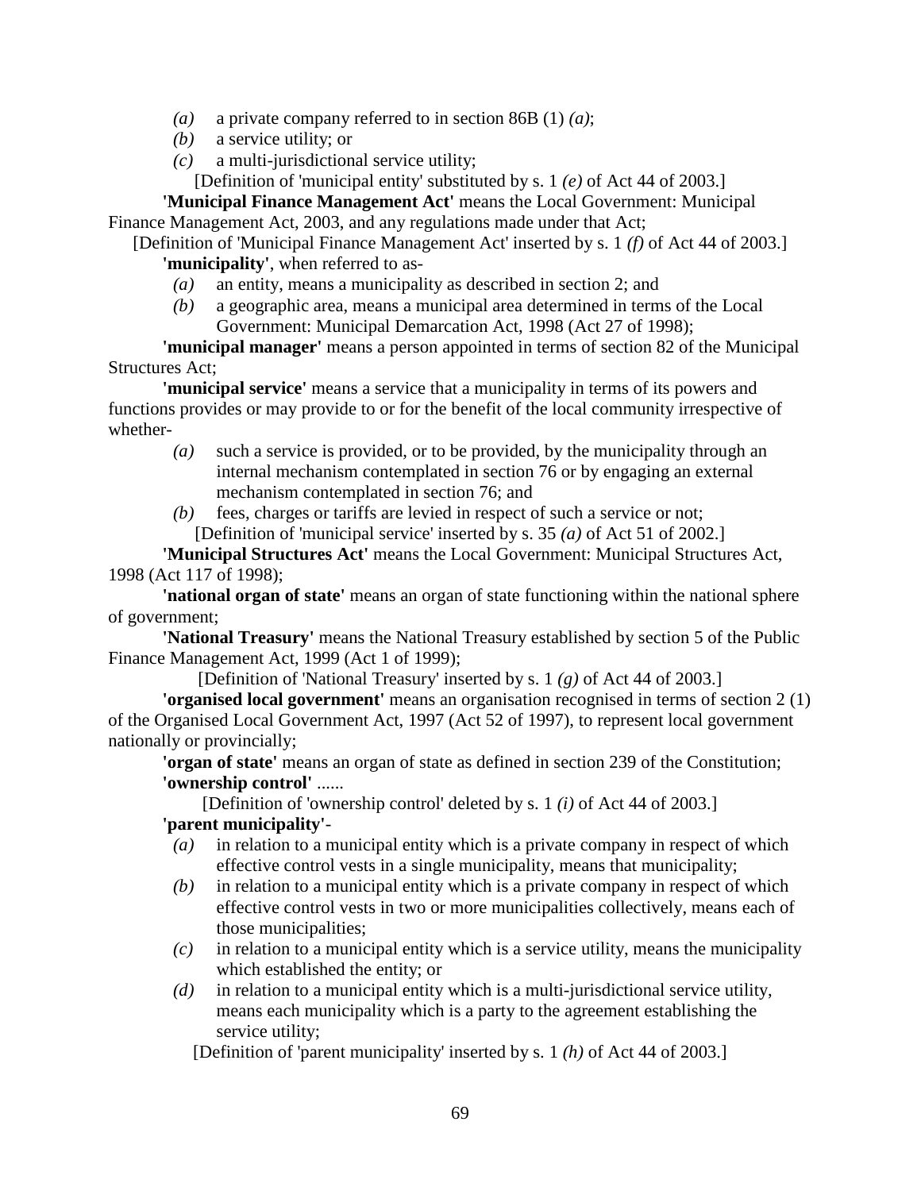*(a)* a private company referred to in section 86B (1) *(a)*;

*(b)* a service utility; or

*(c)* a multi-jurisdictional service utility;

[Definition of 'municipal entity' substituted by s. 1 *(e)* of Act 44 of 2003.]

**'Municipal Finance Management Act'** means the Local Government: Municipal Finance Management Act, 2003, and any regulations made under that Act;

[Definition of 'Municipal Finance Management Act' inserted by s. 1 *(f)* of Act 44 of 2003.]

**'municipality'**, when referred to as-

*(a)* an entity, means a municipality as described in section 2; and

*(b)* a geographic area, means a municipal area determined in terms of the Local Government: Municipal Demarcation Act, 1998 (Act 27 of 1998);

**'municipal manager'** means a person appointed in terms of section 82 of the Municipal Structures Act;

**'municipal service'** means a service that a municipality in terms of its powers and functions provides or may provide to or for the benefit of the local community irrespective of whether-

*(a)* such a service is provided, or to be provided, by the municipality through an internal mechanism contemplated in section 76 or by engaging an external mechanism contemplated in section 76; and

*(b)* fees, charges or tariffs are levied in respect of such a service or not;

[Definition of 'municipal service' inserted by s. 35 *(a)* of Act 51 of 2002.]

**'Municipal Structures Act'** means the Local Government: Municipal Structures Act, 1998 (Act 117 of 1998);

**'national organ of state'** means an organ of state functioning within the national sphere of government;

**'National Treasury'** means the National Treasury established by section 5 of the Public Finance Management Act, 1999 (Act 1 of 1999);

[Definition of 'National Treasury' inserted by s. 1 *(g)* of Act 44 of 2003.]

**'organised local government'** means an organisation recognised in terms of section 2 (1) of the Organised Local Government Act, 1997 (Act 52 of 1997), to represent local government nationally or provincially;

**'organ of state'** means an organ of state as defined in section 239 of the Constitution;

**'ownership control'** ......

[Definition of 'ownership control' deleted by s. 1 *(i)* of Act 44 of 2003.]

**'parent municipality'**-

*(a)* in relation to a municipal entity which is a private company in respect of which effective control vests in a single municipality, means that municipality;

*(b)* in relation to a municipal entity which is a private company in respect of which effective control vests in two or more municipalities collectively, means each of those municipalities;

*(c)* in relation to a municipal entity which is a service utility, means the municipality which established the entity; or

*(d)* in relation to a municipal entity which is a multi-jurisdictional service utility, means each municipality which is a party to the agreement establishing the service utility;

[Definition of 'parent municipality' inserted by s. 1 *(h)* of Act 44 of 2003.]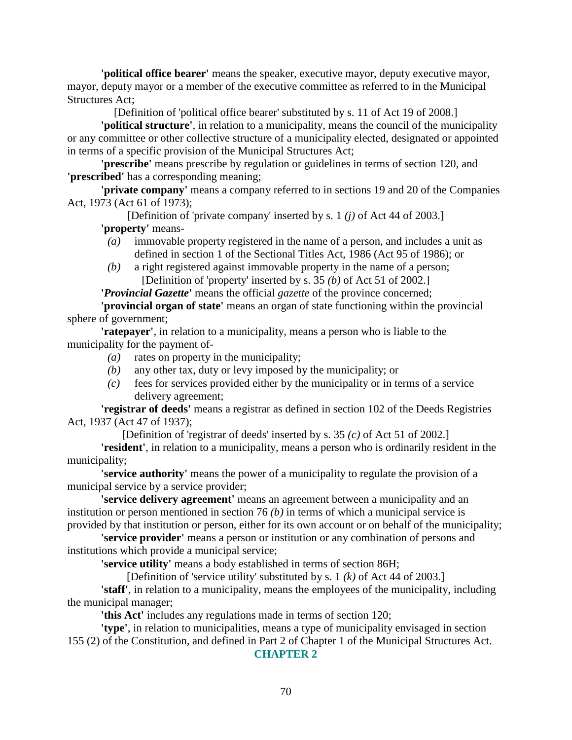**'political office bearer'** means the speaker, executive mayor, deputy executive mayor, mayor, deputy mayor or a member of the executive committee as referred to in the Municipal Structures Act;

[Definition of 'political office bearer' substituted by s. 11 of Act 19 of 2008.]

**'political structure'**, in relation to a municipality, means the council of the municipality or any committee or other collective structure of a municipality elected, designated or appointed in terms of a specific provision of the Municipal Structures Act;

**'prescribe'** means prescribe by regulation or guidelines in terms of section 120, and **'prescribed'** has a corresponding meaning;

**'private company'** means a company referred to in sections 19 and 20 of the Companies Act, 1973 (Act 61 of 1973);

[Definition of 'private company' inserted by s. 1 *(j)* of Act 44 of 2003.]

**'property'** means-

*(a)* immovable property registered in the name of a person, and includes a unit as defined in section 1 of the Sectional Titles Act, 1986 (Act 95 of 1986); or

*(b)* a right registered against immovable property in the name of a person;

[Definition of 'property' inserted by s. 35 *(b)* of Act 51 of 2002.]

**'*Provincial Gazette*'** means the official *gazette* of the province concerned;

**'provincial organ of state'** means an organ of state functioning within the provincial sphere of government;

**'ratepayer'**, in relation to a municipality, means a person who is liable to the municipality for the payment of-

*(a)* rates on property in the municipality;

*(b)* any other tax, duty or levy imposed by the municipality; or

*(c)* fees for services provided either by the municipality or in terms of a service delivery agreement;

**'registrar of deeds'** means a registrar as defined in section 102 of the Deeds Registries Act, 1937 (Act 47 of 1937);

[Definition of 'registrar of deeds' inserted by s. 35 *(c)* of Act 51 of 2002.]

**'resident'**, in relation to a municipality, means a person who is ordinarily resident in the municipality;

**'service authority'** means the power of a municipality to regulate the provision of a municipal service by a service provider;

**'service delivery agreement'** means an agreement between a municipality and an institution or person mentioned in section 76 *(b)* in terms of which a municipal service is provided by that institution or person, either for its own account or on behalf of the municipality;

**'service provider'** means a person or institution or any combination of persons and institutions which provide a municipal service;

**'service utility'** means a body established in terms of section 86H;

[Definition of 'service utility' substituted by s. 1 *(k)* of Act 44 of 2003.]

**'staff'**, in relation to a municipality, means the employees of the municipality, including the municipal manager;

**'this Act'** includes any regulations made in terms of section 120;

**'type'**, in relation to municipalities, means a type of municipality envisaged in section 155 (2) of the Constitution, and defined in Part 2 of Chapter 1 of the Municipal Structures Act.

## CHAPTER 2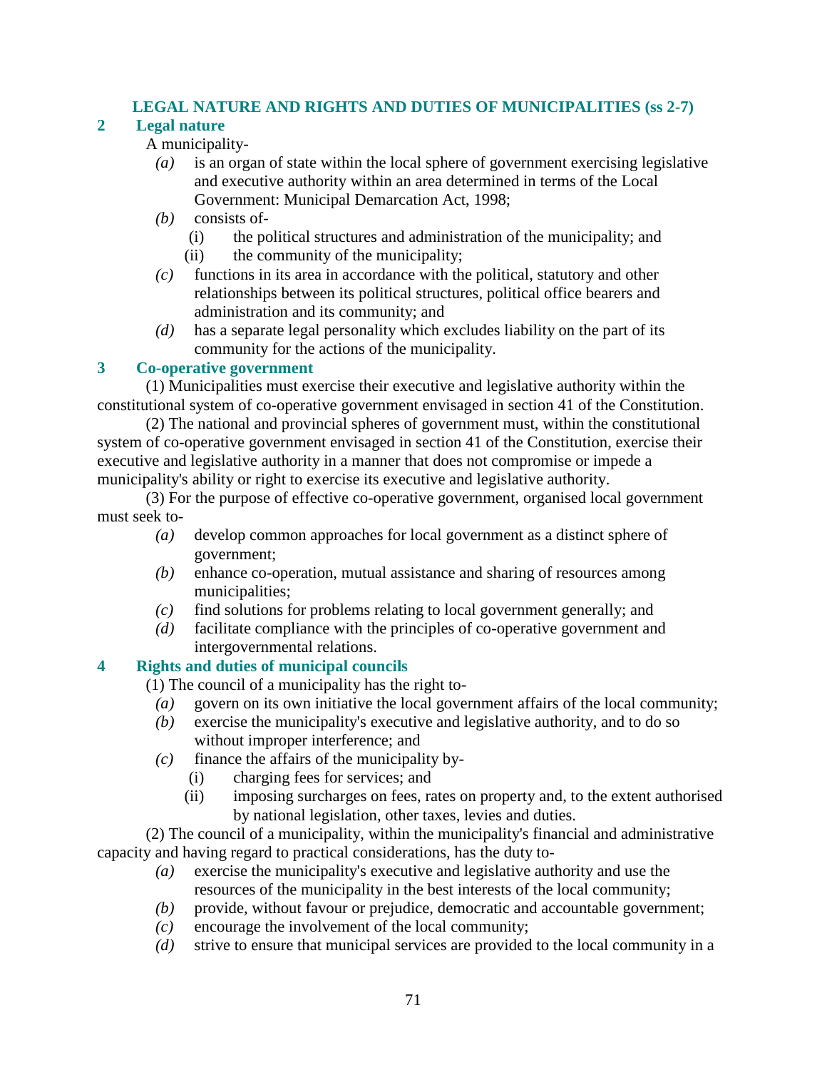## LEGAL NATURE AND RIGHTS AND DUTIES OF MUNICIPALITIES (ss 2-7)

### 2 Legal nature

A municipality-

*(a)* is an organ of state within the local sphere of government exercising legislative and executive authority within an area determined in terms of the Local Government: Municipal Demarcation Act, 1998;

*(b)* consists of-

(i) the political structures and administration of the municipality; and

(ii) the community of the municipality;

*(c)* functions in its area in accordance with the political, statutory and other relationships between its political structures, political office bearers and administration and its community; and

*(d)* has a separate legal personality which excludes liability on the part of its community for the actions of the municipality.

### 3 Co-operative government

(1) Municipalities must exercise their executive and legislative authority within the constitutional system of co-operative government envisaged in section 41 of the Constitution.

(2) The national and provincial spheres of government must, within the constitutional system of co-operative government envisaged in section 41 of the Constitution, exercise their executive and legislative authority in a manner that does not compromise or impede a municipality's ability or right to exercise its executive and legislative authority.

(3) For the purpose of effective co-operative government, organised local government must seek to-

*(a)* develop common approaches for local government as a distinct sphere of government;

*(b)* enhance co-operation, mutual assistance and sharing of resources among municipalities;

*(c)* find solutions for problems relating to local government generally; and

*(d)* facilitate compliance with the principles of co-operative government and intergovernmental relations.

### 4 Rights and duties of municipal councils

(1) The council of a municipality has the right to-

*(a)* govern on its own initiative the local government affairs of the local community;

*(b)* exercise the municipality's executive and legislative authority, and to do so without improper interference; and

*(c)* finance the affairs of the municipality by-

(i) charging fees for services; and

(ii) imposing surcharges on fees, rates on property and, to the extent authorised by national legislation, other taxes, levies and duties.

(2) The council of a municipality, within the municipality's financial and administrative capacity and having regard to practical considerations, has the duty to-

*(a)* exercise the municipality's executive and legislative authority and use the resources of the municipality in the best interests of the local community;

*(b)* provide, without favour or prejudice, democratic and accountable government;

*(c)* encourage the involvement of the local community;

*(d)* strive to ensure that municipal services are provided to the local community in a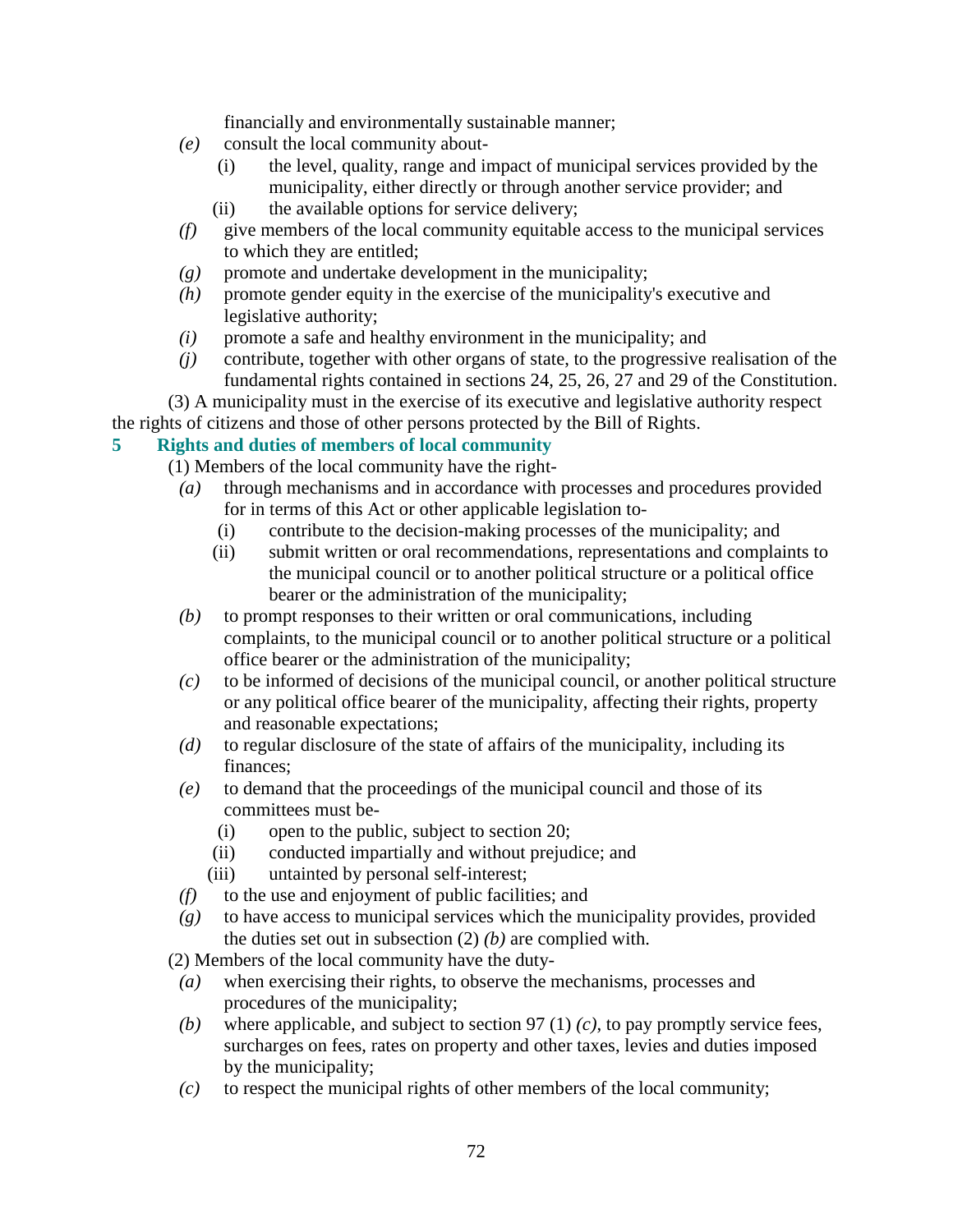financially and environmentally sustainable manner;

*(e)* consult the local community about-

(i) the level, quality, range and impact of municipal services provided by the municipality, either directly or through another service provider; and

(ii) the available options for service delivery;

*(f)* give members of the local community equitable access to the municipal services to which they are entitled;

*(g)* promote and undertake development in the municipality;

*(h)* promote gender equity in the exercise of the municipality's executive and legislative authority;

*(i)* promote a safe and healthy environment in the municipality; and

*(j)* contribute, together with other organs of state, to the progressive realisation of the fundamental rights contained in sections 24, 25, 26, 27 and 29 of the Constitution.

(3) A municipality must in the exercise of its executive and legislative authority respect the rights of citizens and those of other persons protected by the Bill of Rights.

### 5 Rights and duties of members of local community

(1) Members of the local community have the right-

*(a)* through mechanisms and in accordance with processes and procedures provided for in terms of this Act or other applicable legislation to-

(i) contribute to the decision-making processes of the municipality; and

(ii) submit written or oral recommendations, representations and complaints to the municipal council or to another political structure or a political office bearer or the administration of the municipality;

*(b)* to prompt responses to their written or oral communications, including complaints, to the municipal council or to another political structure or a political office bearer or the administration of the municipality;

*(c)* to be informed of decisions of the municipal council, or another political structure or any political office bearer of the municipality, affecting their rights, property and reasonable expectations;

*(d)* to regular disclosure of the state of affairs of the municipality, including its finances;

*(e)* to demand that the proceedings of the municipal council and those of its committees must be-

(i) open to the public, subject to section 20;

(ii) conducted impartially and without prejudice; and

(iii) untainted by personal self-interest;

*(f)* to the use and enjoyment of public facilities; and

*(g)* to have access to municipal services which the municipality provides, provided the duties set out in subsection (2) *(b)* are complied with.

(2) Members of the local community have the duty-

*(a)* when exercising their rights, to observe the mechanisms, processes and procedures of the municipality;

*(b)* where applicable, and subject to section 97 (1) *(c)*, to pay promptly service fees, surcharges on fees, rates on property and other taxes, levies and duties imposed by the municipality;

*(c)* to respect the municipal rights of other members of the local community;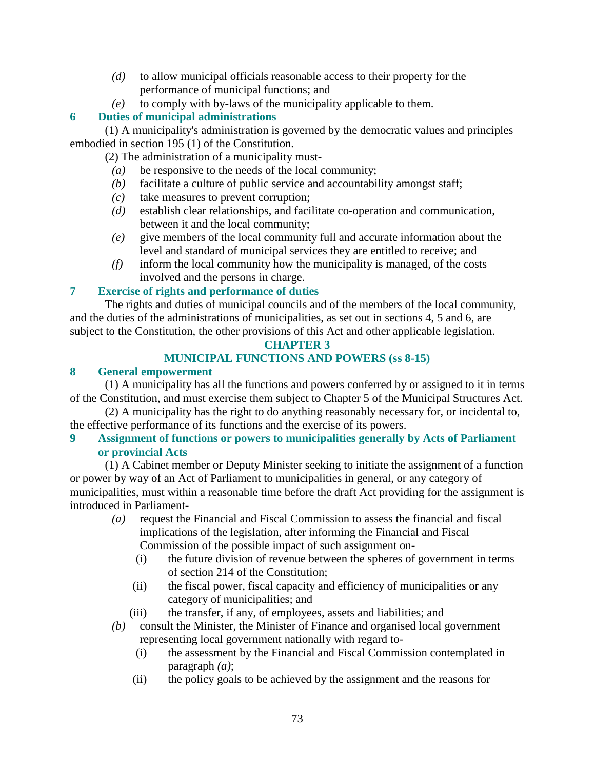*(d)* to allow municipal officials reasonable access to their property for the performance of municipal functions; and

*(e)* to comply with by-laws of the municipality applicable to them.

### 6 Duties of municipal administrations

(1) A municipality's administration is governed by the democratic values and principles embodied in section 195 (1) of the Constitution.

(2) The administration of a municipality must-

*(a)* be responsive to the needs of the local community;

*(b)* facilitate a culture of public service and accountability amongst staff;

*(c)* take measures to prevent corruption;

*(d)* establish clear relationships, and facilitate co-operation and communication, between it and the local community;

*(e)* give members of the local community full and accurate information about the level and standard of municipal services they are entitled to receive; and

*(f)* inform the local community how the municipality is managed, of the costs involved and the persons in charge.

### 7 Exercise of rights and performance of duties

The rights and duties of municipal councils and of the members of the local community, and the duties of the administrations of municipalities, as set out in sections 4, 5 and 6, are subject to the Constitution, the other provisions of this Act and other applicable legislation.

## CHAPTER 3

## MUNICIPAL FUNCTIONS AND POWERS (ss 8-15)

### 8 General empowerment

(1) A municipality has all the functions and powers conferred by or assigned to it in terms of the Constitution, and must exercise them subject to Chapter 5 of the Municipal Structures Act.

(2) A municipality has the right to do anything reasonably necessary for, or incidental to, the effective performance of its functions and the exercise of its powers.

### 9 Assignment of functions or powers to municipalities generally by Acts of Parliament or provincial Acts

(1) A Cabinet member or Deputy Minister seeking to initiate the assignment of a function or power by way of an Act of Parliament to municipalities in general, or any category of municipalities, must within a reasonable time before the draft Act providing for the assignment is introduced in Parliament-

*(a)* request the Financial and Fiscal Commission to assess the financial and fiscal implications of the legislation, after informing the Financial and Fiscal Commission of the possible impact of such assignment on-

(i) the future division of revenue between the spheres of government in terms of section 214 of the Constitution;

(ii) the fiscal power, fiscal capacity and efficiency of municipalities or any category of municipalities; and

(iii) the transfer, if any, of employees, assets and liabilities; and

*(b)* consult the Minister, the Minister of Finance and organised local government representing local government nationally with regard to-

(i) the assessment by the Financial and Fiscal Commission contemplated in paragraph *(a)*;

(ii) the policy goals to be achieved by the assignment and the reasons for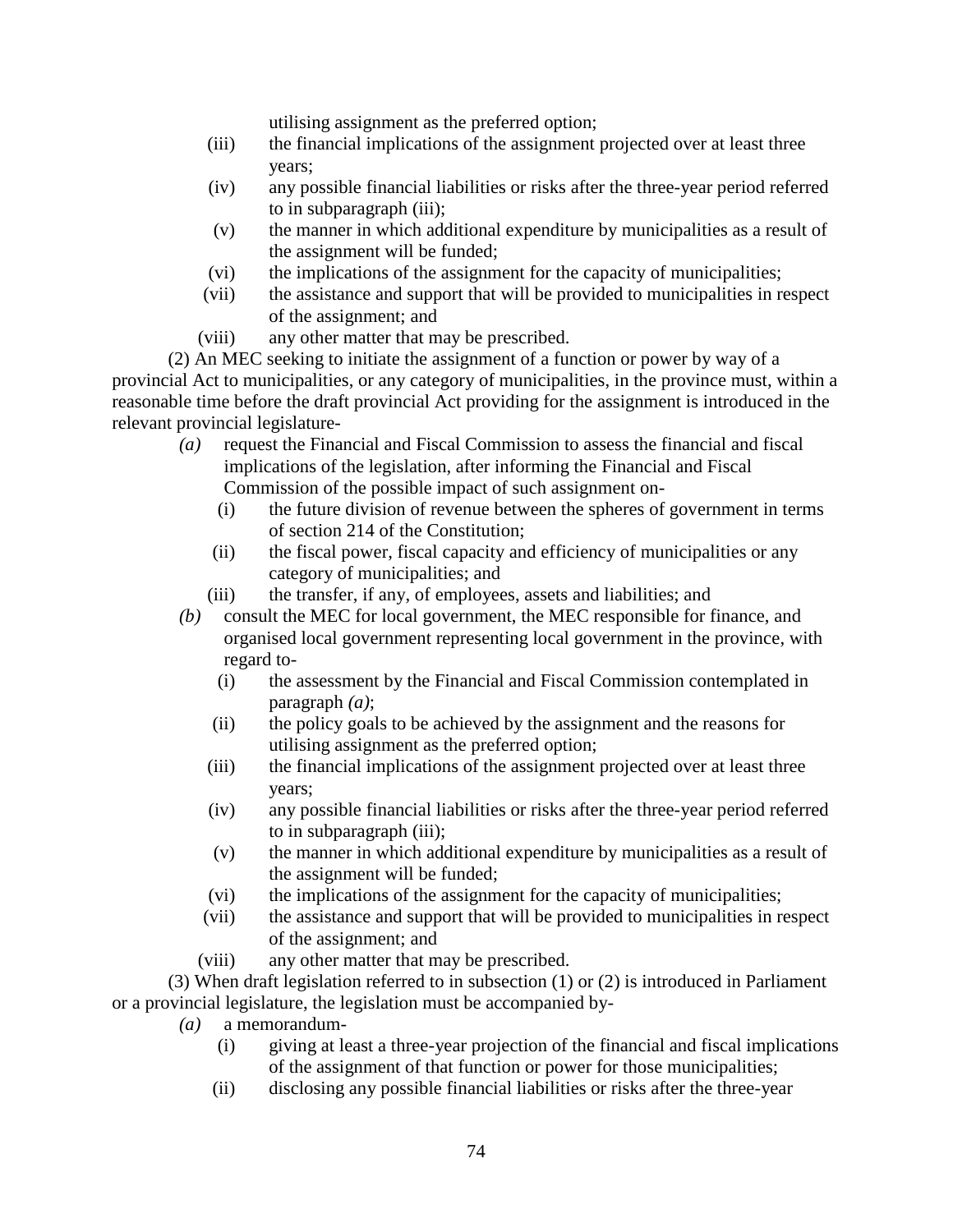utilising assignment as the preferred option;

(iii) the financial implications of the assignment projected over at least three years;

(iv) any possible financial liabilities or risks after the three-year period referred to in subparagraph (iii);

(v) the manner in which additional expenditure by municipalities as a result of the assignment will be funded;

(vi) the implications of the assignment for the capacity of municipalities;

(vii) the assistance and support that will be provided to municipalities in respect of the assignment; and

(viii) any other matter that may be prescribed.

(2) An MEC seeking to initiate the assignment of a function or power by way of a provincial Act to municipalities, or any category of municipalities, in the province must, within a reasonable time before the draft provincial Act providing for the assignment is introduced in the relevant provincial legislature-

*(a)* request the Financial and Fiscal Commission to assess the financial and fiscal implications of the legislation, after informing the Financial and Fiscal Commission of the possible impact of such assignment on-

(i) the future division of revenue between the spheres of government in terms of section 214 of the Constitution;

(ii) the fiscal power, fiscal capacity and efficiency of municipalities or any category of municipalities; and

(iii) the transfer, if any, of employees, assets and liabilities; and

*(b)* consult the MEC for local government, the MEC responsible for finance, and organised local government representing local government in the province, with regard to-

(i) the assessment by the Financial and Fiscal Commission contemplated in paragraph *(a)*;

(ii) the policy goals to be achieved by the assignment and the reasons for utilising assignment as the preferred option;

(iii) the financial implications of the assignment projected over at least three years;

(iv) any possible financial liabilities or risks after the three-year period referred to in subparagraph (iii);

(v) the manner in which additional expenditure by municipalities as a result of the assignment will be funded;

(vi) the implications of the assignment for the capacity of municipalities;

(vii) the assistance and support that will be provided to municipalities in respect of the assignment; and

(viii) any other matter that may be prescribed.

(3) When draft legislation referred to in subsection (1) or (2) is introduced in Parliament or a provincial legislature, the legislation must be accompanied by-

*(a)* a memorandum-

(i) giving at least a three-year projection of the financial and fiscal implications of the assignment of that function or power for those municipalities;

(ii) disclosing any possible financial liabilities or risks after the three-year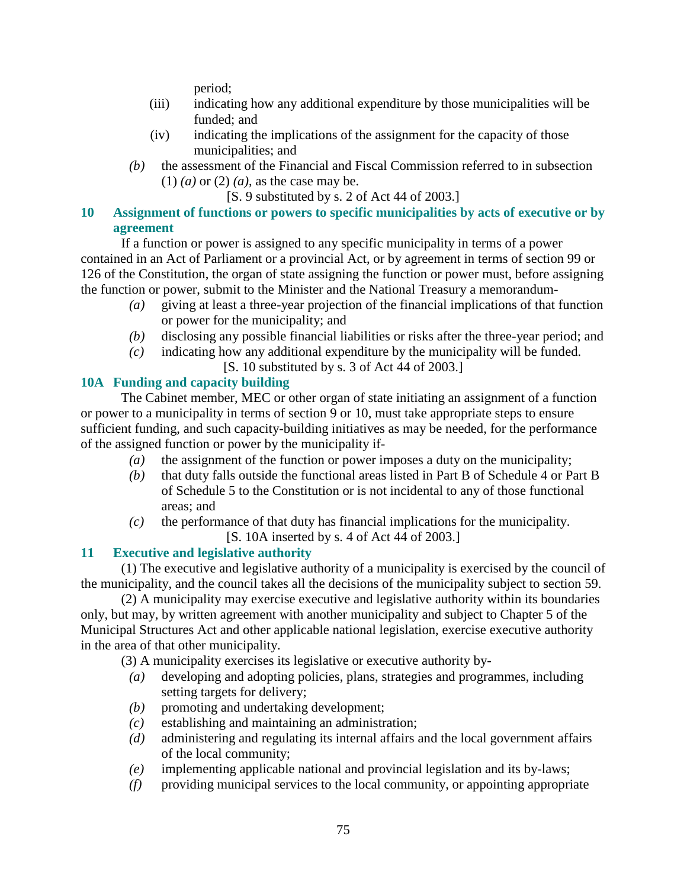period;

(iii) indicating how any additional expenditure by those municipalities will be funded; and

(iv) indicating the implications of the assignment for the capacity of those municipalities; and

*(b)* the assessment of the Financial and Fiscal Commission referred to in subsection (1) *(a)* or (2) *(a)*, as the case may be.

[S. 9 substituted by s. 2 of Act 44 of 2003.]

### 10 Assignment of functions or powers to specific municipalities by acts of executive or by agreement

If a function or power is assigned to any specific municipality in terms of a power contained in an Act of Parliament or a provincial Act, or by agreement in terms of section 99 or 126 of the Constitution, the organ of state assigning the function or power must, before assigning the function or power, submit to the Minister and the National Treasury a memorandum-

*(a)* giving at least a three-year projection of the financial implications of that function or power for the municipality; and

*(b)* disclosing any possible financial liabilities or risks after the three-year period; and

*(c)* indicating how any additional expenditure by the municipality will be funded.

[S. 10 substituted by s. 3 of Act 44 of 2003.]

### 10A Funding and capacity building

The Cabinet member, MEC or other organ of state initiating an assignment of a function or power to a municipality in terms of section 9 or 10, must take appropriate steps to ensure sufficient funding, and such capacity-building initiatives as may be needed, for the performance of the assigned function or power by the municipality if-

*(a)* the assignment of the function or power imposes a duty on the municipality;

*(b)* that duty falls outside the functional areas listed in Part B of Schedule 4 or Part B of Schedule 5 to the Constitution or is not incidental to any of those functional areas; and

*(c)* the performance of that duty has financial implications for the municipality.

[S. 10A inserted by s. 4 of Act 44 of 2003.]

### 11 Executive and legislative authority

(1) The executive and legislative authority of a municipality is exercised by the council of the municipality, and the council takes all the decisions of the municipality subject to section 59.

(2) A municipality may exercise executive and legislative authority within its boundaries only, but may, by written agreement with another municipality and subject to Chapter 5 of the Municipal Structures Act and other applicable national legislation, exercise executive authority in the area of that other municipality.

(3) A municipality exercises its legislative or executive authority by-

*(a)* developing and adopting policies, plans, strategies and programmes, including setting targets for delivery;

*(b)* promoting and undertaking development;

*(c)* establishing and maintaining an administration;

*(d)* administering and regulating its internal affairs and the local government affairs of the local community;

*(e)* implementing applicable national and provincial legislation and its by-laws;

*(f)* providing municipal services to the local community, or appointing appropriate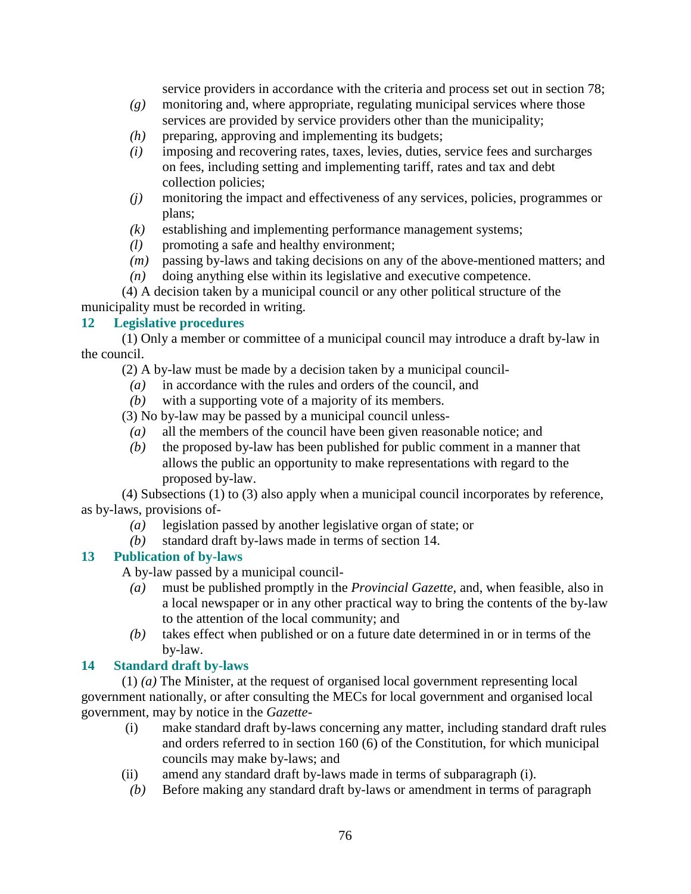service providers in accordance with the criteria and process set out in section 78;

*(g)* monitoring and, where appropriate, regulating municipal services where those services are provided by service providers other than the municipality;

*(h)* preparing, approving and implementing its budgets;

*(i)* imposing and recovering rates, taxes, levies, duties, service fees and surcharges on fees, including setting and implementing tariff, rates and tax and debt collection policies;

*(j)* monitoring the impact and effectiveness of any services, policies, programmes or plans;

*(k)* establishing and implementing performance management systems;

*(l)* promoting a safe and healthy environment;

*(m)* passing by-laws and taking decisions on any of the above-mentioned matters; and

*(n)* doing anything else within its legislative and executive competence.

(4) A decision taken by a municipal council or any other political structure of the municipality must be recorded in writing.

### 12 Legislative procedures

(1) Only a member or committee of a municipal council may introduce a draft by-law in the council.

(2) A by-law must be made by a decision taken by a municipal council-

*(a)* in accordance with the rules and orders of the council, and

*(b)* with a supporting vote of a majority of its members.

(3) No by-law may be passed by a municipal council unless-

*(a)* all the members of the council have been given reasonable notice; and

*(b)* the proposed by-law has been published for public comment in a manner that allows the public an opportunity to make representations with regard to the proposed by-law.

(4) Subsections (1) to (3) also apply when a municipal council incorporates by reference, as by-laws, provisions of-

*(a)* legislation passed by another legislative organ of state; or

*(b)* standard draft by-laws made in terms of section 14.

### 13 Publication of by-laws

A by-law passed by a municipal council-

*(a)* must be published promptly in the *Provincial Gazette*, and, when feasible, also in a local newspaper or in any other practical way to bring the contents of the by-law to the attention of the local community; and

*(b)* takes effect when published or on a future date determined in or in terms of the by-law.

### 14 Standard draft by-laws

(1) *(a)* The Minister, at the request of organised local government representing local government nationally, or after consulting the MECs for local government and organised local government, may by notice in the *Gazette*-

(i) make standard draft by-laws concerning any matter, including standard draft rules and orders referred to in section 160 (6) of the Constitution, for which municipal councils may make by-laws; and

(ii) amend any standard draft by-laws made in terms of subparagraph (i).

*(b)* Before making any standard draft by-laws or amendment in terms of paragraph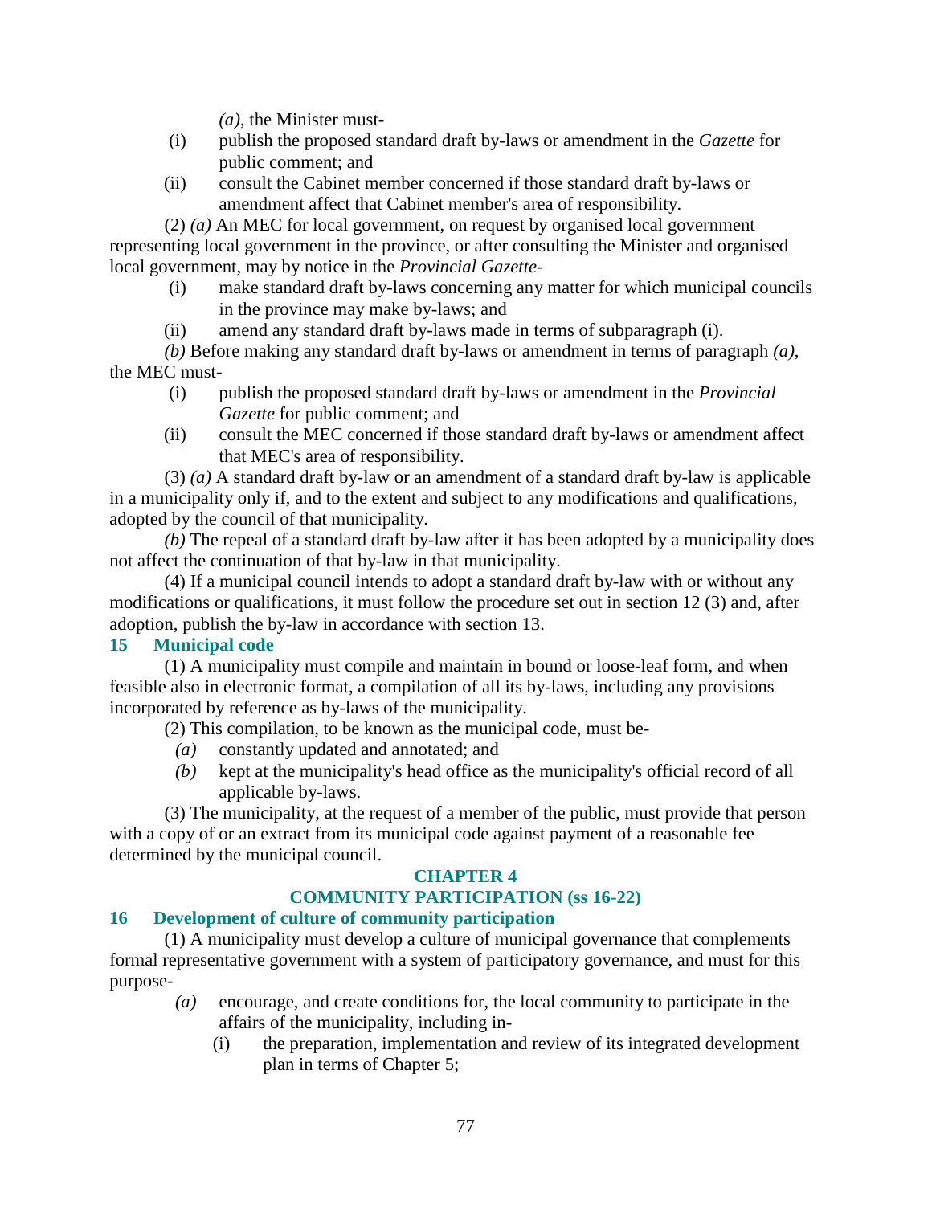*(a)*, the Minister must-

(i) publish the proposed standard draft by-laws or amendment in the *Gazette* for public comment; and

(ii) consult the Cabinet member concerned if those standard draft by-laws or amendment affect that Cabinet member's area of responsibility.

(2) *(a)* An MEC for local government, on request by organised local government representing local government in the province, or after consulting the Minister and organised local government, may by notice in the *Provincial Gazette*-

(i) make standard draft by-laws concerning any matter for which municipal councils in the province may make by-laws; and

(ii) amend any standard draft by-laws made in terms of subparagraph (i).

*(b)* Before making any standard draft by-laws or amendment in terms of paragraph *(a)*, the MEC must-

(i) publish the proposed standard draft by-laws or amendment in the *Provincial Gazette* for public comment; and

(ii) consult the MEC concerned if those standard draft by-laws or amendment affect that MEC's area of responsibility.

(3) *(a)* A standard draft by-law or an amendment of a standard draft by-law is applicable in a municipality only if, and to the extent and subject to any modifications and qualifications, adopted by the council of that municipality.

*(b)* The repeal of a standard draft by-law after it has been adopted by a municipality does not affect the continuation of that by-law in that municipality.

(4) If a municipal council intends to adopt a standard draft by-law with or without any modifications or qualifications, it must follow the procedure set out in section 12 (3) and, after adoption, publish the by-law in accordance with section 13.

### 15 Municipal code

(1) A municipality must compile and maintain in bound or loose-leaf form, and when feasible also in electronic format, a compilation of all its by-laws, including any provisions incorporated by reference as by-laws of the municipality.

(2) This compilation, to be known as the municipal code, must be-

*(a)* constantly updated and annotated; and

*(b)* kept at the municipality's head office as the municipality's official record of all applicable by-laws.

(3) The municipality, at the request of a member of the public, must provide that person with a copy of or an extract from its municipal code against payment of a reasonable fee determined by the municipal council.

## CHAPTER 4
## COMMUNITY PARTICIPATION (ss 16-22)

### 16 Development of culture of community participation

(1) A municipality must develop a culture of municipal governance that complements formal representative government with a system of participatory governance, and must for this purpose-

*(a)* encourage, and create conditions for, the local community to participate in the affairs of the municipality, including in-

(i) the preparation, implementation and review of its integrated development plan in terms of Chapter 5;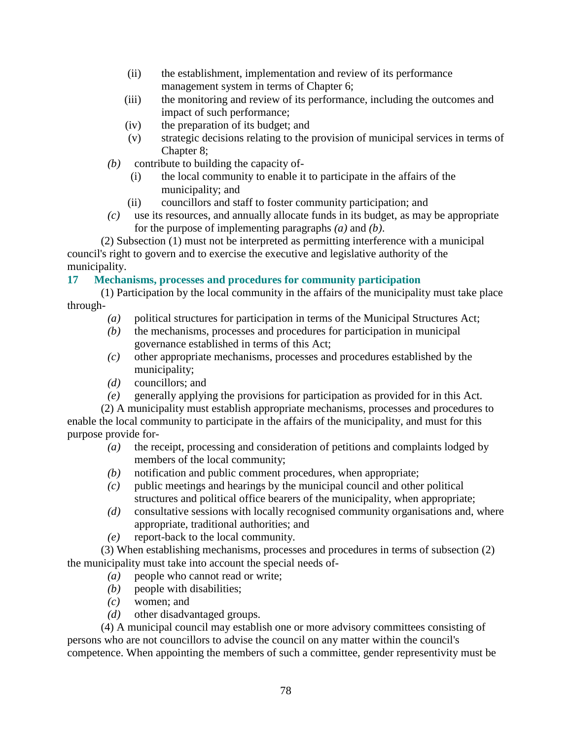(ii) the establishment, implementation and review of its performance management system in terms of Chapter 6;

(iii) the monitoring and review of its performance, including the outcomes and impact of such performance;

(iv) the preparation of its budget; and

(v) strategic decisions relating to the provision of municipal services in terms of Chapter 8;

*(b)* contribute to building the capacity of-

(i) the local community to enable it to participate in the affairs of the municipality; and

(ii) councillors and staff to foster community participation; and

*(c)* use its resources, and annually allocate funds in its budget, as may be appropriate for the purpose of implementing paragraphs *(a)* and *(b)*.

(2) Subsection (1) must not be interpreted as permitting interference with a municipal council's right to govern and to exercise the executive and legislative authority of the municipality.

### 17 Mechanisms, processes and procedures for community participation

(1) Participation by the local community in the affairs of the municipality must take place through-

*(a)* political structures for participation in terms of the Municipal Structures Act;

*(b)* the mechanisms, processes and procedures for participation in municipal governance established in terms of this Act;

*(c)* other appropriate mechanisms, processes and procedures established by the municipality;

*(d)* councillors; and

*(e)* generally applying the provisions for participation as provided for in this Act.

(2) A municipality must establish appropriate mechanisms, processes and procedures to enable the local community to participate in the affairs of the municipality, and must for this purpose provide for-

*(a)* the receipt, processing and consideration of petitions and complaints lodged by members of the local community;

*(b)* notification and public comment procedures, when appropriate;

*(c)* public meetings and hearings by the municipal council and other political structures and political office bearers of the municipality, when appropriate;

*(d)* consultative sessions with locally recognised community organisations and, where appropriate, traditional authorities; and

*(e)* report-back to the local community.

(3) When establishing mechanisms, processes and procedures in terms of subsection (2) the municipality must take into account the special needs of-

*(a)* people who cannot read or write;

*(b)* people with disabilities;

*(c)* women; and

*(d)* other disadvantaged groups.

(4) A municipal council may establish one or more advisory committees consisting of persons who are not councillors to advise the council on any matter within the council's competence. When appointing the members of such a committee, gender representivity must be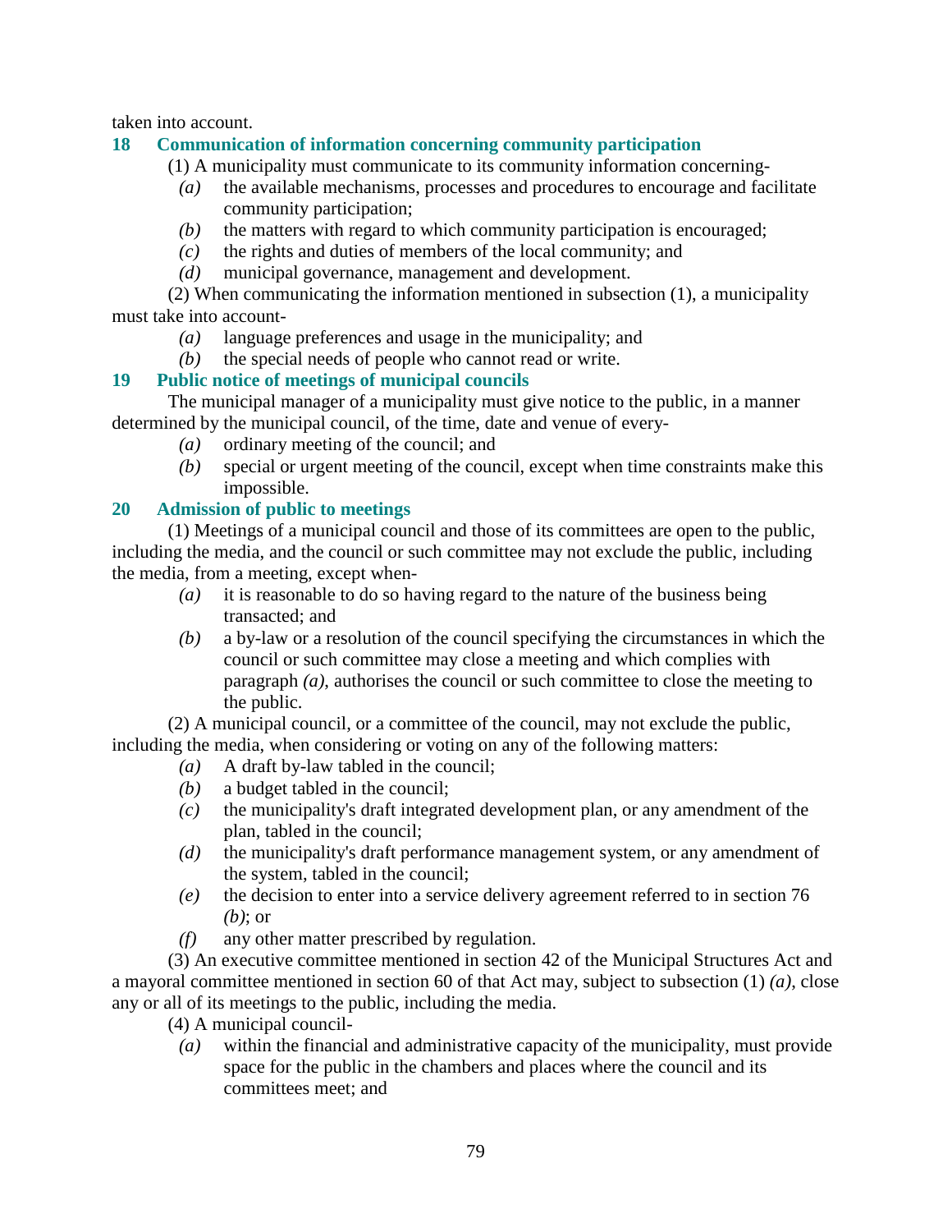taken into account.

## 18 Communication of information concerning community participation

(1) A municipality must communicate to its community information concerning-

*(a)* the available mechanisms, processes and procedures to encourage and facilitate community participation;

*(b)* the matters with regard to which community participation is encouraged;

*(c)* the rights and duties of members of the local community; and

*(d)* municipal governance, management and development.

(2) When communicating the information mentioned in subsection (1), a municipality must take into account-

*(a)* language preferences and usage in the municipality; and

*(b)* the special needs of people who cannot read or write.

## 19 Public notice of meetings of municipal councils

The municipal manager of a municipality must give notice to the public, in a manner determined by the municipal council, of the time, date and venue of every-

*(a)* ordinary meeting of the council; and

*(b)* special or urgent meeting of the council, except when time constraints make this impossible.

## 20 Admission of public to meetings

(1) Meetings of a municipal council and those of its committees are open to the public, including the media, and the council or such committee may not exclude the public, including the media, from a meeting, except when-

*(a)* it is reasonable to do so having regard to the nature of the business being transacted; and

*(b)* a by-law or a resolution of the council specifying the circumstances in which the council or such committee may close a meeting and which complies with paragraph *(a)*, authorises the council or such committee to close the meeting to the public.

(2) A municipal council, or a committee of the council, may not exclude the public, including the media, when considering or voting on any of the following matters:

*(a)* A draft by-law tabled in the council;

*(b)* a budget tabled in the council;

*(c)* the municipality's draft integrated development plan, or any amendment of the plan, tabled in the council;

*(d)* the municipality's draft performance management system, or any amendment of the system, tabled in the council;

*(e)* the decision to enter into a service delivery agreement referred to in section 76 *(b)*; or

*(f)* any other matter prescribed by regulation.

(3) An executive committee mentioned in section 42 of the Municipal Structures Act and a mayoral committee mentioned in section 60 of that Act may, subject to subsection (1) *(a)*, close any or all of its meetings to the public, including the media.

(4) A municipal council-

*(a)* within the financial and administrative capacity of the municipality, must provide space for the public in the chambers and places where the council and its committees meet; and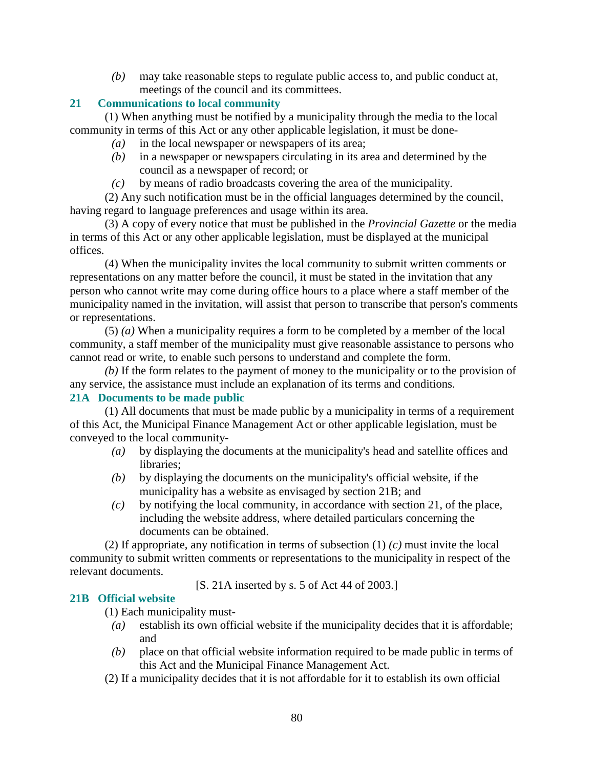*(b)* may take reasonable steps to regulate public access to, and public conduct at, meetings of the council and its committees.

### 21 Communications to local community

(1) When anything must be notified by a municipality through the media to the local community in terms of this Act or any other applicable legislation, it must be done-

*(a)* in the local newspaper or newspapers of its area;

*(b)* in a newspaper or newspapers circulating in its area and determined by the council as a newspaper of record; or

*(c)* by means of radio broadcasts covering the area of the municipality.

(2) Any such notification must be in the official languages determined by the council, having regard to language preferences and usage within its area.

(3) A copy of every notice that must be published in the *Provincial Gazette* or the media in terms of this Act or any other applicable legislation, must be displayed at the municipal offices.

(4) When the municipality invites the local community to submit written comments or representations on any matter before the council, it must be stated in the invitation that any person who cannot write may come during office hours to a place where a staff member of the municipality named in the invitation, will assist that person to transcribe that person's comments or representations.

(5) *(a)* When a municipality requires a form to be completed by a member of the local community, a staff member of the municipality must give reasonable assistance to persons who cannot read or write, to enable such persons to understand and complete the form.

*(b)* If the form relates to the payment of money to the municipality or to the provision of any service, the assistance must include an explanation of its terms and conditions.

### 21A Documents to be made public

(1) All documents that must be made public by a municipality in terms of a requirement of this Act, the Municipal Finance Management Act or other applicable legislation, must be conveyed to the local community-

*(a)* by displaying the documents at the municipality's head and satellite offices and libraries;

*(b)* by displaying the documents on the municipality's official website, if the municipality has a website as envisaged by section 21B; and

*(c)* by notifying the local community, in accordance with section 21, of the place, including the website address, where detailed particulars concerning the documents can be obtained.

(2) If appropriate, any notification in terms of subsection (1) *(c)* must invite the local community to submit written comments or representations to the municipality in respect of the relevant documents.

[S. 21A inserted by s. 5 of Act 44 of 2003.]

### 21B Official website

(1) Each municipality must-

*(a)* establish its own official website if the municipality decides that it is affordable; and

*(b)* place on that official website information required to be made public in terms of this Act and the Municipal Finance Management Act.

(2) If a municipality decides that it is not affordable for it to establish its own official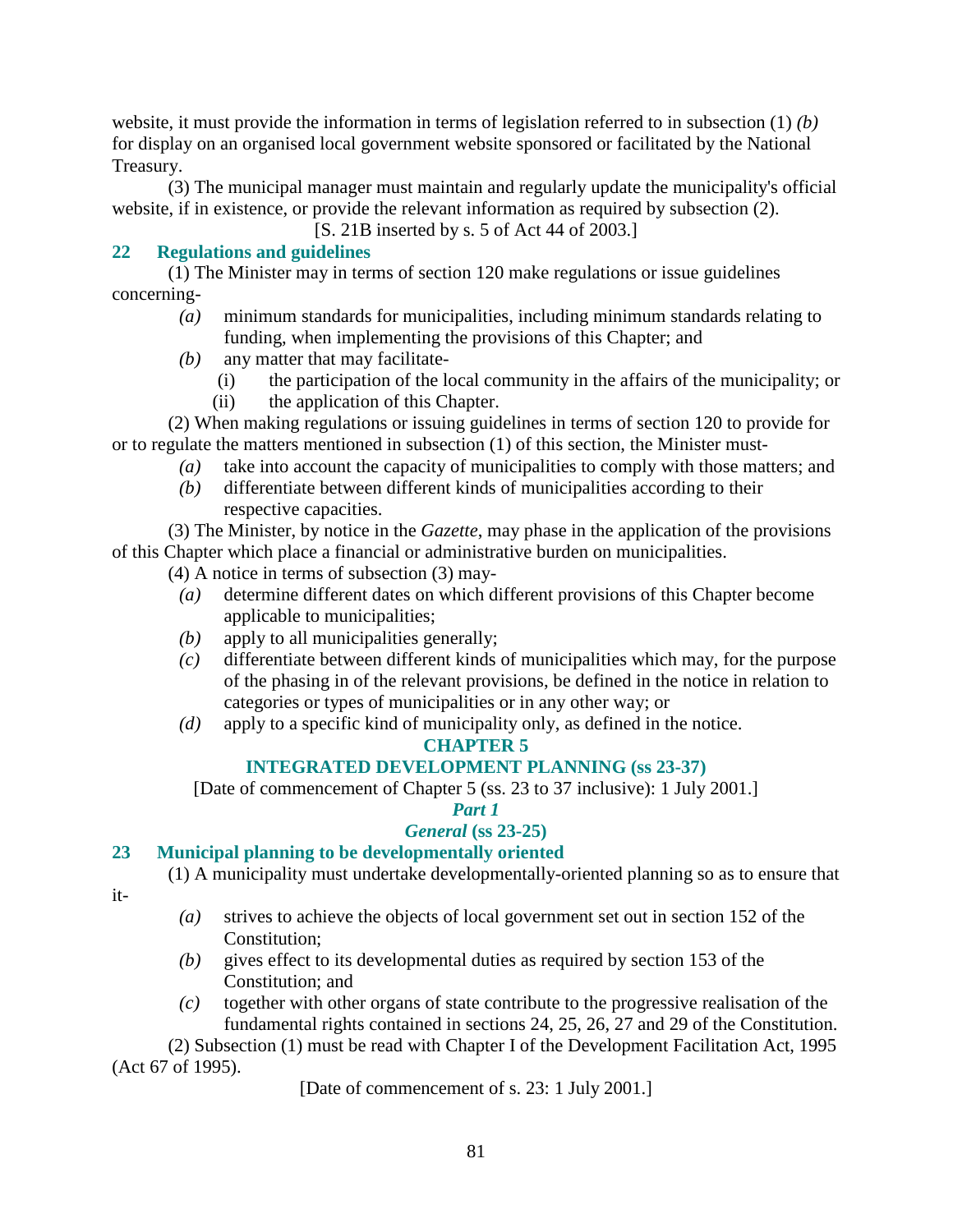website, it must provide the information in terms of legislation referred to in subsection (1) *(b)* for display on an organised local government website sponsored or facilitated by the National Treasury.

(3) The municipal manager must maintain and regularly update the municipality's official website, if in existence, or provide the relevant information as required by subsection (2).

[S. 21B inserted by s. 5 of Act 44 of 2003.]

### 22 Regulations and guidelines

(1) The Minister may in terms of section 120 make regulations or issue guidelines concerning-

*(a)* minimum standards for municipalities, including minimum standards relating to funding, when implementing the provisions of this Chapter; and

*(b)* any matter that may facilitate-

(i) the participation of the local community in the affairs of the municipality; or

(ii) the application of this Chapter.

(2) When making regulations or issuing guidelines in terms of section 120 to provide for or to regulate the matters mentioned in subsection (1) of this section, the Minister must-

*(a)* take into account the capacity of municipalities to comply with those matters; and

*(b)* differentiate between different kinds of municipalities according to their respective capacities.

(3) The Minister, by notice in the *Gazette*, may phase in the application of the provisions of this Chapter which place a financial or administrative burden on municipalities.

(4) A notice in terms of subsection (3) may-

*(a)* determine different dates on which different provisions of this Chapter become applicable to municipalities;

*(b)* apply to all municipalities generally;

*(c)* differentiate between different kinds of municipalities which may, for the purpose of the phasing in of the relevant provisions, be defined in the notice in relation to categories or types of municipalities or in any other way; or

*(d)* apply to a specific kind of municipality only, as defined in the notice.

## CHAPTER 5

## INTEGRATED DEVELOPMENT PLANNING (ss 23-37)

[Date of commencement of Chapter 5 (ss. 23 to 37 inclusive): 1 July 2001.]

### *Part 1*

### *General* (ss 23-25)

### 23 Municipal planning to be developmentally oriented

(1) A municipality must undertake developmentally-oriented planning so as to ensure that it-

*(a)* strives to achieve the objects of local government set out in section 152 of the Constitution;

*(b)* gives effect to its developmental duties as required by section 153 of the Constitution; and

*(c)* together with other organs of state contribute to the progressive realisation of the fundamental rights contained in sections 24, 25, 26, 27 and 29 of the Constitution.

(2) Subsection (1) must be read with Chapter I of the Development Facilitation Act, 1995 (Act 67 of 1995).

[Date of commencement of s. 23: 1 July 2001.]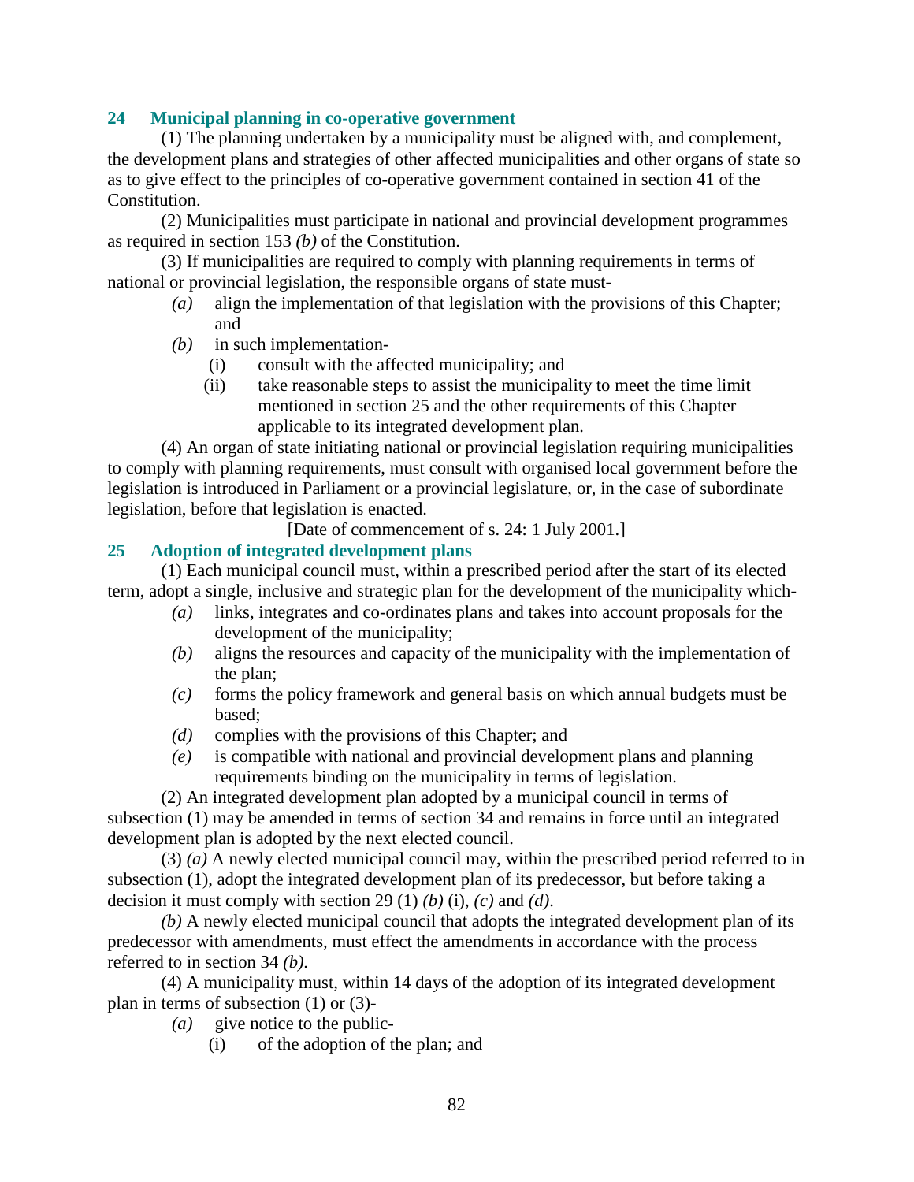### 24 Municipal planning in co-operative government

(1) The planning undertaken by a municipality must be aligned with, and complement, the development plans and strategies of other affected municipalities and other organs of state so as to give effect to the principles of co-operative government contained in section 41 of the Constitution.

(2) Municipalities must participate in national and provincial development programmes as required in section 153 *(b)* of the Constitution.

(3) If municipalities are required to comply with planning requirements in terms of national or provincial legislation, the responsible organs of state must-

*(a)* align the implementation of that legislation with the provisions of this Chapter; and

*(b)* in such implementation-

(i) consult with the affected municipality; and

(ii) take reasonable steps to assist the municipality to meet the time limit mentioned in section 25 and the other requirements of this Chapter applicable to its integrated development plan.

(4) An organ of state initiating national or provincial legislation requiring municipalities to comply with planning requirements, must consult with organised local government before the legislation is introduced in Parliament or a provincial legislature, or, in the case of subordinate legislation, before that legislation is enacted.

[Date of commencement of s. 24: 1 July 2001.]

### 25 Adoption of integrated development plans

(1) Each municipal council must, within a prescribed period after the start of its elected term, adopt a single, inclusive and strategic plan for the development of the municipality which-

*(a)* links, integrates and co-ordinates plans and takes into account proposals for the development of the municipality;

*(b)* aligns the resources and capacity of the municipality with the implementation of the plan;

*(c)* forms the policy framework and general basis on which annual budgets must be based;

*(d)* complies with the provisions of this Chapter; and

*(e)* is compatible with national and provincial development plans and planning requirements binding on the municipality in terms of legislation.

(2) An integrated development plan adopted by a municipal council in terms of subsection (1) may be amended in terms of section 34 and remains in force until an integrated development plan is adopted by the next elected council.

(3) *(a)* A newly elected municipal council may, within the prescribed period referred to in subsection (1), adopt the integrated development plan of its predecessor, but before taking a decision it must comply with section 29 (1) *(b)* (i), *(c)* and *(d)*.

*(b)* A newly elected municipal council that adopts the integrated development plan of its predecessor with amendments, must effect the amendments in accordance with the process referred to in section 34 *(b)*.

(4) A municipality must, within 14 days of the adoption of its integrated development plan in terms of subsection (1) or (3)-

*(a)* give notice to the public-

(i) of the adoption of the plan; and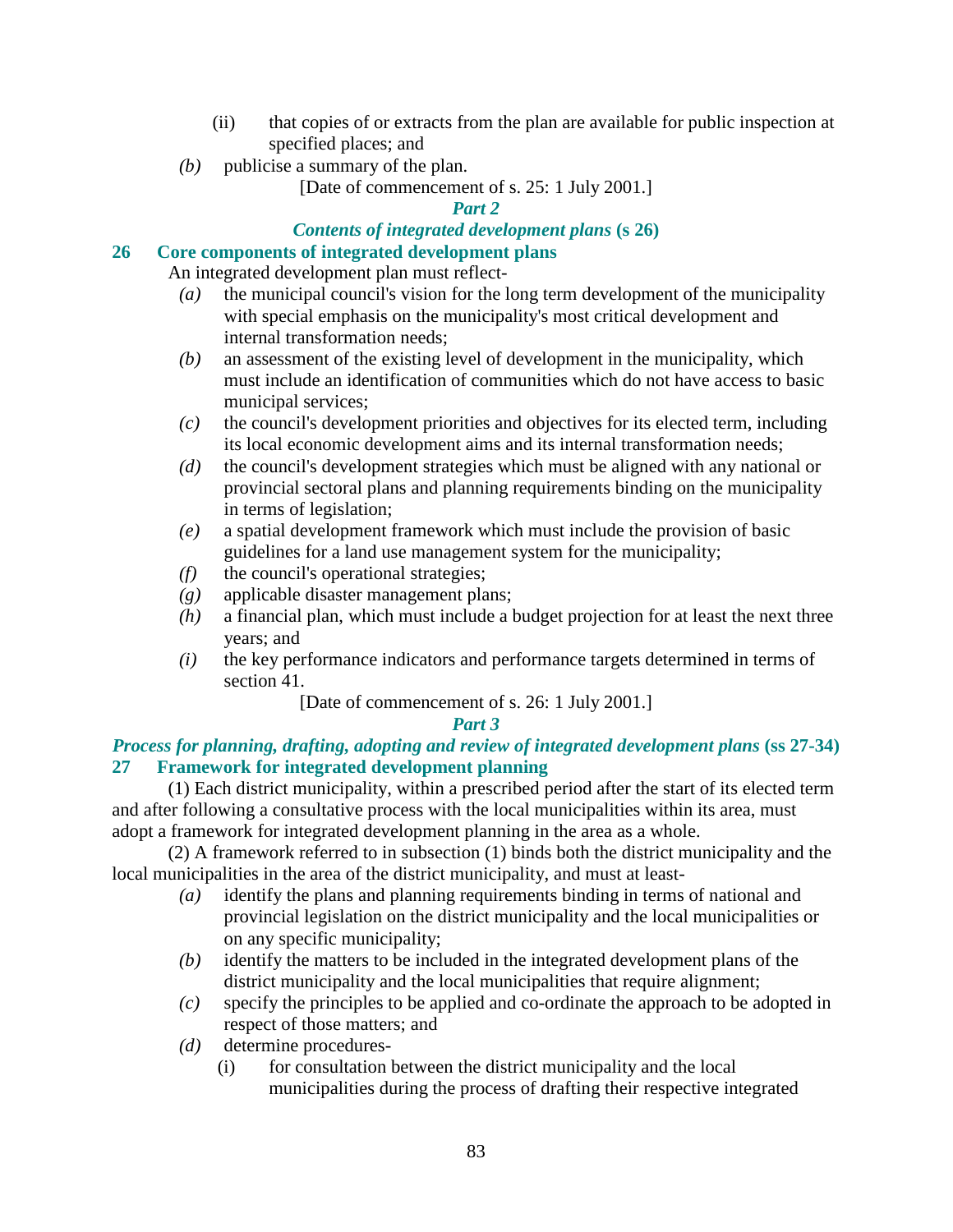(ii) that copies of or extracts from the plan are available for public inspection at specified places; and

*(b)* publicise a summary of the plan.

[Date of commencement of s. 25: 1 July 2001.]

### *Part 2*

### *Contents of integrated development plans* (s 26)

## 26 Core components of integrated development plans

An integrated development plan must reflect-

*(a)* the municipal council's vision for the long term development of the municipality with special emphasis on the municipality's most critical development and internal transformation needs;

*(b)* an assessment of the existing level of development in the municipality, which must include an identification of communities which do not have access to basic municipal services;

*(c)* the council's development priorities and objectives for its elected term, including its local economic development aims and its internal transformation needs;

*(d)* the council's development strategies which must be aligned with any national or provincial sectoral plans and planning requirements binding on the municipality in terms of legislation;

*(e)* a spatial development framework which must include the provision of basic guidelines for a land use management system for the municipality;

*(f)* the council's operational strategies;

*(g)* applicable disaster management plans;

*(h)* a financial plan, which must include a budget projection for at least the next three years; and

*(i)* the key performance indicators and performance targets determined in terms of section 41.

[Date of commencement of s. 26: 1 July 2001.]

### *Part 3*

### *Process for planning, drafting, adopting and review of integrated development plans* (ss 27-34)

## 27 Framework for integrated development planning

(1) Each district municipality, within a prescribed period after the start of its elected term and after following a consultative process with the local municipalities within its area, must adopt a framework for integrated development planning in the area as a whole.

(2) A framework referred to in subsection (1) binds both the district municipality and the local municipalities in the area of the district municipality, and must at least-

*(a)* identify the plans and planning requirements binding in terms of national and provincial legislation on the district municipality and the local municipalities or on any specific municipality;

*(b)* identify the matters to be included in the integrated development plans of the district municipality and the local municipalities that require alignment;

*(c)* specify the principles to be applied and co-ordinate the approach to be adopted in respect of those matters; and

*(d)* determine procedures-

(i) for consultation between the district municipality and the local municipalities during the process of drafting their respective integrated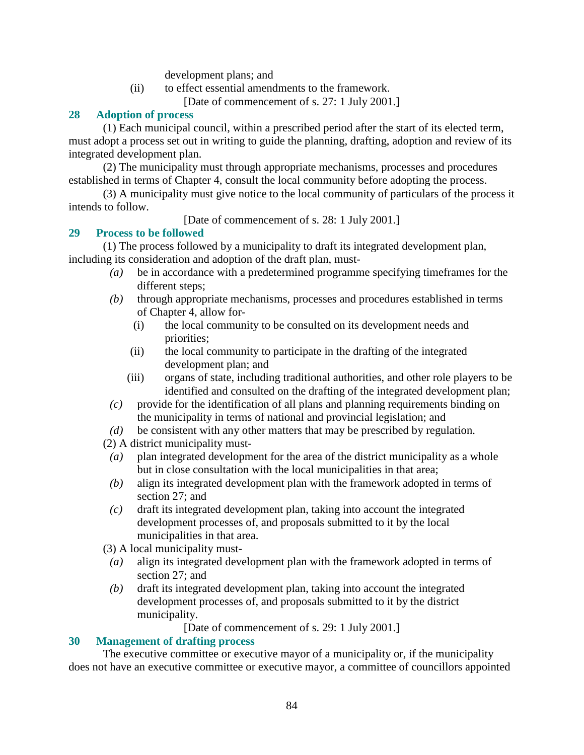development plans; and

(ii) to effect essential amendments to the framework.

[Date of commencement of s. 27: 1 July 2001.]

### 28 Adoption of process

(1) Each municipal council, within a prescribed period after the start of its elected term, must adopt a process set out in writing to guide the planning, drafting, adoption and review of its integrated development plan.

(2) The municipality must through appropriate mechanisms, processes and procedures established in terms of Chapter 4, consult the local community before adopting the process.

(3) A municipality must give notice to the local community of particulars of the process it intends to follow.

[Date of commencement of s. 28: 1 July 2001.]

### 29 Process to be followed

(1) The process followed by a municipality to draft its integrated development plan, including its consideration and adoption of the draft plan, must-

*(a)* be in accordance with a predetermined programme specifying timeframes for the different steps;

*(b)* through appropriate mechanisms, processes and procedures established in terms of Chapter 4, allow for-

(i) the local community to be consulted on its development needs and priorities;

(ii) the local community to participate in the drafting of the integrated development plan; and

(iii) organs of state, including traditional authorities, and other role players to be identified and consulted on the drafting of the integrated development plan;

*(c)* provide for the identification of all plans and planning requirements binding on the municipality in terms of national and provincial legislation; and

*(d)* be consistent with any other matters that may be prescribed by regulation.

(2) A district municipality must-

*(a)* plan integrated development for the area of the district municipality as a whole but in close consultation with the local municipalities in that area;

*(b)* align its integrated development plan with the framework adopted in terms of section 27; and

*(c)* draft its integrated development plan, taking into account the integrated development processes of, and proposals submitted to it by the local municipalities in that area.

(3) A local municipality must-

*(a)* align its integrated development plan with the framework adopted in terms of section 27; and

*(b)* draft its integrated development plan, taking into account the integrated development processes of, and proposals submitted to it by the district municipality.

[Date of commencement of s. 29: 1 July 2001.]

### 30 Management of drafting process

The executive committee or executive mayor of a municipality or, if the municipality does not have an executive committee or executive mayor, a committee of councillors appointed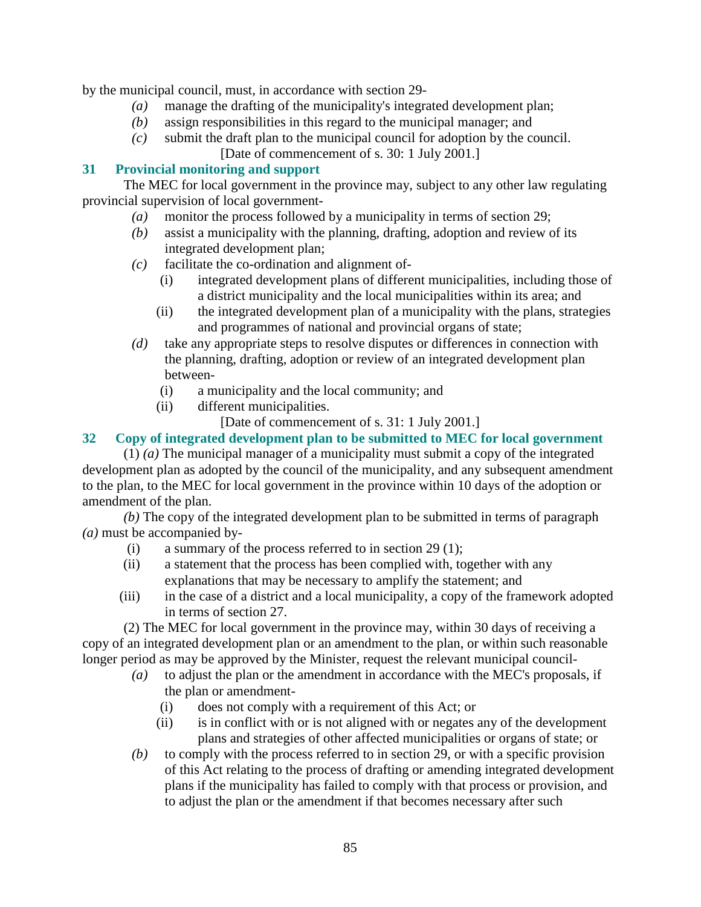by the municipal council, must, in accordance with section 29-

*(a)* manage the drafting of the municipality's integrated development plan;

*(b)* assign responsibilities in this regard to the municipal manager; and

*(c)* submit the draft plan to the municipal council for adoption by the council.

[Date of commencement of s. 30: 1 July 2001.]

### 31 Provincial monitoring and support

The MEC for local government in the province may, subject to any other law regulating provincial supervision of local government-

*(a)* monitor the process followed by a municipality in terms of section 29;

*(b)* assist a municipality with the planning, drafting, adoption and review of its integrated development plan;

*(c)* facilitate the co-ordination and alignment of-

(i) integrated development plans of different municipalities, including those of a district municipality and the local municipalities within its area; and

(ii) the integrated development plan of a municipality with the plans, strategies and programmes of national and provincial organs of state;

*(d)* take any appropriate steps to resolve disputes or differences in connection with the planning, drafting, adoption or review of an integrated development plan between-

(i) a municipality and the local community; and

(ii) different municipalities.

[Date of commencement of s. 31: 1 July 2001.]

### 32 Copy of integrated development plan to be submitted to MEC for local government

(1) *(a)* The municipal manager of a municipality must submit a copy of the integrated development plan as adopted by the council of the municipality, and any subsequent amendment to the plan, to the MEC for local government in the province within 10 days of the adoption or amendment of the plan.

*(b)* The copy of the integrated development plan to be submitted in terms of paragraph *(a)* must be accompanied by-

(i) a summary of the process referred to in section 29 (1);

(ii) a statement that the process has been complied with, together with any explanations that may be necessary to amplify the statement; and

(iii) in the case of a district and a local municipality, a copy of the framework adopted in terms of section 27.

(2) The MEC for local government in the province may, within 30 days of receiving a copy of an integrated development plan or an amendment to the plan, or within such reasonable longer period as may be approved by the Minister, request the relevant municipal council-

*(a)* to adjust the plan or the amendment in accordance with the MEC's proposals, if the plan or amendment-

(i) does not comply with a requirement of this Act; or

(ii) is in conflict with or is not aligned with or negates any of the development plans and strategies of other affected municipalities or organs of state; or

*(b)* to comply with the process referred to in section 29, or with a specific provision of this Act relating to the process of drafting or amending integrated development plans if the municipality has failed to comply with that process or provision, and to adjust the plan or the amendment if that becomes necessary after such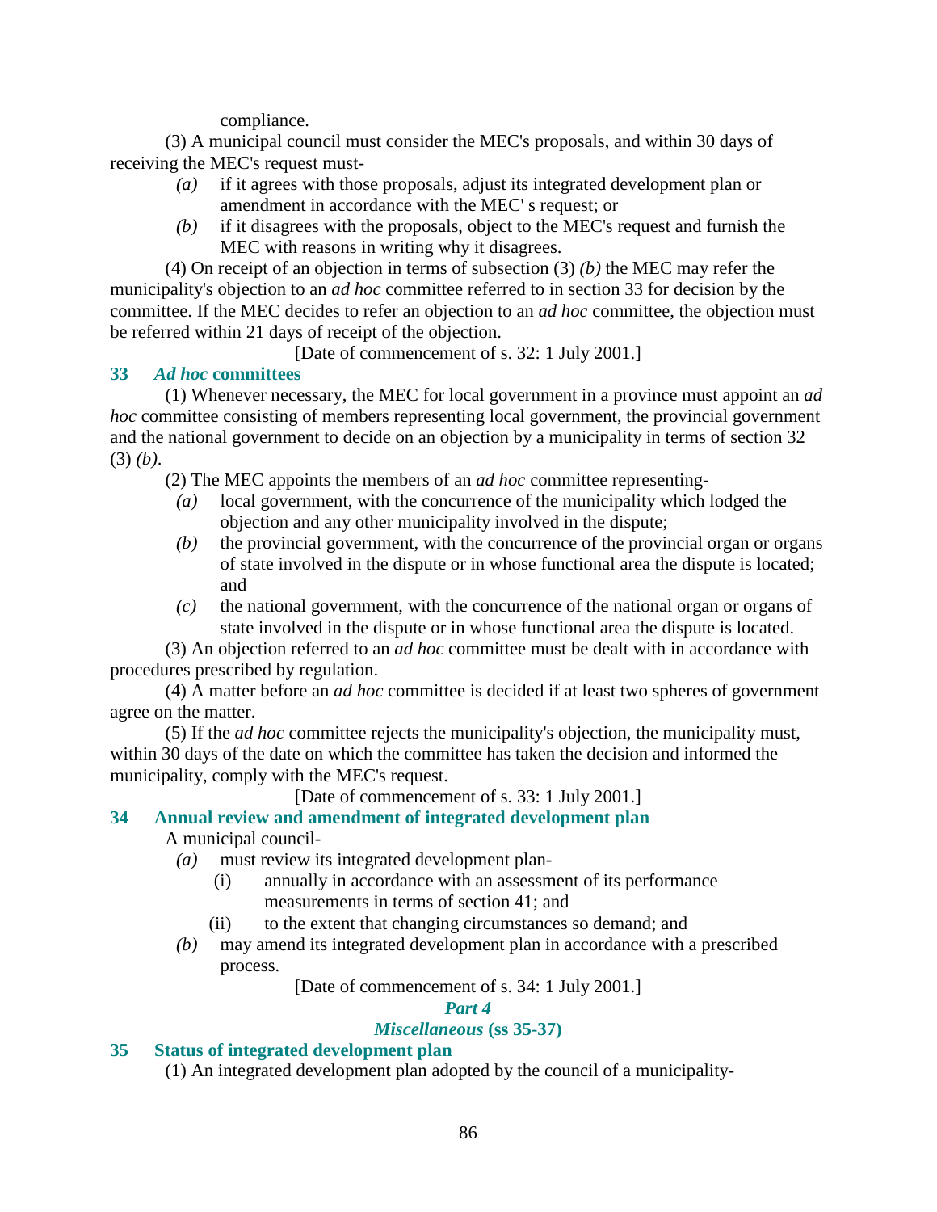compliance.

(3) A municipal council must consider the MEC's proposals, and within 30 days of receiving the MEC's request must-

*(a)* if it agrees with those proposals, adjust its integrated development plan or amendment in accordance with the MEC' s request; or

*(b)* if it disagrees with the proposals, object to the MEC's request and furnish the MEC with reasons in writing why it disagrees.

(4) On receipt of an objection in terms of subsection (3) *(b)* the MEC may refer the municipality's objection to an *ad hoc* committee referred to in section 33 for decision by the committee. If the MEC decides to refer an objection to an *ad hoc* committee, the objection must be referred within 21 days of receipt of the objection.

[Date of commencement of s. 32: 1 July 2001.]

### 33 *Ad hoc* committees

(1) Whenever necessary, the MEC for local government in a province must appoint an *ad hoc* committee consisting of members representing local government, the provincial government and the national government to decide on an objection by a municipality in terms of section 32 (3) *(b)*.

(2) The MEC appoints the members of an *ad hoc* committee representing-

*(a)* local government, with the concurrence of the municipality which lodged the objection and any other municipality involved in the dispute;

*(b)* the provincial government, with the concurrence of the provincial organ or organs of state involved in the dispute or in whose functional area the dispute is located; and

*(c)* the national government, with the concurrence of the national organ or organs of state involved in the dispute or in whose functional area the dispute is located.

(3) An objection referred to an *ad hoc* committee must be dealt with in accordance with procedures prescribed by regulation.

(4) A matter before an *ad hoc* committee is decided if at least two spheres of government agree on the matter.

(5) If the *ad hoc* committee rejects the municipality's objection, the municipality must, within 30 days of the date on which the committee has taken the decision and informed the municipality, comply with the MEC's request.

[Date of commencement of s. 33: 1 July 2001.]

### 34 Annual review and amendment of integrated development plan

A municipal council-

*(a)* must review its integrated development plan-

(i) annually in accordance with an assessment of its performance measurements in terms of section 41; and

(ii) to the extent that changing circumstances so demand; and

*(b)* may amend its integrated development plan in accordance with a prescribed process.

[Date of commencement of s. 34: 1 July 2001.]

## *Part 4*

## *Miscellaneous* (ss 35-37)

### 35 Status of integrated development plan

(1) An integrated development plan adopted by the council of a municipality-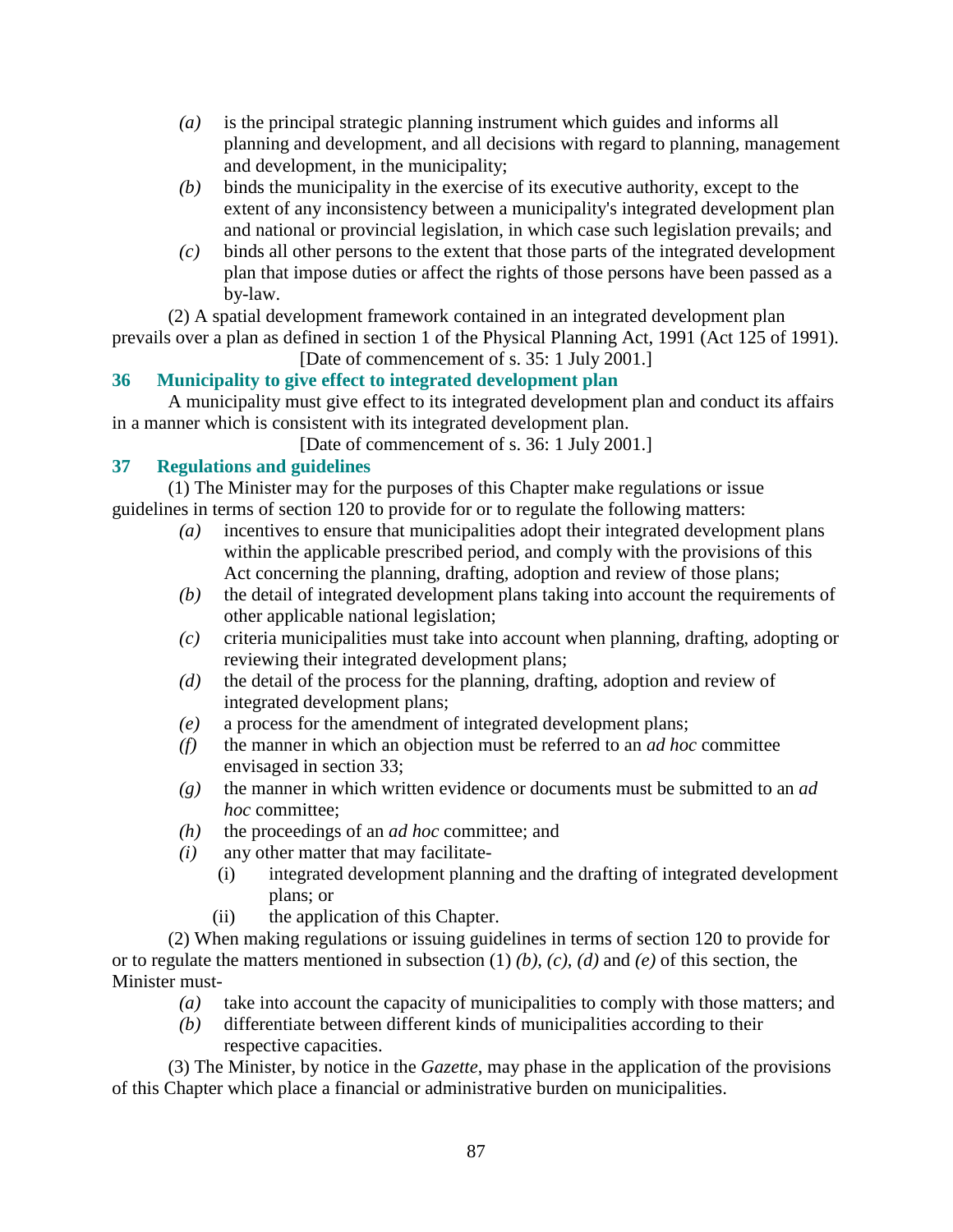*(a)* is the principal strategic planning instrument which guides and informs all planning and development, and all decisions with regard to planning, management and development, in the municipality;

*(b)* binds the municipality in the exercise of its executive authority, except to the extent of any inconsistency between a municipality's integrated development plan and national or provincial legislation, in which case such legislation prevails; and

*(c)* binds all other persons to the extent that those parts of the integrated development plan that impose duties or affect the rights of those persons have been passed as a by-law.

(2) A spatial development framework contained in an integrated development plan prevails over a plan as defined in section 1 of the Physical Planning Act, 1991 (Act 125 of 1991).

[Date of commencement of s. 35: 1 July 2001.]

### 36 Municipality to give effect to integrated development plan

A municipality must give effect to its integrated development plan and conduct its affairs in a manner which is consistent with its integrated development plan.

[Date of commencement of s. 36: 1 July 2001.]

### 37 Regulations and guidelines

(1) The Minister may for the purposes of this Chapter make regulations or issue guidelines in terms of section 120 to provide for or to regulate the following matters:

*(a)* incentives to ensure that municipalities adopt their integrated development plans within the applicable prescribed period, and comply with the provisions of this Act concerning the planning, drafting, adoption and review of those plans;

*(b)* the detail of integrated development plans taking into account the requirements of other applicable national legislation;

*(c)* criteria municipalities must take into account when planning, drafting, adopting or reviewing their integrated development plans;

*(d)* the detail of the process for the planning, drafting, adoption and review of integrated development plans;

*(e)* a process for the amendment of integrated development plans;

*(f)* the manner in which an objection must be referred to an *ad hoc* committee envisaged in section 33;

*(g)* the manner in which written evidence or documents must be submitted to an *ad hoc* committee;

*(h)* the proceedings of an *ad hoc* committee; and

*(i)* any other matter that may facilitate-

(i) integrated development planning and the drafting of integrated development plans; or

(ii) the application of this Chapter.

(2) When making regulations or issuing guidelines in terms of section 120 to provide for or to regulate the matters mentioned in subsection (1) *(b)*, *(c)*, *(d)* and *(e)* of this section, the Minister must-

*(a)* take into account the capacity of municipalities to comply with those matters; and

*(b)* differentiate between different kinds of municipalities according to their respective capacities.

(3) The Minister, by notice in the *Gazette*, may phase in the application of the provisions of this Chapter which place a financial or administrative burden on municipalities.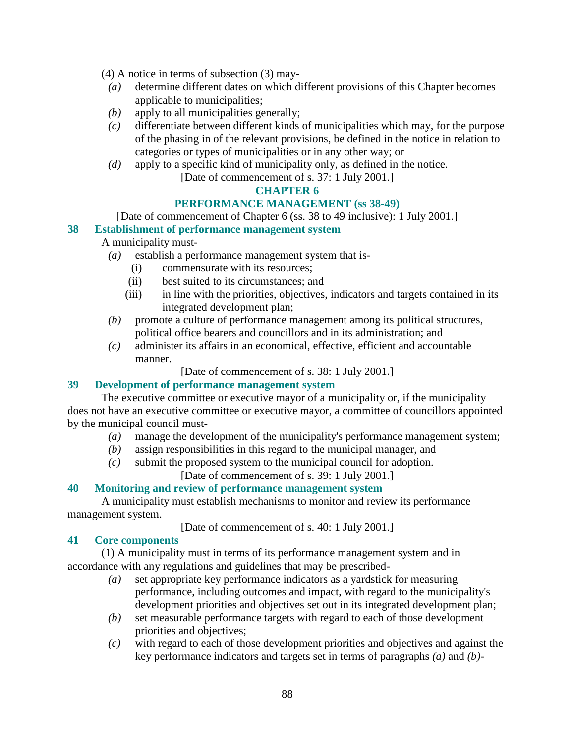(4) A notice in terms of subsection (3) may-

*(a)* determine different dates on which different provisions of this Chapter becomes applicable to municipalities;

*(b)* apply to all municipalities generally;

*(c)* differentiate between different kinds of municipalities which may, for the purpose of the phasing in of the relevant provisions, be defined in the notice in relation to categories or types of municipalities or in any other way; or

*(d)* apply to a specific kind of municipality only, as defined in the notice.

[Date of commencement of s. 37: 1 July 2001.]

## CHAPTER 6
## PERFORMANCE MANAGEMENT (ss 38-49)

[Date of commencement of Chapter 6 (ss. 38 to 49 inclusive): 1 July 2001.]

### 38 Establishment of performance management system

A municipality must-

*(a)* establish a performance management system that is-

(i) commensurate with its resources;

(ii) best suited to its circumstances; and

(iii) in line with the priorities, objectives, indicators and targets contained in its integrated development plan;

*(b)* promote a culture of performance management among its political structures, political office bearers and councillors and in its administration; and

*(c)* administer its affairs in an economical, effective, efficient and accountable manner.

[Date of commencement of s. 38: 1 July 2001.]

### 39 Development of performance management system

The executive committee or executive mayor of a municipality or, if the municipality does not have an executive committee or executive mayor, a committee of councillors appointed by the municipal council must-

*(a)* manage the development of the municipality's performance management system;

*(b)* assign responsibilities in this regard to the municipal manager, and

*(c)* submit the proposed system to the municipal council for adoption.

[Date of commencement of s. 39: 1 July 2001.]

### 40 Monitoring and review of performance management system

A municipality must establish mechanisms to monitor and review its performance management system.

[Date of commencement of s. 40: 1 July 2001.]

### 41 Core components

(1) A municipality must in terms of its performance management system and in accordance with any regulations and guidelines that may be prescribed-

*(a)* set appropriate key performance indicators as a yardstick for measuring performance, including outcomes and impact, with regard to the municipality's development priorities and objectives set out in its integrated development plan;

*(b)* set measurable performance targets with regard to each of those development priorities and objectives;

*(c)* with regard to each of those development priorities and objectives and against the key performance indicators and targets set in terms of paragraphs *(a)* and *(b)*-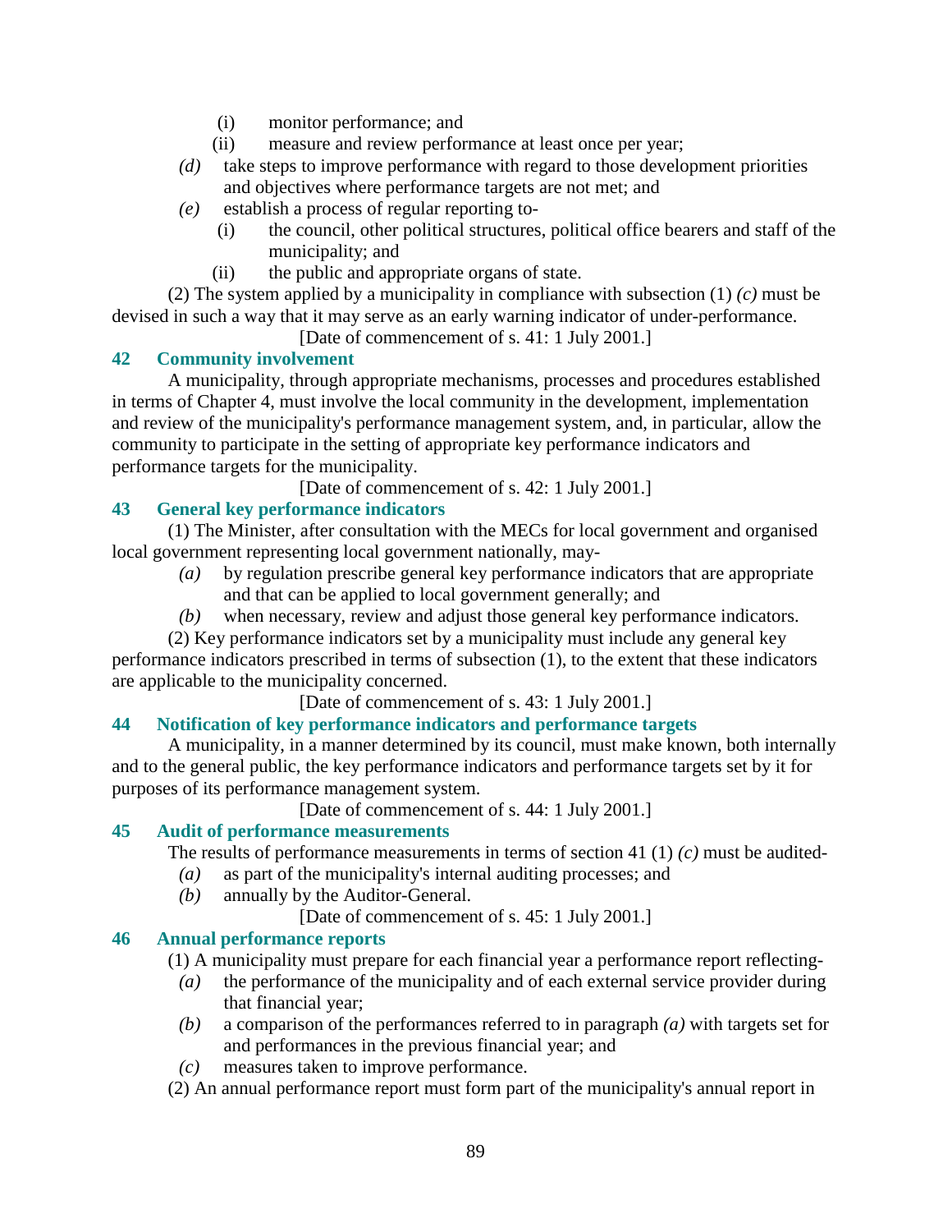(i) monitor performance; and

(ii) measure and review performance at least once per year;

*(d)* take steps to improve performance with regard to those development priorities and objectives where performance targets are not met; and

*(e)* establish a process of regular reporting to-

(i) the council, other political structures, political office bearers and staff of the municipality; and

(ii) the public and appropriate organs of state.

(2) The system applied by a municipality in compliance with subsection (1) *(c)* must be devised in such a way that it may serve as an early warning indicator of under-performance.

[Date of commencement of s. 41: 1 July 2001.]

### 42 Community involvement

A municipality, through appropriate mechanisms, processes and procedures established in terms of Chapter 4, must involve the local community in the development, implementation and review of the municipality's performance management system, and, in particular, allow the community to participate in the setting of appropriate key performance indicators and performance targets for the municipality.

[Date of commencement of s. 42: 1 July 2001.]

### 43 General key performance indicators

(1) The Minister, after consultation with the MECs for local government and organised local government representing local government nationally, may-

*(a)* by regulation prescribe general key performance indicators that are appropriate and that can be applied to local government generally; and

*(b)* when necessary, review and adjust those general key performance indicators.

(2) Key performance indicators set by a municipality must include any general key performance indicators prescribed in terms of subsection (1), to the extent that these indicators are applicable to the municipality concerned.

[Date of commencement of s. 43: 1 July 2001.]

### 44 Notification of key performance indicators and performance targets

A municipality, in a manner determined by its council, must make known, both internally and to the general public, the key performance indicators and performance targets set by it for purposes of its performance management system.

[Date of commencement of s. 44: 1 July 2001.]

### 45 Audit of performance measurements

The results of performance measurements in terms of section 41 (1) *(c)* must be audited-

*(a)* as part of the municipality's internal auditing processes; and

*(b)* annually by the Auditor-General.

[Date of commencement of s. 45: 1 July 2001.]

### 46 Annual performance reports

(1) A municipality must prepare for each financial year a performance report reflecting-

*(a)* the performance of the municipality and of each external service provider during that financial year;

*(b)* a comparison of the performances referred to in paragraph *(a)* with targets set for and performances in the previous financial year; and

*(c)* measures taken to improve performance.

(2) An annual performance report must form part of the municipality's annual report in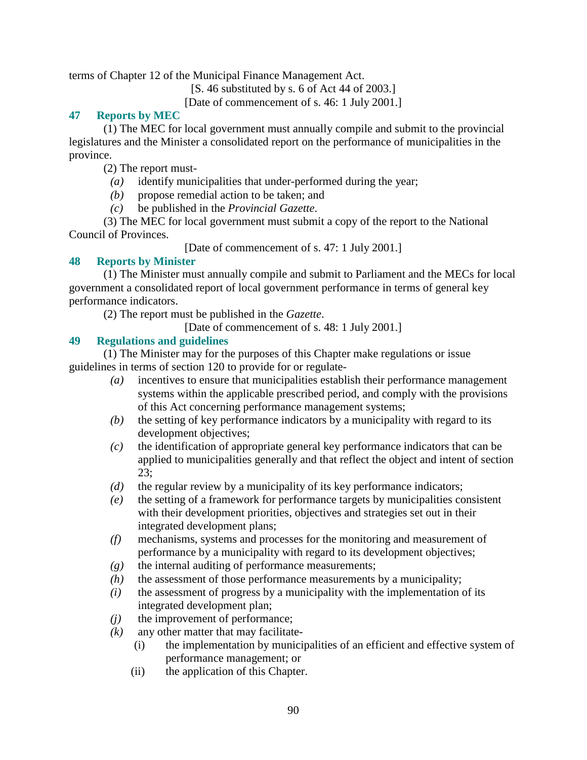terms of Chapter 12 of the Municipal Finance Management Act.

[S. 46 substituted by s. 6 of Act 44 of 2003.]

[Date of commencement of s. 46: 1 July 2001.]

### 47 Reports by MEC

(1) The MEC for local government must annually compile and submit to the provincial legislatures and the Minister a consolidated report on the performance of municipalities in the province.

(2) The report must-

*(a)* identify municipalities that under-performed during the year;

*(b)* propose remedial action to be taken; and

*(c)* be published in the *Provincial Gazette*.

(3) The MEC for local government must submit a copy of the report to the National Council of Provinces.

[Date of commencement of s. 47: 1 July 2001.]

### 48 Reports by Minister

(1) The Minister must annually compile and submit to Parliament and the MECs for local government a consolidated report of local government performance in terms of general key performance indicators.

(2) The report must be published in the *Gazette*.

[Date of commencement of s. 48: 1 July 2001.]

### 49 Regulations and guidelines

(1) The Minister may for the purposes of this Chapter make regulations or issue guidelines in terms of section 120 to provide for or regulate-

*(a)* incentives to ensure that municipalities establish their performance management systems within the applicable prescribed period, and comply with the provisions of this Act concerning performance management systems;

*(b)* the setting of key performance indicators by a municipality with regard to its development objectives;

*(c)* the identification of appropriate general key performance indicators that can be applied to municipalities generally and that reflect the object and intent of section 23;

*(d)* the regular review by a municipality of its key performance indicators;

*(e)* the setting of a framework for performance targets by municipalities consistent with their development priorities, objectives and strategies set out in their integrated development plans;

*(f)* mechanisms, systems and processes for the monitoring and measurement of performance by a municipality with regard to its development objectives;

*(g)* the internal auditing of performance measurements;

*(h)* the assessment of those performance measurements by a municipality;

*(i)* the assessment of progress by a municipality with the implementation of its integrated development plan;

*(j)* the improvement of performance;

*(k)* any other matter that may facilitate-

(i) the implementation by municipalities of an efficient and effective system of performance management; or

(ii) the application of this Chapter.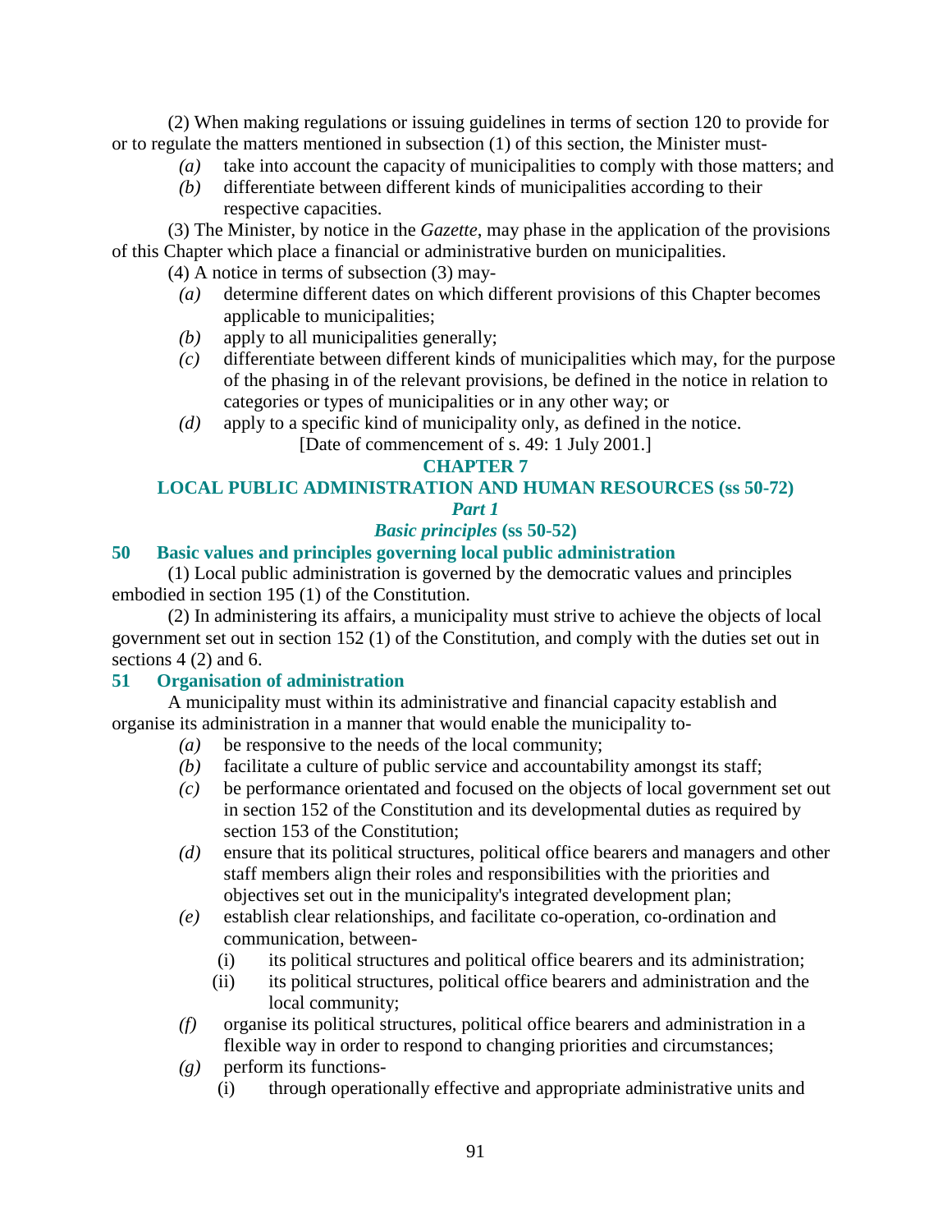(2) When making regulations or issuing guidelines in terms of section 120 to provide for or to regulate the matters mentioned in subsection (1) of this section, the Minister must-

*(a)* take into account the capacity of municipalities to comply with those matters; and

*(b)* differentiate between different kinds of municipalities according to their respective capacities.

(3) The Minister, by notice in the *Gazette*, may phase in the application of the provisions of this Chapter which place a financial or administrative burden on municipalities.

(4) A notice in terms of subsection (3) may-

*(a)* determine different dates on which different provisions of this Chapter becomes applicable to municipalities;

*(b)* apply to all municipalities generally;

*(c)* differentiate between different kinds of municipalities which may, for the purpose of the phasing in of the relevant provisions, be defined in the notice in relation to categories or types of municipalities or in any other way; or

*(d)* apply to a specific kind of municipality only, as defined in the notice.

[Date of commencement of s. 49: 1 July 2001.]

## CHAPTER 7

## LOCAL PUBLIC ADMINISTRATION AND HUMAN RESOURCES (ss 50-72)

### *Part 1*

### *Basic principles* (ss 50-52)

**50 Basic values and principles governing local public administration**

(1) Local public administration is governed by the democratic values and principles embodied in section 195 (1) of the Constitution.

(2) In administering its affairs, a municipality must strive to achieve the objects of local government set out in section 152 (1) of the Constitution, and comply with the duties set out in sections 4 (2) and 6.

**51 Organisation of administration**

A municipality must within its administrative and financial capacity establish and organise its administration in a manner that would enable the municipality to-

*(a)* be responsive to the needs of the local community;

*(b)* facilitate a culture of public service and accountability amongst its staff;

*(c)* be performance orientated and focused on the objects of local government set out in section 152 of the Constitution and its developmental duties as required by section 153 of the Constitution;

*(d)* ensure that its political structures, political office bearers and managers and other staff members align their roles and responsibilities with the priorities and objectives set out in the municipality's integrated development plan;

*(e)* establish clear relationships, and facilitate co-operation, co-ordination and communication, between-

(i) its political structures and political office bearers and its administration;

(ii) its political structures, political office bearers and administration and the local community;

*(f)* organise its political structures, political office bearers and administration in a flexible way in order to respond to changing priorities and circumstances;

*(g)* perform its functions-

(i) through operationally effective and appropriate administrative units and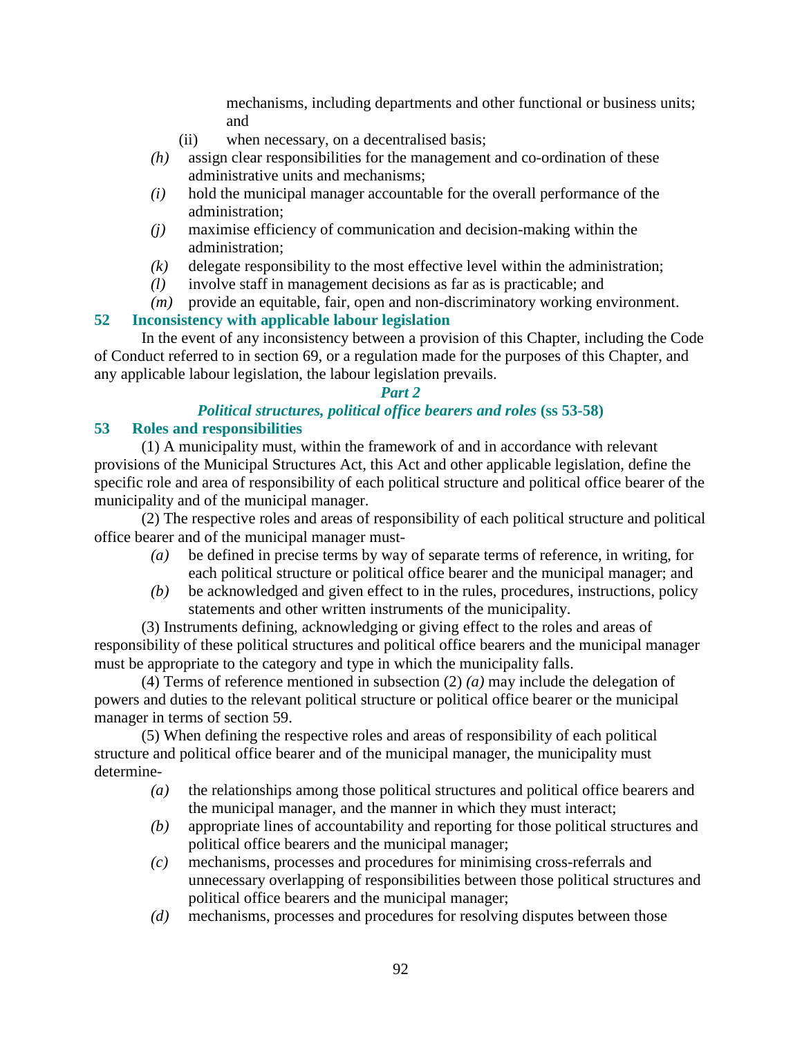mechanisms, including departments and other functional or business units; and

(ii) when necessary, on a decentralised basis;

*(h)* assign clear responsibilities for the management and co-ordination of these administrative units and mechanisms;

*(i)* hold the municipal manager accountable for the overall performance of the administration;

*(j)* maximise efficiency of communication and decision-making within the administration;

*(k)* delegate responsibility to the most effective level within the administration;

*(l)* involve staff in management decisions as far as is practicable; and

*(m)* provide an equitable, fair, open and non-discriminatory working environment.

### 52 Inconsistency with applicable labour legislation

In the event of any inconsistency between a provision of this Chapter, including the Code of Conduct referred to in section 69, or a regulation made for the purposes of this Chapter, and any applicable labour legislation, the labour legislation prevails.

## *Part 2*

## *Political structures, political office bearers and roles* (ss 53-58)

### 53 Roles and responsibilities

(1) A municipality must, within the framework of and in accordance with relevant provisions of the Municipal Structures Act, this Act and other applicable legislation, define the specific role and area of responsibility of each political structure and political office bearer of the municipality and of the municipal manager.

(2) The respective roles and areas of responsibility of each political structure and political office bearer and of the municipal manager must-

*(a)* be defined in precise terms by way of separate terms of reference, in writing, for each political structure or political office bearer and the municipal manager; and

*(b)* be acknowledged and given effect to in the rules, procedures, instructions, policy statements and other written instruments of the municipality.

(3) Instruments defining, acknowledging or giving effect to the roles and areas of responsibility of these political structures and political office bearers and the municipal manager must be appropriate to the category and type in which the municipality falls.

(4) Terms of reference mentioned in subsection (2) *(a)* may include the delegation of powers and duties to the relevant political structure or political office bearer or the municipal manager in terms of section 59.

(5) When defining the respective roles and areas of responsibility of each political structure and political office bearer and of the municipal manager, the municipality must determine-

*(a)* the relationships among those political structures and political office bearers and the municipal manager, and the manner in which they must interact;

*(b)* appropriate lines of accountability and reporting for those political structures and political office bearers and the municipal manager;

*(c)* mechanisms, processes and procedures for minimising cross-referrals and unnecessary overlapping of responsibilities between those political structures and political office bearers and the municipal manager;

*(d)* mechanisms, processes and procedures for resolving disputes between those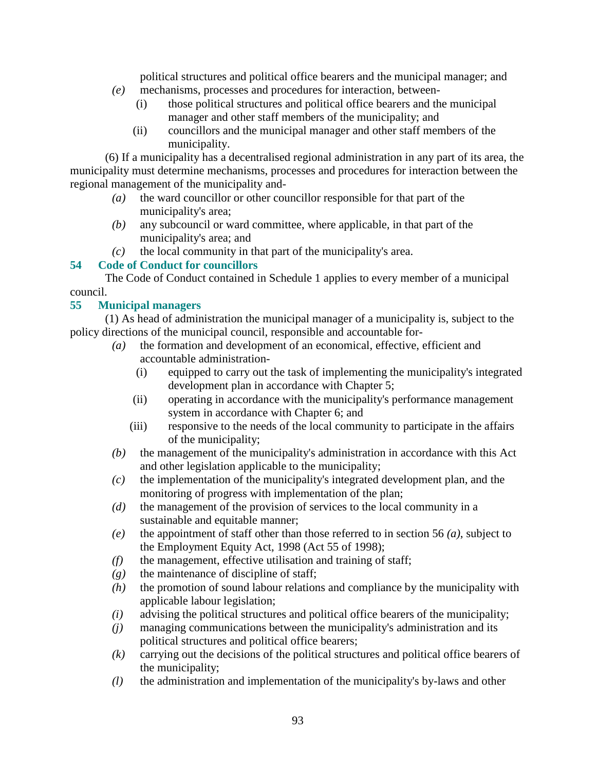political structures and political office bearers and the municipal manager; and

*(e)* mechanisms, processes and procedures for interaction, between-

  (i) those political structures and political office bearers and the municipal manager and other staff members of the municipality; and

  (ii) councillors and the municipal manager and other staff members of the municipality.

(6) If a municipality has a decentralised regional administration in any part of its area, the municipality must determine mechanisms, processes and procedures for interaction between the regional management of the municipality and-

*(a)* the ward councillor or other councillor responsible for that part of the municipality's area;

*(b)* any subcouncil or ward committee, where applicable, in that part of the municipality's area; and

*(c)* the local community in that part of the municipality's area.

### 54 Code of Conduct for councillors

The Code of Conduct contained in Schedule 1 applies to every member of a municipal council.

### 55 Municipal managers

(1) As head of administration the municipal manager of a municipality is, subject to the policy directions of the municipal council, responsible and accountable for-

*(a)* the formation and development of an economical, effective, efficient and accountable administration-

  (i) equipped to carry out the task of implementing the municipality's integrated development plan in accordance with Chapter 5;

  (ii) operating in accordance with the municipality's performance management system in accordance with Chapter 6; and

  (iii) responsive to the needs of the local community to participate in the affairs of the municipality;

*(b)* the management of the municipality's administration in accordance with this Act and other legislation applicable to the municipality;

*(c)* the implementation of the municipality's integrated development plan, and the monitoring of progress with implementation of the plan;

*(d)* the management of the provision of services to the local community in a sustainable and equitable manner;

*(e)* the appointment of staff other than those referred to in section 56 *(a)*, subject to the Employment Equity Act, 1998 (Act 55 of 1998);

*(f)* the management, effective utilisation and training of staff;

*(g)* the maintenance of discipline of staff;

*(h)* the promotion of sound labour relations and compliance by the municipality with applicable labour legislation;

*(i)* advising the political structures and political office bearers of the municipality;

*(j)* managing communications between the municipality's administration and its political structures and political office bearers;

*(k)* carrying out the decisions of the political structures and political office bearers of the municipality;

*(l)* the administration and implementation of the municipality's by-laws and other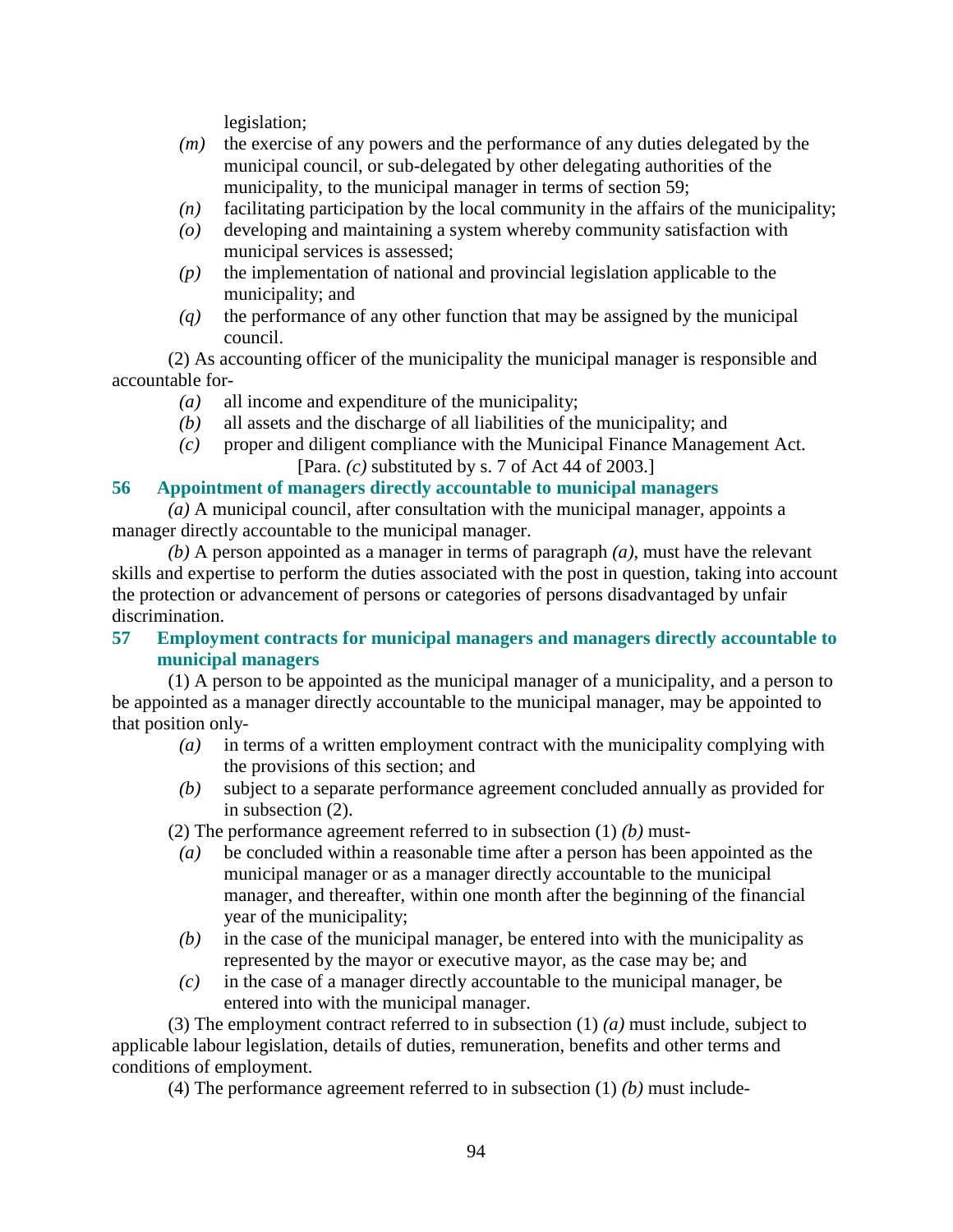legislation;

- *(m)* the exercise of any powers and the performance of any duties delegated by the municipal council, or sub-delegated by other delegating authorities of the municipality, to the municipal manager in terms of section 59;
- *(n)* facilitating participation by the local community in the affairs of the municipality;
- *(o)* developing and maintaining a system whereby community satisfaction with municipal services is assessed;
- *(p)* the implementation of national and provincial legislation applicable to the municipality; and
- *(q)* the performance of any other function that may be assigned by the municipal council.

(2) As accounting officer of the municipality the municipal manager is responsible and accountable for-

- *(a)* all income and expenditure of the municipality;
- *(b)* all assets and the discharge of all liabilities of the municipality; and
- *(c)* proper and diligent compliance with the Municipal Finance Management Act.

[Para. *(c)* substituted by s. 7 of Act 44 of 2003.]

### 56 Appointment of managers directly accountable to municipal managers

*(a)* A municipal council, after consultation with the municipal manager, appoints a manager directly accountable to the municipal manager.

*(b)* A person appointed as a manager in terms of paragraph *(a)*, must have the relevant skills and expertise to perform the duties associated with the post in question, taking into account the protection or advancement of persons or categories of persons disadvantaged by unfair discrimination.

### 57 Employment contracts for municipal managers and managers directly accountable to municipal managers

(1) A person to be appointed as the municipal manager of a municipality, and a person to be appointed as a manager directly accountable to the municipal manager, may be appointed to that position only-

- *(a)* in terms of a written employment contract with the municipality complying with the provisions of this section; and
- *(b)* subject to a separate performance agreement concluded annually as provided for in subsection (2).

(2) The performance agreement referred to in subsection (1) *(b)* must-

- *(a)* be concluded within a reasonable time after a person has been appointed as the municipal manager or as a manager directly accountable to the municipal manager, and thereafter, within one month after the beginning of the financial year of the municipality;
- *(b)* in the case of the municipal manager, be entered into with the municipality as represented by the mayor or executive mayor, as the case may be; and
- *(c)* in the case of a manager directly accountable to the municipal manager, be entered into with the municipal manager.

(3) The employment contract referred to in subsection (1) *(a)* must include, subject to applicable labour legislation, details of duties, remuneration, benefits and other terms and conditions of employment.

(4) The performance agreement referred to in subsection (1) *(b)* must include-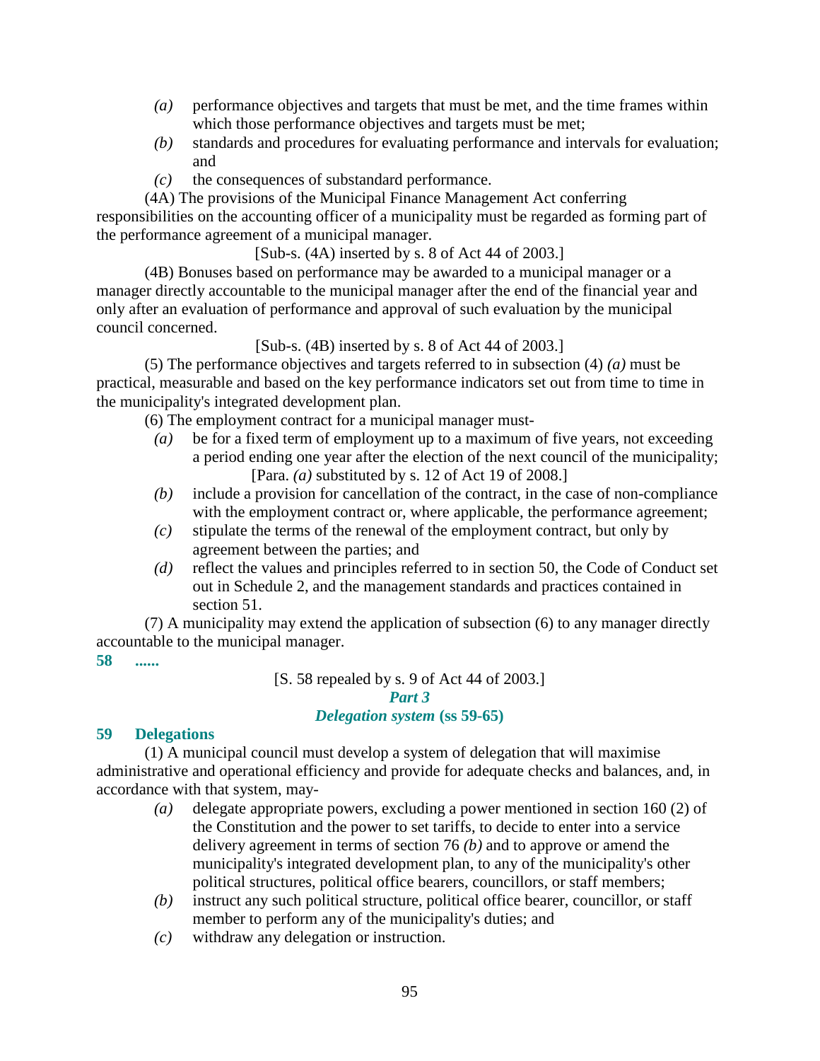*(a)* performance objectives and targets that must be met, and the time frames within which those performance objectives and targets must be met;

*(b)* standards and procedures for evaluating performance and intervals for evaluation; and

*(c)* the consequences of substandard performance.

(4A) The provisions of the Municipal Finance Management Act conferring responsibilities on the accounting officer of a municipality must be regarded as forming part of the performance agreement of a municipal manager.

[Sub-s. (4A) inserted by s. 8 of Act 44 of 2003.]

(4B) Bonuses based on performance may be awarded to a municipal manager or a manager directly accountable to the municipal manager after the end of the financial year and only after an evaluation of performance and approval of such evaluation by the municipal council concerned.

[Sub-s. (4B) inserted by s. 8 of Act 44 of 2003.]

(5) The performance objectives and targets referred to in subsection (4) *(a)* must be practical, measurable and based on the key performance indicators set out from time to time in the municipality's integrated development plan.

(6) The employment contract for a municipal manager must-

*(a)* be for a fixed term of employment up to a maximum of five years, not exceeding a period ending one year after the election of the next council of the municipality;

[Para. *(a)* substituted by s. 12 of Act 19 of 2008.]

*(b)* include a provision for cancellation of the contract, in the case of non-compliance with the employment contract or, where applicable, the performance agreement;

*(c)* stipulate the terms of the renewal of the employment contract, but only by agreement between the parties; and

*(d)* reflect the values and principles referred to in section 50, the Code of Conduct set out in Schedule 2, and the management standards and practices contained in section 51.

(7) A municipality may extend the application of subsection (6) to any manager directly accountable to the municipal manager.

**58 ......**

[S. 58 repealed by s. 9 of Act 44 of 2003.]

## *Part 3*
## *Delegation system* (ss 59-65)

### 59 Delegations

(1) A municipal council must develop a system of delegation that will maximise administrative and operational efficiency and provide for adequate checks and balances, and, in accordance with that system, may-

*(a)* delegate appropriate powers, excluding a power mentioned in section 160 (2) of the Constitution and the power to set tariffs, to decide to enter into a service delivery agreement in terms of section 76 *(b)* and to approve or amend the municipality's integrated development plan, to any of the municipality's other political structures, political office bearers, councillors, or staff members;

*(b)* instruct any such political structure, political office bearer, councillor, or staff member to perform any of the municipality's duties; and

*(c)* withdraw any delegation or instruction.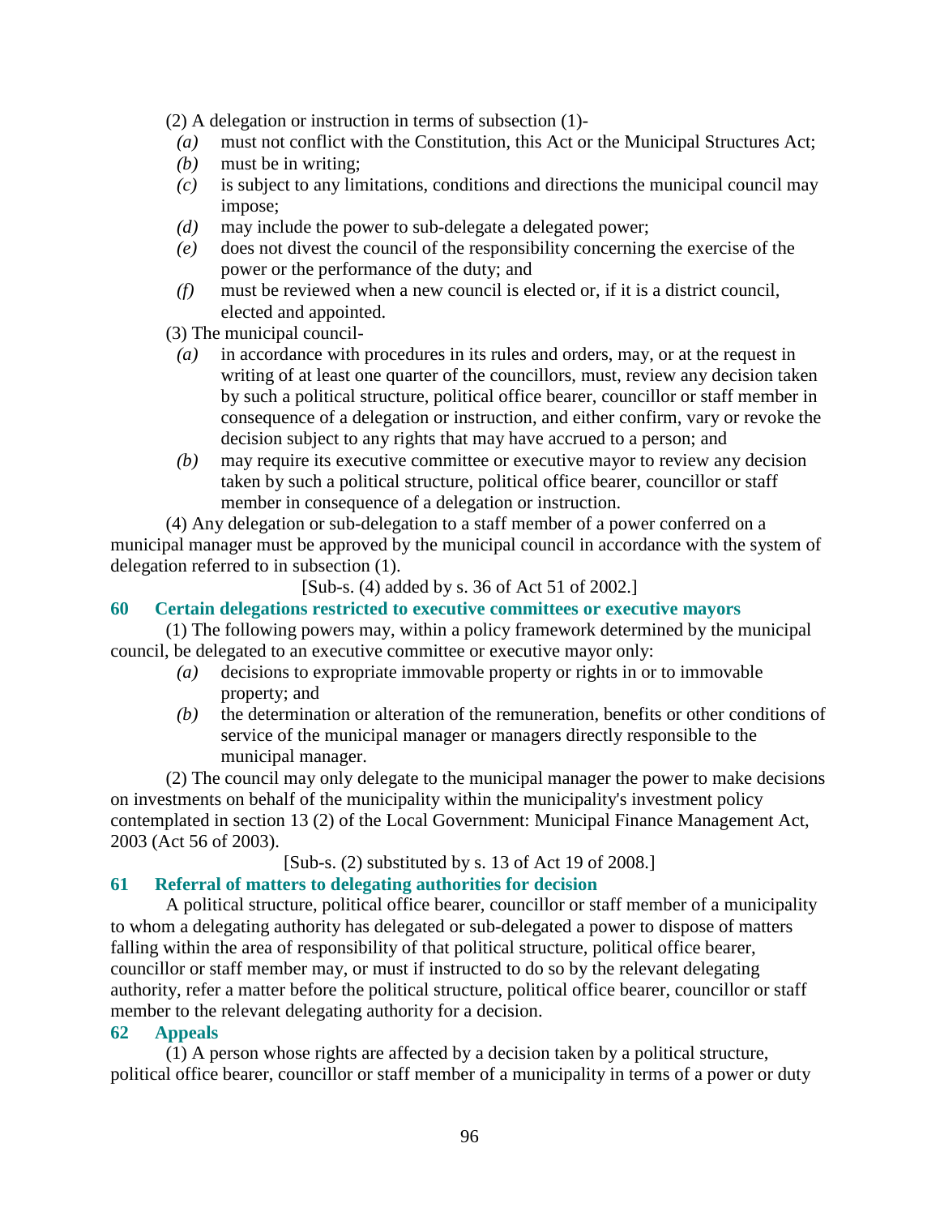(2) A delegation or instruction in terms of subsection (1)-

- *(a)* must not conflict with the Constitution, this Act or the Municipal Structures Act;
- *(b)* must be in writing;
- *(c)* is subject to any limitations, conditions and directions the municipal council may impose;
- *(d)* may include the power to sub-delegate a delegated power;
- *(e)* does not divest the council of the responsibility concerning the exercise of the power or the performance of the duty; and
- *(f)* must be reviewed when a new council is elected or, if it is a district council, elected and appointed.

(3) The municipal council-

- *(a)* in accordance with procedures in its rules and orders, may, or at the request in writing of at least one quarter of the councillors, must, review any decision taken by such a political structure, political office bearer, councillor or staff member in consequence of a delegation or instruction, and either confirm, vary or revoke the decision subject to any rights that may have accrued to a person; and
- *(b)* may require its executive committee or executive mayor to review any decision taken by such a political structure, political office bearer, councillor or staff member in consequence of a delegation or instruction.

(4) Any delegation or sub-delegation to a staff member of a power conferred on a municipal manager must be approved by the municipal council in accordance with the system of delegation referred to in subsection (1).

[Sub-s. (4) added by s. 36 of Act 51 of 2002.]

### 60 Certain delegations restricted to executive committees or executive mayors

(1) The following powers may, within a policy framework determined by the municipal council, be delegated to an executive committee or executive mayor only:

- *(a)* decisions to expropriate immovable property or rights in or to immovable property; and
- *(b)* the determination or alteration of the remuneration, benefits or other conditions of service of the municipal manager or managers directly responsible to the municipal manager.

(2) The council may only delegate to the municipal manager the power to make decisions on investments on behalf of the municipality within the municipality's investment policy contemplated in section 13 (2) of the Local Government: Municipal Finance Management Act, 2003 (Act 56 of 2003).

[Sub-s. (2) substituted by s. 13 of Act 19 of 2008.]

### 61 Referral of matters to delegating authorities for decision

A political structure, political office bearer, councillor or staff member of a municipality to whom a delegating authority has delegated or sub-delegated a power to dispose of matters falling within the area of responsibility of that political structure, political office bearer, councillor or staff member may, or must if instructed to do so by the relevant delegating authority, refer a matter before the political structure, political office bearer, councillor or staff member to the relevant delegating authority for a decision.

### 62 Appeals

(1) A person whose rights are affected by a decision taken by a political structure, political office bearer, councillor or staff member of a municipality in terms of a power or duty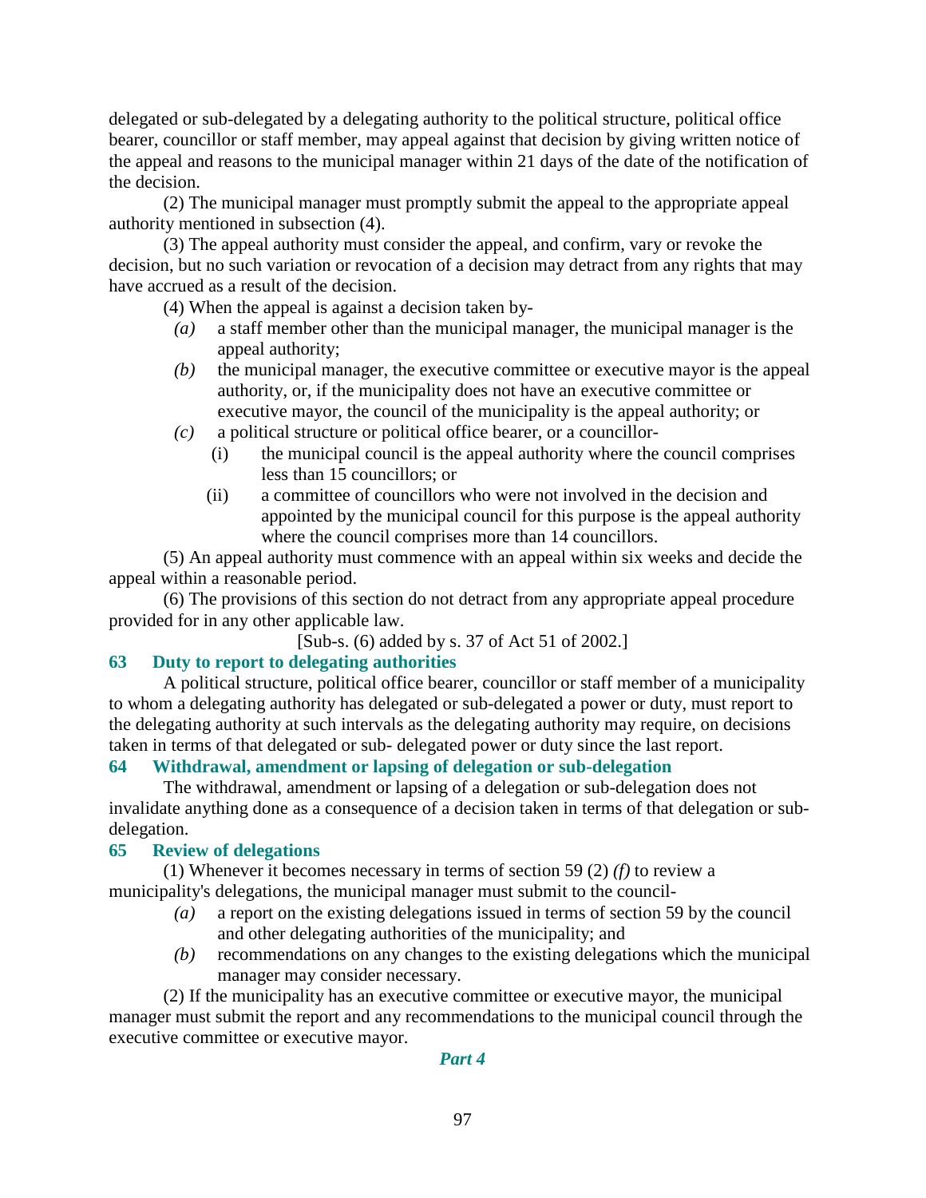delegated or sub-delegated by a delegating authority to the political structure, political office bearer, councillor or staff member, may appeal against that decision by giving written notice of the appeal and reasons to the municipal manager within 21 days of the date of the notification of the decision.

(2) The municipal manager must promptly submit the appeal to the appropriate appeal authority mentioned in subsection (4).

(3) The appeal authority must consider the appeal, and confirm, vary or revoke the decision, but no such variation or revocation of a decision may detract from any rights that may have accrued as a result of the decision.

(4) When the appeal is against a decision taken by-

*(a)* a staff member other than the municipal manager, the municipal manager is the appeal authority;

*(b)* the municipal manager, the executive committee or executive mayor is the appeal authority, or, if the municipality does not have an executive committee or executive mayor, the council of the municipality is the appeal authority; or

*(c)* a political structure or political office bearer, or a councillor-

(i) the municipal council is the appeal authority where the council comprises less than 15 councillors; or

(ii) a committee of councillors who were not involved in the decision and appointed by the municipal council for this purpose is the appeal authority where the council comprises more than 14 councillors.

(5) An appeal authority must commence with an appeal within six weeks and decide the appeal within a reasonable period.

(6) The provisions of this section do not detract from any appropriate appeal procedure provided for in any other applicable law.

[Sub-s. (6) added by s. 37 of Act 51 of 2002.]

### 63 Duty to report to delegating authorities

A political structure, political office bearer, councillor or staff member of a municipality to whom a delegating authority has delegated or sub-delegated a power or duty, must report to the delegating authority at such intervals as the delegating authority may require, on decisions taken in terms of that delegated or sub- delegated power or duty since the last report.

### 64 Withdrawal, amendment or lapsing of delegation or sub-delegation

The withdrawal, amendment or lapsing of a delegation or sub-delegation does not invalidate anything done as a consequence of a decision taken in terms of that delegation or sub-delegation.

### 65 Review of delegations

(1) Whenever it becomes necessary in terms of section 59 (2) *(f)* to review a municipality's delegations, the municipal manager must submit to the council-

*(a)* a report on the existing delegations issued in terms of section 59 by the council and other delegating authorities of the municipality; and

*(b)* recommendations on any changes to the existing delegations which the municipal manager may consider necessary.

(2) If the municipality has an executive committee or executive mayor, the municipal manager must submit the report and any recommendations to the municipal council through the executive committee or executive mayor.

## *Part 4*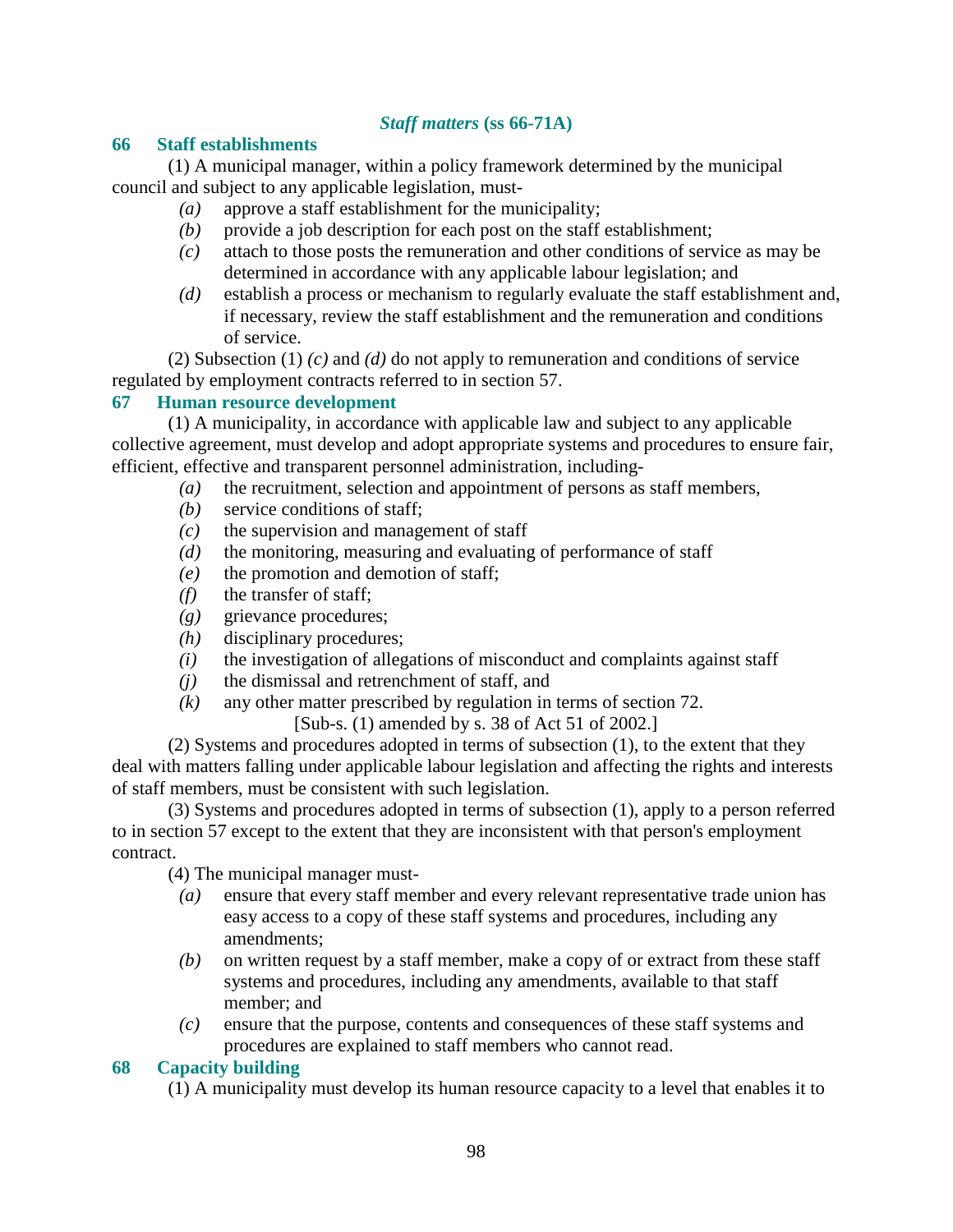### *Staff matters* (ss 66-71A)

### 66 Staff establishments

(1) A municipal manager, within a policy framework determined by the municipal council and subject to any applicable legislation, must-

- *(a)* approve a staff establishment for the municipality;
- *(b)* provide a job description for each post on the staff establishment;
- *(c)* attach to those posts the remuneration and other conditions of service as may be determined in accordance with any applicable labour legislation; and
- *(d)* establish a process or mechanism to regularly evaluate the staff establishment and, if necessary, review the staff establishment and the remuneration and conditions of service.

(2) Subsection (1) *(c)* and *(d)* do not apply to remuneration and conditions of service regulated by employment contracts referred to in section 57.

### 67 Human resource development

(1) A municipality, in accordance with applicable law and subject to any applicable collective agreement, must develop and adopt appropriate systems and procedures to ensure fair, efficient, effective and transparent personnel administration, including-

- *(a)* the recruitment, selection and appointment of persons as staff members,
- *(b)* service conditions of staff;
- *(c)* the supervision and management of staff
- *(d)* the monitoring, measuring and evaluating of performance of staff
- *(e)* the promotion and demotion of staff;
- *(f)* the transfer of staff;
- *(g)* grievance procedures;
- *(h)* disciplinary procedures;
- *(i)* the investigation of allegations of misconduct and complaints against staff
- *(j)* the dismissal and retrenchment of staff, and
- *(k)* any other matter prescribed by regulation in terms of section 72.

[Sub-s. (1) amended by s. 38 of Act 51 of 2002.]

(2) Systems and procedures adopted in terms of subsection (1), to the extent that they deal with matters falling under applicable labour legislation and affecting the rights and interests of staff members, must be consistent with such legislation.

(3) Systems and procedures adopted in terms of subsection (1), apply to a person referred to in section 57 except to the extent that they are inconsistent with that person's employment contract.

(4) The municipal manager must-

- *(a)* ensure that every staff member and every relevant representative trade union has easy access to a copy of these staff systems and procedures, including any amendments;
- *(b)* on written request by a staff member, make a copy of or extract from these staff systems and procedures, including any amendments, available to that staff member; and
- *(c)* ensure that the purpose, contents and consequences of these staff systems and procedures are explained to staff members who cannot read.

### 68 Capacity building

(1) A municipality must develop its human resource capacity to a level that enables it to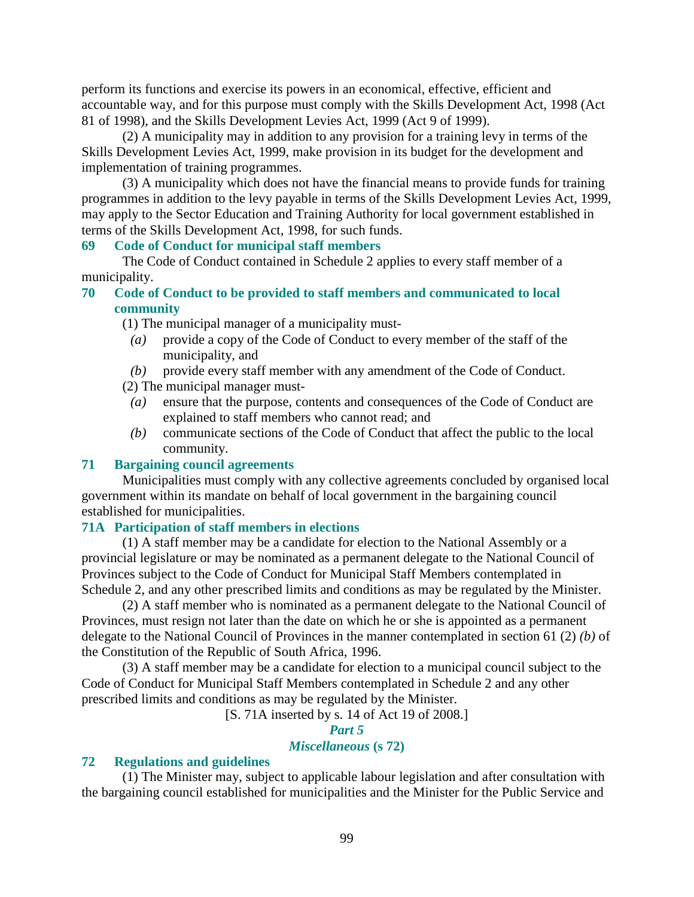perform its functions and exercise its powers in an economical, effective, efficient and accountable way, and for this purpose must comply with the Skills Development Act, 1998 (Act 81 of 1998), and the Skills Development Levies Act, 1999 (Act 9 of 1999).

(2) A municipality may in addition to any provision for a training levy in terms of the Skills Development Levies Act, 1999, make provision in its budget for the development and implementation of training programmes.

(3) A municipality which does not have the financial means to provide funds for training programmes in addition to the levy payable in terms of the Skills Development Levies Act, 1999, may apply to the Sector Education and Training Authority for local government established in terms of the Skills Development Act, 1998, for such funds.

### 69 Code of Conduct for municipal staff members

The Code of Conduct contained in Schedule 2 applies to every staff member of a municipality.

### 70 Code of Conduct to be provided to staff members and communicated to local community

(1) The municipal manager of a municipality must-

*(a)* provide a copy of the Code of Conduct to every member of the staff of the municipality, and

*(b)* provide every staff member with any amendment of the Code of Conduct.

(2) The municipal manager must-

*(a)* ensure that the purpose, contents and consequences of the Code of Conduct are explained to staff members who cannot read; and

*(b)* communicate sections of the Code of Conduct that affect the public to the local community.

### 71 Bargaining council agreements

Municipalities must comply with any collective agreements concluded by organised local government within its mandate on behalf of local government in the bargaining council established for municipalities.

### 71A Participation of staff members in elections

(1) A staff member may be a candidate for election to the National Assembly or a provincial legislature or may be nominated as a permanent delegate to the National Council of Provinces subject to the Code of Conduct for Municipal Staff Members contemplated in Schedule 2, and any other prescribed limits and conditions as may be regulated by the Minister.

(2) A staff member who is nominated as a permanent delegate to the National Council of Provinces, must resign not later than the date on which he or she is appointed as a permanent delegate to the National Council of Provinces in the manner contemplated in section 61 (2) *(b)* of the Constitution of the Republic of South Africa, 1996.

(3) A staff member may be a candidate for election to a municipal council subject to the Code of Conduct for Municipal Staff Members contemplated in Schedule 2 and any other prescribed limits and conditions as may be regulated by the Minister.

[S. 71A inserted by s. 14 of Act 19 of 2008.]

## *Part 5*

## *Miscellaneous* (s 72)

### 72 Regulations and guidelines

(1) The Minister may, subject to applicable labour legislation and after consultation with the bargaining council established for municipalities and the Minister for the Public Service and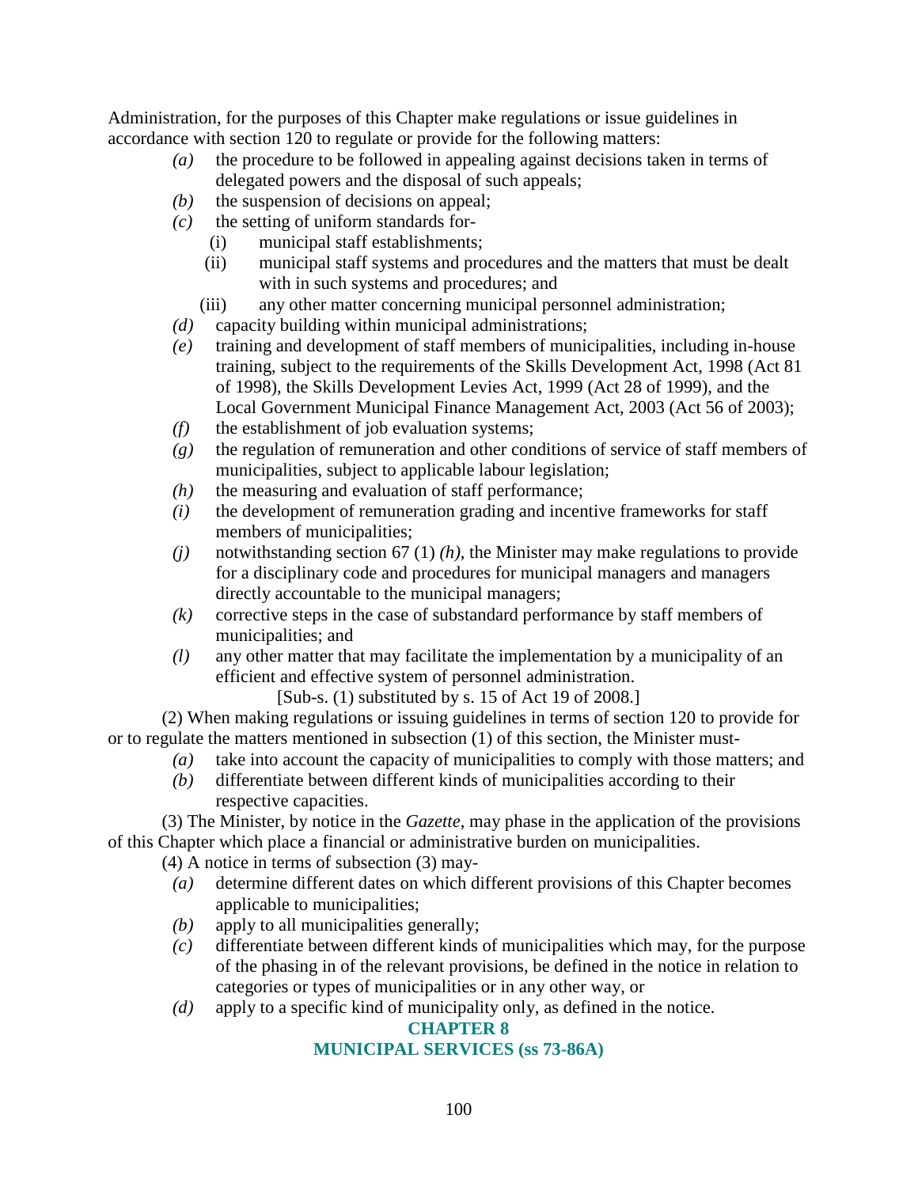Administration, for the purposes of this Chapter make regulations or issue guidelines in accordance with section 120 to regulate or provide for the following matters:

*(a)* the procedure to be followed in appealing against decisions taken in terms of delegated powers and the disposal of such appeals;

*(b)* the suspension of decisions on appeal;

*(c)* the setting of uniform standards for-

(i) municipal staff establishments;

(ii) municipal staff systems and procedures and the matters that must be dealt with in such systems and procedures; and

(iii) any other matter concerning municipal personnel administration;

*(d)* capacity building within municipal administrations;

*(e)* training and development of staff members of municipalities, including in-house training, subject to the requirements of the Skills Development Act, 1998 (Act 81 of 1998), the Skills Development Levies Act, 1999 (Act 28 of 1999), and the Local Government Municipal Finance Management Act, 2003 (Act 56 of 2003);

*(f)* the establishment of job evaluation systems;

*(g)* the regulation of remuneration and other conditions of service of staff members of municipalities, subject to applicable labour legislation;

*(h)* the measuring and evaluation of staff performance;

*(i)* the development of remuneration grading and incentive frameworks for staff members of municipalities;

*(j)* notwithstanding section 67 (1) *(h)*, the Minister may make regulations to provide for a disciplinary code and procedures for municipal managers and managers directly accountable to the municipal managers;

*(k)* corrective steps in the case of substandard performance by staff members of municipalities; and

*(l)* any other matter that may facilitate the implementation by a municipality of an efficient and effective system of personnel administration.

[Sub-s. (1) substituted by s. 15 of Act 19 of 2008.]

(2) When making regulations or issuing guidelines in terms of section 120 to provide for or to regulate the matters mentioned in subsection (1) of this section, the Minister must-

*(a)* take into account the capacity of municipalities to comply with those matters; and

*(b)* differentiate between different kinds of municipalities according to their respective capacities.

(3) The Minister, by notice in the *Gazette*, may phase in the application of the provisions of this Chapter which place a financial or administrative burden on municipalities.

(4) A notice in terms of subsection (3) may-

*(a)* determine different dates on which different provisions of this Chapter becomes applicable to municipalities;

*(b)* apply to all municipalities generally;

*(c)* differentiate between different kinds of municipalities which may, for the purpose of the phasing in of the relevant provisions, be defined in the notice in relation to categories or types of municipalities or in any other way, or

*(d)* apply to a specific kind of municipality only, as defined in the notice.

## CHAPTER 8
## MUNICIPAL SERVICES (ss 73-86A)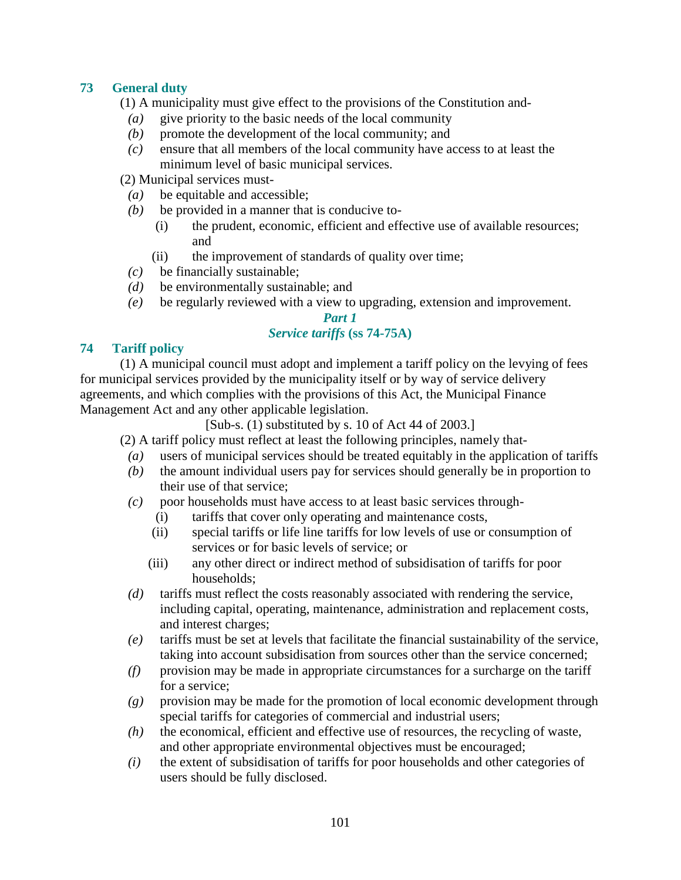### 73 General duty

(1) A municipality must give effect to the provisions of the Constitution and-

*(a)* give priority to the basic needs of the local community

*(b)* promote the development of the local community; and

*(c)* ensure that all members of the local community have access to at least the minimum level of basic municipal services.

(2) Municipal services must-

*(a)* be equitable and accessible;

*(b)* be provided in a manner that is conducive to-

(i) the prudent, economic, efficient and effective use of available resources; and

(ii) the improvement of standards of quality over time;

*(c)* be financially sustainable;

*(d)* be environmentally sustainable; and

*(e)* be regularly reviewed with a view to upgrading, extension and improvement.

## *Part 1*

## *Service tariffs* (ss 74-75A)

### 74 Tariff policy

(1) A municipal council must adopt and implement a tariff policy on the levying of fees for municipal services provided by the municipality itself or by way of service delivery agreements, and which complies with the provisions of this Act, the Municipal Finance Management Act and any other applicable legislation.

[Sub-s. (1) substituted by s. 10 of Act 44 of 2003.]

(2) A tariff policy must reflect at least the following principles, namely that-

*(a)* users of municipal services should be treated equitably in the application of tariffs

*(b)* the amount individual users pay for services should generally be in proportion to their use of that service;

*(c)* poor households must have access to at least basic services through-

(i) tariffs that cover only operating and maintenance costs,

(ii) special tariffs or life line tariffs for low levels of use or consumption of services or for basic levels of service; or

(iii) any other direct or indirect method of subsidisation of tariffs for poor households;

*(d)* tariffs must reflect the costs reasonably associated with rendering the service, including capital, operating, maintenance, administration and replacement costs, and interest charges;

*(e)* tariffs must be set at levels that facilitate the financial sustainability of the service, taking into account subsidisation from sources other than the service concerned;

*(f)* provision may be made in appropriate circumstances for a surcharge on the tariff for a service;

*(g)* provision may be made for the promotion of local economic development through special tariffs for categories of commercial and industrial users;

*(h)* the economical, efficient and effective use of resources, the recycling of waste, and other appropriate environmental objectives must be encouraged;

*(i)* the extent of subsidisation of tariffs for poor households and other categories of users should be fully disclosed.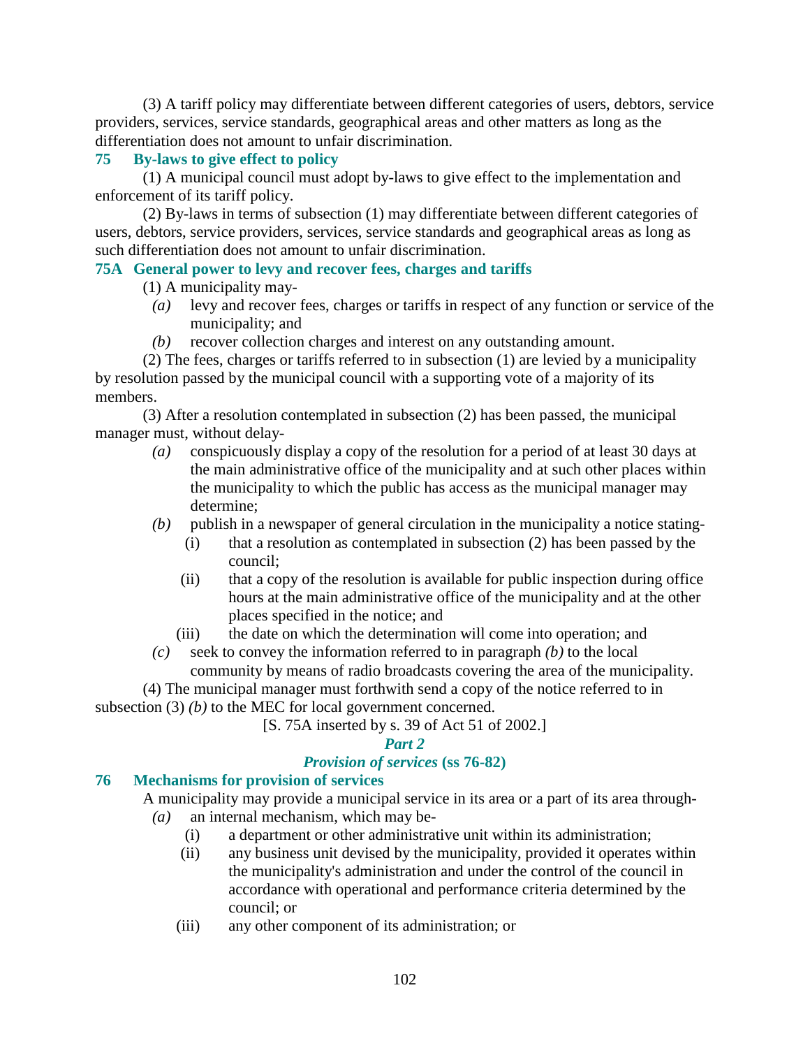(3) A tariff policy may differentiate between different categories of users, debtors, service providers, services, service standards, geographical areas and other matters as long as the differentiation does not amount to unfair discrimination.

### 75 By-laws to give effect to policy

(1) A municipal council must adopt by-laws to give effect to the implementation and enforcement of its tariff policy.

(2) By-laws in terms of subsection (1) may differentiate between different categories of users, debtors, service providers, services, service standards and geographical areas as long as such differentiation does not amount to unfair discrimination.

### 75A General power to levy and recover fees, charges and tariffs

(1) A municipality may-

- *(a)* levy and recover fees, charges or tariffs in respect of any function or service of the municipality; and
- *(b)* recover collection charges and interest on any outstanding amount.

(2) The fees, charges or tariffs referred to in subsection (1) are levied by a municipality by resolution passed by the municipal council with a supporting vote of a majority of its members.

(3) After a resolution contemplated in subsection (2) has been passed, the municipal manager must, without delay-

- *(a)* conspicuously display a copy of the resolution for a period of at least 30 days at the main administrative office of the municipality and at such other places within the municipality to which the public has access as the municipal manager may determine;
- *(b)* publish in a newspaper of general circulation in the municipality a notice stating-
  - (i) that a resolution as contemplated in subsection (2) has been passed by the council;
  - (ii) that a copy of the resolution is available for public inspection during office hours at the main administrative office of the municipality and at the other places specified in the notice; and
  - (iii) the date on which the determination will come into operation; and
- *(c)* seek to convey the information referred to in paragraph *(b)* to the local community by means of radio broadcasts covering the area of the municipality.

(4) The municipal manager must forthwith send a copy of the notice referred to in subsection (3) *(b)* to the MEC for local government concerned.

[S. 75A inserted by s. 39 of Act 51 of 2002.]

## *Part 2*

## *Provision of services* (ss 76-82)

### 76 Mechanisms for provision of services

A municipality may provide a municipal service in its area or a part of its area through-

- *(a)* an internal mechanism, which may be-
  - (i) a department or other administrative unit within its administration;
  - (ii) any business unit devised by the municipality, provided it operates within the municipality's administration and under the control of the council in accordance with operational and performance criteria determined by the council; or
  - (iii) any other component of its administration; or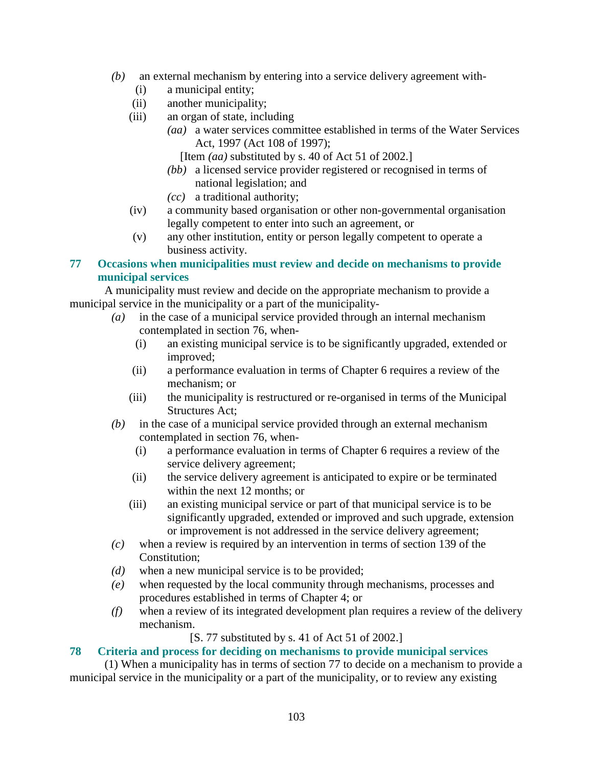*(b)* an external mechanism by entering into a service delivery agreement with-

   (i) a municipal entity;

   (ii) another municipality;

   (iii) an organ of state, including

      *(aa)* a water services committee established in terms of the Water Services Act, 1997 (Act 108 of 1997);

      [Item *(aa)* substituted by s. 40 of Act 51 of 2002.]

      *(bb)* a licensed service provider registered or recognised in terms of national legislation; and

      *(cc)* a traditional authority;

   (iv) a community based organisation or other non-governmental organisation legally competent to enter into such an agreement, or

   (v) any other institution, entity or person legally competent to operate a business activity.

## 77 Occasions when municipalities must review and decide on mechanisms to provide municipal services

A municipality must review and decide on the appropriate mechanism to provide a municipal service in the municipality or a part of the municipality-

*(a)* in the case of a municipal service provided through an internal mechanism contemplated in section 76, when-

   (i) an existing municipal service is to be significantly upgraded, extended or improved;

   (ii) a performance evaluation in terms of Chapter 6 requires a review of the mechanism; or

   (iii) the municipality is restructured or re-organised in terms of the Municipal Structures Act;

*(b)* in the case of a municipal service provided through an external mechanism contemplated in section 76, when-

   (i) a performance evaluation in terms of Chapter 6 requires a review of the service delivery agreement;

   (ii) the service delivery agreement is anticipated to expire or be terminated within the next 12 months; or

   (iii) an existing municipal service or part of that municipal service is to be significantly upgraded, extended or improved and such upgrade, extension or improvement is not addressed in the service delivery agreement;

*(c)* when a review is required by an intervention in terms of section 139 of the Constitution;

*(d)* when a new municipal service is to be provided;

*(e)* when requested by the local community through mechanisms, processes and procedures established in terms of Chapter 4; or

*(f)* when a review of its integrated development plan requires a review of the delivery mechanism.

[S. 77 substituted by s. 41 of Act 51 of 2002.]

## 78 Criteria and process for deciding on mechanisms to provide municipal services

(1) When a municipality has in terms of section 77 to decide on a mechanism to provide a municipal service in the municipality or a part of the municipality, or to review any existing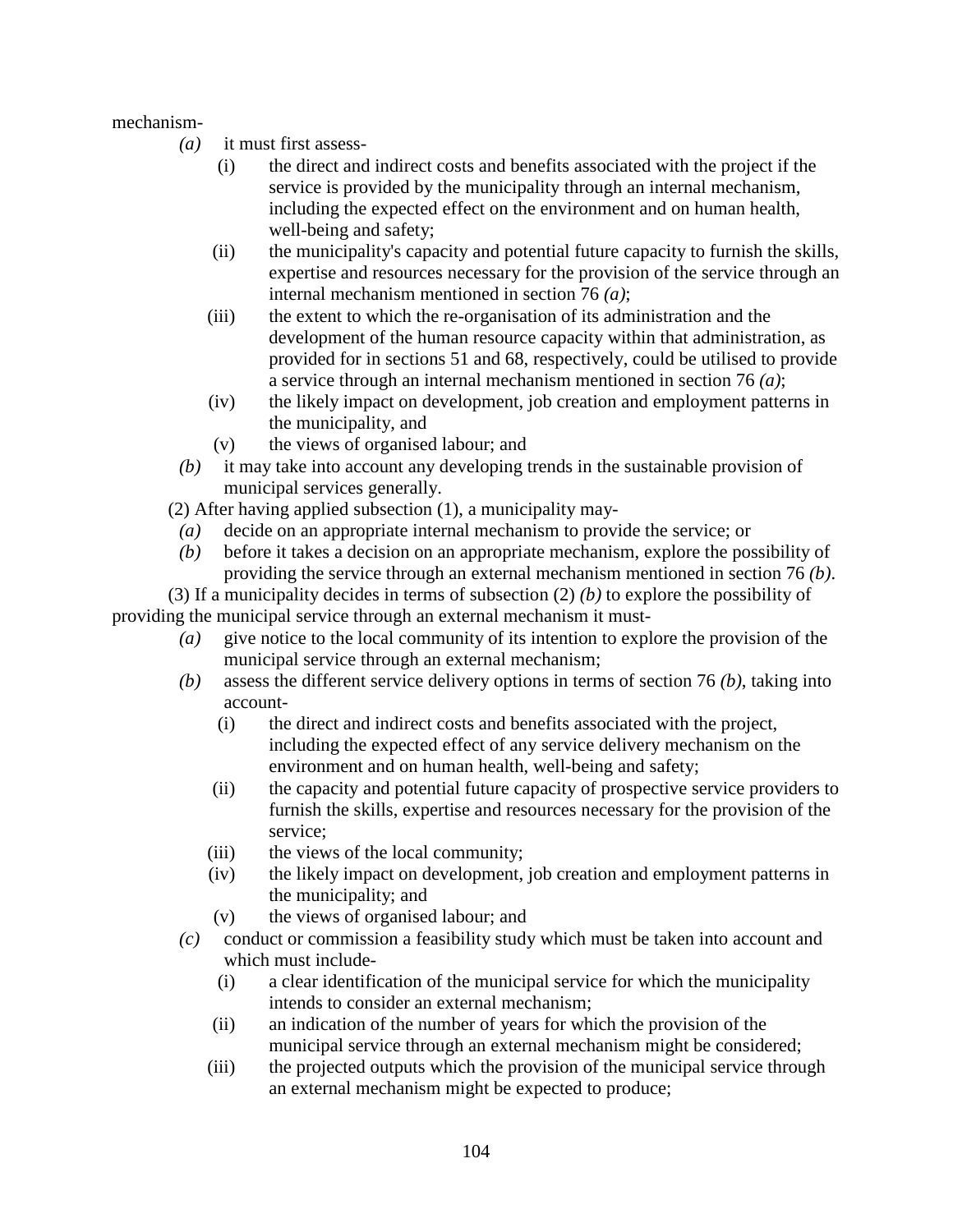mechanism-

*(a)* it must first assess-

(i) the direct and indirect costs and benefits associated with the project if the service is provided by the municipality through an internal mechanism, including the expected effect on the environment and on human health, well-being and safety;

(ii) the municipality's capacity and potential future capacity to furnish the skills, expertise and resources necessary for the provision of the service through an internal mechanism mentioned in section 76 *(a)*;

(iii) the extent to which the re-organisation of its administration and the development of the human resource capacity within that administration, as provided for in sections 51 and 68, respectively, could be utilised to provide a service through an internal mechanism mentioned in section 76 *(a)*;

(iv) the likely impact on development, job creation and employment patterns in the municipality, and

(v) the views of organised labour; and

*(b)* it may take into account any developing trends in the sustainable provision of municipal services generally.

(2) After having applied subsection (1), a municipality may-

*(a)* decide on an appropriate internal mechanism to provide the service; or

*(b)* before it takes a decision on an appropriate mechanism, explore the possibility of providing the service through an external mechanism mentioned in section 76 *(b)*.

(3) If a municipality decides in terms of subsection (2) *(b)* to explore the possibility of providing the municipal service through an external mechanism it must-

*(a)* give notice to the local community of its intention to explore the provision of the municipal service through an external mechanism;

*(b)* assess the different service delivery options in terms of section 76 *(b)*, taking into account-

(i) the direct and indirect costs and benefits associated with the project, including the expected effect of any service delivery mechanism on the environment and on human health, well-being and safety;

(ii) the capacity and potential future capacity of prospective service providers to furnish the skills, expertise and resources necessary for the provision of the service;

(iii) the views of the local community;

(iv) the likely impact on development, job creation and employment patterns in the municipality; and

(v) the views of organised labour; and

*(c)* conduct or commission a feasibility study which must be taken into account and which must include-

(i) a clear identification of the municipal service for which the municipality intends to consider an external mechanism;

(ii) an indication of the number of years for which the provision of the municipal service through an external mechanism might be considered;

(iii) the projected outputs which the provision of the municipal service through an external mechanism might be expected to produce;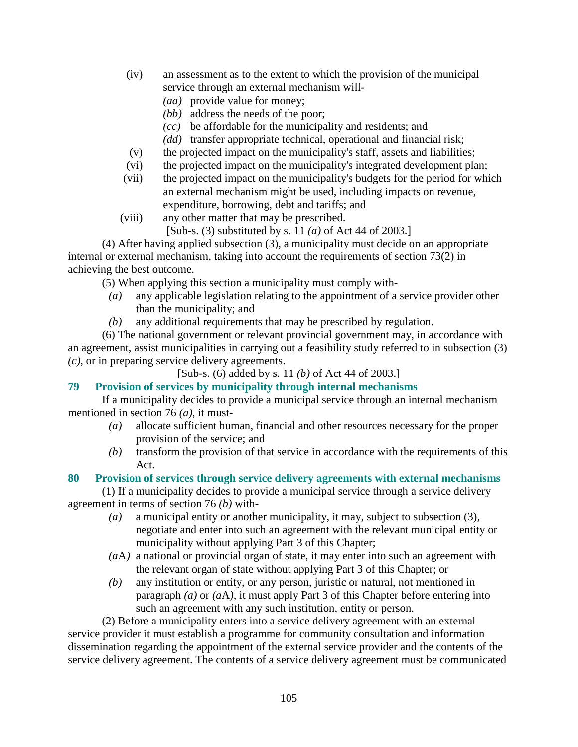(iv) an assessment as to the extent to which the provision of the municipal service through an external mechanism will-

*(aa)* provide value for money;

*(bb)* address the needs of the poor;

*(cc)* be affordable for the municipality and residents; and

*(dd)* transfer appropriate technical, operational and financial risk;

(v) the projected impact on the municipality's staff, assets and liabilities;

(vi) the projected impact on the municipality's integrated development plan;

(vii) the projected impact on the municipality's budgets for the period for which an external mechanism might be used, including impacts on revenue, expenditure, borrowing, debt and tariffs; and

(viii) any other matter that may be prescribed.

[Sub-s. (3) substituted by s. 11 *(a)* of Act 44 of 2003.]

(4) After having applied subsection (3), a municipality must decide on an appropriate internal or external mechanism, taking into account the requirements of section 73(2) in achieving the best outcome.

(5) When applying this section a municipality must comply with-

*(a)* any applicable legislation relating to the appointment of a service provider other than the municipality; and

*(b)* any additional requirements that may be prescribed by regulation.

(6) The national government or relevant provincial government may, in accordance with an agreement, assist municipalities in carrying out a feasibility study referred to in subsection (3) *(c)*, or in preparing service delivery agreements.

[Sub-s. (6) added by s. 11 *(b)* of Act 44 of 2003.]

**79 Provision of services by municipality through internal mechanisms**

If a municipality decides to provide a municipal service through an internal mechanism mentioned in section 76 *(a)*, it must-

*(a)* allocate sufficient human, financial and other resources necessary for the proper provision of the service; and

*(b)* transform the provision of that service in accordance with the requirements of this Act.

**80 Provision of services through service delivery agreements with external mechanisms**

(1) If a municipality decides to provide a municipal service through a service delivery agreement in terms of section 76 *(b)* with-

*(a)* a municipal entity or another municipality, it may, subject to subsection (3), negotiate and enter into such an agreement with the relevant municipal entity or municipality without applying Part 3 of this Chapter;

*(a*A*)* a national or provincial organ of state, it may enter into such an agreement with the relevant organ of state without applying Part 3 of this Chapter; or

*(b)* any institution or entity, or any person, juristic or natural, not mentioned in paragraph *(a)* or *(a*A*)*, it must apply Part 3 of this Chapter before entering into such an agreement with any such institution, entity or person.

(2) Before a municipality enters into a service delivery agreement with an external service provider it must establish a programme for community consultation and information dissemination regarding the appointment of the external service provider and the contents of the service delivery agreement. The contents of a service delivery agreement must be communicated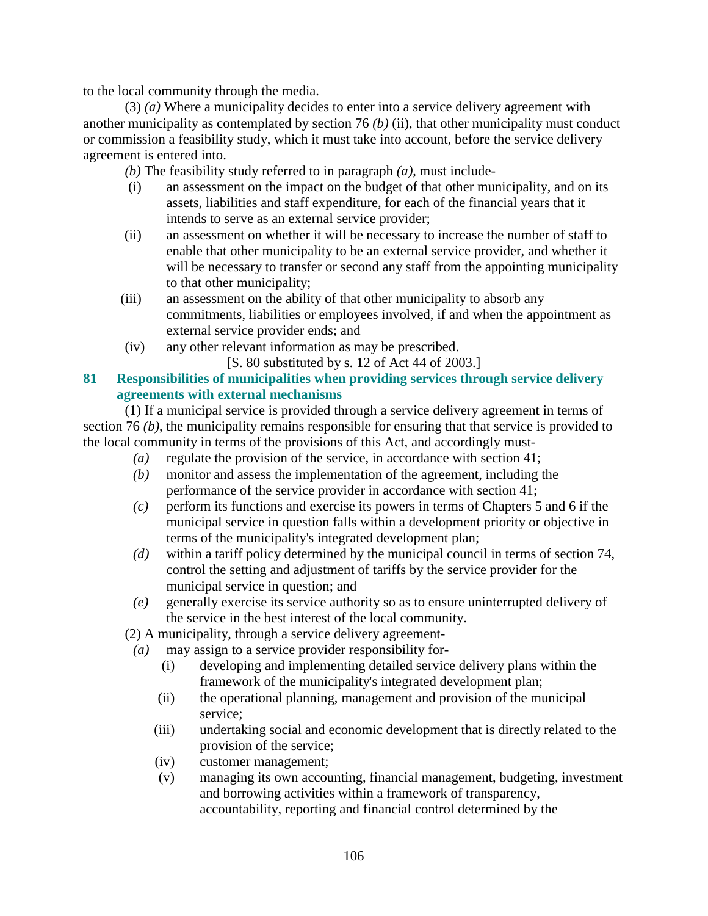to the local community through the media.

(3) *(a)* Where a municipality decides to enter into a service delivery agreement with another municipality as contemplated by section 76 *(b)* (ii), that other municipality must conduct or commission a feasibility study, which it must take into account, before the service delivery agreement is entered into.

*(b)* The feasibility study referred to in paragraph *(a)*, must include-

- (i) an assessment on the impact on the budget of that other municipality, and on its assets, liabilities and staff expenditure, for each of the financial years that it intends to serve as an external service provider;
- (ii) an assessment on whether it will be necessary to increase the number of staff to enable that other municipality to be an external service provider, and whether it will be necessary to transfer or second any staff from the appointing municipality to that other municipality;
- (iii) an assessment on the ability of that other municipality to absorb any commitments, liabilities or employees involved, if and when the appointment as external service provider ends; and
- (iv) any other relevant information as may be prescribed.

[S. 80 substituted by s. 12 of Act 44 of 2003.]

**81 Responsibilities of municipalities when providing services through service delivery agreements with external mechanisms**

(1) If a municipal service is provided through a service delivery agreement in terms of section 76 *(b)*, the municipality remains responsible for ensuring that that service is provided to the local community in terms of the provisions of this Act, and accordingly must-

- *(a)* regulate the provision of the service, in accordance with section 41;
- *(b)* monitor and assess the implementation of the agreement, including the performance of the service provider in accordance with section 41;
- *(c)* perform its functions and exercise its powers in terms of Chapters 5 and 6 if the municipal service in question falls within a development priority or objective in terms of the municipality's integrated development plan;
- *(d)* within a tariff policy determined by the municipal council in terms of section 74, control the setting and adjustment of tariffs by the service provider for the municipal service in question; and
- *(e)* generally exercise its service authority so as to ensure uninterrupted delivery of the service in the best interest of the local community.

(2) A municipality, through a service delivery agreement-

- *(a)* may assign to a service provider responsibility for-
  - (i) developing and implementing detailed service delivery plans within the framework of the municipality's integrated development plan;
  - (ii) the operational planning, management and provision of the municipal service;
  - (iii) undertaking social and economic development that is directly related to the provision of the service;
  - (iv) customer management;
  - (v) managing its own accounting, financial management, budgeting, investment and borrowing activities within a framework of transparency, accountability, reporting and financial control determined by the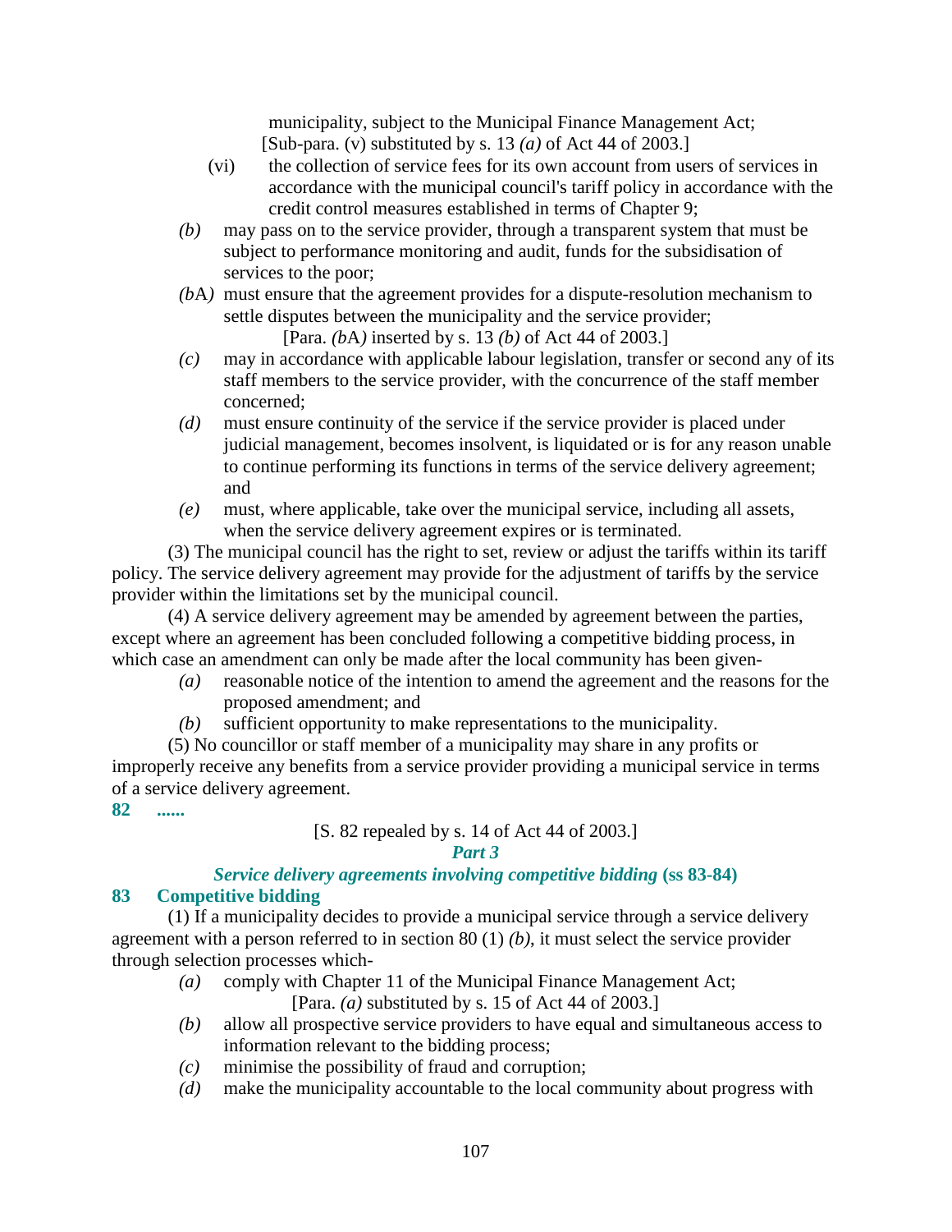municipality, subject to the Municipal Finance Management Act;

[Sub-para. (v) substituted by s. 13 *(a)* of Act 44 of 2003.]

(vi) the collection of service fees for its own account from users of services in accordance with the municipal council's tariff policy in accordance with the credit control measures established in terms of Chapter 9;

*(b)* may pass on to the service provider, through a transparent system that must be subject to performance monitoring and audit, funds for the subsidisation of services to the poor;

*(b*A*)* must ensure that the agreement provides for a dispute-resolution mechanism to settle disputes between the municipality and the service provider;

[Para. *(b*A*)* inserted by s. 13 *(b)* of Act 44 of 2003.]

*(c)* may in accordance with applicable labour legislation, transfer or second any of its staff members to the service provider, with the concurrence of the staff member concerned;

*(d)* must ensure continuity of the service if the service provider is placed under judicial management, becomes insolvent, is liquidated or is for any reason unable to continue performing its functions in terms of the service delivery agreement; and

*(e)* must, where applicable, take over the municipal service, including all assets, when the service delivery agreement expires or is terminated.

(3) The municipal council has the right to set, review or adjust the tariffs within its tariff policy. The service delivery agreement may provide for the adjustment of tariffs by the service provider within the limitations set by the municipal council.

(4) A service delivery agreement may be amended by agreement between the parties, except where an agreement has been concluded following a competitive bidding process, in which case an amendment can only be made after the local community has been given-

*(a)* reasonable notice of the intention to amend the agreement and the reasons for the proposed amendment; and

*(b)* sufficient opportunity to make representations to the municipality.

(5) No councillor or staff member of a municipality may share in any profits or improperly receive any benefits from a service provider providing a municipal service in terms of a service delivery agreement.

**82 ......**

[S. 82 repealed by s. 14 of Act 44 of 2003.]

***Part 3***

***Service delivery agreements involving competitive bidding* (ss 83-84)**

**83 Competitive bidding**

(1) If a municipality decides to provide a municipal service through a service delivery agreement with a person referred to in section 80 (1) *(b)*, it must select the service provider through selection processes which-

*(a)* comply with Chapter 11 of the Municipal Finance Management Act;

[Para. *(a)* substituted by s. 15 of Act 44 of 2003.]

*(b)* allow all prospective service providers to have equal and simultaneous access to information relevant to the bidding process;

*(c)* minimise the possibility of fraud and corruption;

*(d)* make the municipality accountable to the local community about progress with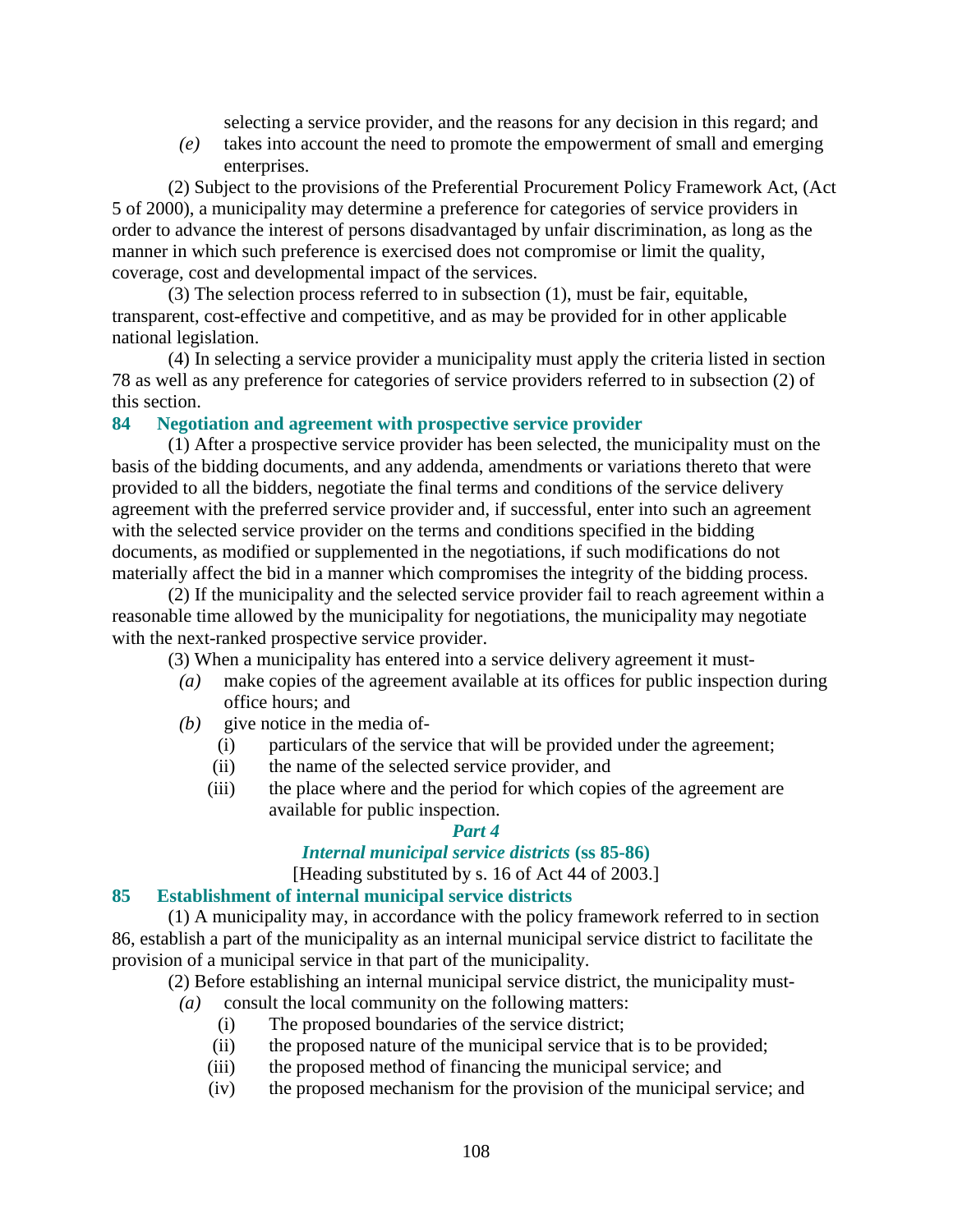selecting a service provider, and the reasons for any decision in this regard; and

*(e)* takes into account the need to promote the empowerment of small and emerging enterprises.

(2) Subject to the provisions of the Preferential Procurement Policy Framework Act, (Act 5 of 2000), a municipality may determine a preference for categories of service providers in order to advance the interest of persons disadvantaged by unfair discrimination, as long as the manner in which such preference is exercised does not compromise or limit the quality, coverage, cost and developmental impact of the services.

(3) The selection process referred to in subsection (1), must be fair, equitable, transparent, cost-effective and competitive, and as may be provided for in other applicable national legislation.

(4) In selecting a service provider a municipality must apply the criteria listed in section 78 as well as any preference for categories of service providers referred to in subsection (2) of this section.

### 84 Negotiation and agreement with prospective service provider

(1) After a prospective service provider has been selected, the municipality must on the basis of the bidding documents, and any addenda, amendments or variations thereto that were provided to all the bidders, negotiate the final terms and conditions of the service delivery agreement with the preferred service provider and, if successful, enter into such an agreement with the selected service provider on the terms and conditions specified in the bidding documents, as modified or supplemented in the negotiations, if such modifications do not materially affect the bid in a manner which compromises the integrity of the bidding process.

(2) If the municipality and the selected service provider fail to reach agreement within a reasonable time allowed by the municipality for negotiations, the municipality may negotiate with the next-ranked prospective service provider.

(3) When a municipality has entered into a service delivery agreement it must-

*(a)* make copies of the agreement available at its offices for public inspection during office hours; and

*(b)* give notice in the media of-

(i) particulars of the service that will be provided under the agreement;

(ii) the name of the selected service provider, and

(iii) the place where and the period for which copies of the agreement are available for public inspection.

## *Part 4*

## *Internal municipal service districts* (ss 85-86)

[Heading substituted by s. 16 of Act 44 of 2003.]

### 85 Establishment of internal municipal service districts

(1) A municipality may, in accordance with the policy framework referred to in section 86, establish a part of the municipality as an internal municipal service district to facilitate the provision of a municipal service in that part of the municipality.

(2) Before establishing an internal municipal service district, the municipality must-

*(a)* consult the local community on the following matters:

(i) The proposed boundaries of the service district;

(ii) the proposed nature of the municipal service that is to be provided;

(iii) the proposed method of financing the municipal service; and

(iv) the proposed mechanism for the provision of the municipal service; and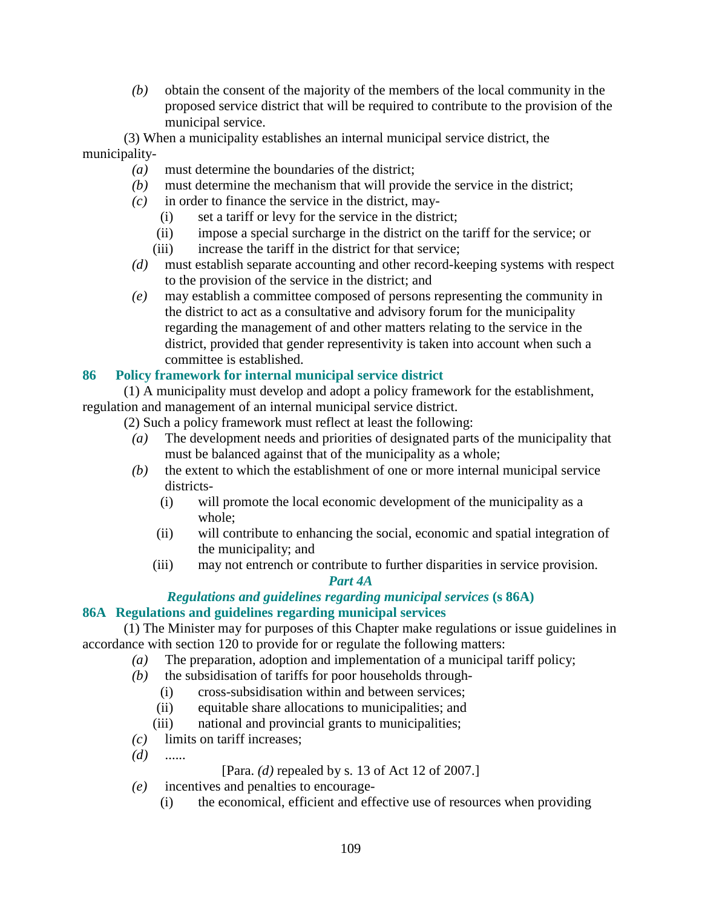*(b)* obtain the consent of the majority of the members of the local community in the proposed service district that will be required to contribute to the provision of the municipal service.

(3) When a municipality establishes an internal municipal service district, the municipality-

*(a)* must determine the boundaries of the district;

*(b)* must determine the mechanism that will provide the service in the district;

*(c)* in order to finance the service in the district, may-

(i) set a tariff or levy for the service in the district;

(ii) impose a special surcharge in the district on the tariff for the service; or

(iii) increase the tariff in the district for that service;

*(d)* must establish separate accounting and other record-keeping systems with respect to the provision of the service in the district; and

*(e)* may establish a committee composed of persons representing the community in the district to act as a consultative and advisory forum for the municipality regarding the management of and other matters relating to the service in the district, provided that gender representivity is taken into account when such a committee is established.

### 86 Policy framework for internal municipal service district

(1) A municipality must develop and adopt a policy framework for the establishment, regulation and management of an internal municipal service district.

(2) Such a policy framework must reflect at least the following:

*(a)* The development needs and priorities of designated parts of the municipality that must be balanced against that of the municipality as a whole;

*(b)* the extent to which the establishment of one or more internal municipal service districts-

(i) will promote the local economic development of the municipality as a whole;

(ii) will contribute to enhancing the social, economic and spatial integration of the municipality; and

(iii) may not entrench or contribute to further disparities in service provision.

## *Part 4A*

## *Regulations and guidelines regarding municipal services* (s 86A)

### 86A Regulations and guidelines regarding municipal services

(1) The Minister may for purposes of this Chapter make regulations or issue guidelines in accordance with section 120 to provide for or regulate the following matters:

*(a)* The preparation, adoption and implementation of a municipal tariff policy;

*(b)* the subsidisation of tariffs for poor households through-

(i) cross-subsidisation within and between services;

(ii) equitable share allocations to municipalities; and

(iii) national and provincial grants to municipalities;

*(c)* limits on tariff increases;

*(d)* ......

[Para. *(d)* repealed by s. 13 of Act 12 of 2007.]

*(e)* incentives and penalties to encourage-

(i) the economical, efficient and effective use of resources when providing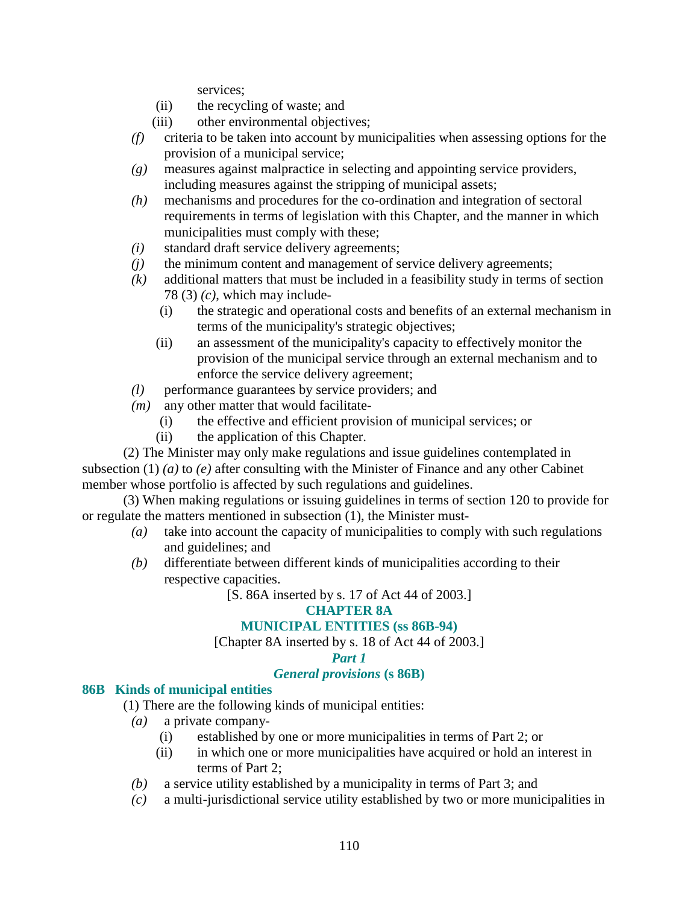services;

(ii) the recycling of waste; and

(iii) other environmental objectives;

*(f)* criteria to be taken into account by municipalities when assessing options for the provision of a municipal service;

*(g)* measures against malpractice in selecting and appointing service providers, including measures against the stripping of municipal assets;

*(h)* mechanisms and procedures for the co-ordination and integration of sectoral requirements in terms of legislation with this Chapter, and the manner in which municipalities must comply with these;

*(i)* standard draft service delivery agreements;

*(j)* the minimum content and management of service delivery agreements;

*(k)* additional matters that must be included in a feasibility study in terms of section 78 (3) *(c)*, which may include-

(i) the strategic and operational costs and benefits of an external mechanism in terms of the municipality's strategic objectives;

(ii) an assessment of the municipality's capacity to effectively monitor the provision of the municipal service through an external mechanism and to enforce the service delivery agreement;

*(l)* performance guarantees by service providers; and

*(m)* any other matter that would facilitate-

(i) the effective and efficient provision of municipal services; or

(ii) the application of this Chapter.

(2) The Minister may only make regulations and issue guidelines contemplated in subsection (1) *(a)* to *(e)* after consulting with the Minister of Finance and any other Cabinet member whose portfolio is affected by such regulations and guidelines.

(3) When making regulations or issuing guidelines in terms of section 120 to provide for or regulate the matters mentioned in subsection (1), the Minister must-

*(a)* take into account the capacity of municipalities to comply with such regulations and guidelines; and

*(b)* differentiate between different kinds of municipalities according to their respective capacities.

[S. 86A inserted by s. 17 of Act 44 of 2003.]

## CHAPTER 8A

## MUNICIPAL ENTITIES (ss 86B-94)

[Chapter 8A inserted by s. 18 of Act 44 of 2003.]

### *Part 1*

### *General provisions* (s 86B)

#### 86B Kinds of municipal entities

(1) There are the following kinds of municipal entities:

*(a)* a private company-

(i) established by one or more municipalities in terms of Part 2; or

(ii) in which one or more municipalities have acquired or hold an interest in terms of Part 2;

*(b)* a service utility established by a municipality in terms of Part 3; and

*(c)* a multi-jurisdictional service utility established by two or more municipalities in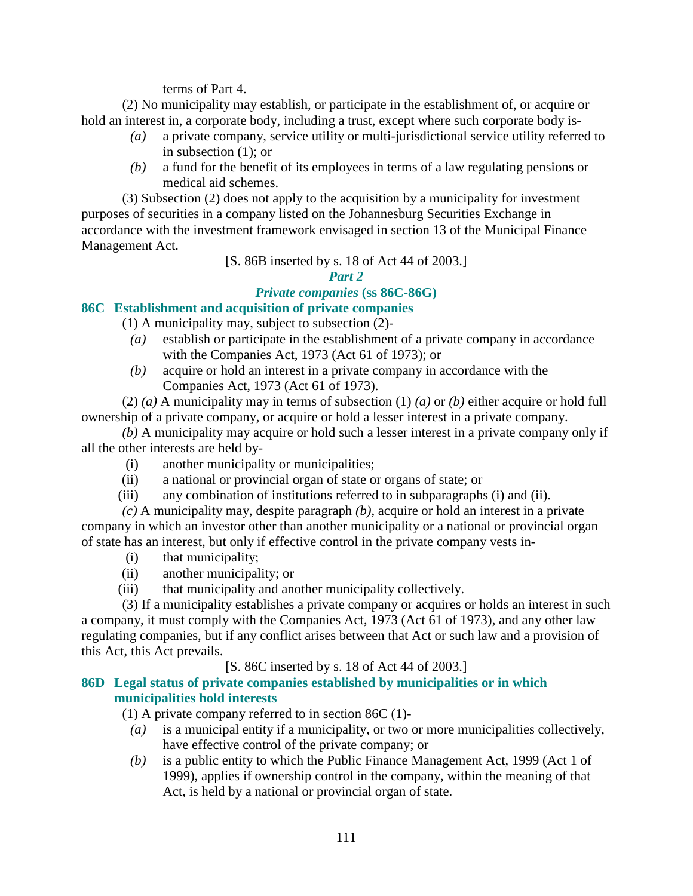terms of Part 4.

(2) No municipality may establish, or participate in the establishment of, or acquire or hold an interest in, a corporate body, including a trust, except where such corporate body is-

*(a)* a private company, service utility or multi-jurisdictional service utility referred to in subsection (1); or

*(b)* a fund for the benefit of its employees in terms of a law regulating pensions or medical aid schemes.

(3) Subsection (2) does not apply to the acquisition by a municipality for investment purposes of securities in a company listed on the Johannesburg Securities Exchange in accordance with the investment framework envisaged in section 13 of the Municipal Finance Management Act.

[S. 86B inserted by s. 18 of Act 44 of 2003.]

## *Part 2*

## *Private companies* (ss 86C-86G)

### 86C Establishment and acquisition of private companies

(1) A municipality may, subject to subsection (2)-

*(a)* establish or participate in the establishment of a private company in accordance with the Companies Act, 1973 (Act 61 of 1973); or

*(b)* acquire or hold an interest in a private company in accordance with the Companies Act, 1973 (Act 61 of 1973).

(2) *(a)* A municipality may in terms of subsection (1) *(a)* or *(b)* either acquire or hold full ownership of a private company, or acquire or hold a lesser interest in a private company.

*(b)* A municipality may acquire or hold such a lesser interest in a private company only if all the other interests are held by-

(i) another municipality or municipalities;

(ii) a national or provincial organ of state or organs of state; or

(iii) any combination of institutions referred to in subparagraphs (i) and (ii).

*(c)* A municipality may, despite paragraph *(b)*, acquire or hold an interest in a private company in which an investor other than another municipality or a national or provincial organ of state has an interest, but only if effective control in the private company vests in-

(i) that municipality;

(ii) another municipality; or

(iii) that municipality and another municipality collectively.

(3) If a municipality establishes a private company or acquires or holds an interest in such a company, it must comply with the Companies Act, 1973 (Act 61 of 1973), and any other law regulating companies, but if any conflict arises between that Act or such law and a provision of this Act, this Act prevails.

[S. 86C inserted by s. 18 of Act 44 of 2003.]

### 86D Legal status of private companies established by municipalities or in which municipalities hold interests

(1) A private company referred to in section 86C (1)-

*(a)* is a municipal entity if a municipality, or two or more municipalities collectively, have effective control of the private company; or

*(b)* is a public entity to which the Public Finance Management Act, 1999 (Act 1 of 1999), applies if ownership control in the company, within the meaning of that Act, is held by a national or provincial organ of state.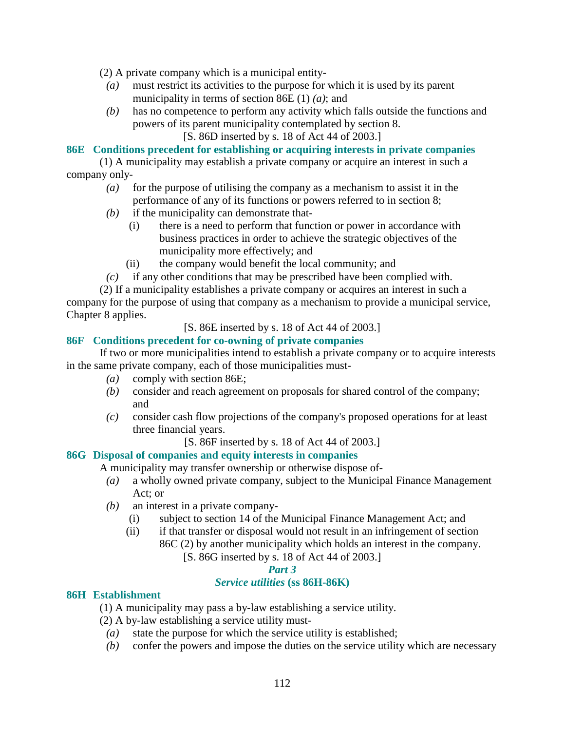(2) A private company which is a municipal entity-

*(a)* must restrict its activities to the purpose for which it is used by its parent municipality in terms of section 86E (1) *(a)*; and

*(b)* has no competence to perform any activity which falls outside the functions and powers of its parent municipality contemplated by section 8.

[S. 86D inserted by s. 18 of Act 44 of 2003.]

### 86E Conditions precedent for establishing or acquiring interests in private companies

(1) A municipality may establish a private company or acquire an interest in such a company only-

*(a)* for the purpose of utilising the company as a mechanism to assist it in the performance of any of its functions or powers referred to in section 8;

*(b)* if the municipality can demonstrate that-

(i) there is a need to perform that function or power in accordance with business practices in order to achieve the strategic objectives of the municipality more effectively; and

(ii) the company would benefit the local community; and

*(c)* if any other conditions that may be prescribed have been complied with.

(2) If a municipality establishes a private company or acquires an interest in such a company for the purpose of using that company as a mechanism to provide a municipal service, Chapter 8 applies.

[S. 86E inserted by s. 18 of Act 44 of 2003.]

### 86F Conditions precedent for co-owning of private companies

If two or more municipalities intend to establish a private company or to acquire interests in the same private company, each of those municipalities must-

*(a)* comply with section 86E;

*(b)* consider and reach agreement on proposals for shared control of the company; and

*(c)* consider cash flow projections of the company's proposed operations for at least three financial years.

[S. 86F inserted by s. 18 of Act 44 of 2003.]

### 86G Disposal of companies and equity interests in companies

A municipality may transfer ownership or otherwise dispose of-

*(a)* a wholly owned private company, subject to the Municipal Finance Management Act; or

*(b)* an interest in a private company-

(i) subject to section 14 of the Municipal Finance Management Act; and

(ii) if that transfer or disposal would not result in an infringement of section 86C (2) by another municipality which holds an interest in the company.

[S. 86G inserted by s. 18 of Act 44 of 2003.]

## *Part 3*
## *Service utilities* (ss 86H-86K)

### 86H Establishment

(1) A municipality may pass a by-law establishing a service utility.

(2) A by-law establishing a service utility must-

*(a)* state the purpose for which the service utility is established;

*(b)* confer the powers and impose the duties on the service utility which are necessary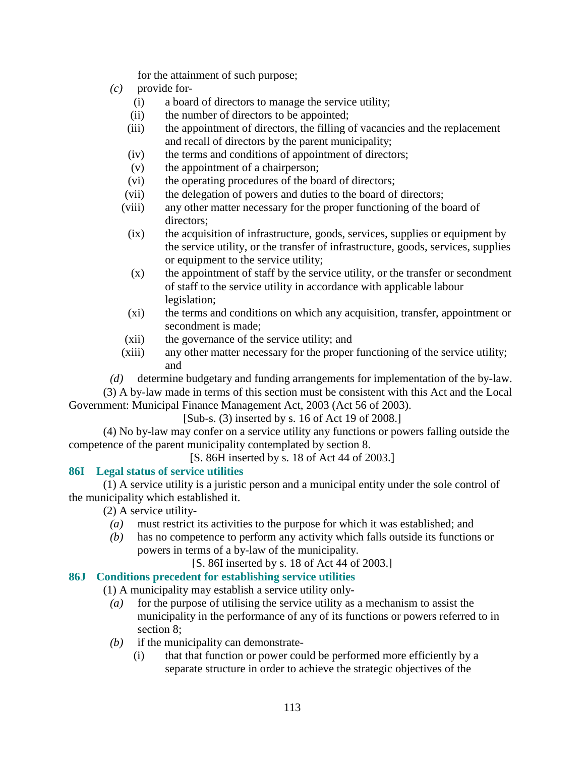for the attainment of such purpose;

*(c)* provide for-

(i) a board of directors to manage the service utility;

(ii) the number of directors to be appointed;

(iii) the appointment of directors, the filling of vacancies and the replacement and recall of directors by the parent municipality;

(iv) the terms and conditions of appointment of directors;

(v) the appointment of a chairperson;

(vi) the operating procedures of the board of directors;

(vii) the delegation of powers and duties to the board of directors;

(viii) any other matter necessary for the proper functioning of the board of directors;

(ix) the acquisition of infrastructure, goods, services, supplies or equipment by the service utility, or the transfer of infrastructure, goods, services, supplies or equipment to the service utility;

(x) the appointment of staff by the service utility, or the transfer or secondment of staff to the service utility in accordance with applicable labour legislation;

(xi) the terms and conditions on which any acquisition, transfer, appointment or secondment is made;

(xii) the governance of the service utility; and

(xiii) any other matter necessary for the proper functioning of the service utility; and

*(d)* determine budgetary and funding arrangements for implementation of the by-law.

(3) A by-law made in terms of this section must be consistent with this Act and the Local Government: Municipal Finance Management Act, 2003 (Act 56 of 2003).

[Sub-s. (3) inserted by s. 16 of Act 19 of 2008.]

(4) No by-law may confer on a service utility any functions or powers falling outside the competence of the parent municipality contemplated by section 8.

[S. 86H inserted by s. 18 of Act 44 of 2003.]

### 86I Legal status of service utilities

(1) A service utility is a juristic person and a municipal entity under the sole control of the municipality which established it.

(2) A service utility-

*(a)* must restrict its activities to the purpose for which it was established; and

*(b)* has no competence to perform any activity which falls outside its functions or powers in terms of a by-law of the municipality.

[S. 86I inserted by s. 18 of Act 44 of 2003.]

### 86J Conditions precedent for establishing service utilities

(1) A municipality may establish a service utility only-

*(a)* for the purpose of utilising the service utility as a mechanism to assist the municipality in the performance of any of its functions or powers referred to in section 8;

*(b)* if the municipality can demonstrate-

(i) that that function or power could be performed more efficiently by a separate structure in order to achieve the strategic objectives of the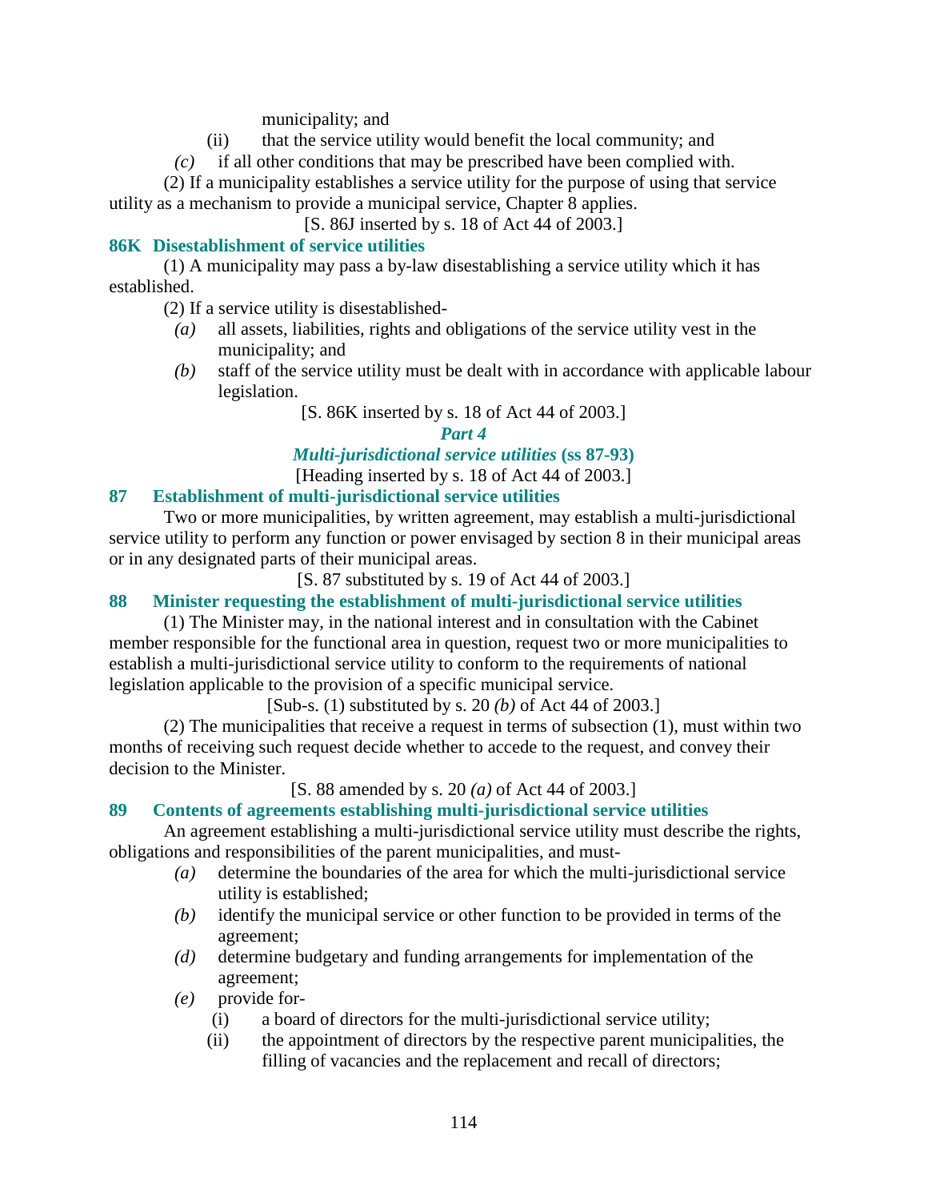municipality; and

(ii) that the service utility would benefit the local community; and

*(c)* if all other conditions that may be prescribed have been complied with.

(2) If a municipality establishes a service utility for the purpose of using that service utility as a mechanism to provide a municipal service, Chapter 8 applies.

[S. 86J inserted by s. 18 of Act 44 of 2003.]

### 86K Disestablishment of service utilities

(1) A municipality may pass a by-law disestablishing a service utility which it has established.

(2) If a service utility is disestablished-

*(a)* all assets, liabilities, rights and obligations of the service utility vest in the municipality; and

*(b)* staff of the service utility must be dealt with in accordance with applicable labour legislation.

[S. 86K inserted by s. 18 of Act 44 of 2003.]

## *Part 4*

## *Multi-jurisdictional service utilities* (ss 87-93)

[Heading inserted by s. 18 of Act 44 of 2003.]

### 87 Establishment of multi-jurisdictional service utilities

Two or more municipalities, by written agreement, may establish a multi-jurisdictional service utility to perform any function or power envisaged by section 8 in their municipal areas or in any designated parts of their municipal areas.

[S. 87 substituted by s. 19 of Act 44 of 2003.]

### 88 Minister requesting the establishment of multi-jurisdictional service utilities

(1) The Minister may, in the national interest and in consultation with the Cabinet member responsible for the functional area in question, request two or more municipalities to establish a multi-jurisdictional service utility to conform to the requirements of national legislation applicable to the provision of a specific municipal service.

[Sub-s. (1) substituted by s. 20 *(b)* of Act 44 of 2003.]

(2) The municipalities that receive a request in terms of subsection (1), must within two months of receiving such request decide whether to accede to the request, and convey their decision to the Minister.

[S. 88 amended by s. 20 *(a)* of Act 44 of 2003.]

### 89 Contents of agreements establishing multi-jurisdictional service utilities

An agreement establishing a multi-jurisdictional service utility must describe the rights, obligations and responsibilities of the parent municipalities, and must-

*(a)* determine the boundaries of the area for which the multi-jurisdictional service utility is established;

*(b)* identify the municipal service or other function to be provided in terms of the agreement;

*(d)* determine budgetary and funding arrangements for implementation of the agreement;

*(e)* provide for-

(i) a board of directors for the multi-jurisdictional service utility;

(ii) the appointment of directors by the respective parent municipalities, the filling of vacancies and the replacement and recall of directors;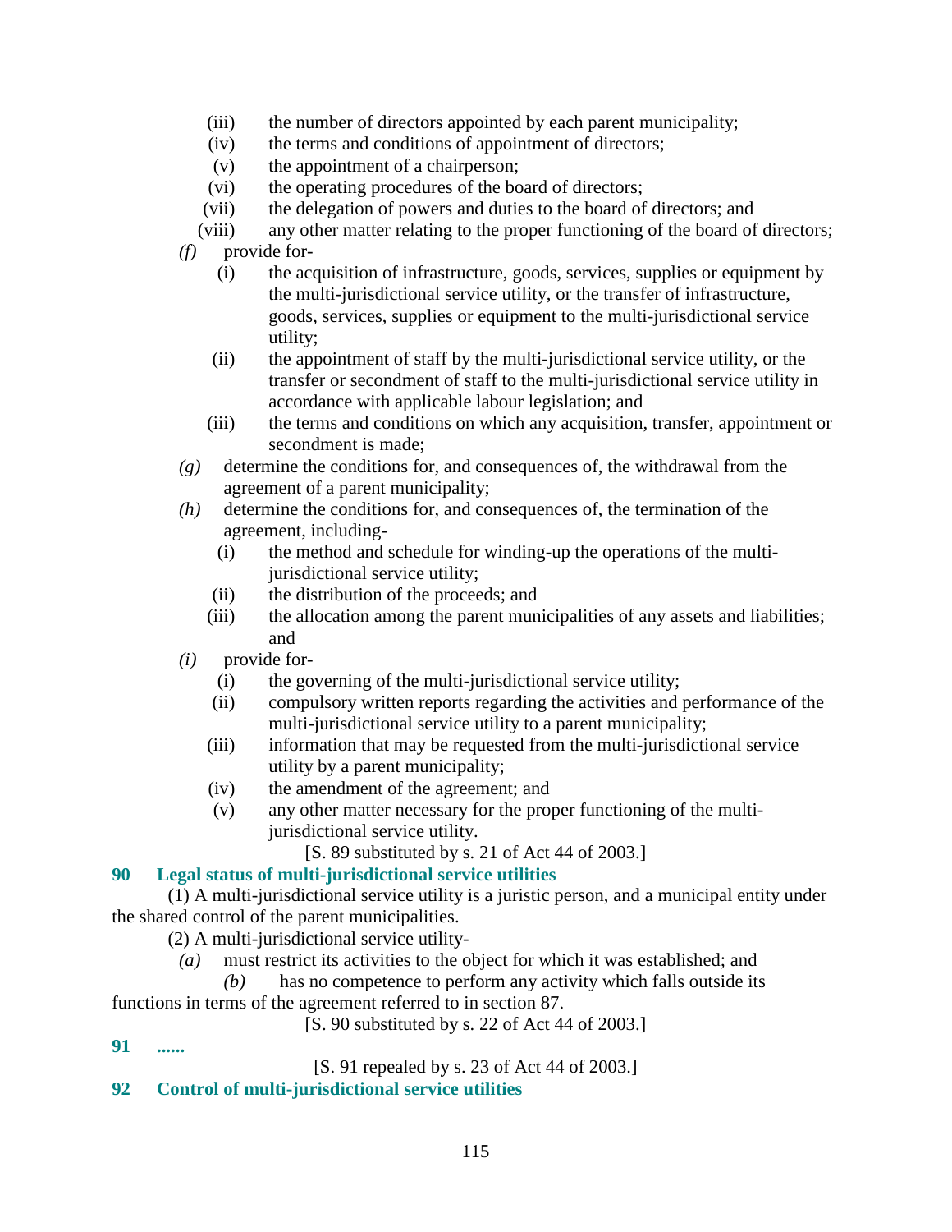(iii) the number of directors appointed by each parent municipality;

(iv) the terms and conditions of appointment of directors;

(v) the appointment of a chairperson;

(vi) the operating procedures of the board of directors;

(vii) the delegation of powers and duties to the board of directors; and

(viii) any other matter relating to the proper functioning of the board of directors;

*(f)* provide for-

(i) the acquisition of infrastructure, goods, services, supplies or equipment by the multi-jurisdictional service utility, or the transfer of infrastructure, goods, services, supplies or equipment to the multi-jurisdictional service utility;

(ii) the appointment of staff by the multi-jurisdictional service utility, or the transfer or secondment of staff to the multi-jurisdictional service utility in accordance with applicable labour legislation; and

(iii) the terms and conditions on which any acquisition, transfer, appointment or secondment is made;

*(g)* determine the conditions for, and consequences of, the withdrawal from the agreement of a parent municipality;

*(h)* determine the conditions for, and consequences of, the termination of the agreement, including-

(i) the method and schedule for winding-up the operations of the multi-jurisdictional service utility;

(ii) the distribution of the proceeds; and

(iii) the allocation among the parent municipalities of any assets and liabilities; and

*(i)* provide for-

(i) the governing of the multi-jurisdictional service utility;

(ii) compulsory written reports regarding the activities and performance of the multi-jurisdictional service utility to a parent municipality;

(iii) information that may be requested from the multi-jurisdictional service utility by a parent municipality;

(iv) the amendment of the agreement; and

(v) any other matter necessary for the proper functioning of the multi-jurisdictional service utility.

[S. 89 substituted by s. 21 of Act 44 of 2003.]

**90 Legal status of multi-jurisdictional service utilities**

(1) A multi-jurisdictional service utility is a juristic person, and a municipal entity under the shared control of the parent municipalities.

(2) A multi-jurisdictional service utility-

*(a)* must restrict its activities to the object for which it was established; and

*(b)* has no competence to perform any activity which falls outside its functions in terms of the agreement referred to in section 87.

[S. 90 substituted by s. 22 of Act 44 of 2003.]

**91 ......**

[S. 91 repealed by s. 23 of Act 44 of 2003.]

**92 Control of multi-jurisdictional service utilities**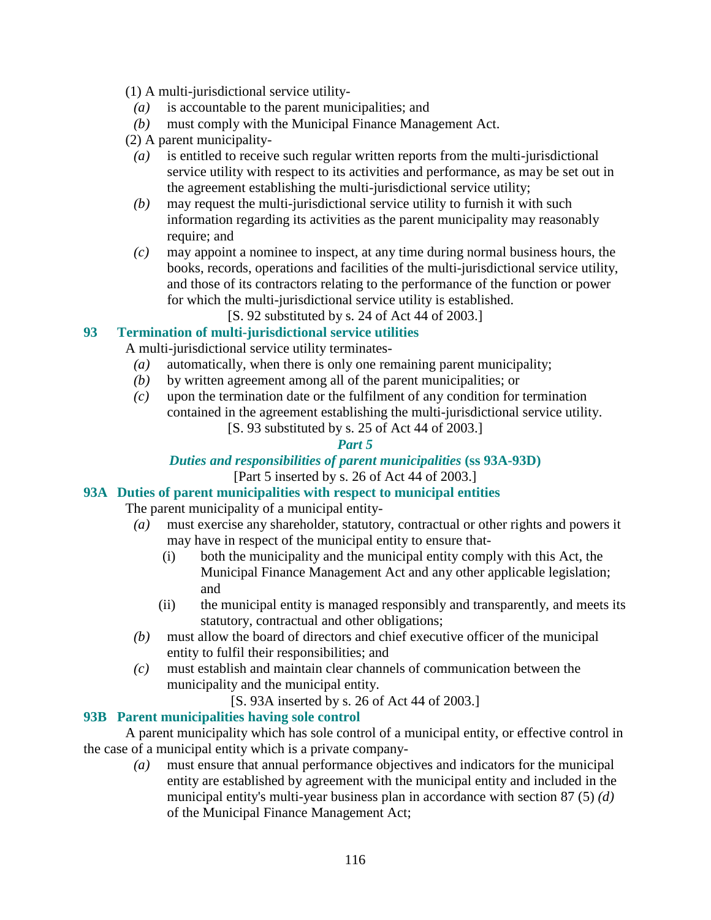(1) A multi-jurisdictional service utility-

*(a)* is accountable to the parent municipalities; and

*(b)* must comply with the Municipal Finance Management Act.

(2) A parent municipality-

*(a)* is entitled to receive such regular written reports from the multi-jurisdictional service utility with respect to its activities and performance, as may be set out in the agreement establishing the multi-jurisdictional service utility;

*(b)* may request the multi-jurisdictional service utility to furnish it with such information regarding its activities as the parent municipality may reasonably require; and

*(c)* may appoint a nominee to inspect, at any time during normal business hours, the books, records, operations and facilities of the multi-jurisdictional service utility, and those of its contractors relating to the performance of the function or power for which the multi-jurisdictional service utility is established.

[S. 92 substituted by s. 24 of Act 44 of 2003.]

### 93 Termination of multi-jurisdictional service utilities

A multi-jurisdictional service utility terminates-

*(a)* automatically, when there is only one remaining parent municipality;

*(b)* by written agreement among all of the parent municipalities; or

*(c)* upon the termination date or the fulfilment of any condition for termination contained in the agreement establishing the multi-jurisdictional service utility.

[S. 93 substituted by s. 25 of Act 44 of 2003.]

## *Part 5*

## *Duties and responsibilities of parent municipalities* (ss 93A-93D)

[Part 5 inserted by s. 26 of Act 44 of 2003.]

### 93A Duties of parent municipalities with respect to municipal entities

The parent municipality of a municipal entity-

*(a)* must exercise any shareholder, statutory, contractual or other rights and powers it may have in respect of the municipal entity to ensure that-

(i) both the municipality and the municipal entity comply with this Act, the Municipal Finance Management Act and any other applicable legislation; and

(ii) the municipal entity is managed responsibly and transparently, and meets its statutory, contractual and other obligations;

*(b)* must allow the board of directors and chief executive officer of the municipal entity to fulfil their responsibilities; and

*(c)* must establish and maintain clear channels of communication between the municipality and the municipal entity.

[S. 93A inserted by s. 26 of Act 44 of 2003.]

### 93B Parent municipalities having sole control

A parent municipality which has sole control of a municipal entity, or effective control in the case of a municipal entity which is a private company-

*(a)* must ensure that annual performance objectives and indicators for the municipal entity are established by agreement with the municipal entity and included in the municipal entity's multi-year business plan in accordance with section 87 (5) *(d)* of the Municipal Finance Management Act;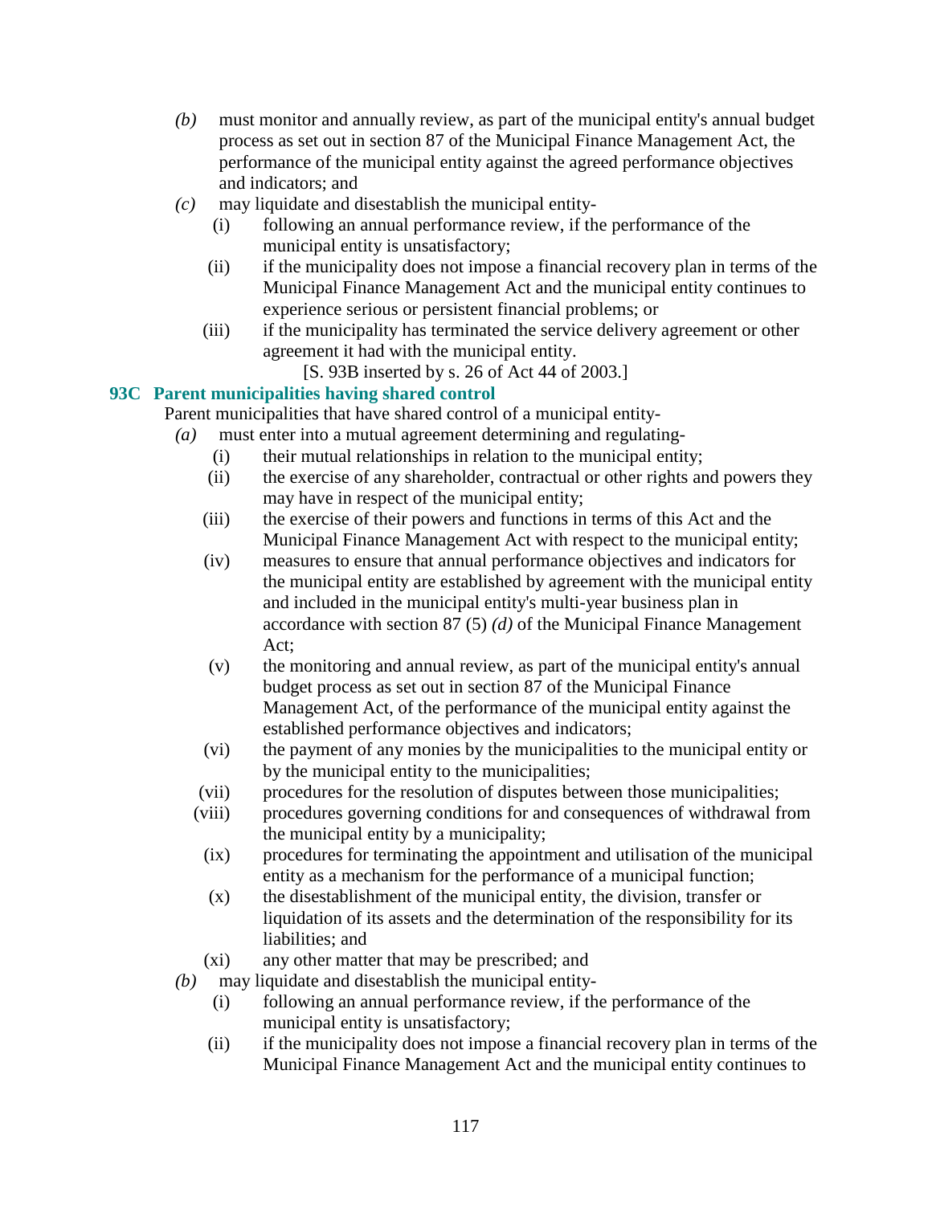*(b)* must monitor and annually review, as part of the municipal entity's annual budget process as set out in section 87 of the Municipal Finance Management Act, the performance of the municipal entity against the agreed performance objectives and indicators; and

*(c)* may liquidate and disestablish the municipal entity-

(i) following an annual performance review, if the performance of the municipal entity is unsatisfactory;

(ii) if the municipality does not impose a financial recovery plan in terms of the Municipal Finance Management Act and the municipal entity continues to experience serious or persistent financial problems; or

(iii) if the municipality has terminated the service delivery agreement or other agreement it had with the municipal entity.

[S. 93B inserted by s. 26 of Act 44 of 2003.]

### 93C Parent municipalities having shared control

Parent municipalities that have shared control of a municipal entity-

*(a)* must enter into a mutual agreement determining and regulating-

(i) their mutual relationships in relation to the municipal entity;

(ii) the exercise of any shareholder, contractual or other rights and powers they may have in respect of the municipal entity;

(iii) the exercise of their powers and functions in terms of this Act and the Municipal Finance Management Act with respect to the municipal entity;

(iv) measures to ensure that annual performance objectives and indicators for the municipal entity are established by agreement with the municipal entity and included in the municipal entity's multi-year business plan in accordance with section 87 (5) *(d)* of the Municipal Finance Management Act;

(v) the monitoring and annual review, as part of the municipal entity's annual budget process as set out in section 87 of the Municipal Finance Management Act, of the performance of the municipal entity against the established performance objectives and indicators;

(vi) the payment of any monies by the municipalities to the municipal entity or by the municipal entity to the municipalities;

(vii) procedures for the resolution of disputes between those municipalities;

(viii) procedures governing conditions for and consequences of withdrawal from the municipal entity by a municipality;

(ix) procedures for terminating the appointment and utilisation of the municipal entity as a mechanism for the performance of a municipal function;

(x) the disestablishment of the municipal entity, the division, transfer or liquidation of its assets and the determination of the responsibility for its liabilities; and

(xi) any other matter that may be prescribed; and

*(b)* may liquidate and disestablish the municipal entity-

(i) following an annual performance review, if the performance of the municipal entity is unsatisfactory;

(ii) if the municipality does not impose a financial recovery plan in terms of the Municipal Finance Management Act and the municipal entity continues to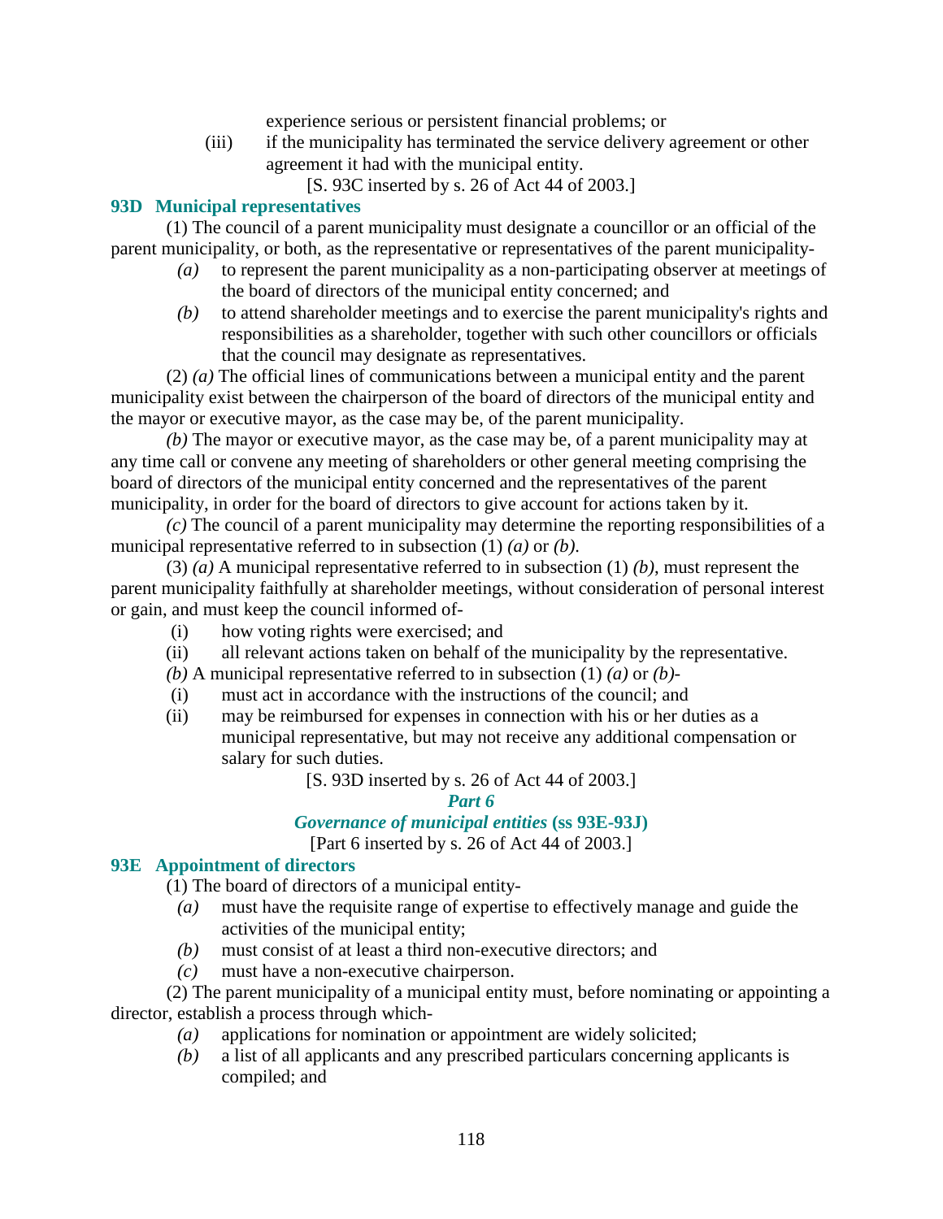experience serious or persistent financial problems; or

(iii) if the municipality has terminated the service delivery agreement or other agreement it had with the municipal entity.

[S. 93C inserted by s. 26 of Act 44 of 2003.]

### 93D Municipal representatives

(1) The council of a parent municipality must designate a councillor or an official of the parent municipality, or both, as the representative or representatives of the parent municipality-

*(a)* to represent the parent municipality as a non-participating observer at meetings of the board of directors of the municipal entity concerned; and

*(b)* to attend shareholder meetings and to exercise the parent municipality's rights and responsibilities as a shareholder, together with such other councillors or officials that the council may designate as representatives.

(2) *(a)* The official lines of communications between a municipal entity and the parent municipality exist between the chairperson of the board of directors of the municipal entity and the mayor or executive mayor, as the case may be, of the parent municipality.

*(b)* The mayor or executive mayor, as the case may be, of a parent municipality may at any time call or convene any meeting of shareholders or other general meeting comprising the board of directors of the municipal entity concerned and the representatives of the parent municipality, in order for the board of directors to give account for actions taken by it.

*(c)* The council of a parent municipality may determine the reporting responsibilities of a municipal representative referred to in subsection (1) *(a)* or *(b)*.

(3) *(a)* A municipal representative referred to in subsection (1) *(b)*, must represent the parent municipality faithfully at shareholder meetings, without consideration of personal interest or gain, and must keep the council informed of-

(i) how voting rights were exercised; and

(ii) all relevant actions taken on behalf of the municipality by the representative.

*(b)* A municipal representative referred to in subsection (1) *(a)* or *(b)*-

(i) must act in accordance with the instructions of the council; and

(ii) may be reimbursed for expenses in connection with his or her duties as a municipal representative, but may not receive any additional compensation or salary for such duties.

[S. 93D inserted by s. 26 of Act 44 of 2003.]

## *Part 6*

## *Governance of municipal entities* (ss 93E-93J)

[Part 6 inserted by s. 26 of Act 44 of 2003.]

### 93E Appointment of directors

(1) The board of directors of a municipal entity-

*(a)* must have the requisite range of expertise to effectively manage and guide the activities of the municipal entity;

*(b)* must consist of at least a third non-executive directors; and

*(c)* must have a non-executive chairperson.

(2) The parent municipality of a municipal entity must, before nominating or appointing a director, establish a process through which-

*(a)* applications for nomination or appointment are widely solicited;

*(b)* a list of all applicants and any prescribed particulars concerning applicants is compiled; and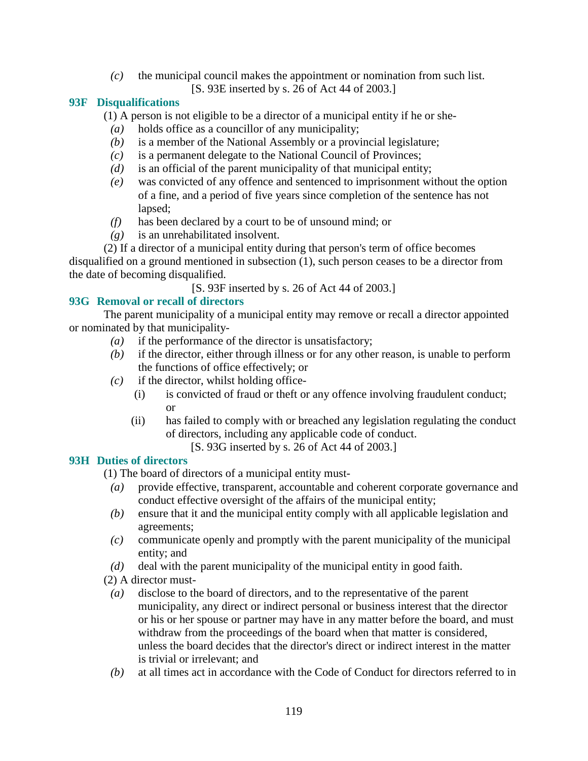*(c)* the municipal council makes the appointment or nomination from such list.

[S. 93E inserted by s. 26 of Act 44 of 2003.]

### 93F Disqualifications

(1) A person is not eligible to be a director of a municipal entity if he or she-

*(a)* holds office as a councillor of any municipality;

*(b)* is a member of the National Assembly or a provincial legislature;

*(c)* is a permanent delegate to the National Council of Provinces;

*(d)* is an official of the parent municipality of that municipal entity;

*(e)* was convicted of any offence and sentenced to imprisonment without the option of a fine, and a period of five years since completion of the sentence has not lapsed;

*(f)* has been declared by a court to be of unsound mind; or

*(g)* is an unrehabilitated insolvent.

(2) If a director of a municipal entity during that person's term of office becomes disqualified on a ground mentioned in subsection (1), such person ceases to be a director from the date of becoming disqualified.

[S. 93F inserted by s. 26 of Act 44 of 2003.]

### 93G Removal or recall of directors

The parent municipality of a municipal entity may remove or recall a director appointed or nominated by that municipality-

*(a)* if the performance of the director is unsatisfactory;

*(b)* if the director, either through illness or for any other reason, is unable to perform the functions of office effectively; or

*(c)* if the director, whilst holding office-

(i) is convicted of fraud or theft or any offence involving fraudulent conduct; or

(ii) has failed to comply with or breached any legislation regulating the conduct of directors, including any applicable code of conduct.

[S. 93G inserted by s. 26 of Act 44 of 2003.]

### 93H Duties of directors

(1) The board of directors of a municipal entity must-

*(a)* provide effective, transparent, accountable and coherent corporate governance and conduct effective oversight of the affairs of the municipal entity;

*(b)* ensure that it and the municipal entity comply with all applicable legislation and agreements;

*(c)* communicate openly and promptly with the parent municipality of the municipal entity; and

*(d)* deal with the parent municipality of the municipal entity in good faith.

(2) A director must-

*(a)* disclose to the board of directors, and to the representative of the parent municipality, any direct or indirect personal or business interest that the director or his or her spouse or partner may have in any matter before the board, and must withdraw from the proceedings of the board when that matter is considered, unless the board decides that the director's direct or indirect interest in the matter is trivial or irrelevant; and

*(b)* at all times act in accordance with the Code of Conduct for directors referred to in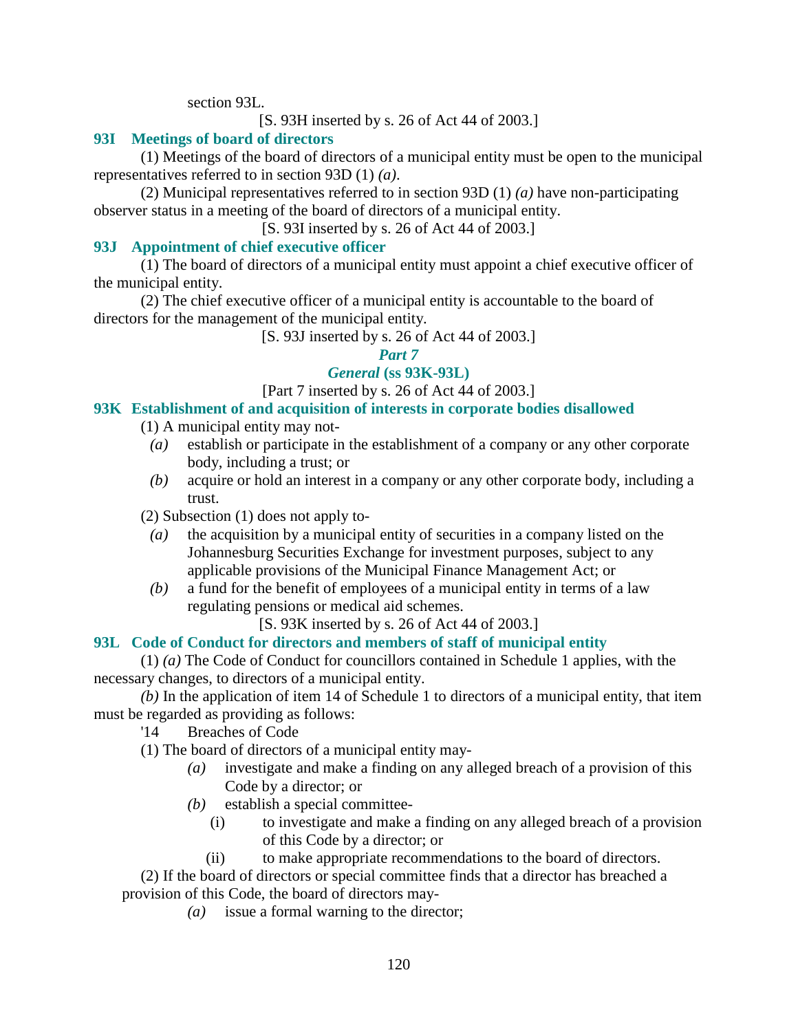section 93L.

[S. 93H inserted by s. 26 of Act 44 of 2003.]

### 93I Meetings of board of directors

(1) Meetings of the board of directors of a municipal entity must be open to the municipal representatives referred to in section 93D (1) *(a)*.

(2) Municipal representatives referred to in section 93D (1) *(a)* have non-participating observer status in a meeting of the board of directors of a municipal entity.

[S. 93I inserted by s. 26 of Act 44 of 2003.]

### 93J Appointment of chief executive officer

(1) The board of directors of a municipal entity must appoint a chief executive officer of the municipal entity.

(2) The chief executive officer of a municipal entity is accountable to the board of directors for the management of the municipal entity.

[S. 93J inserted by s. 26 of Act 44 of 2003.]

## *Part 7*

## *General* (ss 93K-93L)

[Part 7 inserted by s. 26 of Act 44 of 2003.]

### 93K Establishment of and acquisition of interests in corporate bodies disallowed

(1) A municipal entity may not-

*(a)* establish or participate in the establishment of a company or any other corporate body, including a trust; or

*(b)* acquire or hold an interest in a company or any other corporate body, including a trust.

(2) Subsection (1) does not apply to-

*(a)* the acquisition by a municipal entity of securities in a company listed on the Johannesburg Securities Exchange for investment purposes, subject to any applicable provisions of the Municipal Finance Management Act; or

*(b)* a fund for the benefit of employees of a municipal entity in terms of a law regulating pensions or medical aid schemes.

[S. 93K inserted by s. 26 of Act 44 of 2003.]

### 93L Code of Conduct for directors and members of staff of municipal entity

(1) *(a)* The Code of Conduct for councillors contained in Schedule 1 applies, with the necessary changes, to directors of a municipal entity.

*(b)* In the application of item 14 of Schedule 1 to directors of a municipal entity, that item must be regarded as providing as follows:

'14 Breaches of Code

(1) The board of directors of a municipal entity may-

*(a)* investigate and make a finding on any alleged breach of a provision of this Code by a director; or

*(b)* establish a special committee-

(i) to investigate and make a finding on any alleged breach of a provision of this Code by a director; or

(ii) to make appropriate recommendations to the board of directors.

(2) If the board of directors or special committee finds that a director has breached a provision of this Code, the board of directors may-

*(a)* issue a formal warning to the director;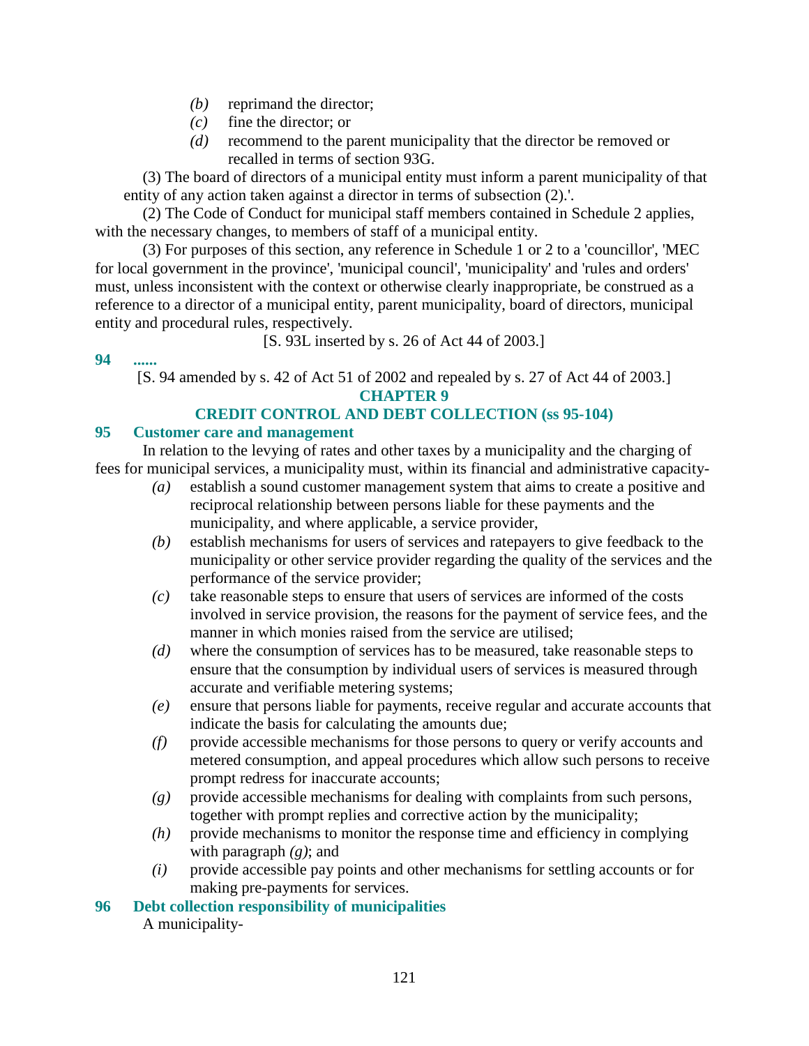*(b)* reprimand the director;

*(c)* fine the director; or

*(d)* recommend to the parent municipality that the director be removed or recalled in terms of section 93G.

(3) The board of directors of a municipal entity must inform a parent municipality of that entity of any action taken against a director in terms of subsection (2).'.

(2) The Code of Conduct for municipal staff members contained in Schedule 2 applies, with the necessary changes, to members of staff of a municipal entity.

(3) For purposes of this section, any reference in Schedule 1 or 2 to a 'councillor', 'MEC for local government in the province', 'municipal council', 'municipality' and 'rules and orders' must, unless inconsistent with the context or otherwise clearly inappropriate, be construed as a reference to a director of a municipal entity, parent municipality, board of directors, municipal entity and procedural rules, respectively.

[S. 93L inserted by s. 26 of Act 44 of 2003.]

**94 ......**

[S. 94 amended by s. 42 of Act 51 of 2002 and repealed by s. 27 of Act 44 of 2003.]

## CHAPTER 9
## CREDIT CONTROL AND DEBT COLLECTION (ss 95-104)

### 95 Customer care and management

In relation to the levying of rates and other taxes by a municipality and the charging of fees for municipal services, a municipality must, within its financial and administrative capacity-

*(a)* establish a sound customer management system that aims to create a positive and reciprocal relationship between persons liable for these payments and the municipality, and where applicable, a service provider,

*(b)* establish mechanisms for users of services and ratepayers to give feedback to the municipality or other service provider regarding the quality of the services and the performance of the service provider;

*(c)* take reasonable steps to ensure that users of services are informed of the costs involved in service provision, the reasons for the payment of service fees, and the manner in which monies raised from the service are utilised;

*(d)* where the consumption of services has to be measured, take reasonable steps to ensure that the consumption by individual users of services is measured through accurate and verifiable metering systems;

*(e)* ensure that persons liable for payments, receive regular and accurate accounts that indicate the basis for calculating the amounts due;

*(f)* provide accessible mechanisms for those persons to query or verify accounts and metered consumption, and appeal procedures which allow such persons to receive prompt redress for inaccurate accounts;

*(g)* provide accessible mechanisms for dealing with complaints from such persons, together with prompt replies and corrective action by the municipality;

*(h)* provide mechanisms to monitor the response time and efficiency in complying with paragraph *(g)*; and

*(i)* provide accessible pay points and other mechanisms for settling accounts or for making pre-payments for services.

### 96 Debt collection responsibility of municipalities

A municipality-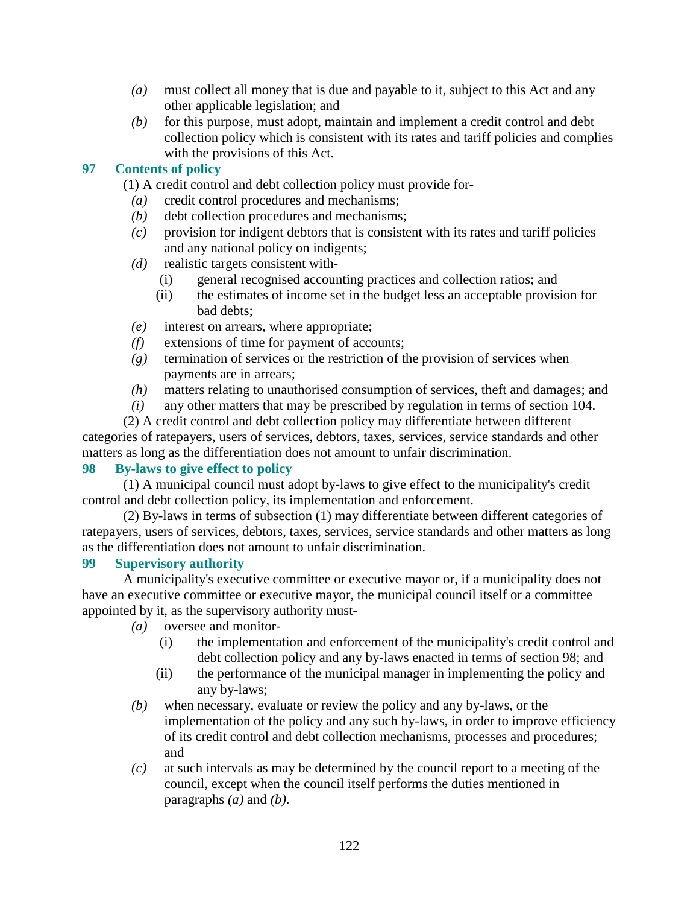*(a)* must collect all money that is due and payable to it, subject to this Act and any other applicable legislation; and

*(b)* for this purpose, must adopt, maintain and implement a credit control and debt collection policy which is consistent with its rates and tariff policies and complies with the provisions of this Act.

### 97 Contents of policy

(1) A credit control and debt collection policy must provide for-

*(a)* credit control procedures and mechanisms;

*(b)* debt collection procedures and mechanisms;

*(c)* provision for indigent debtors that is consistent with its rates and tariff policies and any national policy on indigents;

*(d)* realistic targets consistent with-

(i) general recognised accounting practices and collection ratios; and

(ii) the estimates of income set in the budget less an acceptable provision for bad debts;

*(e)* interest on arrears, where appropriate;

*(f)* extensions of time for payment of accounts;

*(g)* termination of services or the restriction of the provision of services when payments are in arrears;

*(h)* matters relating to unauthorised consumption of services, theft and damages; and

*(i)* any other matters that may be prescribed by regulation in terms of section 104.

(2) A credit control and debt collection policy may differentiate between different categories of ratepayers, users of services, debtors, taxes, services, service standards and other matters as long as the differentiation does not amount to unfair discrimination.

### 98 By-laws to give effect to policy

(1) A municipal council must adopt by-laws to give effect to the municipality's credit control and debt collection policy, its implementation and enforcement.

(2) By-laws in terms of subsection (1) may differentiate between different categories of ratepayers, users of services, debtors, taxes, services, service standards and other matters as long as the differentiation does not amount to unfair discrimination.

### 99 Supervisory authority

A municipality's executive committee or executive mayor or, if a municipality does not have an executive committee or executive mayor, the municipal council itself or a committee appointed by it, as the supervisory authority must-

*(a)* oversee and monitor-

(i) the implementation and enforcement of the municipality's credit control and debt collection policy and any by-laws enacted in terms of section 98; and

(ii) the performance of the municipal manager in implementing the policy and any by-laws;

*(b)* when necessary, evaluate or review the policy and any by-laws, or the implementation of the policy and any such by-laws, in order to improve efficiency of its credit control and debt collection mechanisms, processes and procedures; and

*(c)* at such intervals as may be determined by the council report to a meeting of the council, except when the council itself performs the duties mentioned in paragraphs *(a)* and *(b)*.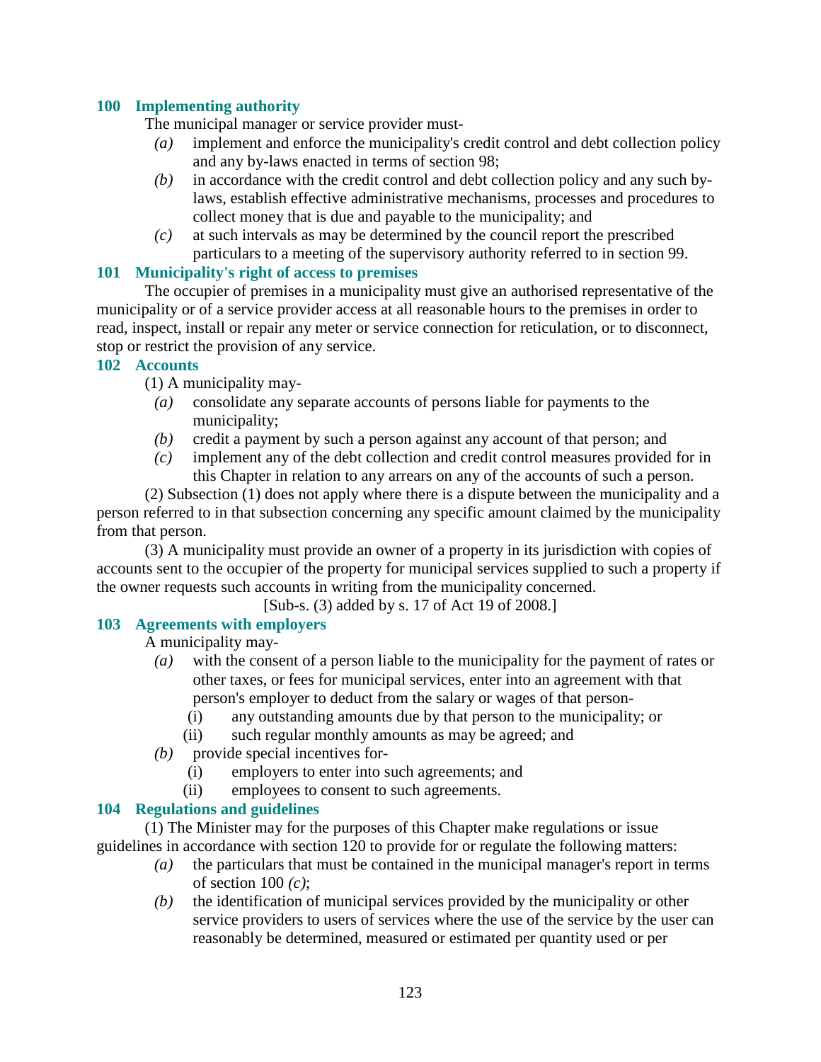### 100 Implementing authority

The municipal manager or service provider must-

*(a)* implement and enforce the municipality's credit control and debt collection policy and any by-laws enacted in terms of section 98;

*(b)* in accordance with the credit control and debt collection policy and any such by-laws, establish effective administrative mechanisms, processes and procedures to collect money that is due and payable to the municipality; and

*(c)* at such intervals as may be determined by the council report the prescribed particulars to a meeting of the supervisory authority referred to in section 99.

### 101 Municipality's right of access to premises

The occupier of premises in a municipality must give an authorised representative of the municipality or of a service provider access at all reasonable hours to the premises in order to read, inspect, install or repair any meter or service connection for reticulation, or to disconnect, stop or restrict the provision of any service.

### 102 Accounts

(1) A municipality may-

*(a)* consolidate any separate accounts of persons liable for payments to the municipality;

*(b)* credit a payment by such a person against any account of that person; and

*(c)* implement any of the debt collection and credit control measures provided for in this Chapter in relation to any arrears on any of the accounts of such a person.

(2) Subsection (1) does not apply where there is a dispute between the municipality and a person referred to in that subsection concerning any specific amount claimed by the municipality from that person.

(3) A municipality must provide an owner of a property in its jurisdiction with copies of accounts sent to the occupier of the property for municipal services supplied to such a property if the owner requests such accounts in writing from the municipality concerned.

[Sub-s. (3) added by s. 17 of Act 19 of 2008.]

### 103 Agreements with employers

A municipality may-

*(a)* with the consent of a person liable to the municipality for the payment of rates or other taxes, or fees for municipal services, enter into an agreement with that person's employer to deduct from the salary or wages of that person-

(i) any outstanding amounts due by that person to the municipality; or

(ii) such regular monthly amounts as may be agreed; and

*(b)* provide special incentives for-

(i) employers to enter into such agreements; and

(ii) employees to consent to such agreements.

### 104 Regulations and guidelines

(1) The Minister may for the purposes of this Chapter make regulations or issue guidelines in accordance with section 120 to provide for or regulate the following matters:

*(a)* the particulars that must be contained in the municipal manager's report in terms of section 100 *(c)*;

*(b)* the identification of municipal services provided by the municipality or other service providers to users of services where the use of the service by the user can reasonably be determined, measured or estimated per quantity used or per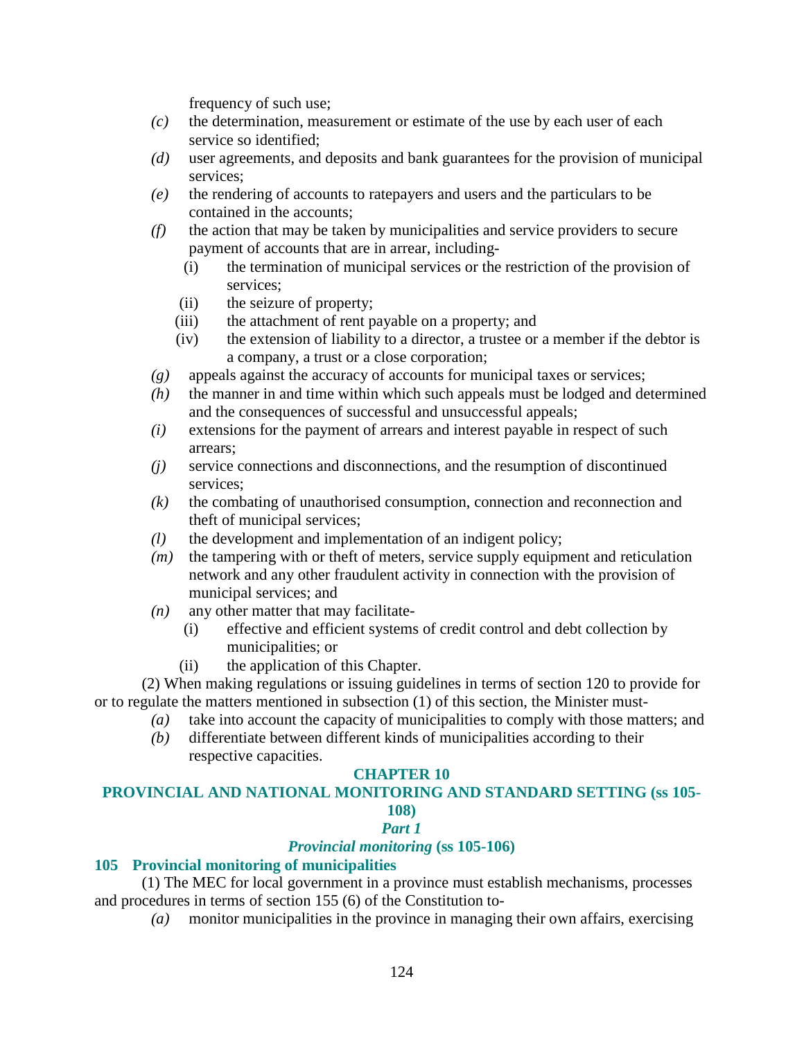frequency of such use;

*(c)* the determination, measurement or estimate of the use by each user of each service so identified;

*(d)* user agreements, and deposits and bank guarantees for the provision of municipal services;

*(e)* the rendering of accounts to ratepayers and users and the particulars to be contained in the accounts;

*(f)* the action that may be taken by municipalities and service providers to secure payment of accounts that are in arrear, including-

- (i) the termination of municipal services or the restriction of the provision of services;
- (ii) the seizure of property;
- (iii) the attachment of rent payable on a property; and
- (iv) the extension of liability to a director, a trustee or a member if the debtor is a company, a trust or a close corporation;

*(g)* appeals against the accuracy of accounts for municipal taxes or services;

*(h)* the manner in and time within which such appeals must be lodged and determined and the consequences of successful and unsuccessful appeals;

*(i)* extensions for the payment of arrears and interest payable in respect of such arrears;

*(j)* service connections and disconnections, and the resumption of discontinued services;

*(k)* the combating of unauthorised consumption, connection and reconnection and theft of municipal services;

*(l)* the development and implementation of an indigent policy;

*(m)* the tampering with or theft of meters, service supply equipment and reticulation network and any other fraudulent activity in connection with the provision of municipal services; and

*(n)* any other matter that may facilitate-

- (i) effective and efficient systems of credit control and debt collection by municipalities; or
- (ii) the application of this Chapter.

(2) When making regulations or issuing guidelines in terms of section 120 to provide for or to regulate the matters mentioned in subsection (1) of this section, the Minister must-

*(a)* take into account the capacity of municipalities to comply with those matters; and

*(b)* differentiate between different kinds of municipalities according to their respective capacities.

## CHAPTER 10
## PROVINCIAL AND NATIONAL MONITORING AND STANDARD SETTING (ss 105-108)

### *Part 1*
### *Provincial monitoring* (ss 105-106)

#### 105 Provincial monitoring of municipalities

(1) The MEC for local government in a province must establish mechanisms, processes and procedures in terms of section 155 (6) of the Constitution to-

*(a)* monitor municipalities in the province in managing their own affairs, exercising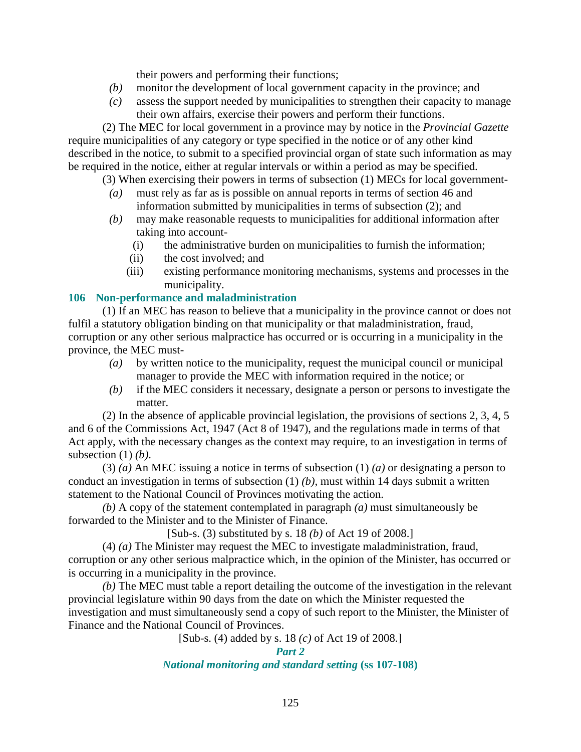their powers and performing their functions;

*(b)* monitor the development of local government capacity in the province; and

*(c)* assess the support needed by municipalities to strengthen their capacity to manage their own affairs, exercise their powers and perform their functions.

(2) The MEC for local government in a province may by notice in the *Provincial Gazette* require municipalities of any category or type specified in the notice or of any other kind described in the notice, to submit to a specified provincial organ of state such information as may be required in the notice, either at regular intervals or within a period as may be specified.

(3) When exercising their powers in terms of subsection (1) MECs for local government-

*(a)* must rely as far as is possible on annual reports in terms of section 46 and information submitted by municipalities in terms of subsection (2); and

*(b)* may make reasonable requests to municipalities for additional information after taking into account-

(i) the administrative burden on municipalities to furnish the information;

(ii) the cost involved; and

(iii) existing performance monitoring mechanisms, systems and processes in the municipality.

### 106 Non-performance and maladministration

(1) If an MEC has reason to believe that a municipality in the province cannot or does not fulfil a statutory obligation binding on that municipality or that maladministration, fraud, corruption or any other serious malpractice has occurred or is occurring in a municipality in the province, the MEC must-

*(a)* by written notice to the municipality, request the municipal council or municipal manager to provide the MEC with information required in the notice; or

*(b)* if the MEC considers it necessary, designate a person or persons to investigate the matter.

(2) In the absence of applicable provincial legislation, the provisions of sections 2, 3, 4, 5 and 6 of the Commissions Act, 1947 (Act 8 of 1947), and the regulations made in terms of that Act apply, with the necessary changes as the context may require, to an investigation in terms of subsection (1) *(b)*.

(3) *(a)* An MEC issuing a notice in terms of subsection (1) *(a)* or designating a person to conduct an investigation in terms of subsection (1) *(b)*, must within 14 days submit a written statement to the National Council of Provinces motivating the action.

*(b)* A copy of the statement contemplated in paragraph *(a)* must simultaneously be forwarded to the Minister and to the Minister of Finance.

[Sub-s. (3) substituted by s. 18 *(b)* of Act 19 of 2008.]

(4) *(a)* The Minister may request the MEC to investigate maladministration, fraud, corruption or any other serious malpractice which, in the opinion of the Minister, has occurred or is occurring in a municipality in the province.

*(b)* The MEC must table a report detailing the outcome of the investigation in the relevant provincial legislature within 90 days from the date on which the Minister requested the investigation and must simultaneously send a copy of such report to the Minister, the Minister of Finance and the National Council of Provinces.

[Sub-s. (4) added by s. 18 *(c)* of Act 19 of 2008.]

## *Part 2*

## *National monitoring and standard setting* (ss 107-108)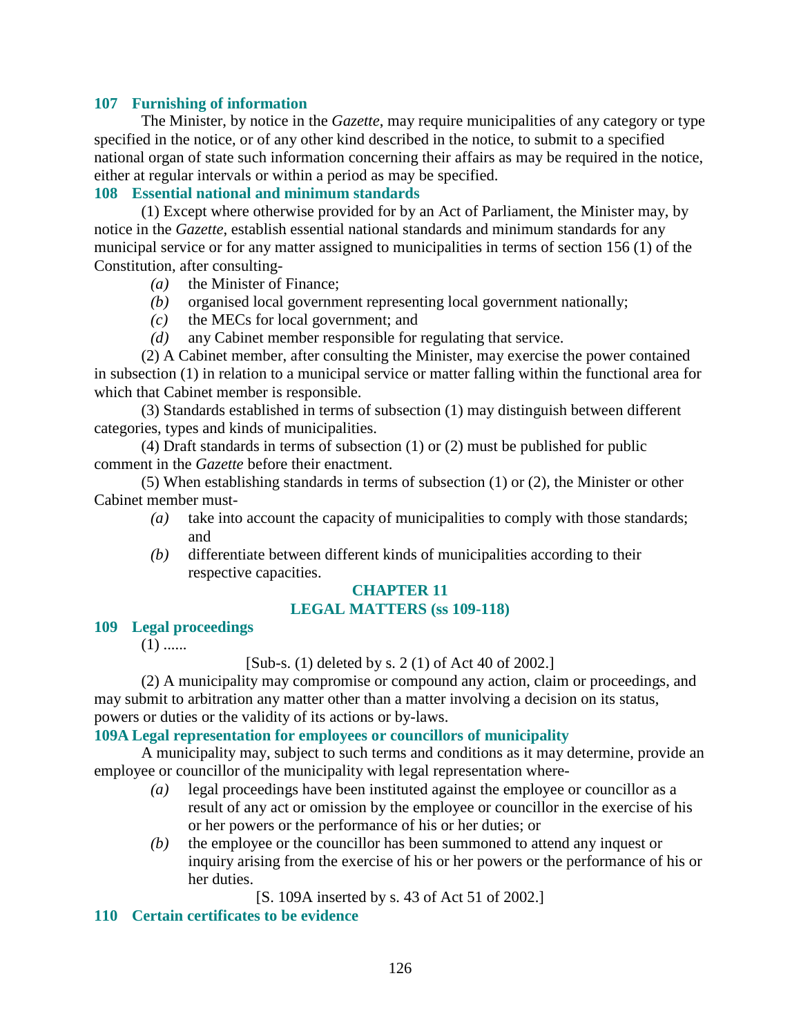### 107 Furnishing of information

The Minister, by notice in the *Gazette*, may require municipalities of any category or type specified in the notice, or of any other kind described in the notice, to submit to a specified national organ of state such information concerning their affairs as may be required in the notice, either at regular intervals or within a period as may be specified.

### 108 Essential national and minimum standards

(1) Except where otherwise provided for by an Act of Parliament, the Minister may, by notice in the *Gazette*, establish essential national standards and minimum standards for any municipal service or for any matter assigned to municipalities in terms of section 156 (1) of the Constitution, after consulting-

- *(a)* the Minister of Finance;
- *(b)* organised local government representing local government nationally;
- *(c)* the MECs for local government; and
- *(d)* any Cabinet member responsible for regulating that service.

(2) A Cabinet member, after consulting the Minister, may exercise the power contained in subsection (1) in relation to a municipal service or matter falling within the functional area for which that Cabinet member is responsible.

(3) Standards established in terms of subsection (1) may distinguish between different categories, types and kinds of municipalities.

(4) Draft standards in terms of subsection (1) or (2) must be published for public comment in the *Gazette* before their enactment.

(5) When establishing standards in terms of subsection (1) or (2), the Minister or other Cabinet member must-

- *(a)* take into account the capacity of municipalities to comply with those standards; and
- *(b)* differentiate between different kinds of municipalities according to their respective capacities.

## CHAPTER 11
## LEGAL MATTERS (ss 109-118)

### 109 Legal proceedings

(1) ......

[Sub-s. (1) deleted by s. 2 (1) of Act 40 of 2002.]

(2) A municipality may compromise or compound any action, claim or proceedings, and may submit to arbitration any matter other than a matter involving a decision on its status, powers or duties or the validity of its actions or by-laws.

### 109A Legal representation for employees or councillors of municipality

A municipality may, subject to such terms and conditions as it may determine, provide an employee or councillor of the municipality with legal representation where-

- *(a)* legal proceedings have been instituted against the employee or councillor as a result of any act or omission by the employee or councillor in the exercise of his or her powers or the performance of his or her duties; or
- *(b)* the employee or the councillor has been summoned to attend any inquest or inquiry arising from the exercise of his or her powers or the performance of his or her duties.

[S. 109A inserted by s. 43 of Act 51 of 2002.]

### 110 Certain certificates to be evidence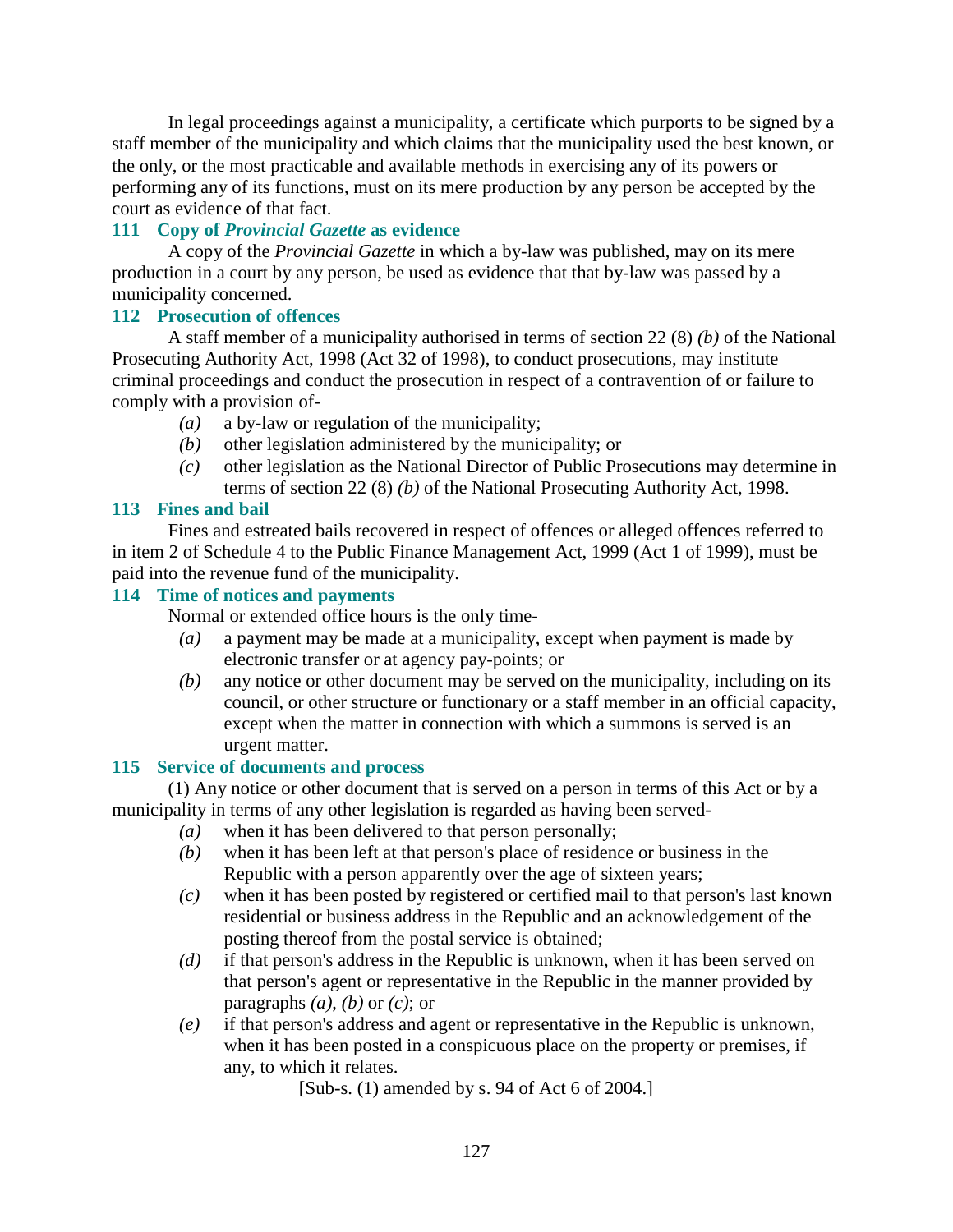In legal proceedings against a municipality, a certificate which purports to be signed by a staff member of the municipality and which claims that the municipality used the best known, or the only, or the most practicable and available methods in exercising any of its powers or performing any of its functions, must on its mere production by any person be accepted by the court as evidence of that fact.

### 111 Copy of *Provincial Gazette* as evidence

A copy of the *Provincial Gazette* in which a by-law was published, may on its mere production in a court by any person, be used as evidence that that by-law was passed by a municipality concerned.

### 112 Prosecution of offences

A staff member of a municipality authorised in terms of section 22 (8) *(b)* of the National Prosecuting Authority Act, 1998 (Act 32 of 1998), to conduct prosecutions, may institute criminal proceedings and conduct the prosecution in respect of a contravention of or failure to comply with a provision of-

*(a)* a by-law or regulation of the municipality;

*(b)* other legislation administered by the municipality; or

*(c)* other legislation as the National Director of Public Prosecutions may determine in terms of section 22 (8) *(b)* of the National Prosecuting Authority Act, 1998.

### 113 Fines and bail

Fines and estreated bails recovered in respect of offences or alleged offences referred to in item 2 of Schedule 4 to the Public Finance Management Act, 1999 (Act 1 of 1999), must be paid into the revenue fund of the municipality.

### 114 Time of notices and payments

Normal or extended office hours is the only time-

*(a)* a payment may be made at a municipality, except when payment is made by electronic transfer or at agency pay-points; or

*(b)* any notice or other document may be served on the municipality, including on its council, or other structure or functionary or a staff member in an official capacity, except when the matter in connection with which a summons is served is an urgent matter.

### 115 Service of documents and process

(1) Any notice or other document that is served on a person in terms of this Act or by a municipality in terms of any other legislation is regarded as having been served-

*(a)* when it has been delivered to that person personally;

*(b)* when it has been left at that person's place of residence or business in the Republic with a person apparently over the age of sixteen years;

*(c)* when it has been posted by registered or certified mail to that person's last known residential or business address in the Republic and an acknowledgement of the posting thereof from the postal service is obtained;

*(d)* if that person's address in the Republic is unknown, when it has been served on that person's agent or representative in the Republic in the manner provided by paragraphs *(a)*, *(b)* or *(c)*; or

*(e)* if that person's address and agent or representative in the Republic is unknown, when it has been posted in a conspicuous place on the property or premises, if any, to which it relates.

[Sub-s. (1) amended by s. 94 of Act 6 of 2004.]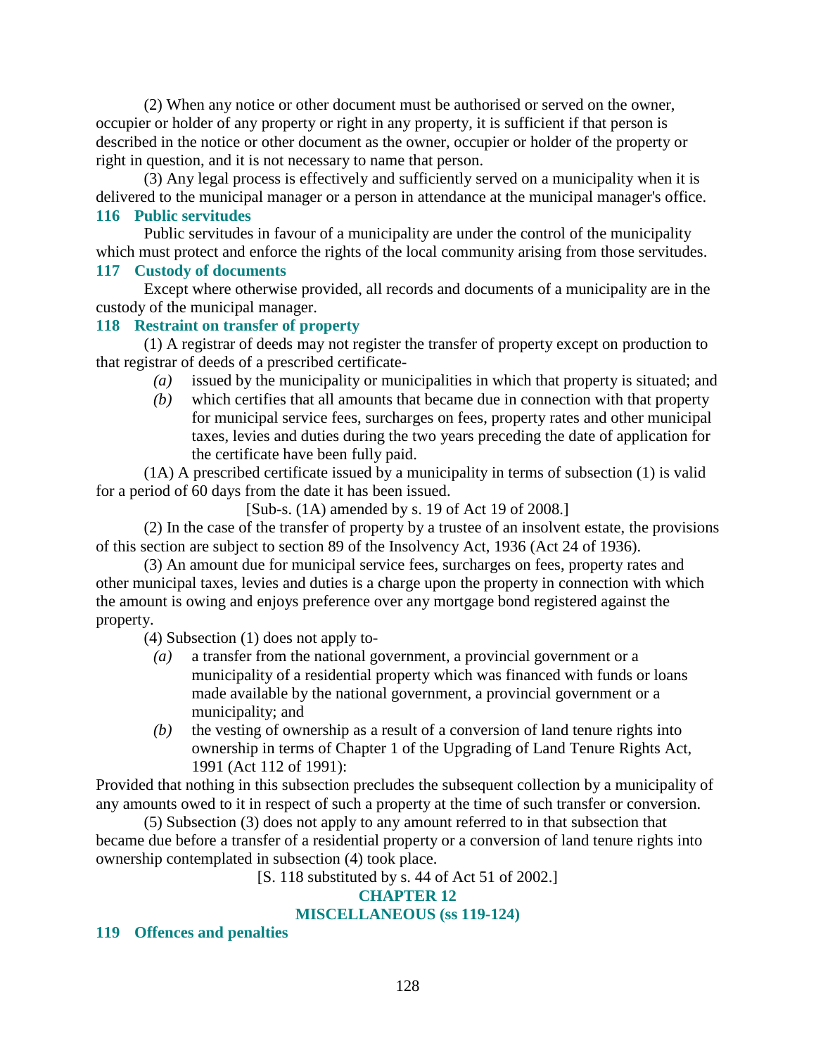(2) When any notice or other document must be authorised or served on the owner, occupier or holder of any property or right in any property, it is sufficient if that person is described in the notice or other document as the owner, occupier or holder of the property or right in question, and it is not necessary to name that person.

(3) Any legal process is effectively and sufficiently served on a municipality when it is delivered to the municipal manager or a person in attendance at the municipal manager's office.

### 116 Public servitudes

Public servitudes in favour of a municipality are under the control of the municipality which must protect and enforce the rights of the local community arising from those servitudes.

### 117 Custody of documents

Except where otherwise provided, all records and documents of a municipality are in the custody of the municipal manager.

### 118 Restraint on transfer of property

(1) A registrar of deeds may not register the transfer of property except on production to that registrar of deeds of a prescribed certificate-

*(a)* issued by the municipality or municipalities in which that property is situated; and

*(b)* which certifies that all amounts that became due in connection with that property for municipal service fees, surcharges on fees, property rates and other municipal taxes, levies and duties during the two years preceding the date of application for the certificate have been fully paid.

(1A) A prescribed certificate issued by a municipality in terms of subsection (1) is valid for a period of 60 days from the date it has been issued.

[Sub-s. (1A) amended by s. 19 of Act 19 of 2008.]

(2) In the case of the transfer of property by a trustee of an insolvent estate, the provisions of this section are subject to section 89 of the Insolvency Act, 1936 (Act 24 of 1936).

(3) An amount due for municipal service fees, surcharges on fees, property rates and other municipal taxes, levies and duties is a charge upon the property in connection with which the amount is owing and enjoys preference over any mortgage bond registered against the property.

(4) Subsection (1) does not apply to-

*(a)* a transfer from the national government, a provincial government or a municipality of a residential property which was financed with funds or loans made available by the national government, a provincial government or a municipality; and

*(b)* the vesting of ownership as a result of a conversion of land tenure rights into ownership in terms of Chapter 1 of the Upgrading of Land Tenure Rights Act, 1991 (Act 112 of 1991):

Provided that nothing in this subsection precludes the subsequent collection by a municipality of any amounts owed to it in respect of such a property at the time of such transfer or conversion.

(5) Subsection (3) does not apply to any amount referred to in that subsection that became due before a transfer of a residential property or a conversion of land tenure rights into ownership contemplated in subsection (4) took place.

[S. 118 substituted by s. 44 of Act 51 of 2002.]

## CHAPTER 12
## MISCELLANEOUS (ss 119-124)

### 119 Offences and penalties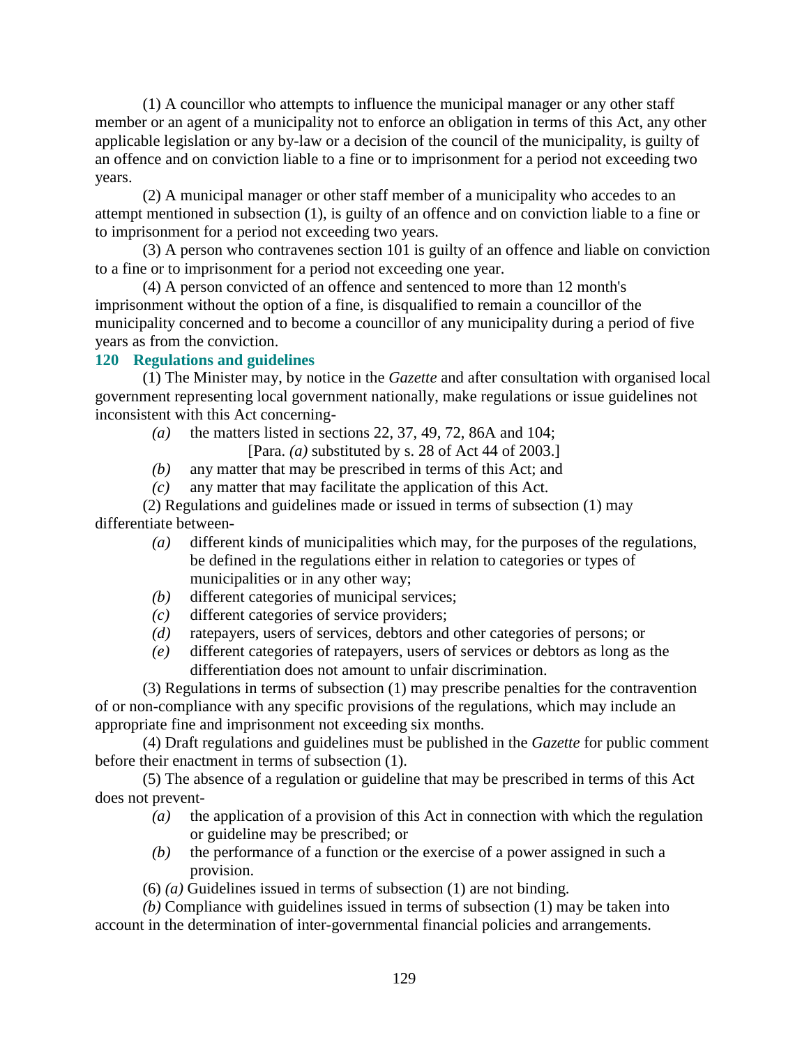(1) A councillor who attempts to influence the municipal manager or any other staff member or an agent of a municipality not to enforce an obligation in terms of this Act, any other applicable legislation or any by-law or a decision of the council of the municipality, is guilty of an offence and on conviction liable to a fine or to imprisonment for a period not exceeding two years.

(2) A municipal manager or other staff member of a municipality who accedes to an attempt mentioned in subsection (1), is guilty of an offence and on conviction liable to a fine or to imprisonment for a period not exceeding two years.

(3) A person who contravenes section 101 is guilty of an offence and liable on conviction to a fine or to imprisonment for a period not exceeding one year.

(4) A person convicted of an offence and sentenced to more than 12 month's imprisonment without the option of a fine, is disqualified to remain a councillor of the municipality concerned and to become a councillor of any municipality during a period of five years as from the conviction.

### 120 Regulations and guidelines

(1) The Minister may, by notice in the *Gazette* and after consultation with organised local government representing local government nationally, make regulations or issue guidelines not inconsistent with this Act concerning-

*(a)* the matters listed in sections 22, 37, 49, 72, 86A and 104;

[Para. *(a)* substituted by s. 28 of Act 44 of 2003.]

*(b)* any matter that may be prescribed in terms of this Act; and

*(c)* any matter that may facilitate the application of this Act.

(2) Regulations and guidelines made or issued in terms of subsection (1) may differentiate between-

*(a)* different kinds of municipalities which may, for the purposes of the regulations, be defined in the regulations either in relation to categories or types of municipalities or in any other way;

*(b)* different categories of municipal services;

*(c)* different categories of service providers;

*(d)* ratepayers, users of services, debtors and other categories of persons; or

*(e)* different categories of ratepayers, users of services or debtors as long as the differentiation does not amount to unfair discrimination.

(3) Regulations in terms of subsection (1) may prescribe penalties for the contravention of or non-compliance with any specific provisions of the regulations, which may include an appropriate fine and imprisonment not exceeding six months.

(4) Draft regulations and guidelines must be published in the *Gazette* for public comment before their enactment in terms of subsection (1).

(5) The absence of a regulation or guideline that may be prescribed in terms of this Act does not prevent-

*(a)* the application of a provision of this Act in connection with which the regulation or guideline may be prescribed; or

*(b)* the performance of a function or the exercise of a power assigned in such a provision.

(6) *(a)* Guidelines issued in terms of subsection (1) are not binding.

*(b)* Compliance with guidelines issued in terms of subsection (1) may be taken into account in the determination of inter-governmental financial policies and arrangements.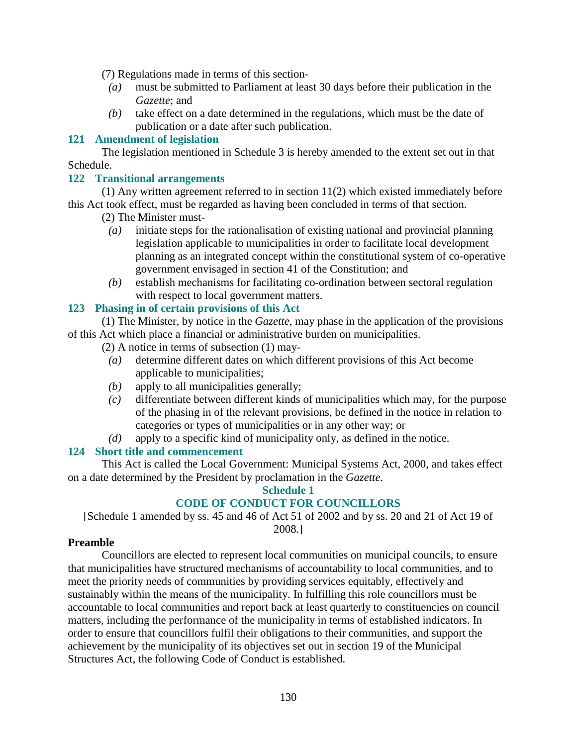(7) Regulations made in terms of this section-

*(a)* must be submitted to Parliament at least 30 days before their publication in the *Gazette*; and

*(b)* take effect on a date determined in the regulations, which must be the date of publication or a date after such publication.

### 121 Amendment of legislation

The legislation mentioned in Schedule 3 is hereby amended to the extent set out in that Schedule.

### 122 Transitional arrangements

(1) Any written agreement referred to in section 11(2) which existed immediately before this Act took effect, must be regarded as having been concluded in terms of that section.

(2) The Minister must-

*(a)* initiate steps for the rationalisation of existing national and provincial planning legislation applicable to municipalities in order to facilitate local development planning as an integrated concept within the constitutional system of co-operative government envisaged in section 41 of the Constitution; and

*(b)* establish mechanisms for facilitating co-ordination between sectoral regulation with respect to local government matters.

### 123 Phasing in of certain provisions of this Act

(1) The Minister, by notice in the *Gazette*, may phase in the application of the provisions of this Act which place a financial or administrative burden on municipalities.

(2) A notice in terms of subsection (1) may-

*(a)* determine different dates on which different provisions of this Act become applicable to municipalities;

*(b)* apply to all municipalities generally;

*(c)* differentiate between different kinds of municipalities which may, for the purpose of the phasing in of the relevant provisions, be defined in the notice in relation to categories or types of municipalities or in any other way; or

*(d)* apply to a specific kind of municipality only, as defined in the notice.

### 124 Short title and commencement

This Act is called the Local Government: Municipal Systems Act, 2000, and takes effect on a date determined by the President by proclamation in the *Gazette*.

## Schedule 1

## CODE OF CONDUCT FOR COUNCILLORS

[Schedule 1 amended by ss. 45 and 46 of Act 51 of 2002 and by ss. 20 and 21 of Act 19 of 2008.]

**Preamble**

Councillors are elected to represent local communities on municipal councils, to ensure that municipalities have structured mechanisms of accountability to local communities, and to meet the priority needs of communities by providing services equitably, effectively and sustainably within the means of the municipality. In fulfilling this role councillors must be accountable to local communities and report back at least quarterly to constituencies on council matters, including the performance of the municipality in terms of established indicators. In order to ensure that councillors fulfil their obligations to their communities, and support the achievement by the municipality of its objectives set out in section 19 of the Municipal Structures Act, the following Code of Conduct is established.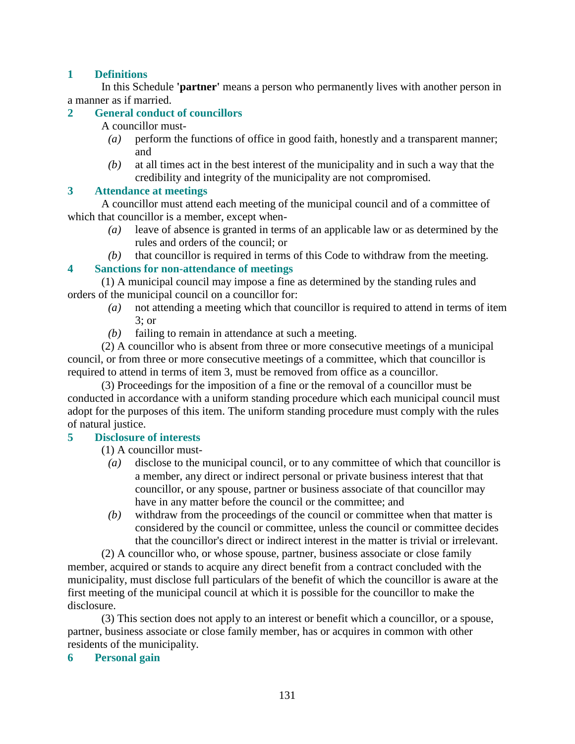## 1 Definitions

In this Schedule **'partner'** means a person who permanently lives with another person in a manner as if married.

## 2 General conduct of councillors

A councillor must-

*(a)* perform the functions of office in good faith, honestly and a transparent manner; and

*(b)* at all times act in the best interest of the municipality and in such a way that the credibility and integrity of the municipality are not compromised.

## 3 Attendance at meetings

A councillor must attend each meeting of the municipal council and of a committee of which that councillor is a member, except when-

*(a)* leave of absence is granted in terms of an applicable law or as determined by the rules and orders of the council; or

*(b)* that councillor is required in terms of this Code to withdraw from the meeting.

## 4 Sanctions for non-attendance of meetings

(1) A municipal council may impose a fine as determined by the standing rules and orders of the municipal council on a councillor for:

*(a)* not attending a meeting which that councillor is required to attend in terms of item 3; or

*(b)* failing to remain in attendance at such a meeting.

(2) A councillor who is absent from three or more consecutive meetings of a municipal council, or from three or more consecutive meetings of a committee, which that councillor is required to attend in terms of item 3, must be removed from office as a councillor.

(3) Proceedings for the imposition of a fine or the removal of a councillor must be conducted in accordance with a uniform standing procedure which each municipal council must adopt for the purposes of this item. The uniform standing procedure must comply with the rules of natural justice.

## 5 Disclosure of interests

(1) A councillor must-

*(a)* disclose to the municipal council, or to any committee of which that councillor is a member, any direct or indirect personal or private business interest that that councillor, or any spouse, partner or business associate of that councillor may have in any matter before the council or the committee; and

*(b)* withdraw from the proceedings of the council or committee when that matter is considered by the council or committee, unless the council or committee decides that the councillor's direct or indirect interest in the matter is trivial or irrelevant.

(2) A councillor who, or whose spouse, partner, business associate or close family member, acquired or stands to acquire any direct benefit from a contract concluded with the municipality, must disclose full particulars of the benefit of which the councillor is aware at the first meeting of the municipal council at which it is possible for the councillor to make the disclosure.

(3) This section does not apply to an interest or benefit which a councillor, or a spouse, partner, business associate or close family member, has or acquires in common with other residents of the municipality.

## 6 Personal gain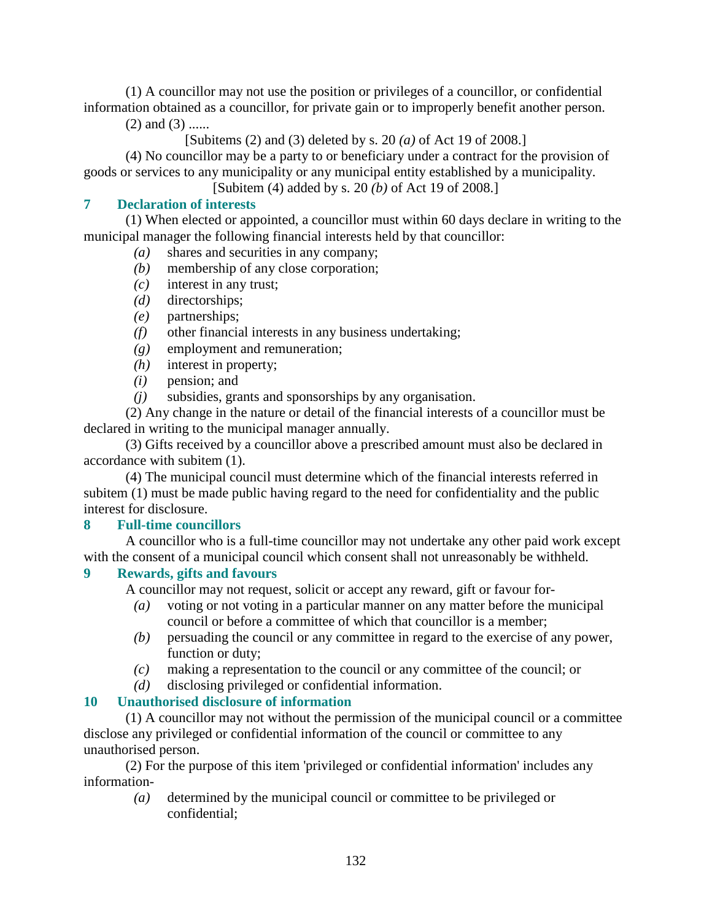(1) A councillor may not use the position or privileges of a councillor, or confidential information obtained as a councillor, for private gain or to improperly benefit another person.

(2) and (3) ......

[Subitems (2) and (3) deleted by s. 20 *(a)* of Act 19 of 2008.]

(4) No councillor may be a party to or beneficiary under a contract for the provision of goods or services to any municipality or any municipal entity established by a municipality.

[Subitem (4) added by s. 20 *(b)* of Act 19 of 2008.]

### 7 Declaration of interests

(1) When elected or appointed, a councillor must within 60 days declare in writing to the municipal manager the following financial interests held by that councillor:

*(a)* shares and securities in any company;
*(b)* membership of any close corporation;
*(c)* interest in any trust;
*(d)* directorships;
*(e)* partnerships;
*(f)* other financial interests in any business undertaking;
*(g)* employment and remuneration;
*(h)* interest in property;
*(i)* pension; and
*(j)* subsidies, grants and sponsorships by any organisation.

(2) Any change in the nature or detail of the financial interests of a councillor must be declared in writing to the municipal manager annually.

(3) Gifts received by a councillor above a prescribed amount must also be declared in accordance with subitem (1).

(4) The municipal council must determine which of the financial interests referred in subitem (1) must be made public having regard to the need for confidentiality and the public interest for disclosure.

### 8 Full-time councillors

A councillor who is a full-time councillor may not undertake any other paid work except with the consent of a municipal council which consent shall not unreasonably be withheld.

### 9 Rewards, gifts and favours

A councillor may not request, solicit or accept any reward, gift or favour for-

*(a)* voting or not voting in a particular manner on any matter before the municipal council or before a committee of which that councillor is a member;
*(b)* persuading the council or any committee in regard to the exercise of any power, function or duty;
*(c)* making a representation to the council or any committee of the council; or
*(d)* disclosing privileged or confidential information.

### 10 Unauthorised disclosure of information

(1) A councillor may not without the permission of the municipal council or a committee disclose any privileged or confidential information of the council or committee to any unauthorised person.

(2) For the purpose of this item 'privileged or confidential information' includes any information-

*(a)* determined by the municipal council or committee to be privileged or confidential;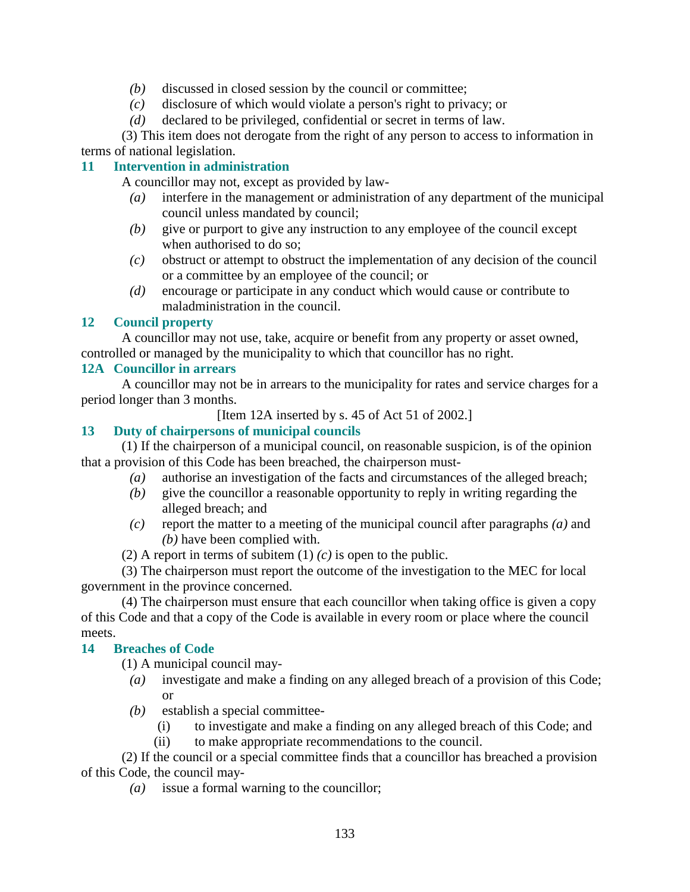- *(b)* discussed in closed session by the council or committee;
- *(c)* disclosure of which would violate a person's right to privacy; or
- *(d)* declared to be privileged, confidential or secret in terms of law.

(3) This item does not derogate from the right of any person to access to information in terms of national legislation.

### 11 Intervention in administration

A councillor may not, except as provided by law-

- *(a)* interfere in the management or administration of any department of the municipal council unless mandated by council;
- *(b)* give or purport to give any instruction to any employee of the council except when authorised to do so;
- *(c)* obstruct or attempt to obstruct the implementation of any decision of the council or a committee by an employee of the council; or
- *(d)* encourage or participate in any conduct which would cause or contribute to maladministration in the council.

### 12 Council property

A councillor may not use, take, acquire or benefit from any property or asset owned, controlled or managed by the municipality to which that councillor has no right.

### 12A Councillor in arrears

A councillor may not be in arrears to the municipality for rates and service charges for a period longer than 3 months.

[Item 12A inserted by s. 45 of Act 51 of 2002.]

### 13 Duty of chairpersons of municipal councils

(1) If the chairperson of a municipal council, on reasonable suspicion, is of the opinion that a provision of this Code has been breached, the chairperson must-

- *(a)* authorise an investigation of the facts and circumstances of the alleged breach;
- *(b)* give the councillor a reasonable opportunity to reply in writing regarding the alleged breach; and
- *(c)* report the matter to a meeting of the municipal council after paragraphs *(a)* and *(b)* have been complied with.

(2) A report in terms of subitem (1) *(c)* is open to the public.

(3) The chairperson must report the outcome of the investigation to the MEC for local government in the province concerned.

(4) The chairperson must ensure that each councillor when taking office is given a copy of this Code and that a copy of the Code is available in every room or place where the council meets.

### 14 Breaches of Code

(1) A municipal council may-

- *(a)* investigate and make a finding on any alleged breach of a provision of this Code; or
- *(b)* establish a special committee-
  - (i) to investigate and make a finding on any alleged breach of this Code; and
  - (ii) to make appropriate recommendations to the council.

(2) If the council or a special committee finds that a councillor has breached a provision of this Code, the council may-

- *(a)* issue a formal warning to the councillor;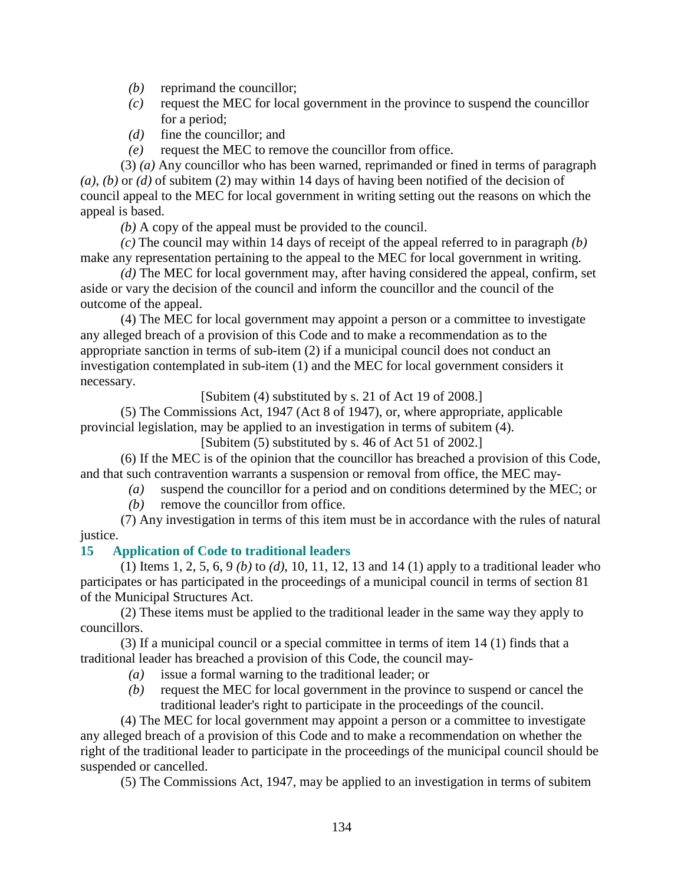*(b)* reprimand the councillor;

*(c)* request the MEC for local government in the province to suspend the councillor for a period;

*(d)* fine the councillor; and

*(e)* request the MEC to remove the councillor from office.

(3) *(a)* Any councillor who has been warned, reprimanded or fined in terms of paragraph *(a)*, *(b)* or *(d)* of subitem (2) may within 14 days of having been notified of the decision of council appeal to the MEC for local government in writing setting out the reasons on which the appeal is based.

*(b)* A copy of the appeal must be provided to the council.

*(c)* The council may within 14 days of receipt of the appeal referred to in paragraph *(b)* make any representation pertaining to the appeal to the MEC for local government in writing.

*(d)* The MEC for local government may, after having considered the appeal, confirm, set aside or vary the decision of the council and inform the councillor and the council of the outcome of the appeal.

(4) The MEC for local government may appoint a person or a committee to investigate any alleged breach of a provision of this Code and to make a recommendation as to the appropriate sanction in terms of sub-item (2) if a municipal council does not conduct an investigation contemplated in sub-item (1) and the MEC for local government considers it necessary.

[Subitem (4) substituted by s. 21 of Act 19 of 2008.]

(5) The Commissions Act, 1947 (Act 8 of 1947), or, where appropriate, applicable provincial legislation, may be applied to an investigation in terms of subitem (4).

[Subitem (5) substituted by s. 46 of Act 51 of 2002.]

(6) If the MEC is of the opinion that the councillor has breached a provision of this Code, and that such contravention warrants a suspension or removal from office, the MEC may-

*(a)* suspend the councillor for a period and on conditions determined by the MEC; or

*(b)* remove the councillor from office.

(7) Any investigation in terms of this item must be in accordance with the rules of natural justice.

### 15 Application of Code to traditional leaders

(1) Items 1, 2, 5, 6, 9 *(b)* to *(d)*, 10, 11, 12, 13 and 14 (1) apply to a traditional leader who participates or has participated in the proceedings of a municipal council in terms of section 81 of the Municipal Structures Act.

(2) These items must be applied to the traditional leader in the same way they apply to councillors.

(3) If a municipal council or a special committee in terms of item 14 (1) finds that a traditional leader has breached a provision of this Code, the council may-

*(a)* issue a formal warning to the traditional leader; or

*(b)* request the MEC for local government in the province to suspend or cancel the traditional leader's right to participate in the proceedings of the council.

(4) The MEC for local government may appoint a person or a committee to investigate any alleged breach of a provision of this Code and to make a recommendation on whether the right of the traditional leader to participate in the proceedings of the municipal council should be suspended or cancelled.

(5) The Commissions Act, 1947, may be applied to an investigation in terms of subitem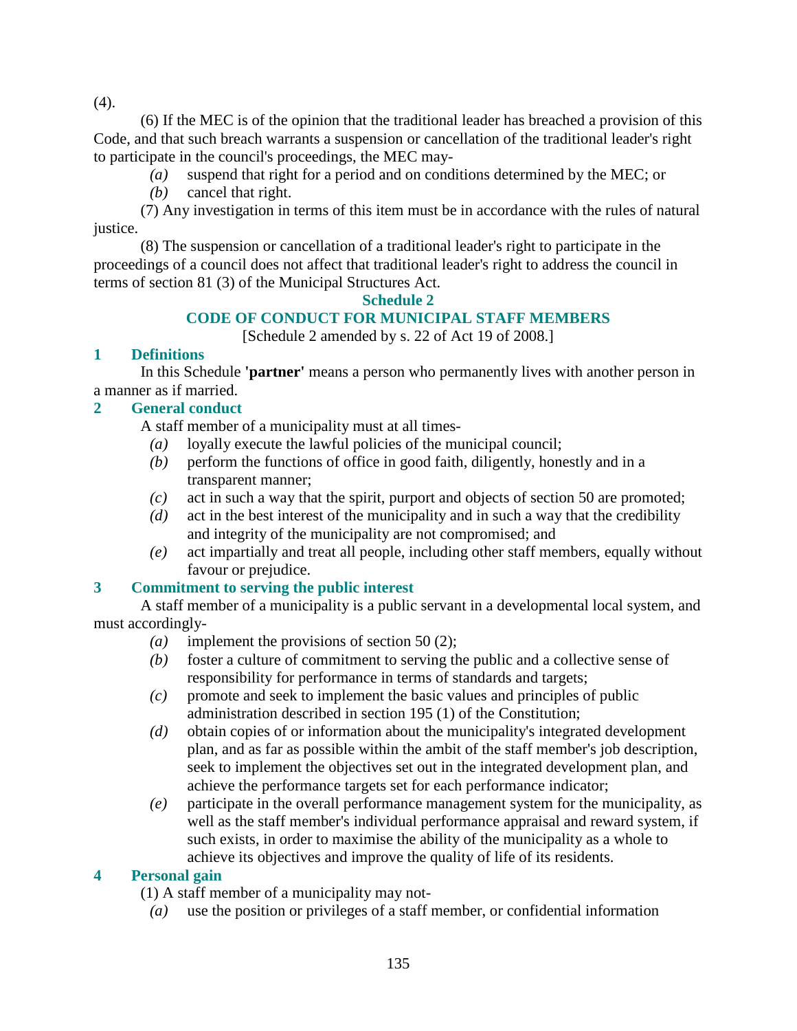(4).

(6) If the MEC is of the opinion that the traditional leader has breached a provision of this Code, and that such breach warrants a suspension or cancellation of the traditional leader's right to participate in the council's proceedings, the MEC may-

*(a)* suspend that right for a period and on conditions determined by the MEC; or

*(b)* cancel that right.

(7) Any investigation in terms of this item must be in accordance with the rules of natural justice.

(8) The suspension or cancellation of a traditional leader's right to participate in the proceedings of a council does not affect that traditional leader's right to address the council in terms of section 81 (3) of the Municipal Structures Act.

## Schedule 2

## CODE OF CONDUCT FOR MUNICIPAL STAFF MEMBERS

[Schedule 2 amended by s. 22 of Act 19 of 2008.]

### 1 Definitions

In this Schedule **'partner'** means a person who permanently lives with another person in a manner as if married.

### 2 General conduct

A staff member of a municipality must at all times-

*(a)* loyally execute the lawful policies of the municipal council;

*(b)* perform the functions of office in good faith, diligently, honestly and in a transparent manner;

*(c)* act in such a way that the spirit, purport and objects of section 50 are promoted;

*(d)* act in the best interest of the municipality and in such a way that the credibility and integrity of the municipality are not compromised; and

*(e)* act impartially and treat all people, including other staff members, equally without favour or prejudice.

### 3 Commitment to serving the public interest

A staff member of a municipality is a public servant in a developmental local system, and must accordingly-

*(a)* implement the provisions of section 50 (2);

*(b)* foster a culture of commitment to serving the public and a collective sense of responsibility for performance in terms of standards and targets;

*(c)* promote and seek to implement the basic values and principles of public administration described in section 195 (1) of the Constitution;

*(d)* obtain copies of or information about the municipality's integrated development plan, and as far as possible within the ambit of the staff member's job description, seek to implement the objectives set out in the integrated development plan, and achieve the performance targets set for each performance indicator;

*(e)* participate in the overall performance management system for the municipality, as well as the staff member's individual performance appraisal and reward system, if such exists, in order to maximise the ability of the municipality as a whole to achieve its objectives and improve the quality of life of its residents.

### 4 Personal gain

(1) A staff member of a municipality may not-

*(a)* use the position or privileges of a staff member, or confidential information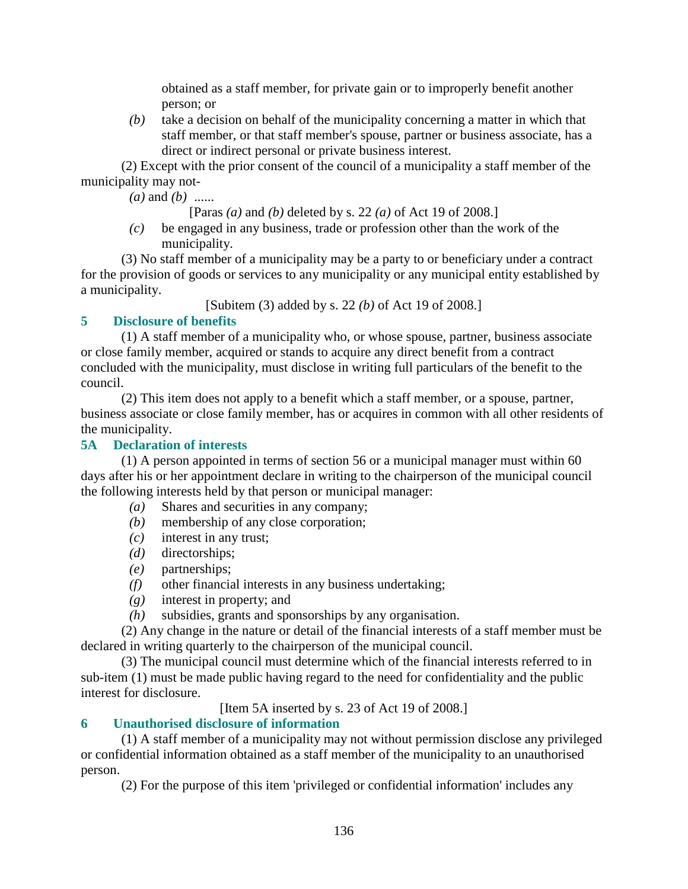obtained as a staff member, for private gain or to improperly benefit another person; or

*(b)* take a decision on behalf of the municipality concerning a matter in which that staff member, or that staff member's spouse, partner or business associate, has a direct or indirect personal or private business interest.

(2) Except with the prior consent of the council of a municipality a staff member of the municipality may not-

*(a)* and *(b)* ......

[Paras *(a)* and *(b)* deleted by s. 22 *(a)* of Act 19 of 2008.]

*(c)* be engaged in any business, trade or profession other than the work of the municipality.

(3) No staff member of a municipality may be a party to or beneficiary under a contract for the provision of goods or services to any municipality or any municipal entity established by a municipality.

[Subitem (3) added by s. 22 *(b)* of Act 19 of 2008.]

### 5 Disclosure of benefits

(1) A staff member of a municipality who, or whose spouse, partner, business associate or close family member, acquired or stands to acquire any direct benefit from a contract concluded with the municipality, must disclose in writing full particulars of the benefit to the council.

(2) This item does not apply to a benefit which a staff member, or a spouse, partner, business associate or close family member, has or acquires in common with all other residents of the municipality.

### 5A Declaration of interests

(1) A person appointed in terms of section 56 or a municipal manager must within 60 days after his or her appointment declare in writing to the chairperson of the municipal council the following interests held by that person or municipal manager:

*(a)* Shares and securities in any company;

*(b)* membership of any close corporation;

*(c)* interest in any trust;

*(d)* directorships;

*(e)* partnerships;

*(f)* other financial interests in any business undertaking;

*(g)* interest in property; and

*(h)* subsidies, grants and sponsorships by any organisation.

(2) Any change in the nature or detail of the financial interests of a staff member must be declared in writing quarterly to the chairperson of the municipal council.

(3) The municipal council must determine which of the financial interests referred to in sub-item (1) must be made public having regard to the need for confidentiality and the public interest for disclosure.

[Item 5A inserted by s. 23 of Act 19 of 2008.]

### 6 Unauthorised disclosure of information

(1) A staff member of a municipality may not without permission disclose any privileged or confidential information obtained as a staff member of the municipality to an unauthorised person.

(2) For the purpose of this item 'privileged or confidential information' includes any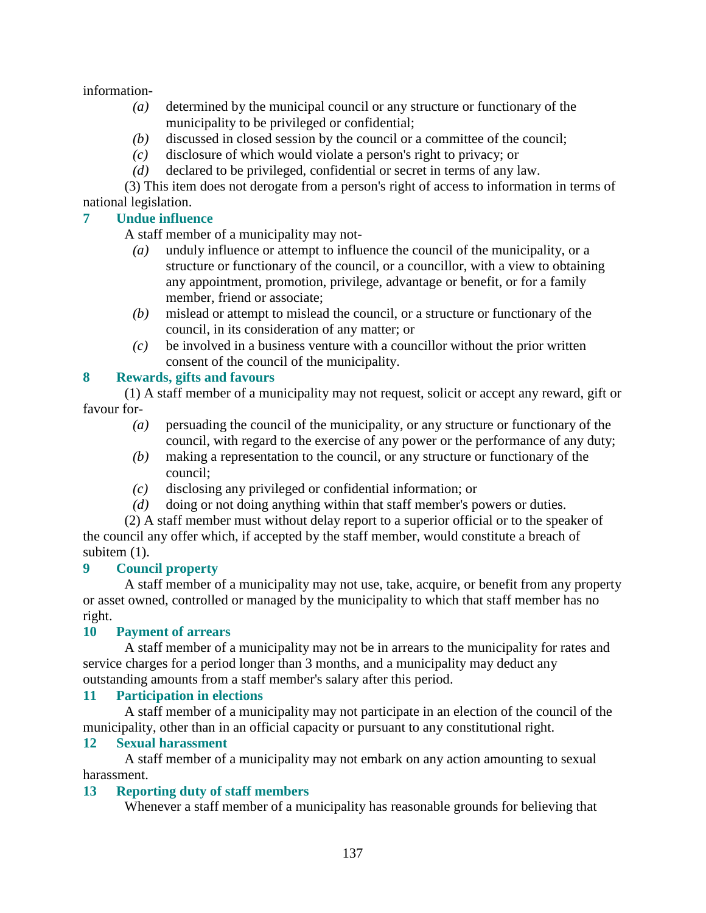information-

*(a)* determined by the municipal council or any structure or functionary of the municipality to be privileged or confidential;

*(b)* discussed in closed session by the council or a committee of the council;

*(c)* disclosure of which would violate a person's right to privacy; or

*(d)* declared to be privileged, confidential or secret in terms of any law.

(3) This item does not derogate from a person's right of access to information in terms of national legislation.

### 7 Undue influence

A staff member of a municipality may not-

*(a)* unduly influence or attempt to influence the council of the municipality, or a structure or functionary of the council, or a councillor, with a view to obtaining any appointment, promotion, privilege, advantage or benefit, or for a family member, friend or associate;

*(b)* mislead or attempt to mislead the council, or a structure or functionary of the council, in its consideration of any matter; or

*(c)* be involved in a business venture with a councillor without the prior written consent of the council of the municipality.

### 8 Rewards, gifts and favours

(1) A staff member of a municipality may not request, solicit or accept any reward, gift or favour for-

*(a)* persuading the council of the municipality, or any structure or functionary of the council, with regard to the exercise of any power or the performance of any duty;

*(b)* making a representation to the council, or any structure or functionary of the council;

*(c)* disclosing any privileged or confidential information; or

*(d)* doing or not doing anything within that staff member's powers or duties.

(2) A staff member must without delay report to a superior official or to the speaker of the council any offer which, if accepted by the staff member, would constitute a breach of subitem (1).

### 9 Council property

A staff member of a municipality may not use, take, acquire, or benefit from any property or asset owned, controlled or managed by the municipality to which that staff member has no right.

### 10 Payment of arrears

A staff member of a municipality may not be in arrears to the municipality for rates and service charges for a period longer than 3 months, and a municipality may deduct any outstanding amounts from a staff member's salary after this period.

### 11 Participation in elections

A staff member of a municipality may not participate in an election of the council of the municipality, other than in an official capacity or pursuant to any constitutional right.

### 12 Sexual harassment

A staff member of a municipality may not embark on any action amounting to sexual harassment.

### 13 Reporting duty of staff members

Whenever a staff member of a municipality has reasonable grounds for believing that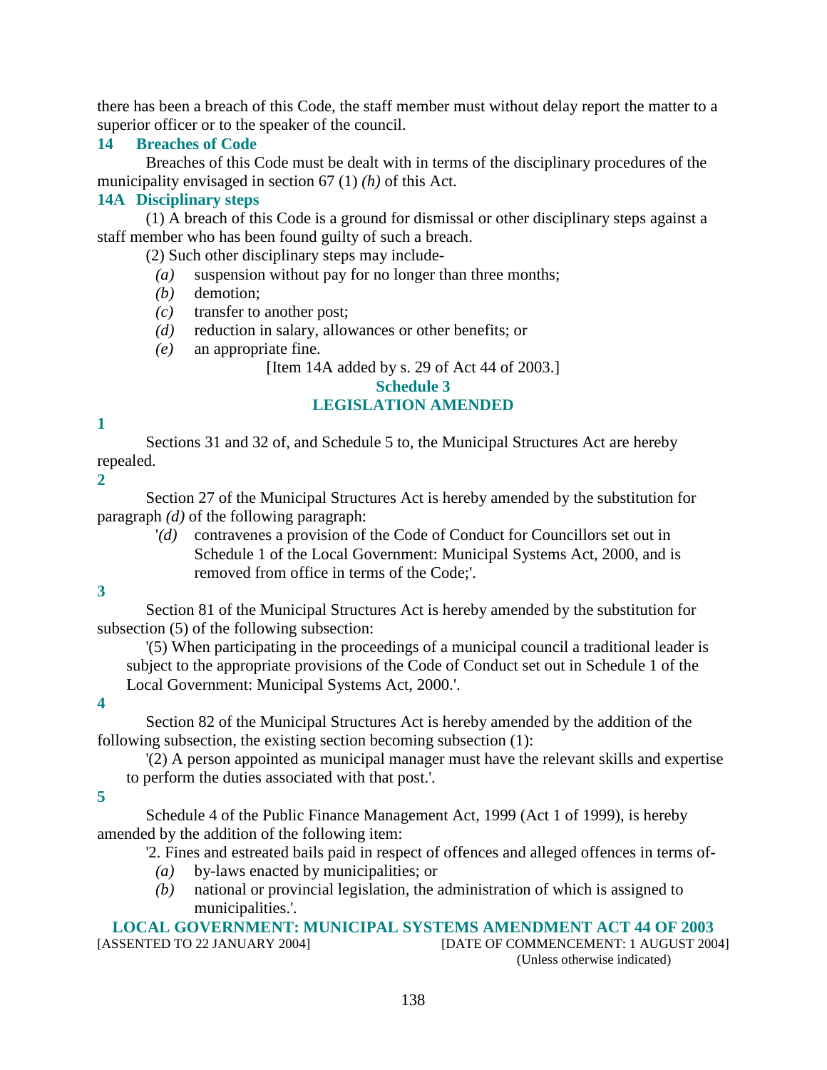there has been a breach of this Code, the staff member must without delay report the matter to a superior officer or to the speaker of the council.

### 14 Breaches of Code

Breaches of this Code must be dealt with in terms of the disciplinary procedures of the municipality envisaged in section 67 (1) *(h)* of this Act.

### 14A Disciplinary steps

(1) A breach of this Code is a ground for dismissal or other disciplinary steps against a staff member who has been found guilty of such a breach.

(2) Such other disciplinary steps may include-

*(a)* suspension without pay for no longer than three months;

*(b)* demotion;

*(c)* transfer to another post;

*(d)* reduction in salary, allowances or other benefits; or

*(e)* an appropriate fine.

[Item 14A added by s. 29 of Act 44 of 2003.]

## Schedule 3
## LEGISLATION AMENDED

**1**

Sections 31 and 32 of, and Schedule 5 to, the Municipal Structures Act are hereby repealed.

**2**

Section 27 of the Municipal Structures Act is hereby amended by the substitution for paragraph *(d)* of the following paragraph:

'*(d)* contravenes a provision of the Code of Conduct for Councillors set out in Schedule 1 of the Local Government: Municipal Systems Act, 2000, and is removed from office in terms of the Code;'.

**3**

Section 81 of the Municipal Structures Act is hereby amended by the substitution for subsection (5) of the following subsection:

'(5) When participating in the proceedings of a municipal council a traditional leader is subject to the appropriate provisions of the Code of Conduct set out in Schedule 1 of the Local Government: Municipal Systems Act, 2000.'.

**4**

Section 82 of the Municipal Structures Act is hereby amended by the addition of the following subsection, the existing section becoming subsection (1):

'(2) A person appointed as municipal manager must have the relevant skills and expertise to perform the duties associated with that post.'.

**5**

Schedule 4 of the Public Finance Management Act, 1999 (Act 1 of 1999), is hereby amended by the addition of the following item:

'2. Fines and estreated bails paid in respect of offences and alleged offences in terms of-

*(a)* by-laws enacted by municipalities; or

*(b)* national or provincial legislation, the administration of which is assigned to municipalities.'.

## LOCAL GOVERNMENT: MUNICIPAL SYSTEMS AMENDMENT ACT 44 OF 2003

[ASSENTED TO 22 JANUARY 2004] [DATE OF COMMENCEMENT: 1 AUGUST 2004]

(Unless otherwise indicated)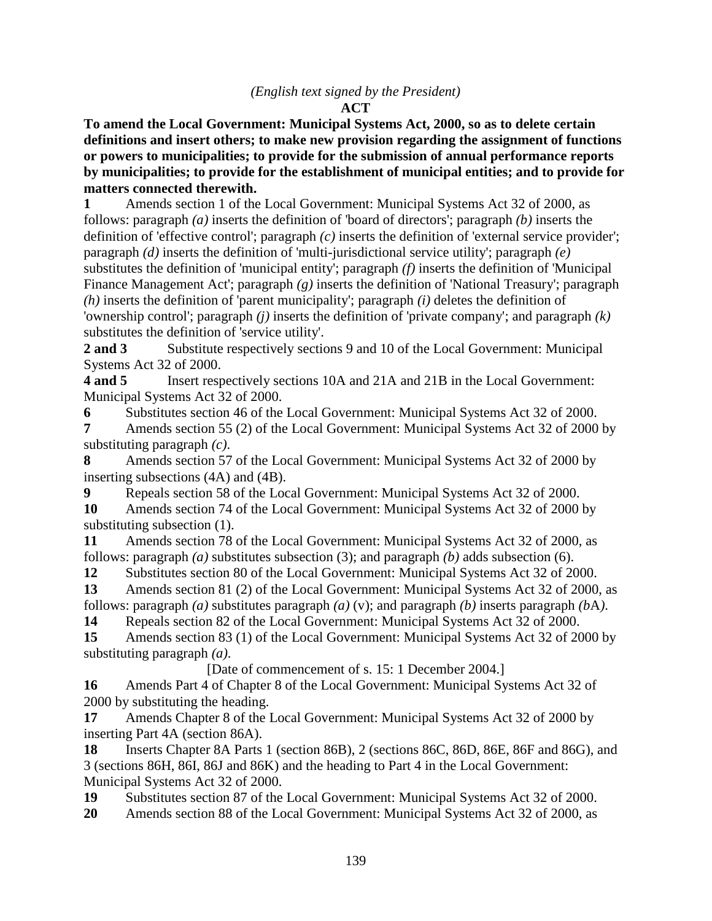*(English text signed by the President)*

**ACT**

**To amend the Local Government: Municipal Systems Act, 2000, so as to delete certain definitions and insert others; to make new provision regarding the assignment of functions or powers to municipalities; to provide for the submission of annual performance reports by municipalities; to provide for the establishment of municipal entities; and to provide for matters connected therewith.**

**1** Amends section 1 of the Local Government: Municipal Systems Act 32 of 2000, as follows: paragraph *(a)* inserts the definition of 'board of directors'; paragraph *(b)* inserts the definition of 'effective control'; paragraph *(c)* inserts the definition of 'external service provider'; paragraph *(d)* inserts the definition of 'multi-jurisdictional service utility'; paragraph *(e)* substitutes the definition of 'municipal entity'; paragraph *(f)* inserts the definition of 'Municipal Finance Management Act'; paragraph *(g)* inserts the definition of 'National Treasury'; paragraph *(h)* inserts the definition of 'parent municipality'; paragraph *(i)* deletes the definition of 'ownership control'; paragraph *(j)* inserts the definition of 'private company'; and paragraph *(k)* substitutes the definition of 'service utility'.

**2 and 3** Substitute respectively sections 9 and 10 of the Local Government: Municipal Systems Act 32 of 2000.

**4 and 5** Insert respectively sections 10A and 21A and 21B in the Local Government: Municipal Systems Act 32 of 2000.

**6** Substitutes section 46 of the Local Government: Municipal Systems Act 32 of 2000.

**7** Amends section 55 (2) of the Local Government: Municipal Systems Act 32 of 2000 by substituting paragraph *(c)*.

**8** Amends section 57 of the Local Government: Municipal Systems Act 32 of 2000 by inserting subsections (4A) and (4B).

**9** Repeals section 58 of the Local Government: Municipal Systems Act 32 of 2000.

**10** Amends section 74 of the Local Government: Municipal Systems Act 32 of 2000 by substituting subsection (1).

**11** Amends section 78 of the Local Government: Municipal Systems Act 32 of 2000, as follows: paragraph *(a)* substitutes subsection (3); and paragraph *(b)* adds subsection (6).

**12** Substitutes section 80 of the Local Government: Municipal Systems Act 32 of 2000.

**13** Amends section 81 (2) of the Local Government: Municipal Systems Act 32 of 2000, as follows: paragraph *(a)* substitutes paragraph *(a)* (v); and paragraph *(b)* inserts paragraph *(b*A*)*.

**14** Repeals section 82 of the Local Government: Municipal Systems Act 32 of 2000.

**15** Amends section 83 (1) of the Local Government: Municipal Systems Act 32 of 2000 by substituting paragraph *(a)*.

[Date of commencement of s. 15: 1 December 2004.]

**16** Amends Part 4 of Chapter 8 of the Local Government: Municipal Systems Act 32 of 2000 by substituting the heading.

**17** Amends Chapter 8 of the Local Government: Municipal Systems Act 32 of 2000 by inserting Part 4A (section 86A).

**18** Inserts Chapter 8A Parts 1 (section 86B), 2 (sections 86C, 86D, 86E, 86F and 86G), and 3 (sections 86H, 86I, 86J and 86K) and the heading to Part 4 in the Local Government: Municipal Systems Act 32 of 2000.

**19** Substitutes section 87 of the Local Government: Municipal Systems Act 32 of 2000.

**20** Amends section 88 of the Local Government: Municipal Systems Act 32 of 2000, as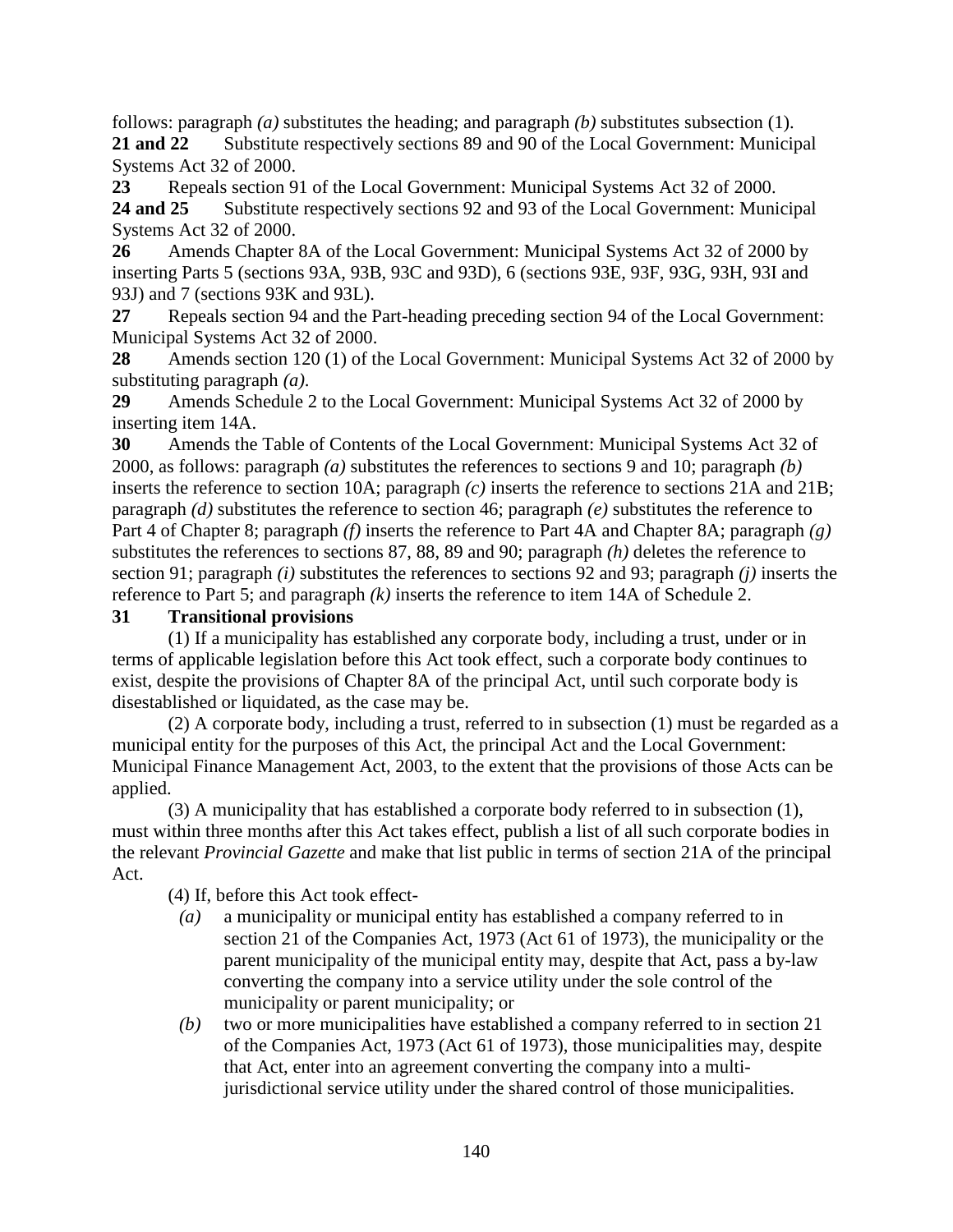follows: paragraph *(a)* substitutes the heading; and paragraph *(b)* substitutes subsection (1).

**21 and 22** Substitute respectively sections 89 and 90 of the Local Government: Municipal Systems Act 32 of 2000.

**23** Repeals section 91 of the Local Government: Municipal Systems Act 32 of 2000.

**24 and 25** Substitute respectively sections 92 and 93 of the Local Government: Municipal Systems Act 32 of 2000.

**26** Amends Chapter 8A of the Local Government: Municipal Systems Act 32 of 2000 by inserting Parts 5 (sections 93A, 93B, 93C and 93D), 6 (sections 93E, 93F, 93G, 93H, 93I and 93J) and 7 (sections 93K and 93L).

**27** Repeals section 94 and the Part-heading preceding section 94 of the Local Government: Municipal Systems Act 32 of 2000.

**28** Amends section 120 (1) of the Local Government: Municipal Systems Act 32 of 2000 by substituting paragraph *(a)*.

**29** Amends Schedule 2 to the Local Government: Municipal Systems Act 32 of 2000 by inserting item 14A.

**30** Amends the Table of Contents of the Local Government: Municipal Systems Act 32 of 2000, as follows: paragraph *(a)* substitutes the references to sections 9 and 10; paragraph *(b)* inserts the reference to section 10A; paragraph *(c)* inserts the reference to sections 21A and 21B; paragraph *(d)* substitutes the reference to section 46; paragraph *(e)* substitutes the reference to Part 4 of Chapter 8; paragraph *(f)* inserts the reference to Part 4A and Chapter 8A; paragraph *(g)* substitutes the references to sections 87, 88, 89 and 90; paragraph *(h)* deletes the reference to section 91; paragraph *(i)* substitutes the references to sections 92 and 93; paragraph *(j)* inserts the reference to Part 5; and paragraph *(k)* inserts the reference to item 14A of Schedule 2.

**31 Transitional provisions**

(1) If a municipality has established any corporate body, including a trust, under or in terms of applicable legislation before this Act took effect, such a corporate body continues to exist, despite the provisions of Chapter 8A of the principal Act, until such corporate body is disestablished or liquidated, as the case may be.

(2) A corporate body, including a trust, referred to in subsection (1) must be regarded as a municipal entity for the purposes of this Act, the principal Act and the Local Government: Municipal Finance Management Act, 2003, to the extent that the provisions of those Acts can be applied.

(3) A municipality that has established a corporate body referred to in subsection (1), must within three months after this Act takes effect, publish a list of all such corporate bodies in the relevant *Provincial Gazette* and make that list public in terms of section 21A of the principal Act.

(4) If, before this Act took effect-

*(a)* a municipality or municipal entity has established a company referred to in section 21 of the Companies Act, 1973 (Act 61 of 1973), the municipality or the parent municipality of the municipal entity may, despite that Act, pass a by-law converting the company into a service utility under the sole control of the municipality or parent municipality; or

*(b)* two or more municipalities have established a company referred to in section 21 of the Companies Act, 1973 (Act 61 of 1973), those municipalities may, despite that Act, enter into an agreement converting the company into a multi-jurisdictional service utility under the shared control of those municipalities.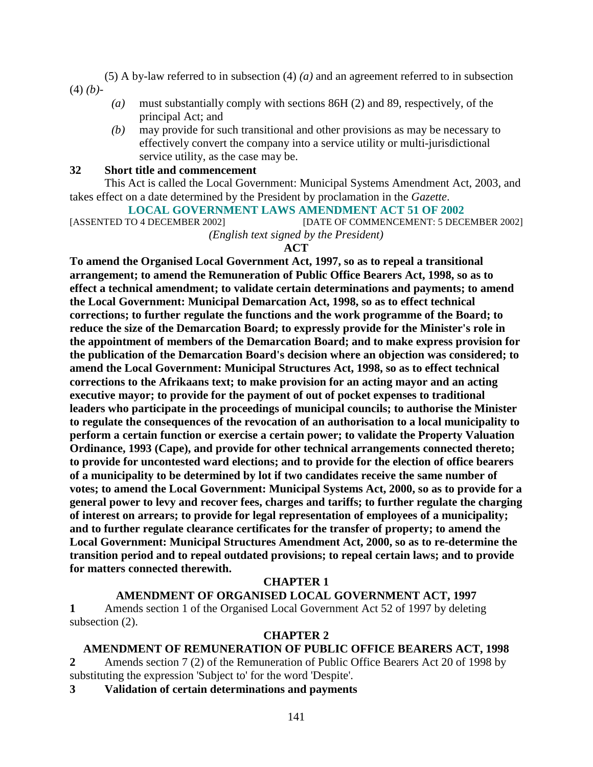(5) A by-law referred to in subsection (4) *(a)* and an agreement referred to in subsection (4) *(b)*-

*(a)* must substantially comply with sections 86H (2) and 89, respectively, of the principal Act; and

*(b)* may provide for such transitional and other provisions as may be necessary to effectively convert the company into a service utility or multi-jurisdictional service utility, as the case may be.

**32 Short title and commencement**

This Act is called the Local Government: Municipal Systems Amendment Act, 2003, and takes effect on a date determined by the President by proclamation in the *Gazette*.

## LOCAL GOVERNMENT LAWS AMENDMENT ACT 51 OF 2002

[ASSENTED TO 4 DECEMBER 2002] [DATE OF COMMENCEMENT: 5 DECEMBER 2002]

*(English text signed by the President)*

**ACT**

**To amend the Organised Local Government Act, 1997, so as to repeal a transitional arrangement; to amend the Remuneration of Public Office Bearers Act, 1998, so as to effect a technical amendment; to validate certain determinations and payments; to amend the Local Government: Municipal Demarcation Act, 1998, so as to effect technical corrections; to further regulate the functions and the work programme of the Board; to reduce the size of the Demarcation Board; to expressly provide for the Minister's role in the appointment of members of the Demarcation Board; and to make express provision for the publication of the Demarcation Board's decision where an objection was considered; to amend the Local Government: Municipal Structures Act, 1998, so as to effect technical corrections to the Afrikaans text; to make provision for an acting mayor and an acting executive mayor; to provide for the payment of out of pocket expenses to traditional leaders who participate in the proceedings of municipal councils; to authorise the Minister to regulate the consequences of the revocation of an authorisation to a local municipality to perform a certain function or exercise a certain power; to validate the Property Valuation Ordinance, 1993 (Cape), and provide for other technical arrangements connected thereto; to provide for uncontested ward elections; and to provide for the election of office bearers of a municipality to be determined by lot if two candidates receive the same number of votes; to amend the Local Government: Municipal Systems Act, 2000, so as to provide for a general power to levy and recover fees, charges and tariffs; to further regulate the charging of interest on arrears; to provide for legal representation of employees of a municipality; and to further regulate clearance certificates for the transfer of property; to amend the Local Government: Municipal Structures Amendment Act, 2000, so as to re-determine the transition period and to repeal outdated provisions; to repeal certain laws; and to provide for matters connected therewith.**

### CHAPTER 1

### AMENDMENT OF ORGANISED LOCAL GOVERNMENT ACT, 1997

**1** Amends section 1 of the Organised Local Government Act 52 of 1997 by deleting subsection (2).

### CHAPTER 2

### AMENDMENT OF REMUNERATION OF PUBLIC OFFICE BEARERS ACT, 1998

**2** Amends section 7 (2) of the Remuneration of Public Office Bearers Act 20 of 1998 by substituting the expression 'Subject to' for the word 'Despite'.

**3 Validation of certain determinations and payments**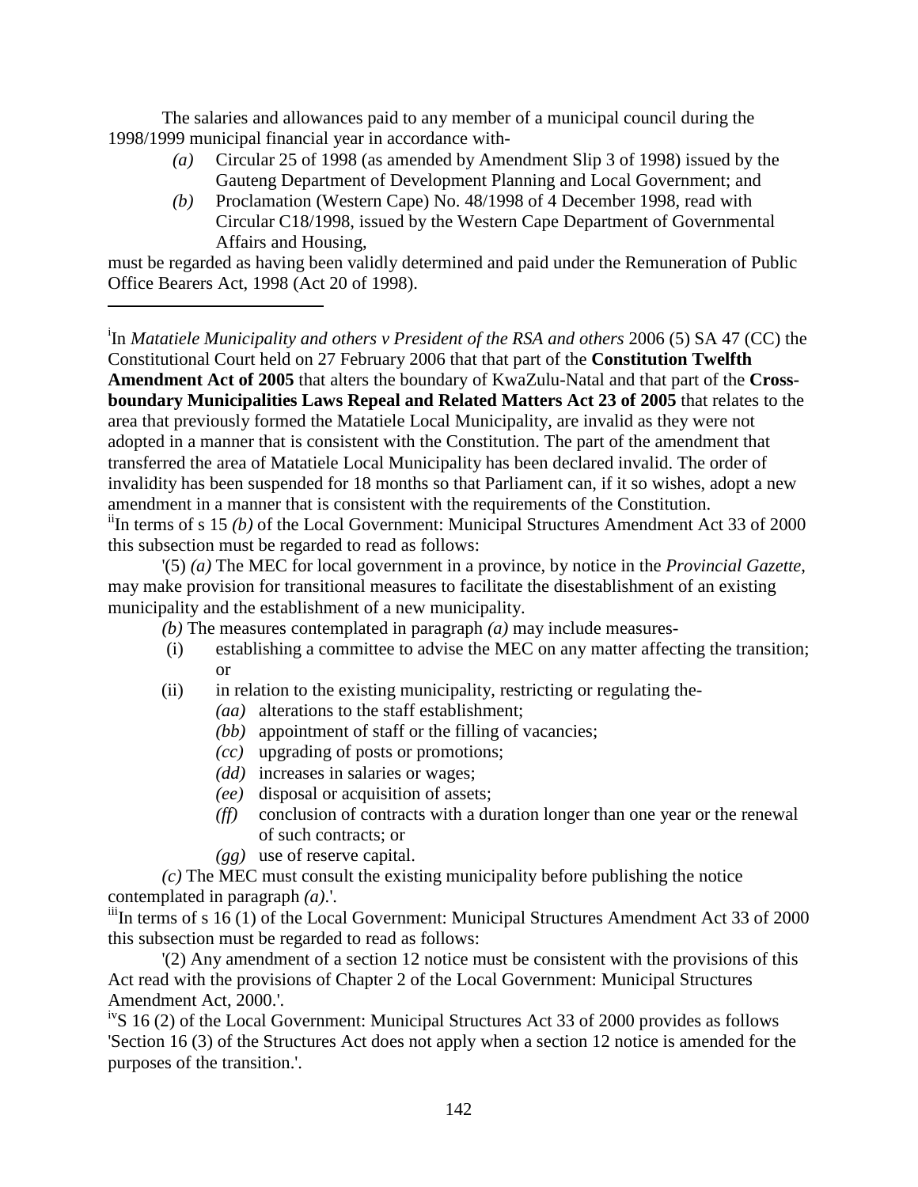The salaries and allowances paid to any member of a municipal council during the 1998/1999 municipal financial year in accordance with-

*(a)* Circular 25 of 1998 (as amended by Amendment Slip 3 of 1998) issued by the Gauteng Department of Development Planning and Local Government; and

*(b)* Proclamation (Western Cape) No. 48/1998 of 4 December 1998, read with Circular C18/1998, issued by the Western Cape Department of Governmental Affairs and Housing,

must be regarded as having been validly determined and paid under the Remuneration of Public Office Bearers Act, 1998 (Act 20 of 1998).

---

[i] In *Matatiele Municipality and others v President of the RSA and others* 2006 (5) SA 47 (CC) the Constitutional Court held on 27 February 2006 that that part of the **Constitution Twelfth Amendment Act of 2005** that alters the boundary of KwaZulu-Natal and that part of the **Cross-boundary Municipalities Laws Repeal and Related Matters Act 23 of 2005** that relates to the area that previously formed the Matatiele Local Municipality, are invalid as they were not adopted in a manner that is consistent with the Constitution. The part of the amendment that transferred the area of Matatiele Local Municipality has been declared invalid. The order of invalidity has been suspended for 18 months so that Parliament can, if it so wishes, adopt a new amendment in a manner that is consistent with the requirements of the Constitution.

[ii] In terms of s 15 *(b)* of the Local Government: Municipal Structures Amendment Act 33 of 2000 this subsection must be regarded to read as follows:

'(5) *(a)* The MEC for local government in a province, by notice in the *Provincial Gazette*, may make provision for transitional measures to facilitate the disestablishment of an existing municipality and the establishment of a new municipality.

*(b)* The measures contemplated in paragraph *(a)* may include measures-

(i) establishing a committee to advise the MEC on any matter affecting the transition; or

(ii) in relation to the existing municipality, restricting or regulating the-

*(aa)* alterations to the staff establishment;

*(bb)* appointment of staff or the filling of vacancies;

*(cc)* upgrading of posts or promotions;

*(dd)* increases in salaries or wages;

*(ee)* disposal or acquisition of assets;

*(ff)* conclusion of contracts with a duration longer than one year or the renewal of such contracts; or

*(gg)* use of reserve capital.

*(c)* The MEC must consult the existing municipality before publishing the notice contemplated in paragraph *(a)*.'.

[iii] In terms of s 16 (1) of the Local Government: Municipal Structures Amendment Act 33 of 2000 this subsection must be regarded to read as follows:

'(2) Any amendment of a section 12 notice must be consistent with the provisions of this Act read with the provisions of Chapter 2 of the Local Government: Municipal Structures Amendment Act, 2000.'.

[iv] S 16 (2) of the Local Government: Municipal Structures Act 33 of 2000 provides as follows 'Section 16 (3) of the Structures Act does not apply when a section 12 notice is amended for the purposes of the transition.'.